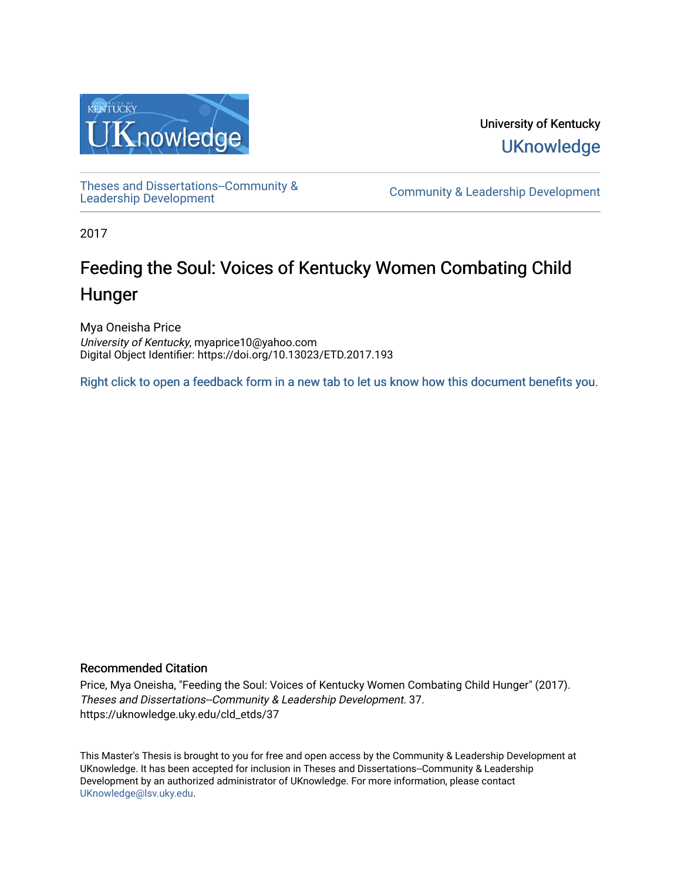University of Kentucky

UKnowledge

Theses and Dissertations--Community & Leadership Development

Community & Leadership Development

2017

# Feeding the Soul: Voices of Kentucky Women Combating Child Hunger

Mya Oneisha Price
*University of Kentucky*, myaprice10@yahoo.com
Digital Object Identifier: https://doi.org/10.13023/ETD.2017.193

Right click to open a feedback form in a new tab to let us know how this document benefits you.

## Recommended Citation

Price, Mya Oneisha, "Feeding the Soul: Voices of Kentucky Women Combating Child Hunger" (2017). *Theses and Dissertations--Community & Leadership Development*. 37.
https://uknowledge.uky.edu/cld_etds/37

This Master's Thesis is brought to you for free and open access by the Community & Leadership Development at UKnowledge. It has been accepted for inclusion in Theses and Dissertations--Community & Leadership Development by an authorized administrator of UKnowledge. For more information, please contact UKnowledge@lsv.uky.edu.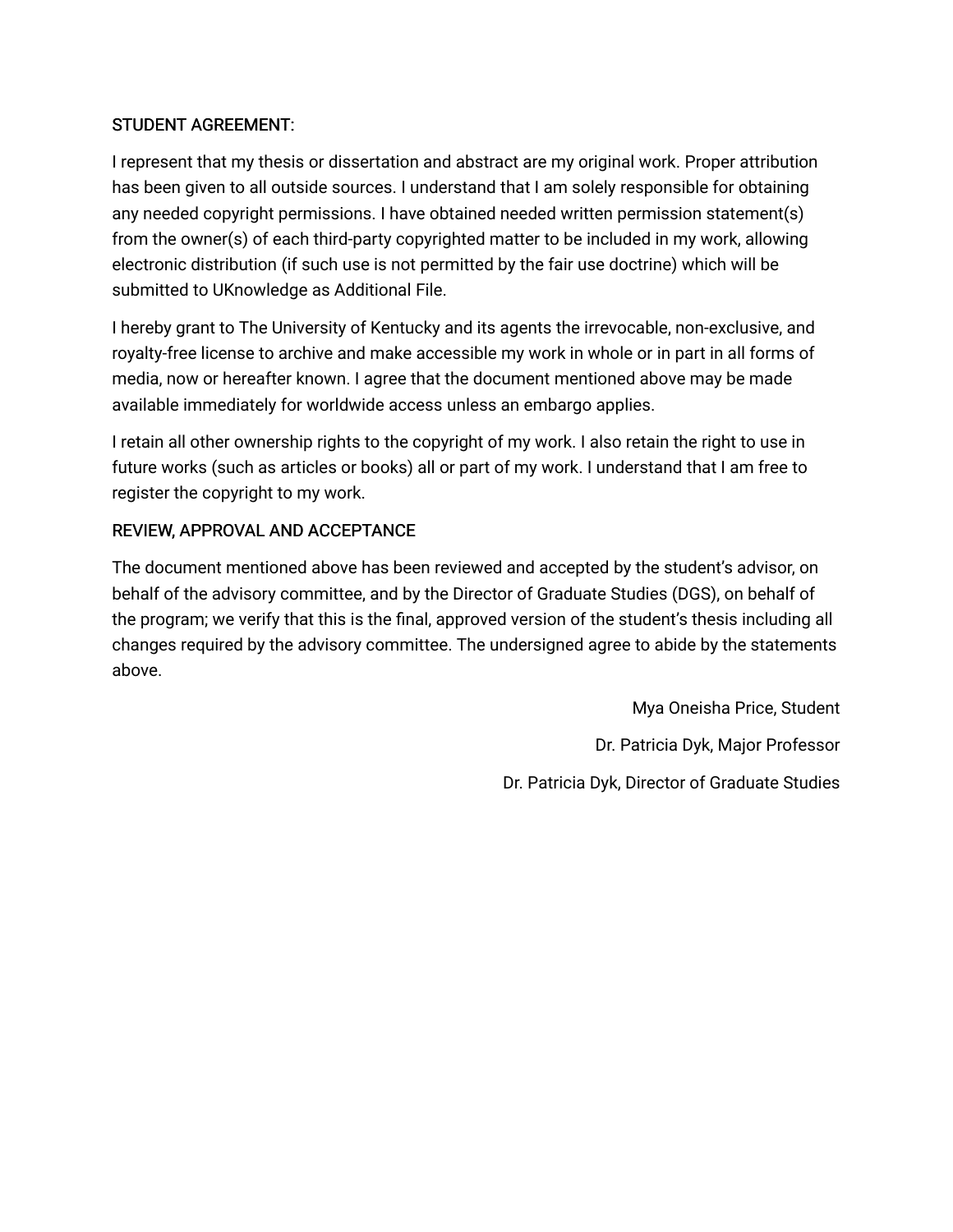STUDENT AGREEMENT:

I represent that my thesis or dissertation and abstract are my original work. Proper attribution has been given to all outside sources. I understand that I am solely responsible for obtaining any needed copyright permissions. I have obtained needed written permission statement(s) from the owner(s) of each third-party copyrighted matter to be included in my work, allowing electronic distribution (if such use is not permitted by the fair use doctrine) which will be submitted to UKnowledge as Additional File.

I hereby grant to The University of Kentucky and its agents the irrevocable, non-exclusive, and royalty-free license to archive and make accessible my work in whole or in part in all forms of media, now or hereafter known. I agree that the document mentioned above may be made available immediately for worldwide access unless an embargo applies.

I retain all other ownership rights to the copyright of my work. I also retain the right to use in future works (such as articles or books) all or part of my work. I understand that I am free to register the copyright to my work.

REVIEW, APPROVAL AND ACCEPTANCE

The document mentioned above has been reviewed and accepted by the student's advisor, on behalf of the advisory committee, and by the Director of Graduate Studies (DGS), on behalf of the program; we verify that this is the final, approved version of the student's thesis including all changes required by the advisory committee. The undersigned agree to abide by the statements above.

Mya Oneisha Price, Student

Dr. Patricia Dyk, Major Professor

Dr. Patricia Dyk, Director of Graduate Studies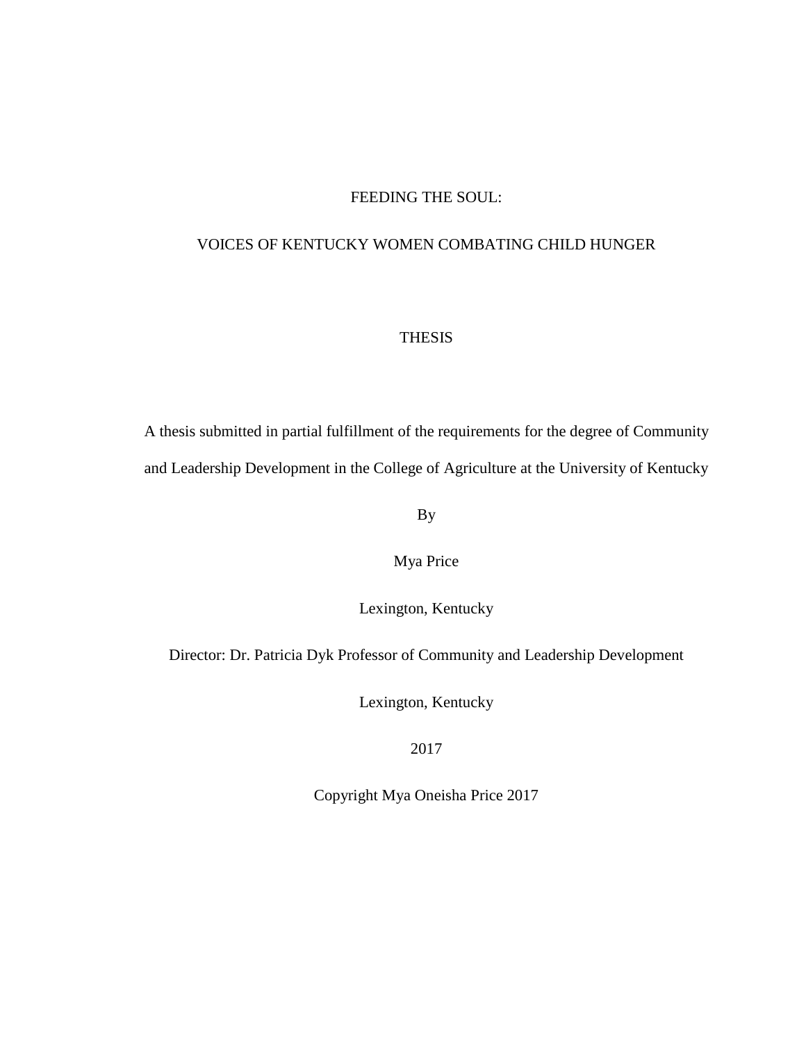FEEDING THE SOUL:

VOICES OF KENTUCKY WOMEN COMBATING CHILD HUNGER

THESIS

A thesis submitted in partial fulfillment of the requirements for the degree of Community and Leadership Development in the College of Agriculture at the University of Kentucky

By

Mya Price

Lexington, Kentucky

Director: Dr. Patricia Dyk Professor of Community and Leadership Development

Lexington, Kentucky

2017

Copyright Mya Oneisha Price 2017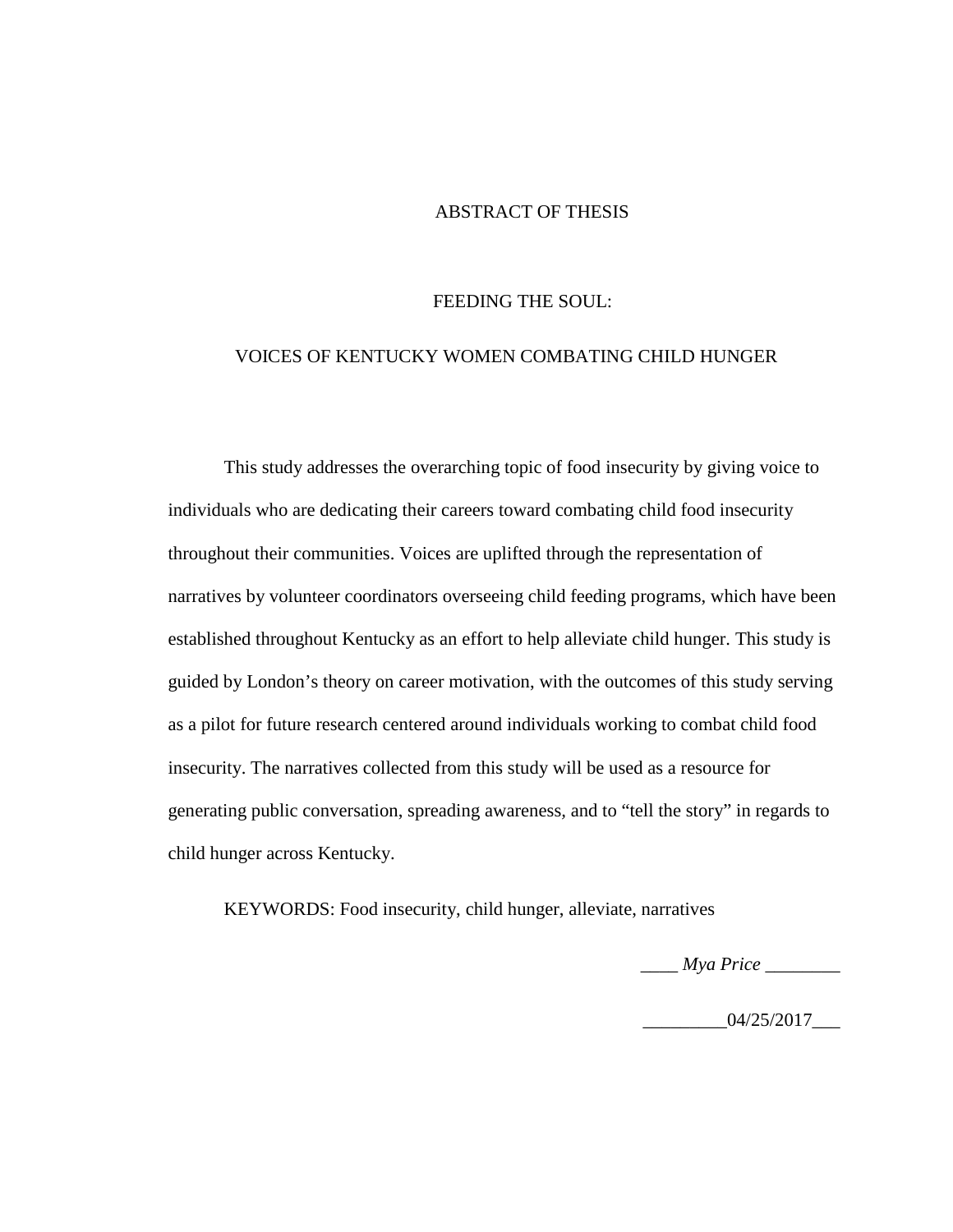# ABSTRACT OF THESIS

## FEEDING THE SOUL:

## VOICES OF KENTUCKY WOMEN COMBATING CHILD HUNGER

This study addresses the overarching topic of food insecurity by giving voice to individuals who are dedicating their careers toward combating child food insecurity throughout their communities. Voices are uplifted through the representation of narratives by volunteer coordinators overseeing child feeding programs, which have been established throughout Kentucky as an effort to help alleviate child hunger. This study is guided by London's theory on career motivation, with the outcomes of this study serving as a pilot for future research centered around individuals working to combat child food insecurity. The narratives collected from this study will be used as a resource for generating public conversation, spreading awareness, and to "tell the story" in regards to child hunger across Kentucky.

KEYWORDS: Food insecurity, child hunger, alleviate, narratives

____ *Mya Price* ________

_________04/25/2017___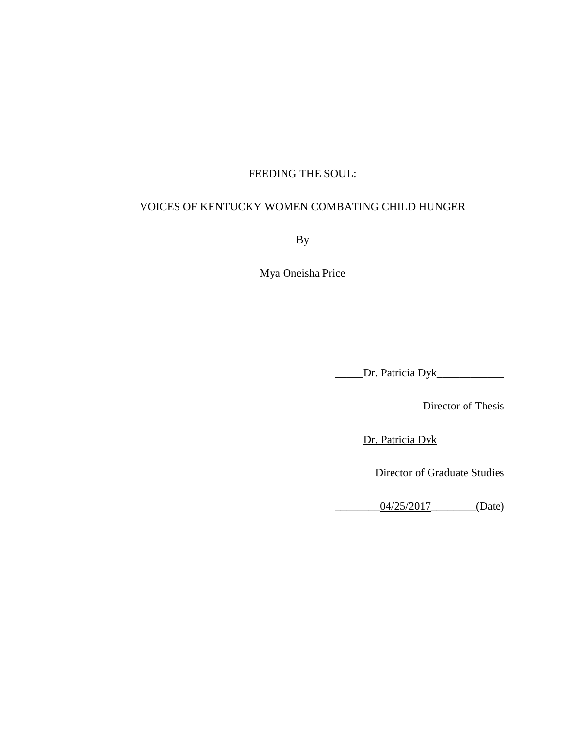FEEDING THE SOUL:

VOICES OF KENTUCKY WOMEN COMBATING CHILD HUNGER

By

Mya Oneisha Price

_____Dr. Patricia Dyk____________

Director of Thesis

_____Dr. Patricia Dyk____________

Director of Graduate Studies

________04/25/2017________(Date)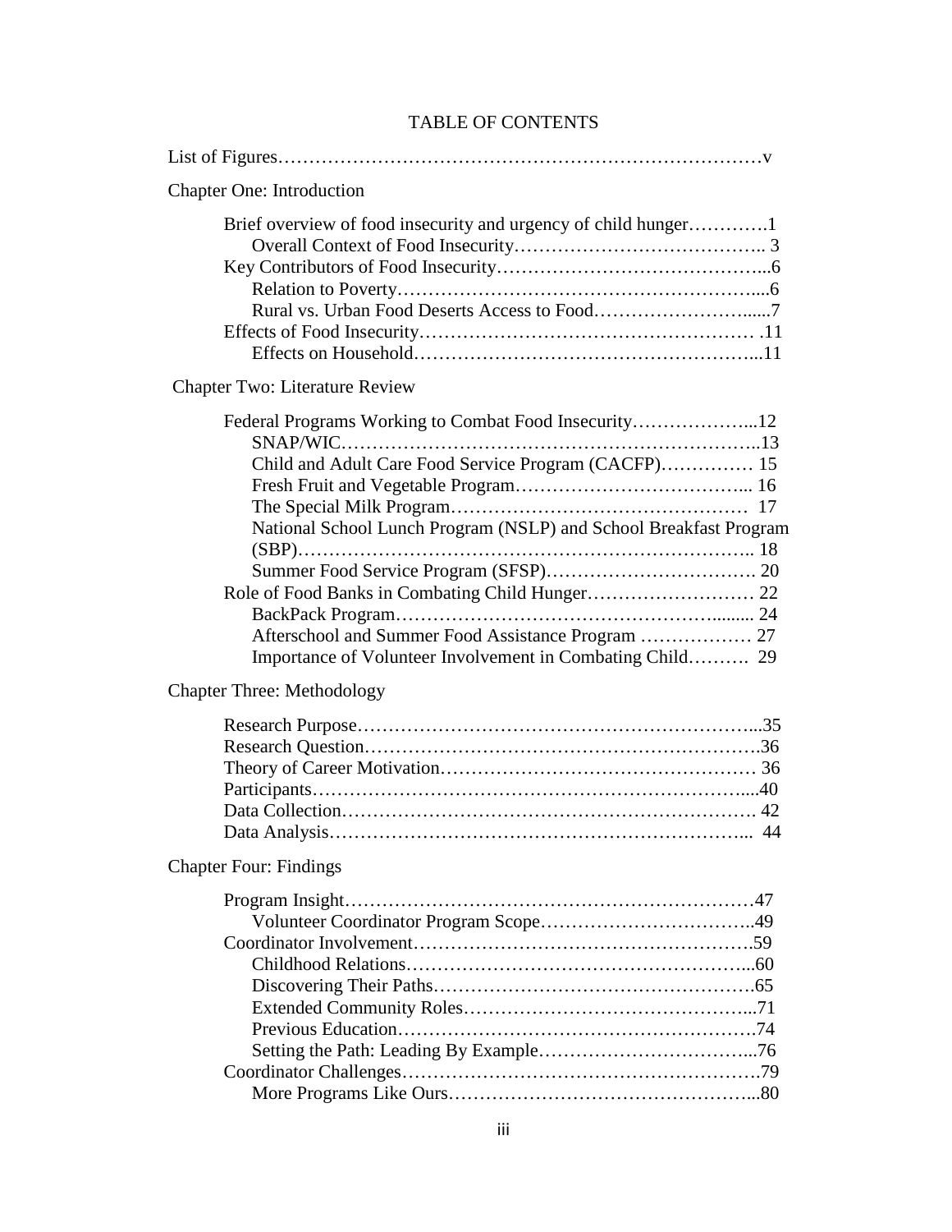# TABLE OF CONTENTS

List of Figures……………………………………………………………………v

Chapter One: Introduction

- Brief overview of food insecurity and urgency of child hunger………….1
    - Overall Context of Food Insecurity………………………………….. 3
- Key Contributors of Food Insecurity……………………………………...6
    - Relation to Poverty………………………………………………….....6
    - Rural vs. Urban Food Deserts Access to Food……………………......7
- Effects of Food Insecurity…………………………………………… .11
    - Effects on Household……………………………………………...11

Chapter Two: Literature Review

- Federal Programs Working to Combat Food Insecurity………………...12
    - SNAP/WIC………………………………………………………….13
    - Child and Adult Care Food Service Program (CACFP)…………… 15
    - Fresh Fruit and Vegetable Program……………………………... 16
    - The Special Milk Program……………………………………… 17
    - National School Lunch Program (NSLP) and School Breakfast Program (SBP)…………………………………………………………….. 18
    - Summer Food Service Program (SFSP)……………………………. 20
- Role of Food Banks in Combating Child Hunger……………………… 22
    - BackPack Program…………………………………………......... 24
    - Afterschool and Summer Food Assistance Program ……………… 27
    - Importance of Volunteer Involvement in Combating Child………. 29

Chapter Three: Methodology

- Research Purpose……………………………………………………...35
- Research Question…………………………………………………….36
- Theory of Career Motivation…………………………………………… 36
- Participants……………………………………………………………....40
- Data Collection………………………………………………………. 42
- Data Analysis……………………………………………………... 44

Chapter Four: Findings

- Program Insight………………………………………………………47
    - Volunteer Coordinator Program Scope……………………………..49
- Coordinator Involvement……………………………………………….59
    - Childhood Relations………………………………………………...60
    - Discovering Their Paths…………………………………………….65
    - Extended Community Roles………………………………………...71
    - Previous Education………………………………………………….74
    - Setting the Path: Leading By Example……………………………...76
- Coordinator Challenges……………………………………………….79
    - More Programs Like Ours…………………………………………...80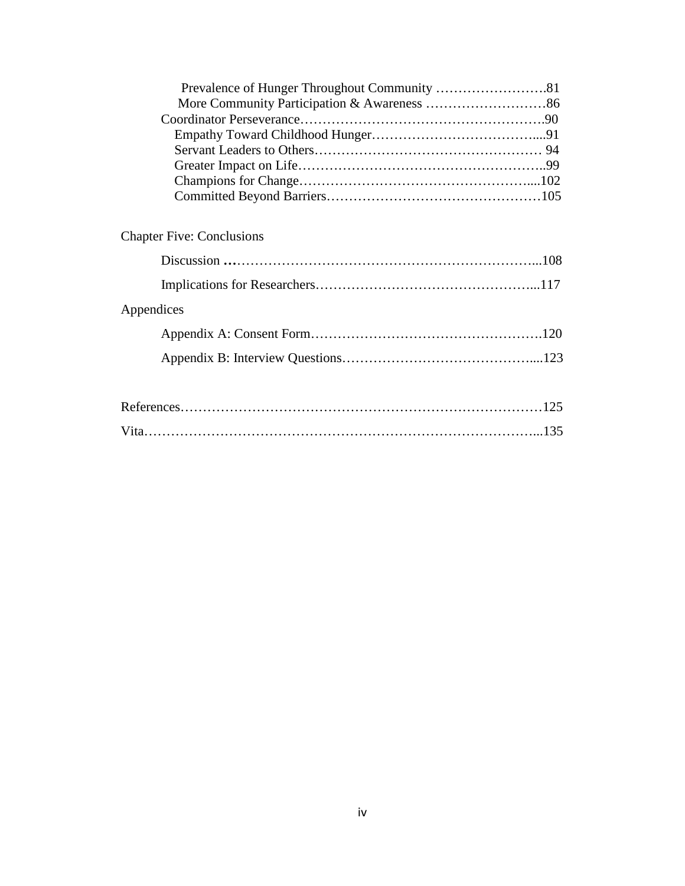Prevalence of Hunger Throughout Community ……………………..81
More Community Participation & Awareness ………………………86
Coordinator Perseverance……………………………………………….90
Empathy Toward Childhood Hunger……………………………….91
Servant Leaders to Others………………………………………… 94
Greater Impact on Life……………………………………………..99
Champions for Change…………………………………………....102
Committed Beyond Barriers………………………………………105

Chapter Five: Conclusions

Discussion ……………………………………………………………...108

Implications for Researchers…………………………………………...117

Appendices

Appendix A: Consent Form…………………………………………….120

Appendix B: Interview Questions……………………………………....123

References…………………………………………………………………125

Vita………………………………………………………………………...135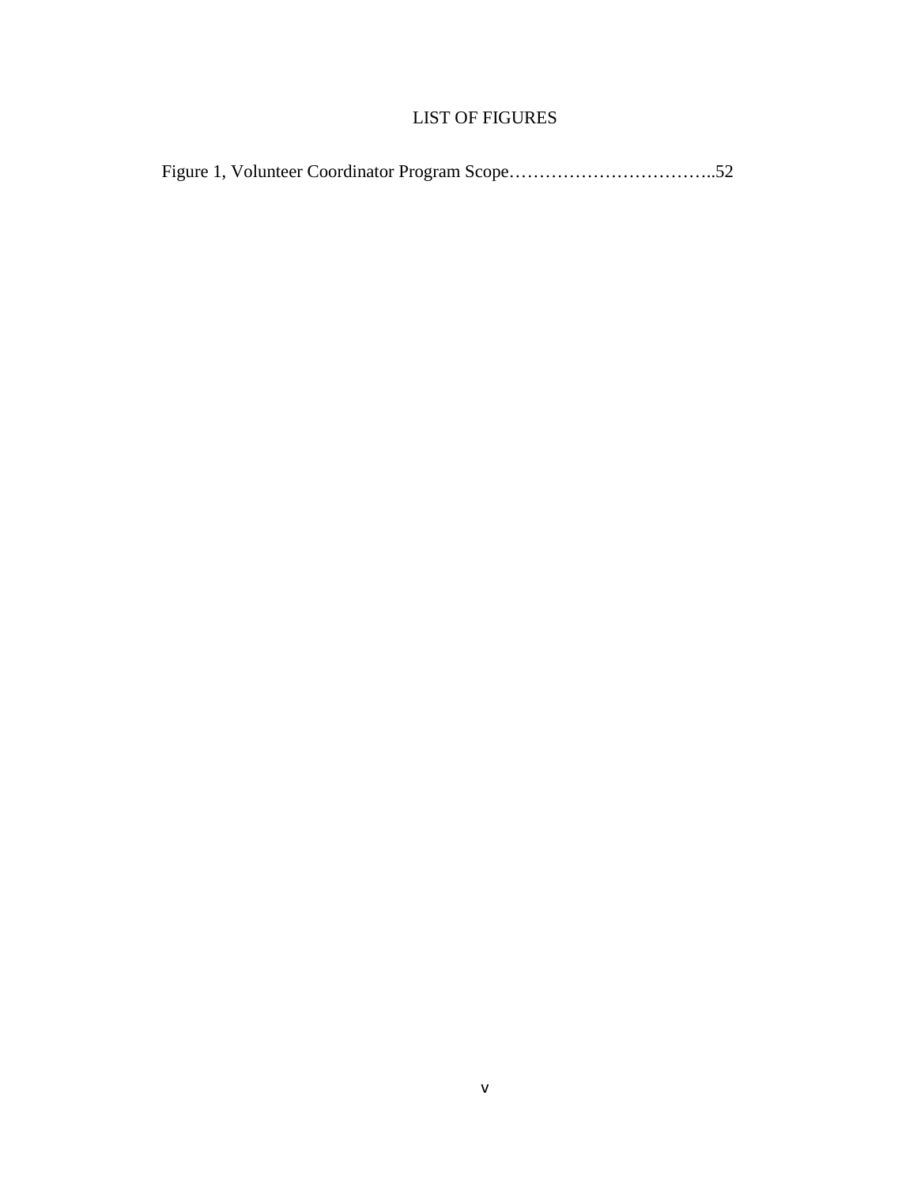# LIST OF FIGURES

Figure 1, Volunteer Coordinator Program Scope……………………………..52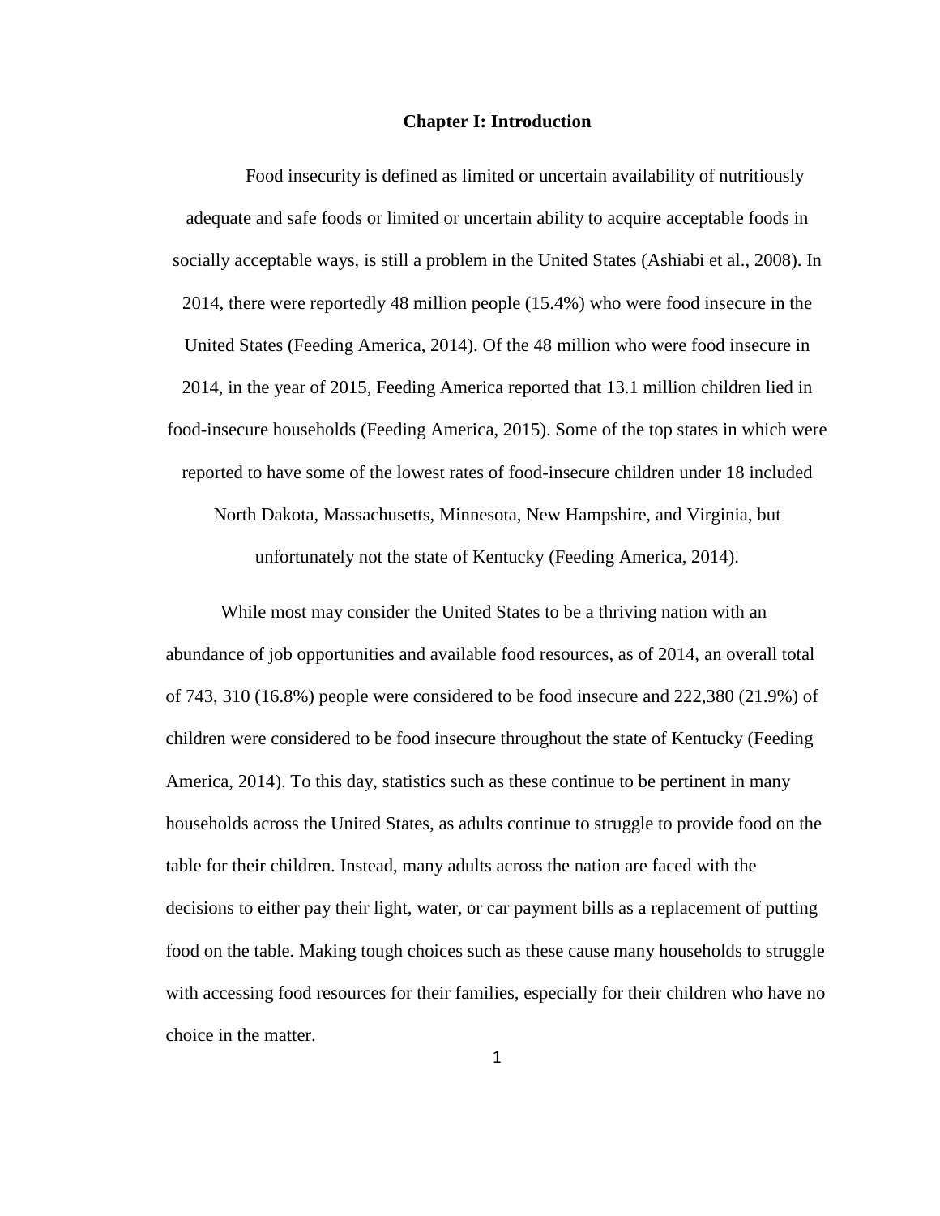# Chapter I: Introduction

Food insecurity is defined as limited or uncertain availability of nutritiously adequate and safe foods or limited or uncertain ability to acquire acceptable foods in socially acceptable ways, is still a problem in the United States (Ashiabi et al., 2008). In 2014, there were reportedly 48 million people (15.4%) who were food insecure in the United States (Feeding America, 2014). Of the 48 million who were food insecure in 2014, in the year of 2015, Feeding America reported that 13.1 million children lied in food-insecure households (Feeding America, 2015). Some of the top states in which were reported to have some of the lowest rates of food-insecure children under 18 included North Dakota, Massachusetts, Minnesota, New Hampshire, and Virginia, but unfortunately not the state of Kentucky (Feeding America, 2014).

While most may consider the United States to be a thriving nation with an abundance of job opportunities and available food resources, as of 2014, an overall total of 743, 310 (16.8%) people were considered to be food insecure and 222,380 (21.9%) of children were considered to be food insecure throughout the state of Kentucky (Feeding America, 2014). To this day, statistics such as these continue to be pertinent in many households across the United States, as adults continue to struggle to provide food on the table for their children. Instead, many adults across the nation are faced with the decisions to either pay their light, water, or car payment bills as a replacement of putting food on the table. Making tough choices such as these cause many households to struggle with accessing food resources for their families, especially for their children who have no choice in the matter.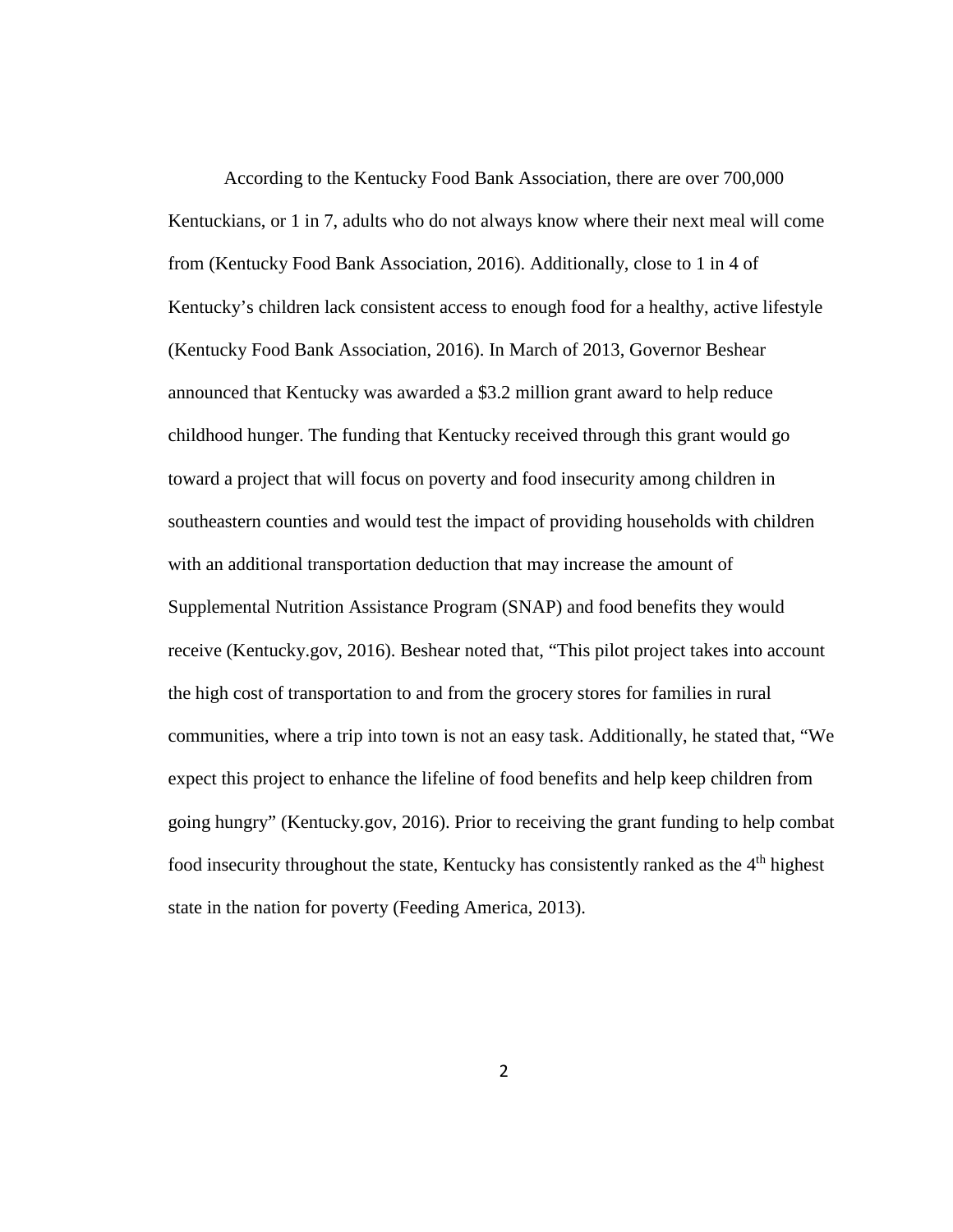According to the Kentucky Food Bank Association, there are over 700,000 Kentuckians, or 1 in 7, adults who do not always know where their next meal will come from (Kentucky Food Bank Association, 2016). Additionally, close to 1 in 4 of Kentucky's children lack consistent access to enough food for a healthy, active lifestyle (Kentucky Food Bank Association, 2016). In March of 2013, Governor Beshear announced that Kentucky was awarded a $3.2 million grant award to help reduce childhood hunger. The funding that Kentucky received through this grant would go toward a project that will focus on poverty and food insecurity among children in southeastern counties and would test the impact of providing households with children with an additional transportation deduction that may increase the amount of Supplemental Nutrition Assistance Program (SNAP) and food benefits they would receive (Kentucky.gov, 2016). Beshear noted that, "This pilot project takes into account the high cost of transportation to and from the grocery stores for families in rural communities, where a trip into town is not an easy task. Additionally, he stated that, "We expect this project to enhance the lifeline of food benefits and help keep children from going hungry" (Kentucky.gov, 2016). Prior to receiving the grant funding to help combat food insecurity throughout the state, Kentucky has consistently ranked as the 4th highest state in the nation for poverty (Feeding America, 2013).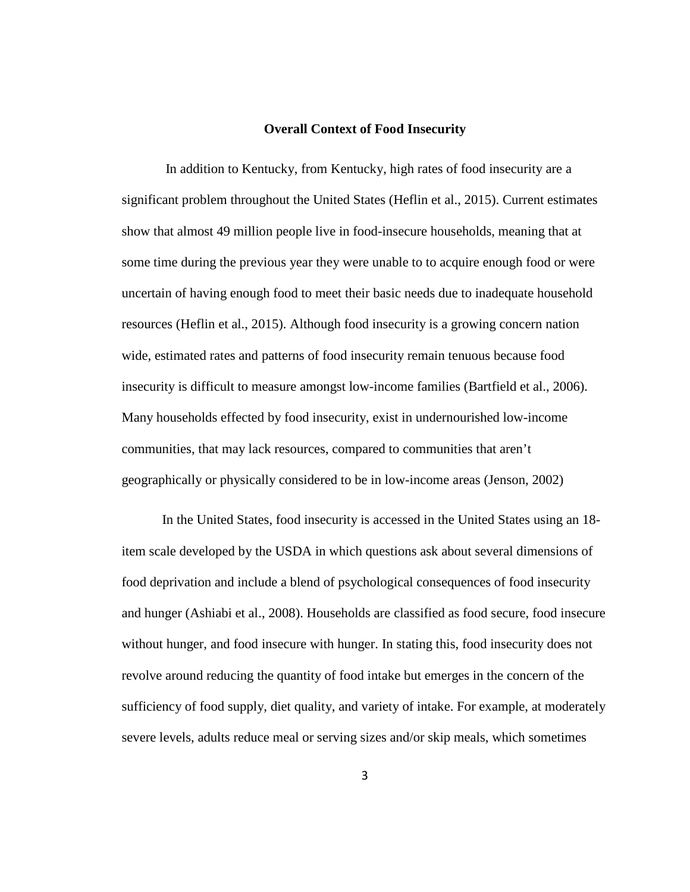## Overall Context of Food Insecurity

In addition to Kentucky, from Kentucky, high rates of food insecurity are a significant problem throughout the United States (Heflin et al., 2015). Current estimates show that almost 49 million people live in food-insecure households, meaning that at some time during the previous year they were unable to to acquire enough food or were uncertain of having enough food to meet their basic needs due to inadequate household resources (Heflin et al., 2015). Although food insecurity is a growing concern nation wide, estimated rates and patterns of food insecurity remain tenuous because food insecurity is difficult to measure amongst low-income families (Bartfield et al., 2006). Many households effected by food insecurity, exist in undernourished low-income communities, that may lack resources, compared to communities that aren't geographically or physically considered to be in low-income areas (Jenson, 2002)

In the United States, food insecurity is accessed in the United States using an 18-item scale developed by the USDA in which questions ask about several dimensions of food deprivation and include a blend of psychological consequences of food insecurity and hunger (Ashiabi et al., 2008). Households are classified as food secure, food insecure without hunger, and food insecure with hunger. In stating this, food insecurity does not revolve around reducing the quantity of food intake but emerges in the concern of the sufficiency of food supply, diet quality, and variety of intake. For example, at moderately severe levels, adults reduce meal or serving sizes and/or skip meals, which sometimes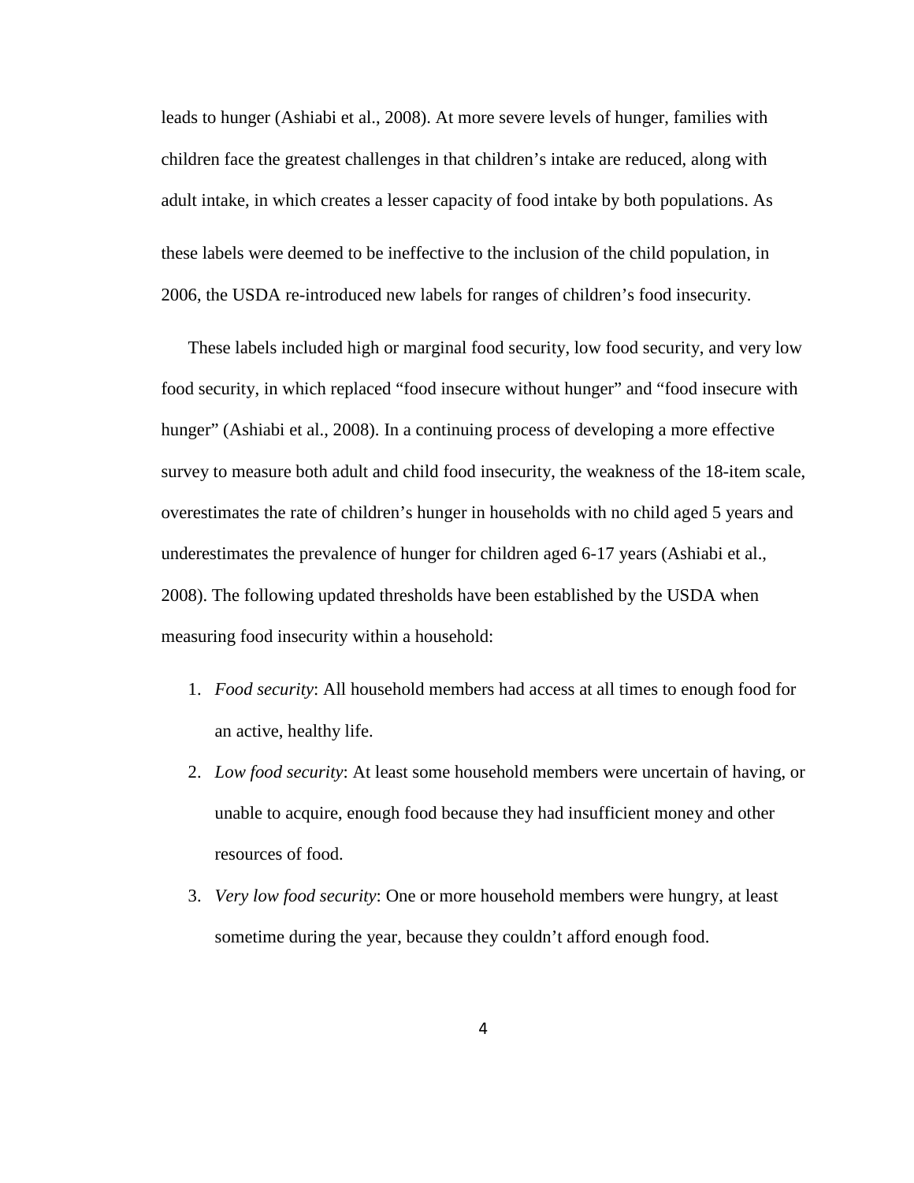leads to hunger (Ashiabi et al., 2008). At more severe levels of hunger, families with children face the greatest challenges in that children's intake are reduced, along with adult intake, in which creates a lesser capacity of food intake by both populations. As these labels were deemed to be ineffective to the inclusion of the child population, in 2006, the USDA re-introduced new labels for ranges of children's food insecurity.

These labels included high or marginal food security, low food security, and very low food security, in which replaced "food insecure without hunger" and "food insecure with hunger" (Ashiabi et al., 2008). In a continuing process of developing a more effective survey to measure both adult and child food insecurity, the weakness of the 18-item scale, overestimates the rate of children's hunger in households with no child aged 5 years and underestimates the prevalence of hunger for children aged 6-17 years (Ashiabi et al., 2008). The following updated thresholds have been established by the USDA when measuring food insecurity within a household:

1. *Food security*: All household members had access at all times to enough food for an active, healthy life.
2. *Low food security*: At least some household members were uncertain of having, or unable to acquire, enough food because they had insufficient money and other resources of food.
3. *Very low food security*: One or more household members were hungry, at least sometime during the year, because they couldn't afford enough food.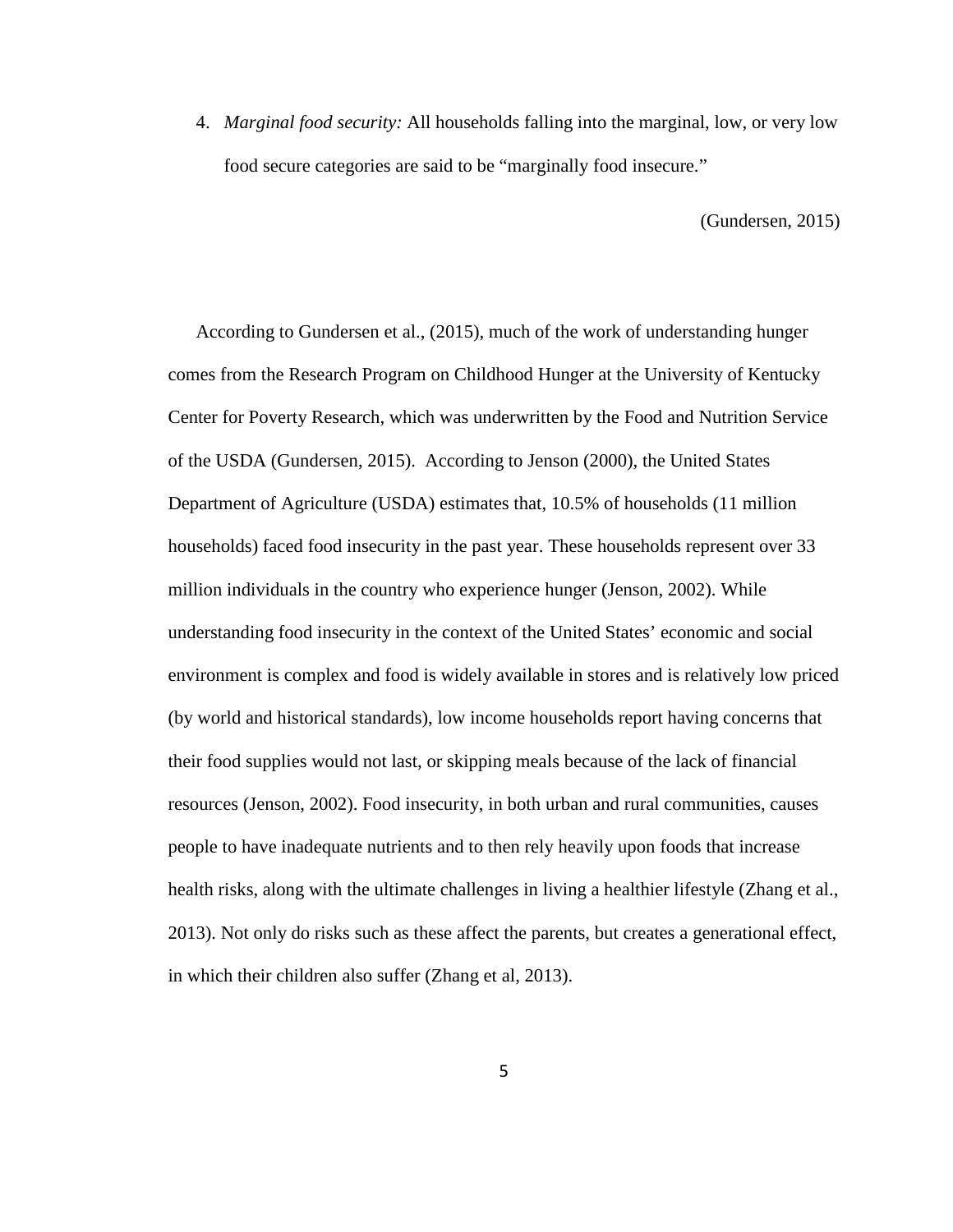4. *Marginal food security:* All households falling into the marginal, low, or very low food secure categories are said to be "marginally food insecure."

(Gundersen, 2015)

According to Gundersen et al., (2015), much of the work of understanding hunger comes from the Research Program on Childhood Hunger at the University of Kentucky Center for Poverty Research, which was underwritten by the Food and Nutrition Service of the USDA (Gundersen, 2015). According to Jenson (2000), the United States Department of Agriculture (USDA) estimates that, 10.5% of households (11 million households) faced food insecurity in the past year. These households represent over 33 million individuals in the country who experience hunger (Jenson, 2002). While understanding food insecurity in the context of the United States' economic and social environment is complex and food is widely available in stores and is relatively low priced (by world and historical standards), low income households report having concerns that their food supplies would not last, or skipping meals because of the lack of financial resources (Jenson, 2002). Food insecurity, in both urban and rural communities, causes people to have inadequate nutrients and to then rely heavily upon foods that increase health risks, along with the ultimate challenges in living a healthier lifestyle (Zhang et al., 2013). Not only do risks such as these affect the parents, but creates a generational effect, in which their children also suffer (Zhang et al, 2013).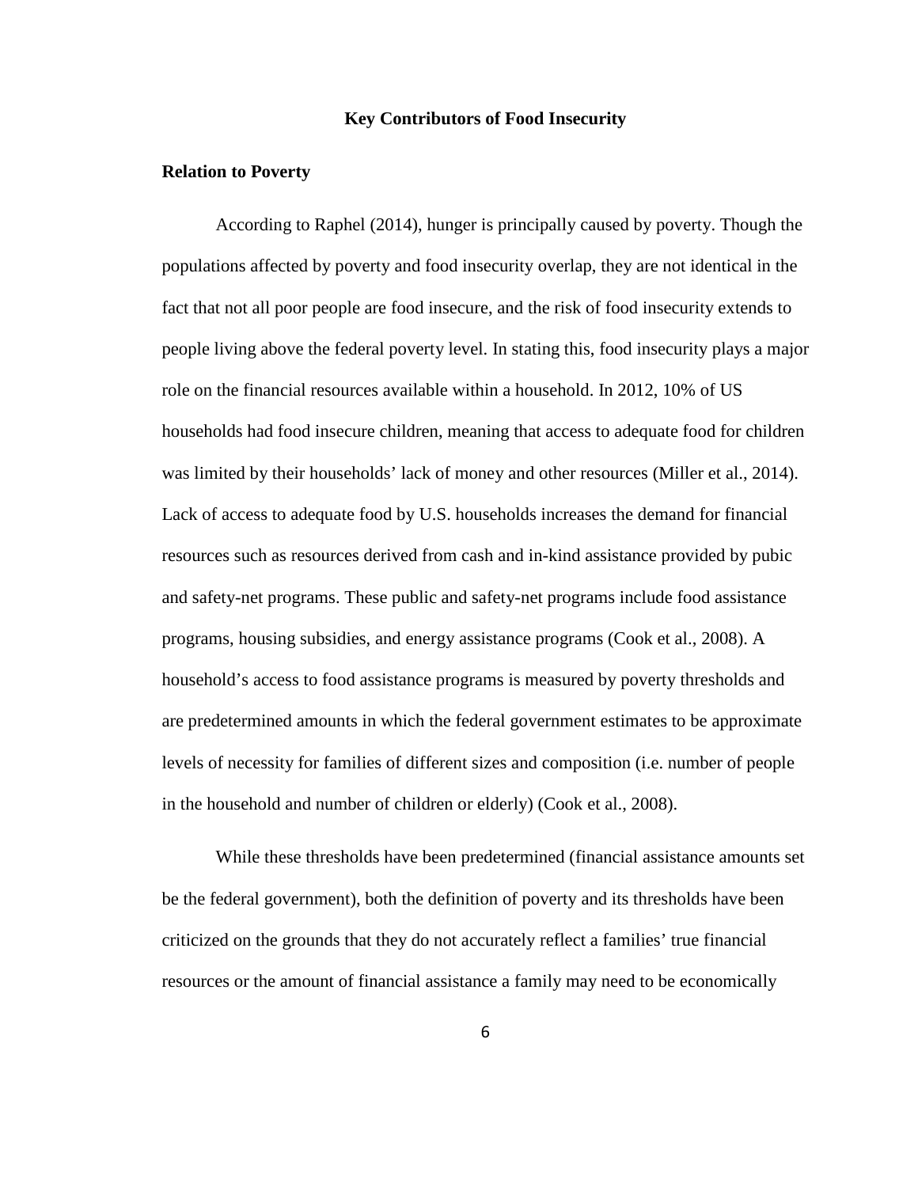## Key Contributors of Food Insecurity

### Relation to Poverty

According to Raphel (2014), hunger is principally caused by poverty. Though the populations affected by poverty and food insecurity overlap, they are not identical in the fact that not all poor people are food insecure, and the risk of food insecurity extends to people living above the federal poverty level. In stating this, food insecurity plays a major role on the financial resources available within a household. In 2012, 10% of US households had food insecure children, meaning that access to adequate food for children was limited by their households' lack of money and other resources (Miller et al., 2014). Lack of access to adequate food by U.S. households increases the demand for financial resources such as resources derived from cash and in-kind assistance provided by pubic and safety-net programs. These public and safety-net programs include food assistance programs, housing subsidies, and energy assistance programs (Cook et al., 2008). A household's access to food assistance programs is measured by poverty thresholds and are predetermined amounts in which the federal government estimates to be approximate levels of necessity for families of different sizes and composition (i.e. number of people in the household and number of children or elderly) (Cook et al., 2008).

While these thresholds have been predetermined (financial assistance amounts set be the federal government), both the definition of poverty and its thresholds have been criticized on the grounds that they do not accurately reflect a families' true financial resources or the amount of financial assistance a family may need to be economically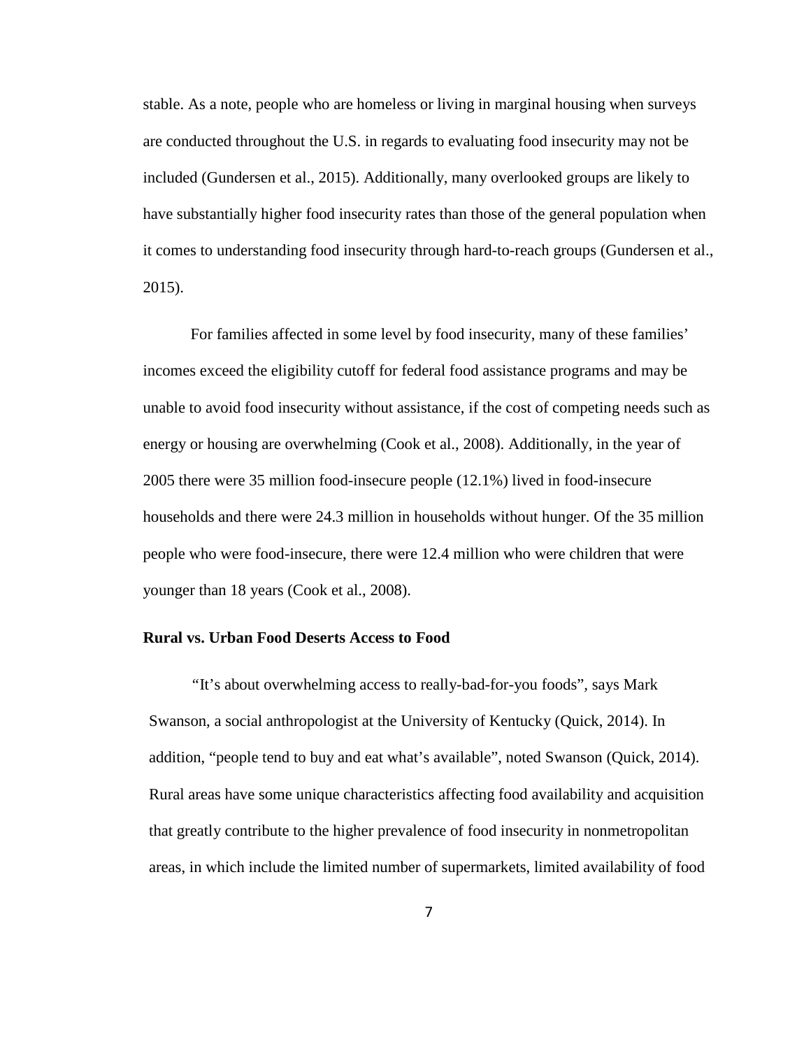stable. As a note, people who are homeless or living in marginal housing when surveys are conducted throughout the U.S. in regards to evaluating food insecurity may not be included (Gundersen et al., 2015). Additionally, many overlooked groups are likely to have substantially higher food insecurity rates than those of the general population when it comes to understanding food insecurity through hard-to-reach groups (Gundersen et al., 2015).

For families affected in some level by food insecurity, many of these families' incomes exceed the eligibility cutoff for federal food assistance programs and may be unable to avoid food insecurity without assistance, if the cost of competing needs such as energy or housing are overwhelming (Cook et al., 2008). Additionally, in the year of 2005 there were 35 million food-insecure people (12.1%) lived in food-insecure households and there were 24.3 million in households without hunger. Of the 35 million people who were food-insecure, there were 12.4 million who were children that were younger than 18 years (Cook et al., 2008).

**Rural vs. Urban Food Deserts Access to Food**

"It's about overwhelming access to really-bad-for-you foods", says Mark Swanson, a social anthropologist at the University of Kentucky (Quick, 2014). In addition, "people tend to buy and eat what's available", noted Swanson (Quick, 2014). Rural areas have some unique characteristics affecting food availability and acquisition that greatly contribute to the higher prevalence of food insecurity in nonmetropolitan areas, in which include the limited number of supermarkets, limited availability of food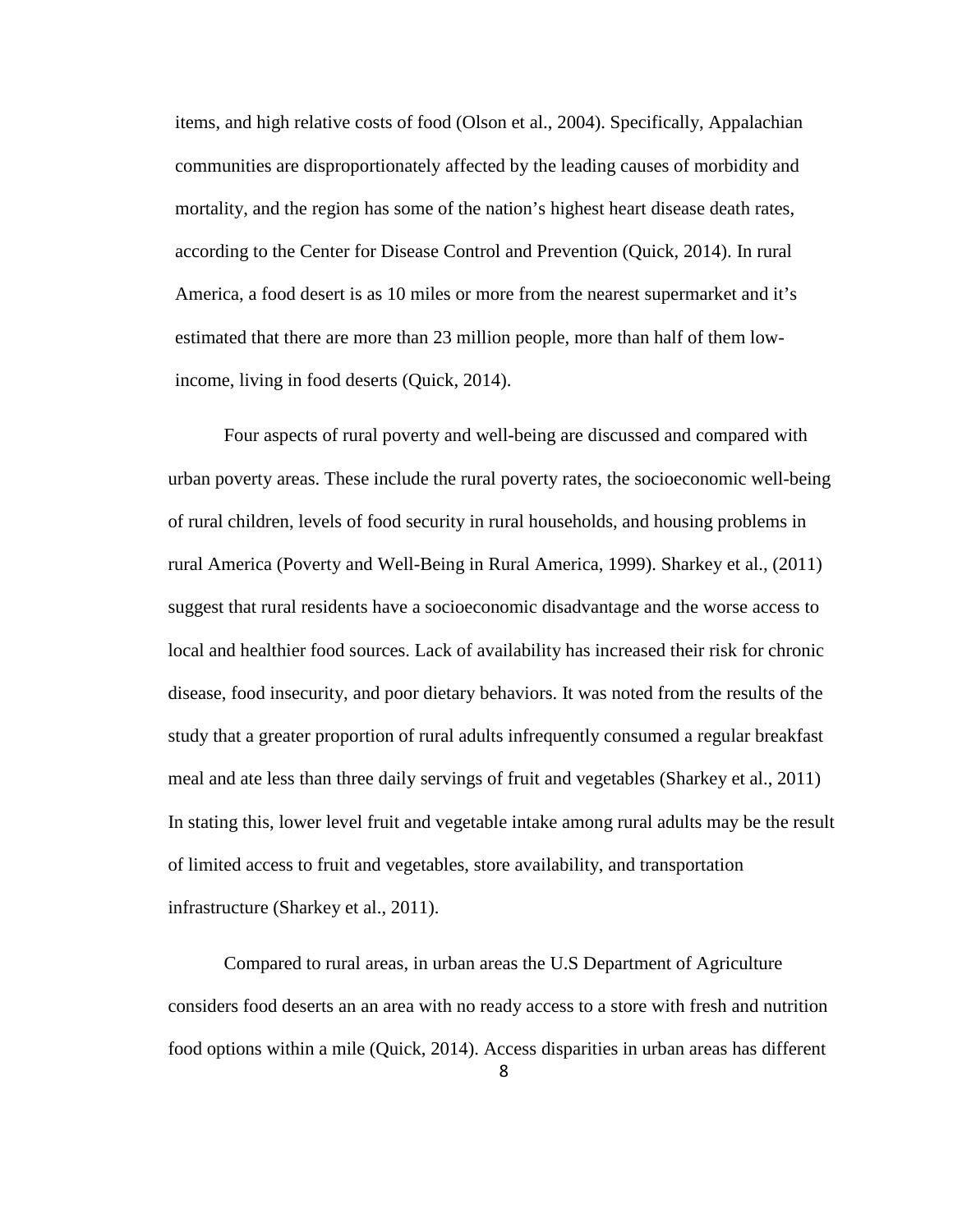items, and high relative costs of food (Olson et al., 2004). Specifically, Appalachian communities are disproportionately affected by the leading causes of morbidity and mortality, and the region has some of the nation's highest heart disease death rates, according to the Center for Disease Control and Prevention (Quick, 2014). In rural America, a food desert is as 10 miles or more from the nearest supermarket and it's estimated that there are more than 23 million people, more than half of them low-income, living in food deserts (Quick, 2014).

Four aspects of rural poverty and well-being are discussed and compared with urban poverty areas. These include the rural poverty rates, the socioeconomic well-being of rural children, levels of food security in rural households, and housing problems in rural America (Poverty and Well-Being in Rural America, 1999). Sharkey et al., (2011) suggest that rural residents have a socioeconomic disadvantage and the worse access to local and healthier food sources. Lack of availability has increased their risk for chronic disease, food insecurity, and poor dietary behaviors. It was noted from the results of the study that a greater proportion of rural adults infrequently consumed a regular breakfast meal and ate less than three daily servings of fruit and vegetables (Sharkey et al., 2011) In stating this, lower level fruit and vegetable intake among rural adults may be the result of limited access to fruit and vegetables, store availability, and transportation infrastructure (Sharkey et al., 2011).

Compared to rural areas, in urban areas the U.S Department of Agriculture considers food deserts an an area with no ready access to a store with fresh and nutrition food options within a mile (Quick, 2014). Access disparities in urban areas has different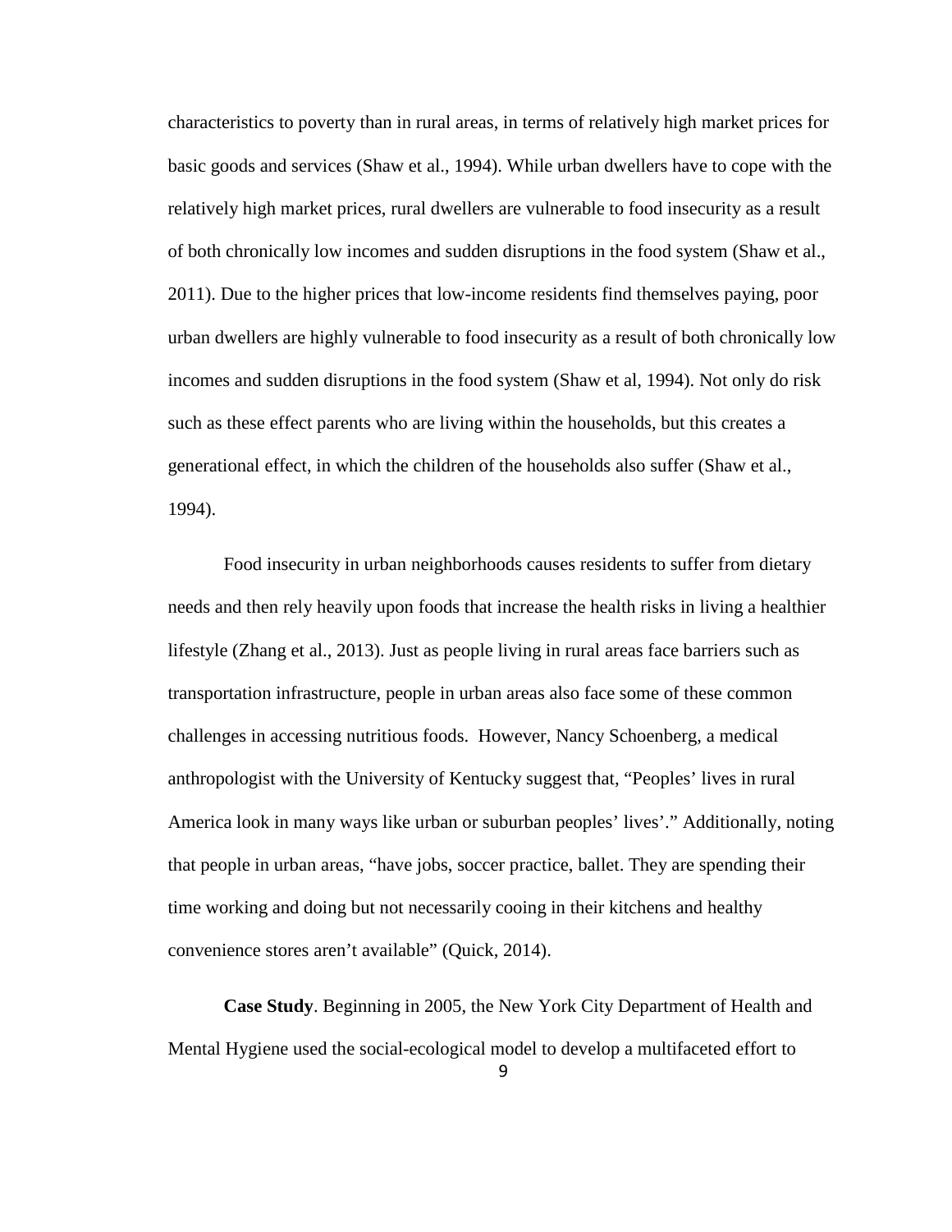characteristics to poverty than in rural areas, in terms of relatively high market prices for basic goods and services (Shaw et al., 1994). While urban dwellers have to cope with the relatively high market prices, rural dwellers are vulnerable to food insecurity as a result of both chronically low incomes and sudden disruptions in the food system (Shaw et al., 2011). Due to the higher prices that low-income residents find themselves paying, poor urban dwellers are highly vulnerable to food insecurity as a result of both chronically low incomes and sudden disruptions in the food system (Shaw et al, 1994). Not only do risk such as these effect parents who are living within the households, but this creates a generational effect, in which the children of the households also suffer (Shaw et al., 1994).

Food insecurity in urban neighborhoods causes residents to suffer from dietary needs and then rely heavily upon foods that increase the health risks in living a healthier lifestyle (Zhang et al., 2013). Just as people living in rural areas face barriers such as transportation infrastructure, people in urban areas also face some of these common challenges in accessing nutritious foods. However, Nancy Schoenberg, a medical anthropologist with the University of Kentucky suggest that, “Peoples’ lives in rural America look in many ways like urban or suburban peoples’ lives’.” Additionally, noting that people in urban areas, “have jobs, soccer practice, ballet. They are spending their time working and doing but not necessarily cooing in their kitchens and healthy convenience stores aren’t available” (Quick, 2014).

**Case Study**. Beginning in 2005, the New York City Department of Health and Mental Hygiene used the social-ecological model to develop a multifaceted effort to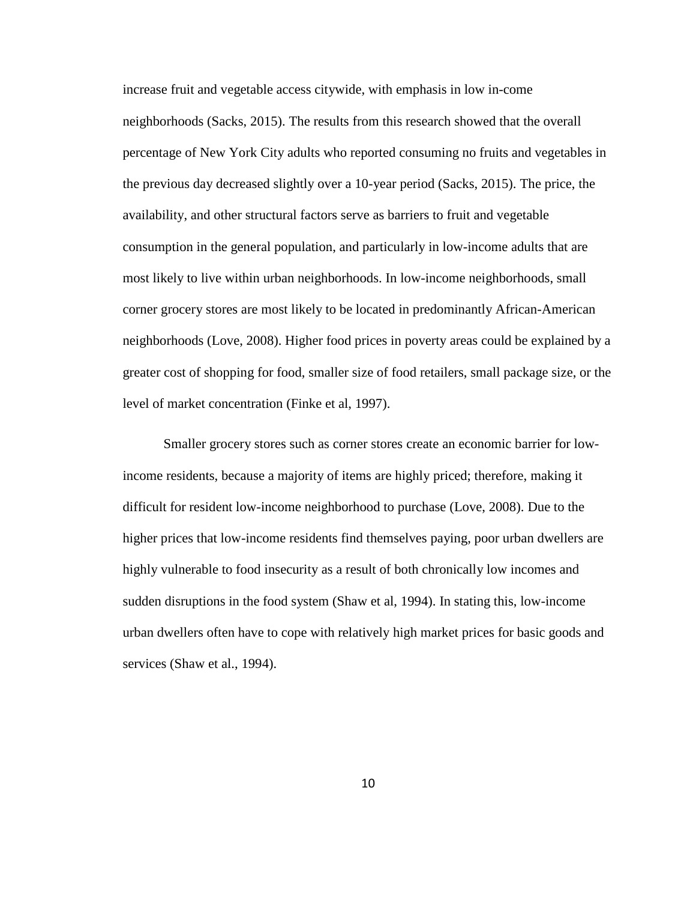increase fruit and vegetable access citywide, with emphasis in low in-come neighborhoods (Sacks, 2015). The results from this research showed that the overall percentage of New York City adults who reported consuming no fruits and vegetables in the previous day decreased slightly over a 10-year period (Sacks, 2015). The price, the availability, and other structural factors serve as barriers to fruit and vegetable consumption in the general population, and particularly in low-income adults that are most likely to live within urban neighborhoods. In low-income neighborhoods, small corner grocery stores are most likely to be located in predominantly African-American neighborhoods (Love, 2008). Higher food prices in poverty areas could be explained by a greater cost of shopping for food, smaller size of food retailers, small package size, or the level of market concentration (Finke et al, 1997).

Smaller grocery stores such as corner stores create an economic barrier for low-income residents, because a majority of items are highly priced; therefore, making it difficult for resident low-income neighborhood to purchase (Love, 2008). Due to the higher prices that low-income residents find themselves paying, poor urban dwellers are highly vulnerable to food insecurity as a result of both chronically low incomes and sudden disruptions in the food system (Shaw et al, 1994). In stating this, low-income urban dwellers often have to cope with relatively high market prices for basic goods and services (Shaw et al., 1994).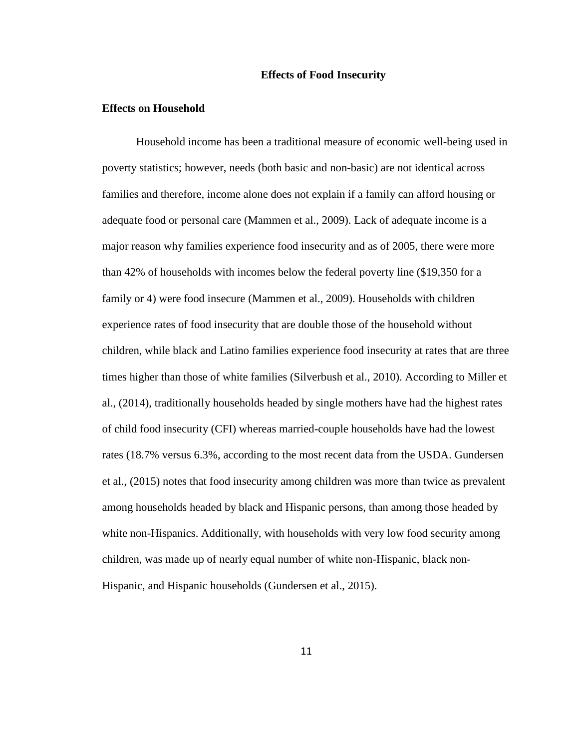## Effects of Food Insecurity

### Effects on Household

Household income has been a traditional measure of economic well-being used in poverty statistics; however, needs (both basic and non-basic) are not identical across families and therefore, income alone does not explain if a family can afford housing or adequate food or personal care (Mammen et al., 2009). Lack of adequate income is a major reason why families experience food insecurity and as of 2005, there were more than 42% of households with incomes below the federal poverty line ($19,350 for a family or 4) were food insecure (Mammen et al., 2009). Households with children experience rates of food insecurity that are double those of the household without children, while black and Latino families experience food insecurity at rates that are three times higher than those of white families (Silverbush et al., 2010). According to Miller et al., (2014), traditionally households headed by single mothers have had the highest rates of child food insecurity (CFI) whereas married-couple households have had the lowest rates (18.7% versus 6.3%, according to the most recent data from the USDA. Gundersen et al., (2015) notes that food insecurity among children was more than twice as prevalent among households headed by black and Hispanic persons, than among those headed by white non-Hispanics. Additionally, with households with very low food security among children, was made up of nearly equal number of white non-Hispanic, black non-Hispanic, and Hispanic households (Gundersen et al., 2015).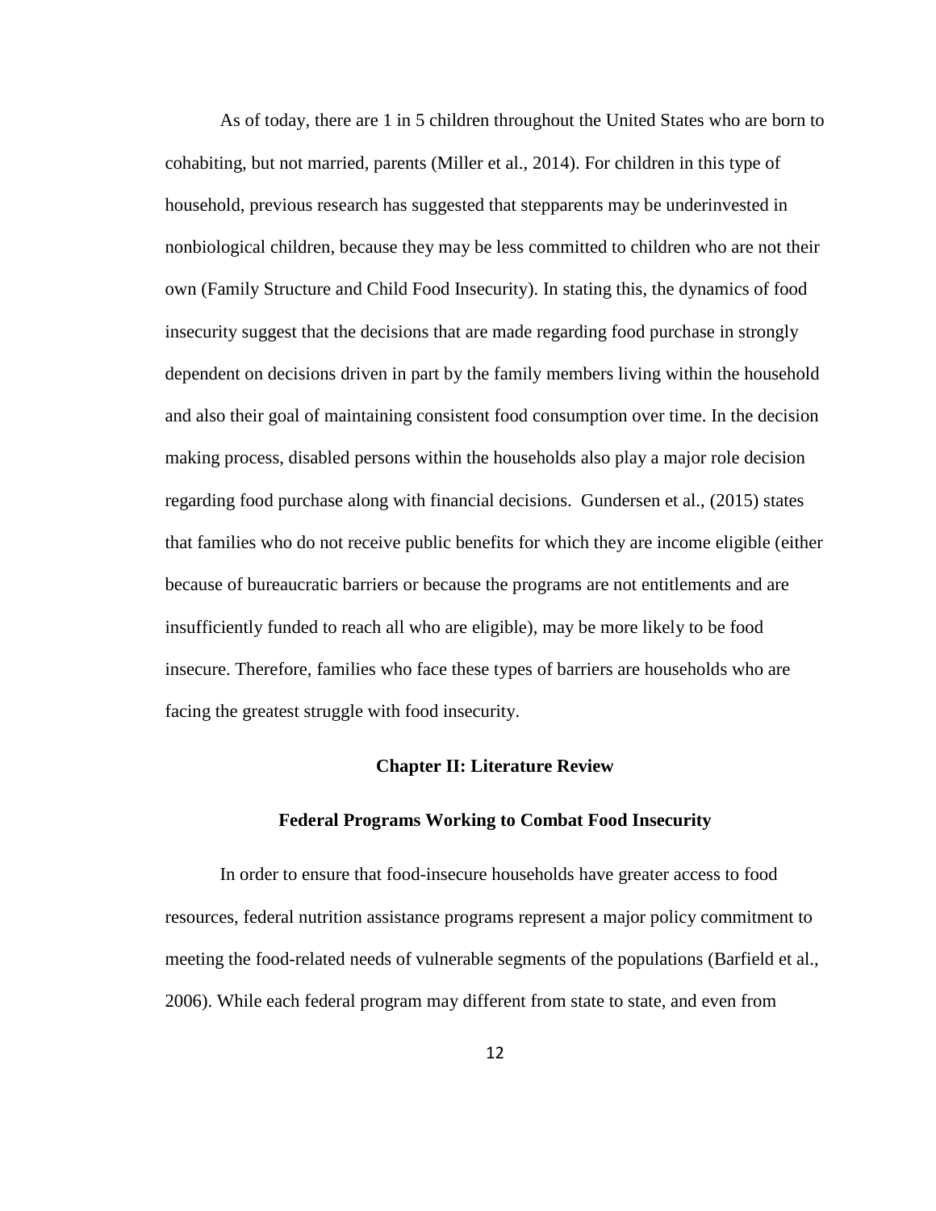As of today, there are 1 in 5 children throughout the United States who are born to cohabiting, but not married, parents (Miller et al., 2014). For children in this type of household, previous research has suggested that stepparents may be underinvested in nonbiological children, because they may be less committed to children who are not their own (Family Structure and Child Food Insecurity). In stating this, the dynamics of food insecurity suggest that the decisions that are made regarding food purchase in strongly dependent on decisions driven in part by the family members living within the household and also their goal of maintaining consistent food consumption over time. In the decision making process, disabled persons within the households also play a major role decision regarding food purchase along with financial decisions. Gundersen et al., (2015) states that families who do not receive public benefits for which they are income eligible (either because of bureaucratic barriers or because the programs are not entitlements and are insufficiently funded to reach all who are eligible), may be more likely to be food insecure. Therefore, families who face these types of barriers are households who are facing the greatest struggle with food insecurity.

# Chapter II: Literature Review

## Federal Programs Working to Combat Food Insecurity

In order to ensure that food-insecure households have greater access to food resources, federal nutrition assistance programs represent a major policy commitment to meeting the food-related needs of vulnerable segments of the populations (Barfield et al., 2006). While each federal program may different from state to state, and even from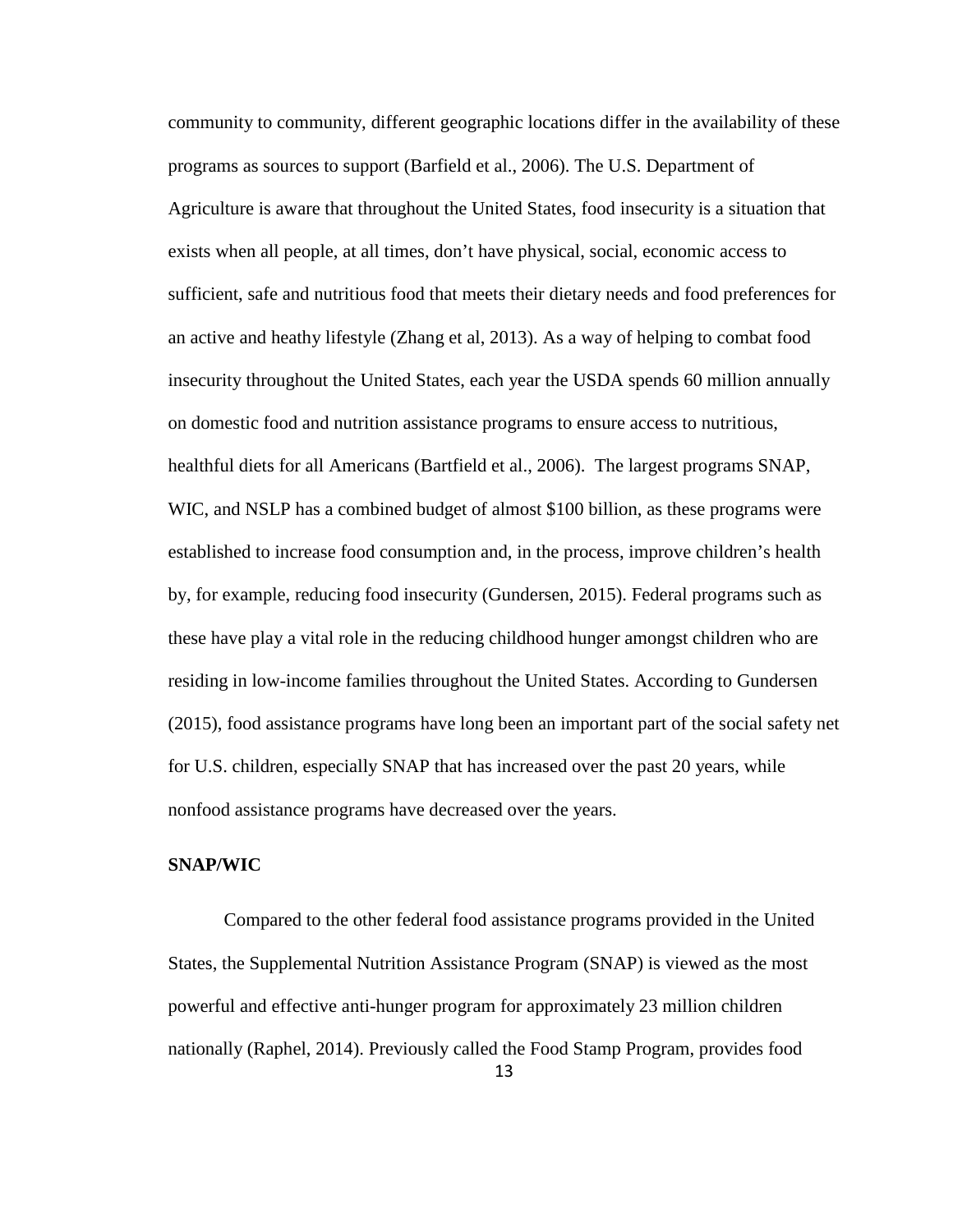community to community, different geographic locations differ in the availability of these programs as sources to support (Barfield et al., 2006). The U.S. Department of Agriculture is aware that throughout the United States, food insecurity is a situation that exists when all people, at all times, don't have physical, social, economic access to sufficient, safe and nutritious food that meets their dietary needs and food preferences for an active and heathy lifestyle (Zhang et al, 2013). As a way of helping to combat food insecurity throughout the United States, each year the USDA spends 60 million annually on domestic food and nutrition assistance programs to ensure access to nutritious, healthful diets for all Americans (Bartfield et al., 2006). The largest programs SNAP, WIC, and NSLP has a combined budget of almost $100 billion, as these programs were established to increase food consumption and, in the process, improve children's health by, for example, reducing food insecurity (Gundersen, 2015). Federal programs such as these have play a vital role in the reducing childhood hunger amongst children who are residing in low-income families throughout the United States. According to Gundersen (2015), food assistance programs have long been an important part of the social safety net for U.S. children, especially SNAP that has increased over the past 20 years, while nonfood assistance programs have decreased over the years.

**SNAP/WIC**

Compared to the other federal food assistance programs provided in the United States, the Supplemental Nutrition Assistance Program (SNAP) is viewed as the most powerful and effective anti-hunger program for approximately 23 million children nationally (Raphel, 2014). Previously called the Food Stamp Program, provides food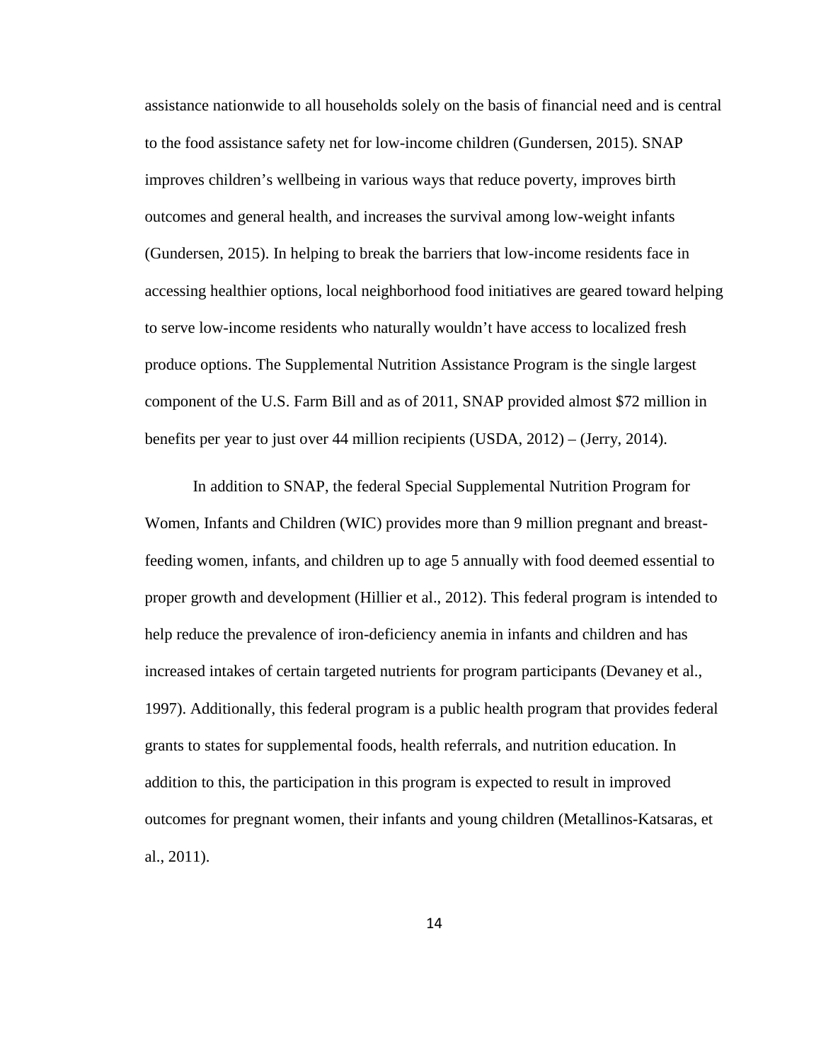assistance nationwide to all households solely on the basis of financial need and is central to the food assistance safety net for low-income children (Gundersen, 2015). SNAP improves children's wellbeing in various ways that reduce poverty, improves birth outcomes and general health, and increases the survival among low-weight infants (Gundersen, 2015). In helping to break the barriers that low-income residents face in accessing healthier options, local neighborhood food initiatives are geared toward helping to serve low-income residents who naturally wouldn't have access to localized fresh produce options. The Supplemental Nutrition Assistance Program is the single largest component of the U.S. Farm Bill and as of 2011, SNAP provided almost $72 million in benefits per year to just over 44 million recipients (USDA, 2012) – (Jerry, 2014).

In addition to SNAP, the federal Special Supplemental Nutrition Program for Women, Infants and Children (WIC) provides more than 9 million pregnant and breast-feeding women, infants, and children up to age 5 annually with food deemed essential to proper growth and development (Hillier et al., 2012). This federal program is intended to help reduce the prevalence of iron-deficiency anemia in infants and children and has increased intakes of certain targeted nutrients for program participants (Devaney et al., 1997). Additionally, this federal program is a public health program that provides federal grants to states for supplemental foods, health referrals, and nutrition education. In addition to this, the participation in this program is expected to result in improved outcomes for pregnant women, their infants and young children (Metallinos-Katsaras, et al., 2011).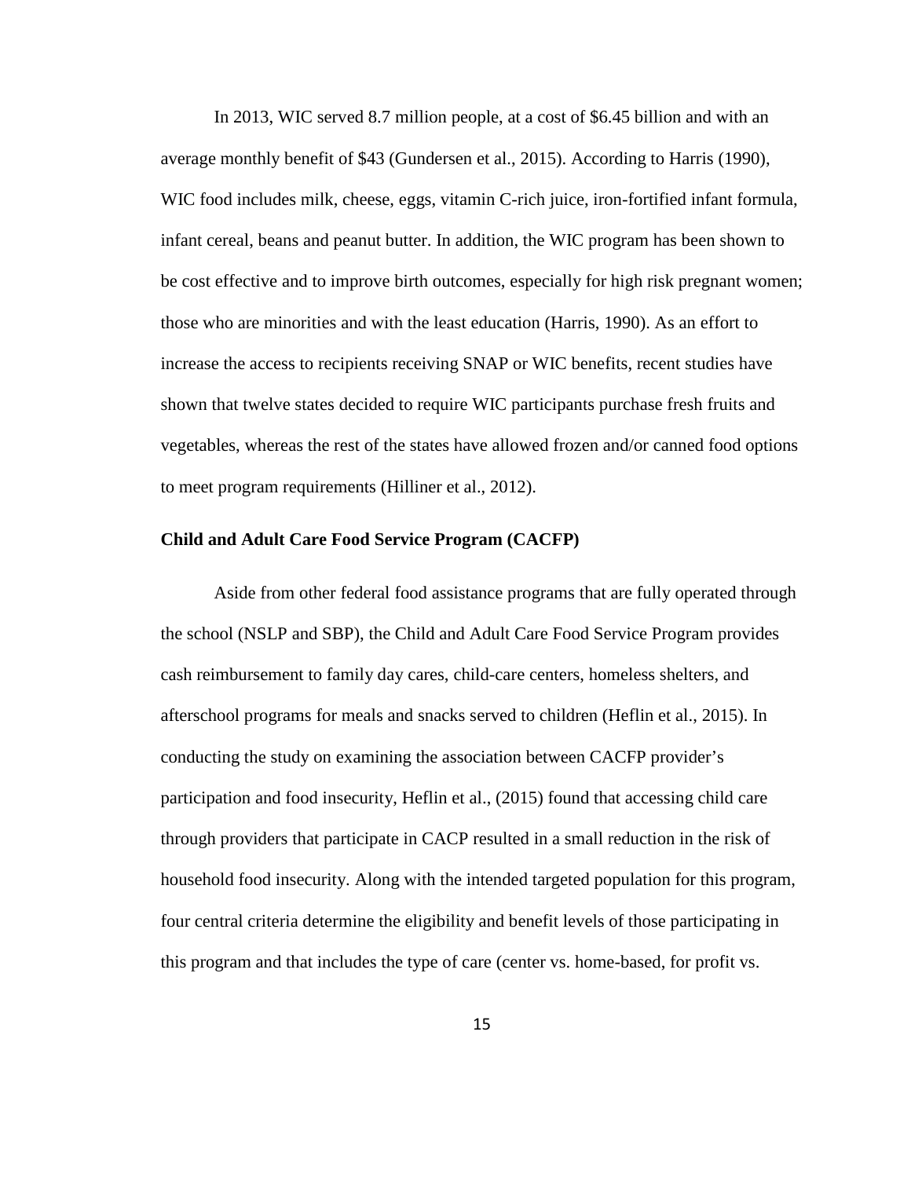In 2013, WIC served 8.7 million people, at a cost of $6.45 billion and with an average monthly benefit of $43 (Gundersen et al., 2015). According to Harris (1990), WIC food includes milk, cheese, eggs, vitamin C-rich juice, iron-fortified infant formula, infant cereal, beans and peanut butter. In addition, the WIC program has been shown to be cost effective and to improve birth outcomes, especially for high risk pregnant women; those who are minorities and with the least education (Harris, 1990). As an effort to increase the access to recipients receiving SNAP or WIC benefits, recent studies have shown that twelve states decided to require WIC participants purchase fresh fruits and vegetables, whereas the rest of the states have allowed frozen and/or canned food options to meet program requirements (Hilliner et al., 2012).

**Child and Adult Care Food Service Program (CACFP)**

Aside from other federal food assistance programs that are fully operated through the school (NSLP and SBP), the Child and Adult Care Food Service Program provides cash reimbursement to family day cares, child-care centers, homeless shelters, and afterschool programs for meals and snacks served to children (Heflin et al., 2015). In conducting the study on examining the association between CACFP provider's participation and food insecurity, Heflin et al., (2015) found that accessing child care through providers that participate in CACP resulted in a small reduction in the risk of household food insecurity. Along with the intended targeted population for this program, four central criteria determine the eligibility and benefit levels of those participating in this program and that includes the type of care (center vs. home-based, for profit vs.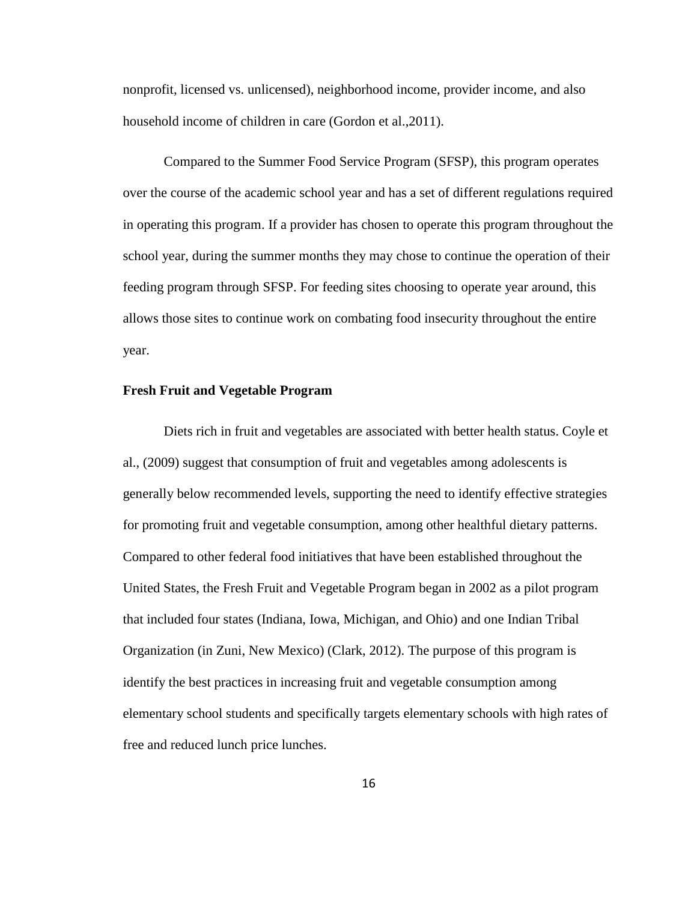nonprofit, licensed vs. unlicensed), neighborhood income, provider income, and also household income of children in care (Gordon et al.,2011).

Compared to the Summer Food Service Program (SFSP), this program operates over the course of the academic school year and has a set of different regulations required in operating this program. If a provider has chosen to operate this program throughout the school year, during the summer months they may chose to continue the operation of their feeding program through SFSP. For feeding sites choosing to operate year around, this allows those sites to continue work on combating food insecurity throughout the entire year.

**Fresh Fruit and Vegetable Program**

Diets rich in fruit and vegetables are associated with better health status. Coyle et al., (2009) suggest that consumption of fruit and vegetables among adolescents is generally below recommended levels, supporting the need to identify effective strategies for promoting fruit and vegetable consumption, among other healthful dietary patterns. Compared to other federal food initiatives that have been established throughout the United States, the Fresh Fruit and Vegetable Program began in 2002 as a pilot program that included four states (Indiana, Iowa, Michigan, and Ohio) and one Indian Tribal Organization (in Zuni, New Mexico) (Clark, 2012). The purpose of this program is identify the best practices in increasing fruit and vegetable consumption among elementary school students and specifically targets elementary schools with high rates of free and reduced lunch price lunches.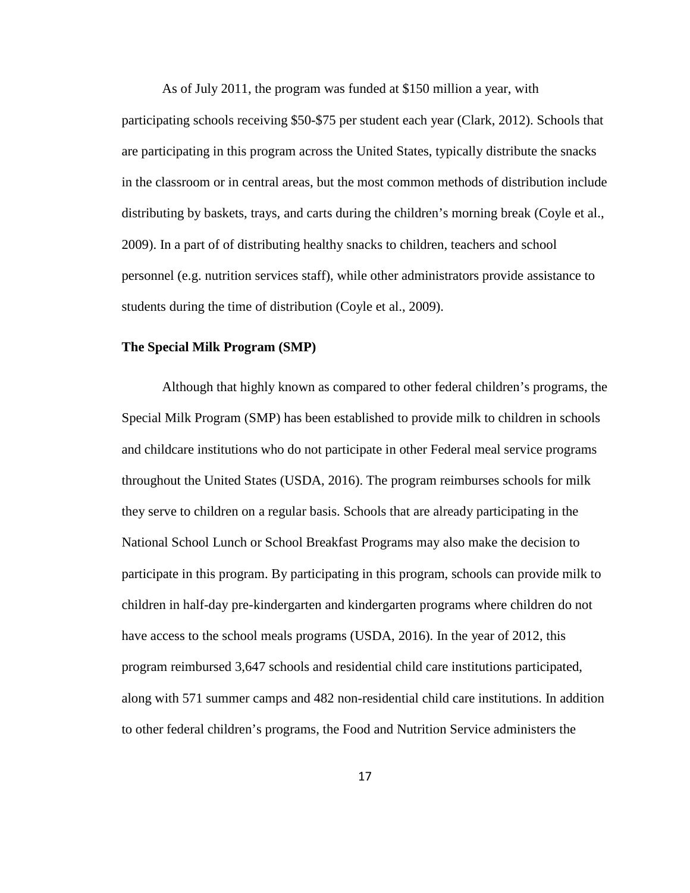As of July 2011, the program was funded at $150 million a year, with participating schools receiving $50-$75 per student each year (Clark, 2012). Schools that are participating in this program across the United States, typically distribute the snacks in the classroom or in central areas, but the most common methods of distribution include distributing by baskets, trays, and carts during the children's morning break (Coyle et al., 2009). In a part of of distributing healthy snacks to children, teachers and school personnel (e.g. nutrition services staff), while other administrators provide assistance to students during the time of distribution (Coyle et al., 2009).

**The Special Milk Program (SMP)**

Although that highly known as compared to other federal children's programs, the Special Milk Program (SMP) has been established to provide milk to children in schools and childcare institutions who do not participate in other Federal meal service programs throughout the United States (USDA, 2016). The program reimburses schools for milk they serve to children on a regular basis. Schools that are already participating in the National School Lunch or School Breakfast Programs may also make the decision to participate in this program. By participating in this program, schools can provide milk to children in half-day pre-kindergarten and kindergarten programs where children do not have access to the school meals programs (USDA, 2016). In the year of 2012, this program reimbursed 3,647 schools and residential child care institutions participated, along with 571 summer camps and 482 non-residential child care institutions. In addition to other federal children's programs, the Food and Nutrition Service administers the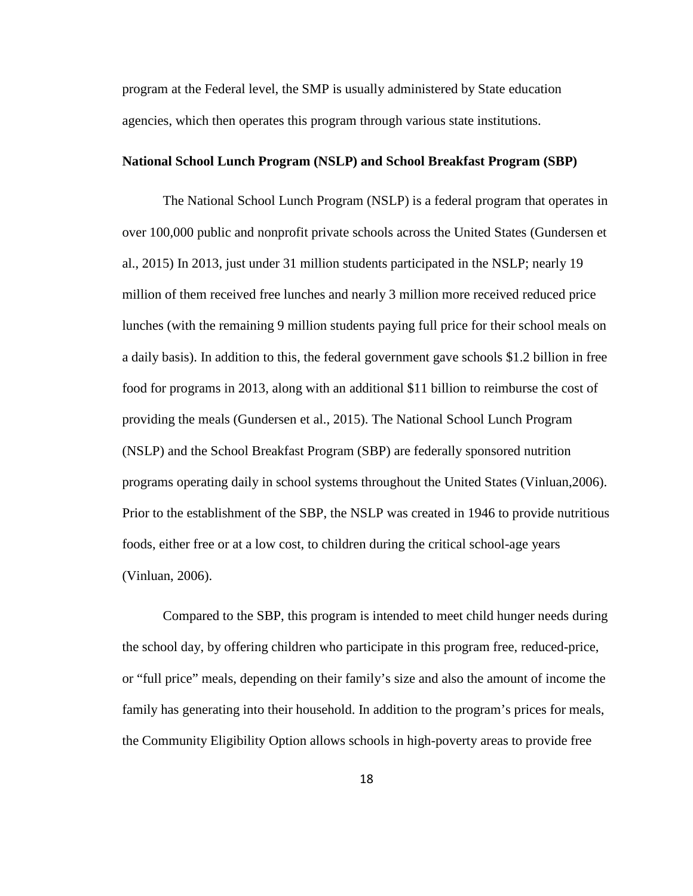program at the Federal level, the SMP is usually administered by State education agencies, which then operates this program through various state institutions.

**National School Lunch Program (NSLP) and School Breakfast Program (SBP)**

The National School Lunch Program (NSLP) is a federal program that operates in over 100,000 public and nonprofit private schools across the United States (Gundersen et al., 2015) In 2013, just under 31 million students participated in the NSLP; nearly 19 million of them received free lunches and nearly 3 million more received reduced price lunches (with the remaining 9 million students paying full price for their school meals on a daily basis). In addition to this, the federal government gave schools $1.2 billion in free food for programs in 2013, along with an additional $11 billion to reimburse the cost of providing the meals (Gundersen et al., 2015). The National School Lunch Program (NSLP) and the School Breakfast Program (SBP) are federally sponsored nutrition programs operating daily in school systems throughout the United States (Vinluan,2006). Prior to the establishment of the SBP, the NSLP was created in 1946 to provide nutritious foods, either free or at a low cost, to children during the critical school-age years (Vinluan, 2006).

Compared to the SBP, this program is intended to meet child hunger needs during the school day, by offering children who participate in this program free, reduced-price, or "full price" meals, depending on their family's size and also the amount of income the family has generating into their household. In addition to the program's prices for meals, the Community Eligibility Option allows schools in high-poverty areas to provide free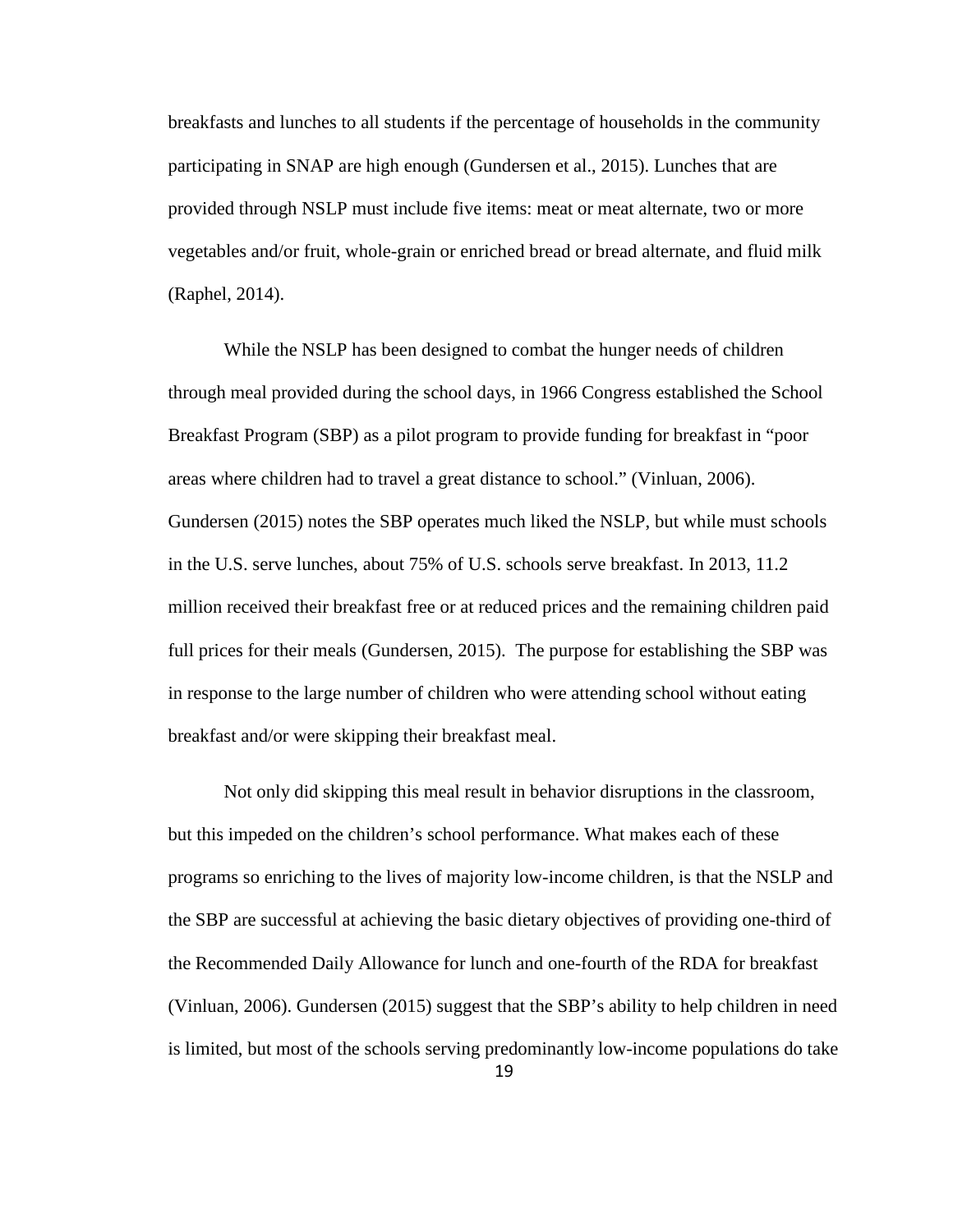breakfasts and lunches to all students if the percentage of households in the community participating in SNAP are high enough (Gundersen et al., 2015). Lunches that are provided through NSLP must include five items: meat or meat alternate, two or more vegetables and/or fruit, whole-grain or enriched bread or bread alternate, and fluid milk (Raphel, 2014).

While the NSLP has been designed to combat the hunger needs of children through meal provided during the school days, in 1966 Congress established the School Breakfast Program (SBP) as a pilot program to provide funding for breakfast in "poor areas where children had to travel a great distance to school." (Vinluan, 2006). Gundersen (2015) notes the SBP operates much liked the NSLP, but while must schools in the U.S. serve lunches, about 75% of U.S. schools serve breakfast. In 2013, 11.2 million received their breakfast free or at reduced prices and the remaining children paid full prices for their meals (Gundersen, 2015). The purpose for establishing the SBP was in response to the large number of children who were attending school without eating breakfast and/or were skipping their breakfast meal.

Not only did skipping this meal result in behavior disruptions in the classroom, but this impeded on the children's school performance. What makes each of these programs so enriching to the lives of majority low-income children, is that the NSLP and the SBP are successful at achieving the basic dietary objectives of providing one-third of the Recommended Daily Allowance for lunch and one-fourth of the RDA for breakfast (Vinluan, 2006). Gundersen (2015) suggest that the SBP's ability to help children in need is limited, but most of the schools serving predominantly low-income populations do take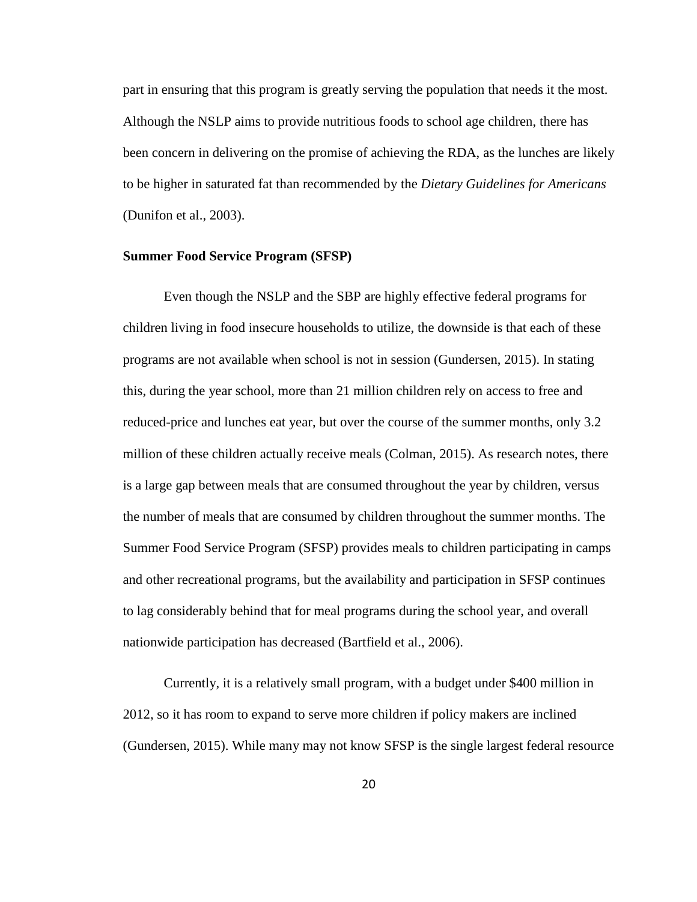part in ensuring that this program is greatly serving the population that needs it the most. Although the NSLP aims to provide nutritious foods to school age children, there has been concern in delivering on the promise of achieving the RDA, as the lunches are likely to be higher in saturated fat than recommended by the *Dietary Guidelines for Americans* (Dunifon et al., 2003).

### Summer Food Service Program (SFSP)

Even though the NSLP and the SBP are highly effective federal programs for children living in food insecure households to utilize, the downside is that each of these programs are not available when school is not in session (Gundersen, 2015). In stating this, during the year school, more than 21 million children rely on access to free and reduced-price and lunches eat year, but over the course of the summer months, only 3.2 million of these children actually receive meals (Colman, 2015). As research notes, there is a large gap between meals that are consumed throughout the year by children, versus the number of meals that are consumed by children throughout the summer months. The Summer Food Service Program (SFSP) provides meals to children participating in camps and other recreational programs, but the availability and participation in SFSP continues to lag considerably behind that for meal programs during the school year, and overall nationwide participation has decreased (Bartfield et al., 2006).

Currently, it is a relatively small program, with a budget under $400 million in 2012, so it has room to expand to serve more children if policy makers are inclined (Gundersen, 2015). While many may not know SFSP is the single largest federal resource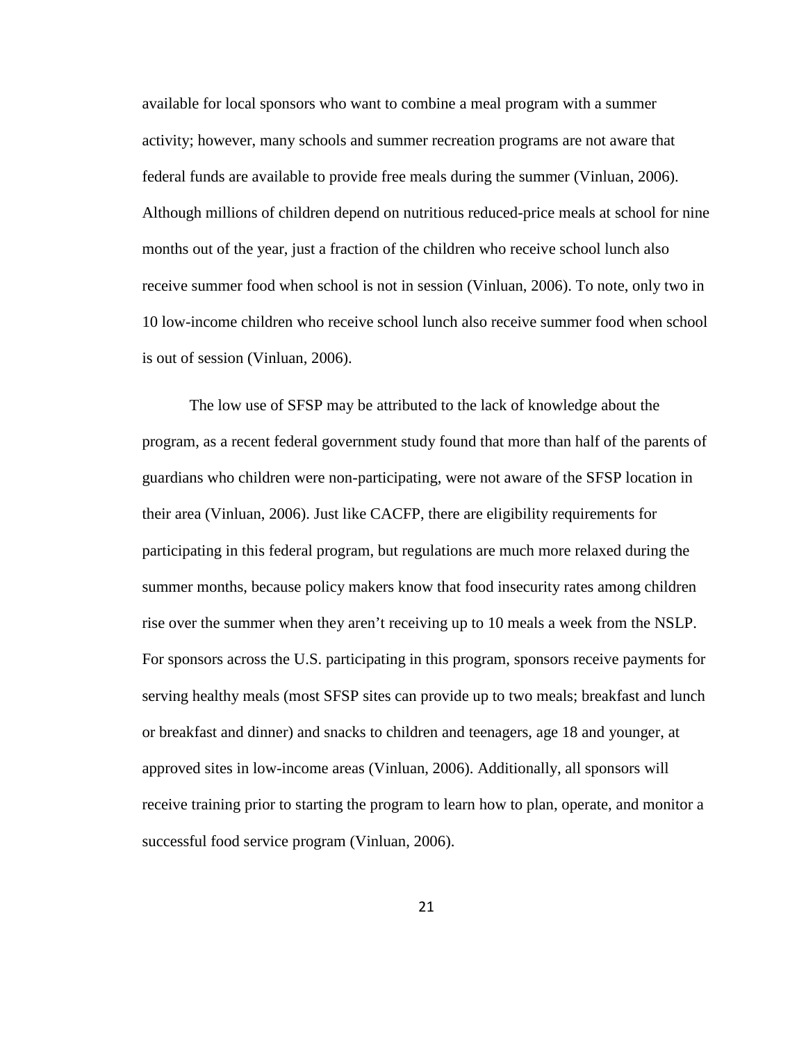available for local sponsors who want to combine a meal program with a summer activity; however, many schools and summer recreation programs are not aware that federal funds are available to provide free meals during the summer (Vinluan, 2006). Although millions of children depend on nutritious reduced-price meals at school for nine months out of the year, just a fraction of the children who receive school lunch also receive summer food when school is not in session (Vinluan, 2006). To note, only two in 10 low-income children who receive school lunch also receive summer food when school is out of session (Vinluan, 2006).

The low use of SFSP may be attributed to the lack of knowledge about the program, as a recent federal government study found that more than half of the parents of guardians who children were non-participating, were not aware of the SFSP location in their area (Vinluan, 2006). Just like CACFP, there are eligibility requirements for participating in this federal program, but regulations are much more relaxed during the summer months, because policy makers know that food insecurity rates among children rise over the summer when they aren't receiving up to 10 meals a week from the NSLP. For sponsors across the U.S. participating in this program, sponsors receive payments for serving healthy meals (most SFSP sites can provide up to two meals; breakfast and lunch or breakfast and dinner) and snacks to children and teenagers, age 18 and younger, at approved sites in low-income areas (Vinluan, 2006). Additionally, all sponsors will receive training prior to starting the program to learn how to plan, operate, and monitor a successful food service program (Vinluan, 2006).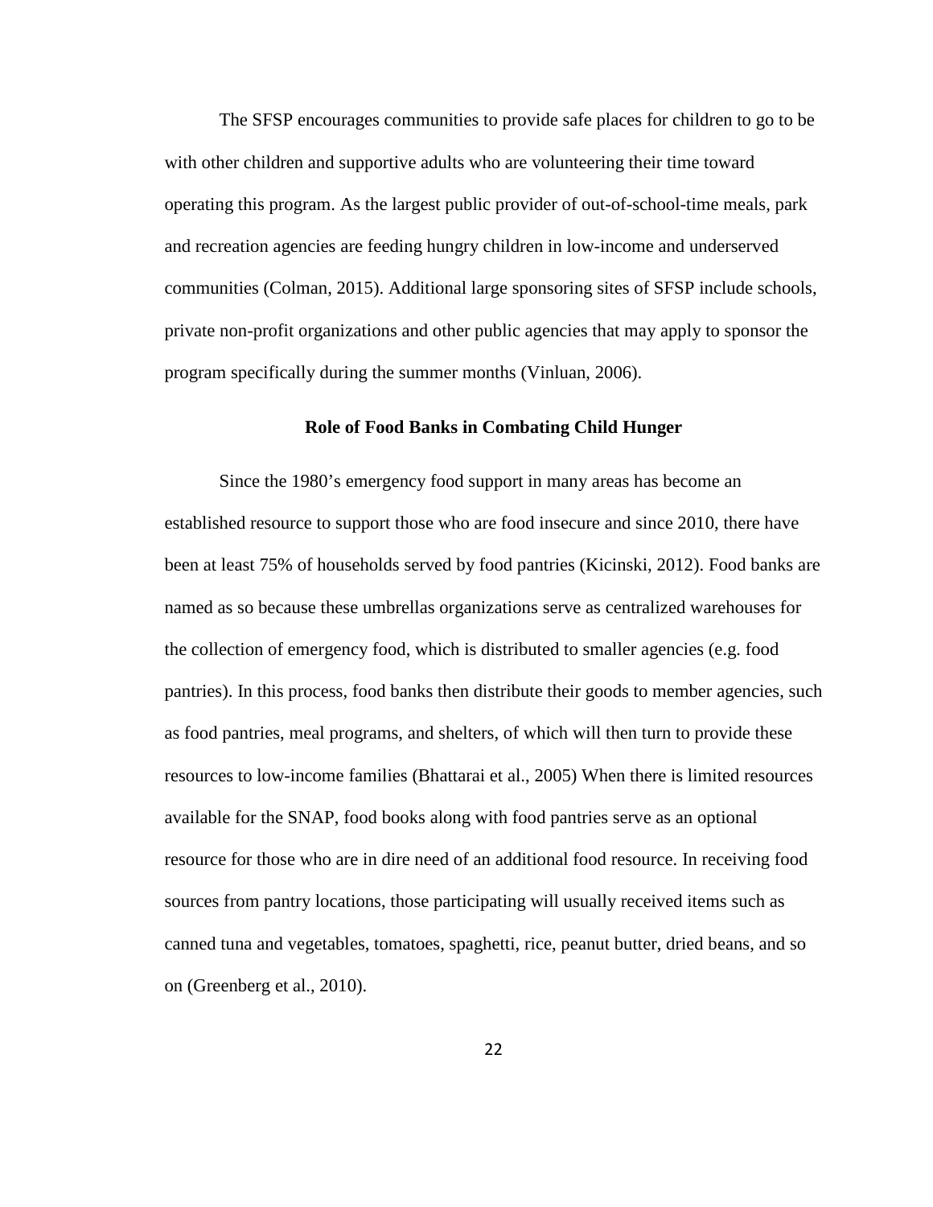The SFSP encourages communities to provide safe places for children to go to be with other children and supportive adults who are volunteering their time toward operating this program. As the largest public provider of out-of-school-time meals, park and recreation agencies are feeding hungry children in low-income and underserved communities (Colman, 2015). Additional large sponsoring sites of SFSP include schools, private non-profit organizations and other public agencies that may apply to sponsor the program specifically during the summer months (Vinluan, 2006).

## Role of Food Banks in Combating Child Hunger

Since the 1980's emergency food support in many areas has become an established resource to support those who are food insecure and since 2010, there have been at least 75% of households served by food pantries (Kicinski, 2012). Food banks are named as so because these umbrellas organizations serve as centralized warehouses for the collection of emergency food, which is distributed to smaller agencies (e.g. food pantries). In this process, food banks then distribute their goods to member agencies, such as food pantries, meal programs, and shelters, of which will then turn to provide these resources to low-income families (Bhattarai et al., 2005) When there is limited resources available for the SNAP, food books along with food pantries serve as an optional resource for those who are in dire need of an additional food resource. In receiving food sources from pantry locations, those participating will usually received items such as canned tuna and vegetables, tomatoes, spaghetti, rice, peanut butter, dried beans, and so on (Greenberg et al., 2010).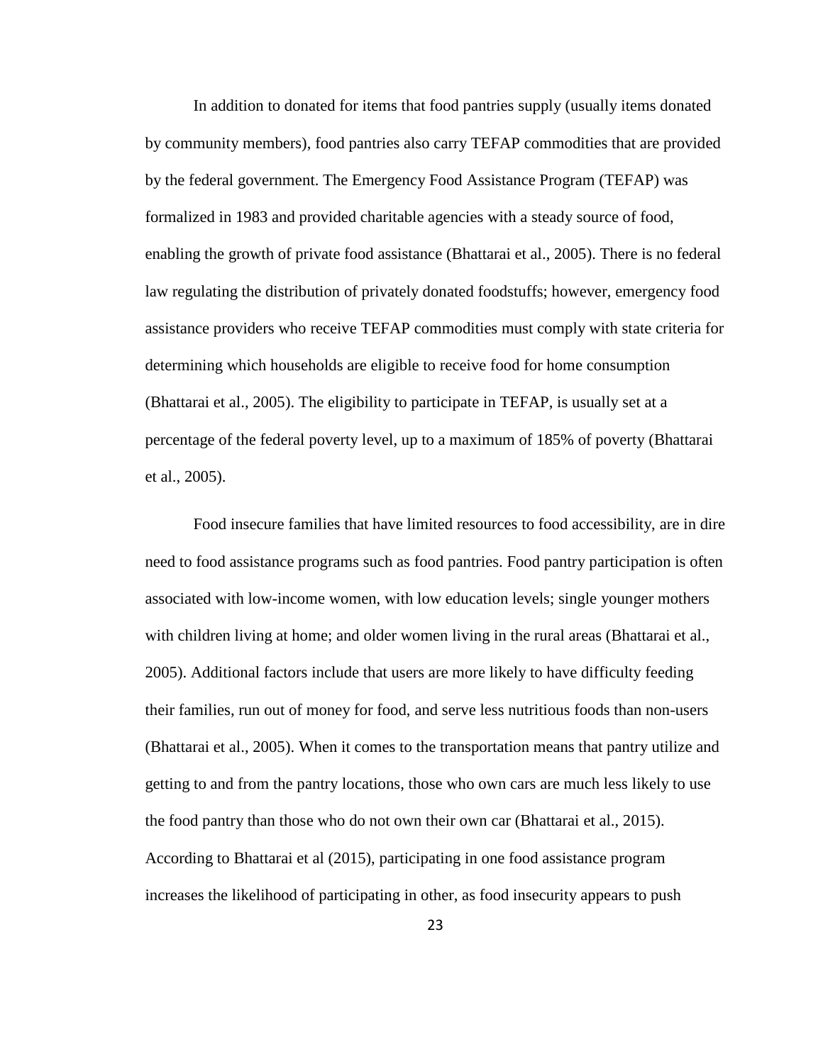In addition to donated for items that food pantries supply (usually items donated by community members), food pantries also carry TEFAP commodities that are provided by the federal government. The Emergency Food Assistance Program (TEFAP) was formalized in 1983 and provided charitable agencies with a steady source of food, enabling the growth of private food assistance (Bhattarai et al., 2005). There is no federal law regulating the distribution of privately donated foodstuffs; however, emergency food assistance providers who receive TEFAP commodities must comply with state criteria for determining which households are eligible to receive food for home consumption (Bhattarai et al., 2005). The eligibility to participate in TEFAP, is usually set at a percentage of the federal poverty level, up to a maximum of 185% of poverty (Bhattarai et al., 2005).

Food insecure families that have limited resources to food accessibility, are in dire need to food assistance programs such as food pantries. Food pantry participation is often associated with low-income women, with low education levels; single younger mothers with children living at home; and older women living in the rural areas (Bhattarai et al., 2005). Additional factors include that users are more likely to have difficulty feeding their families, run out of money for food, and serve less nutritious foods than non-users (Bhattarai et al., 2005). When it comes to the transportation means that pantry utilize and getting to and from the pantry locations, those who own cars are much less likely to use the food pantry than those who do not own their own car (Bhattarai et al., 2015). According to Bhattarai et al (2015), participating in one food assistance program increases the likelihood of participating in other, as food insecurity appears to push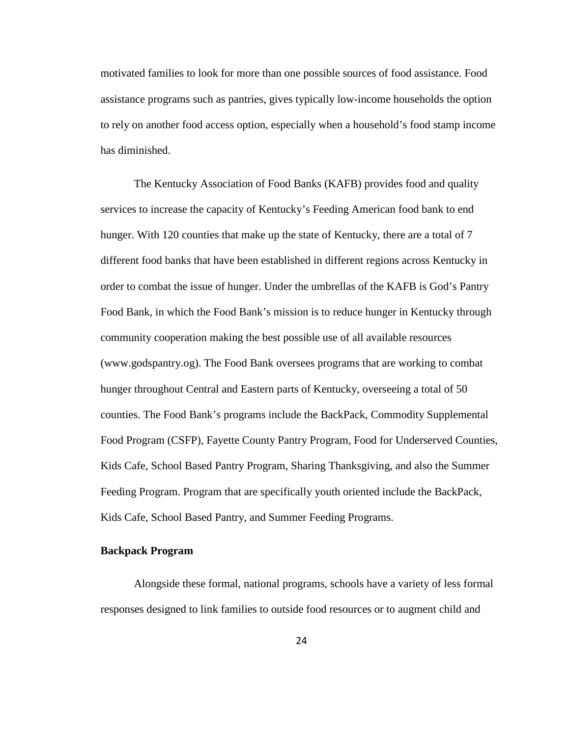motivated families to look for more than one possible sources of food assistance. Food assistance programs such as pantries, gives typically low-income households the option to rely on another food access option, especially when a household's food stamp income has diminished.

The Kentucky Association of Food Banks (KAFB) provides food and quality services to increase the capacity of Kentucky's Feeding American food bank to end hunger. With 120 counties that make up the state of Kentucky, there are a total of 7 different food banks that have been established in different regions across Kentucky in order to combat the issue of hunger. Under the umbrellas of the KAFB is God's Pantry Food Bank, in which the Food Bank's mission is to reduce hunger in Kentucky through community cooperation making the best possible use of all available resources (www.godspantry.og). The Food Bank oversees programs that are working to combat hunger throughout Central and Eastern parts of Kentucky, overseeing a total of 50 counties. The Food Bank's programs include the BackPack, Commodity Supplemental Food Program (CSFP), Fayette County Pantry Program, Food for Underserved Counties, Kids Cafe, School Based Pantry Program, Sharing Thanksgiving, and also the Summer Feeding Program. Program that are specifically youth oriented include the BackPack, Kids Cafe, School Based Pantry, and Summer Feeding Programs.

### Backpack Program

Alongside these formal, national programs, schools have a variety of less formal responses designed to link families to outside food resources or to augment child and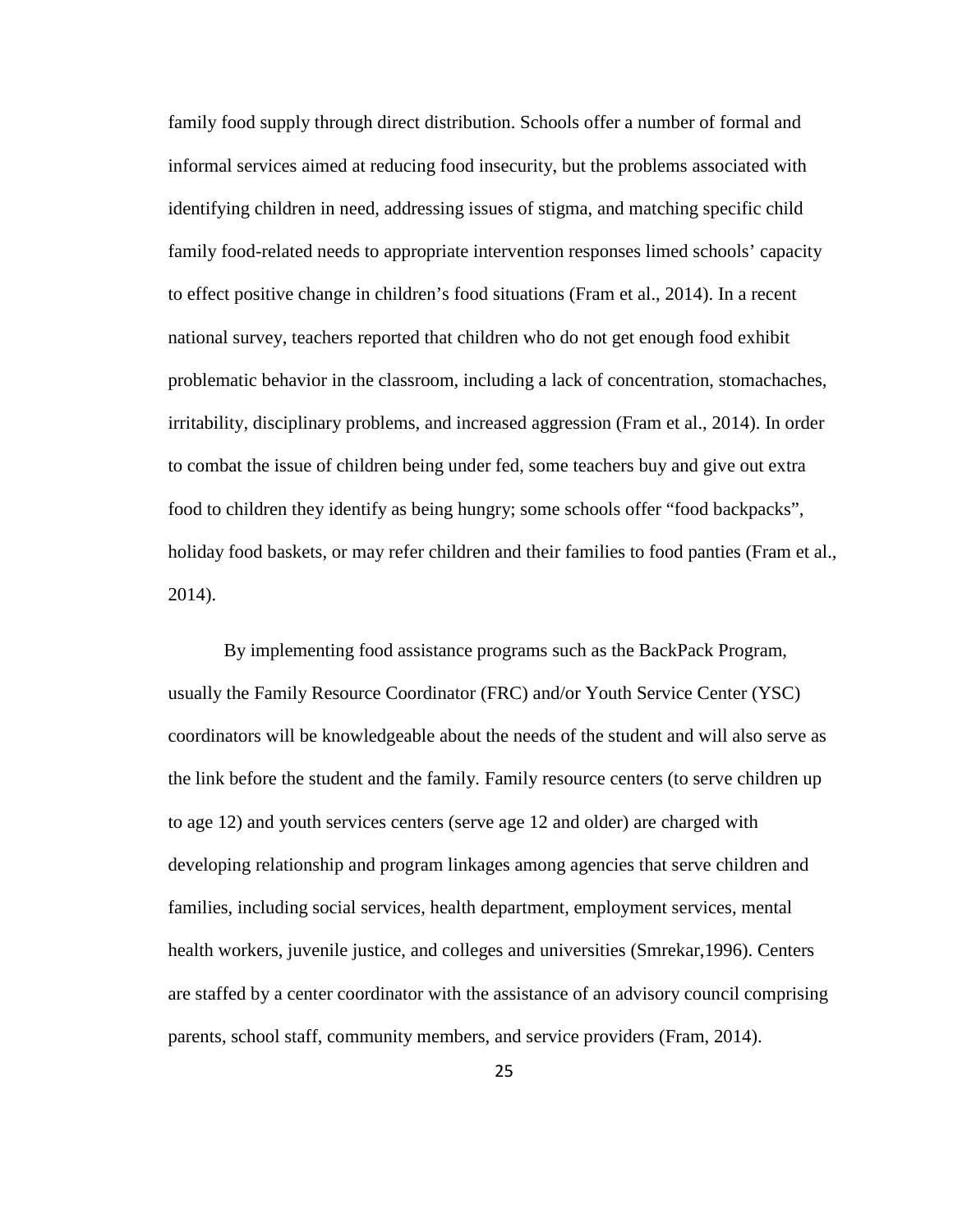family food supply through direct distribution. Schools offer a number of formal and informal services aimed at reducing food insecurity, but the problems associated with identifying children in need, addressing issues of stigma, and matching specific child family food-related needs to appropriate intervention responses limed schools' capacity to effect positive change in children's food situations (Fram et al., 2014). In a recent national survey, teachers reported that children who do not get enough food exhibit problematic behavior in the classroom, including a lack of concentration, stomachaches, irritability, disciplinary problems, and increased aggression (Fram et al., 2014). In order to combat the issue of children being under fed, some teachers buy and give out extra food to children they identify as being hungry; some schools offer "food backpacks", holiday food baskets, or may refer children and their families to food panties (Fram et al., 2014).

By implementing food assistance programs such as the BackPack Program, usually the Family Resource Coordinator (FRC) and/or Youth Service Center (YSC) coordinators will be knowledgeable about the needs of the student and will also serve as the link before the student and the family. Family resource centers (to serve children up to age 12) and youth services centers (serve age 12 and older) are charged with developing relationship and program linkages among agencies that serve children and families, including social services, health department, employment services, mental health workers, juvenile justice, and colleges and universities (Smrekar,1996). Centers are staffed by a center coordinator with the assistance of an advisory council comprising parents, school staff, community members, and service providers (Fram, 2014).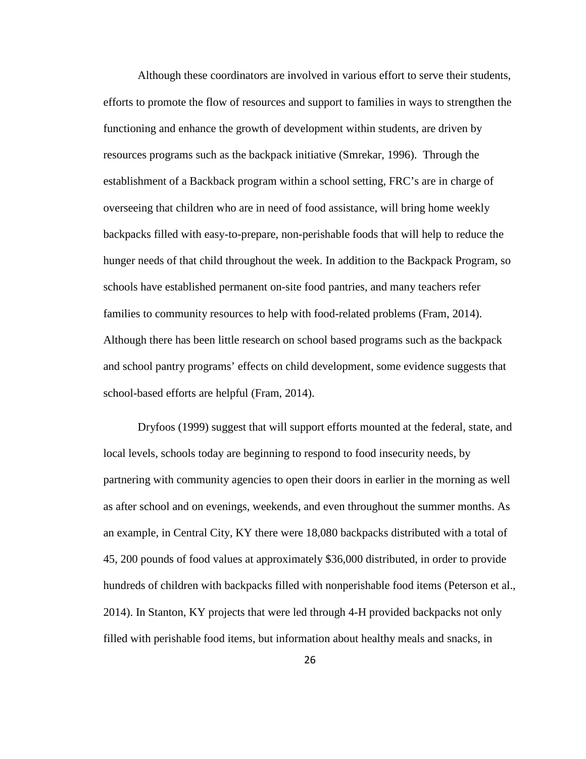Although these coordinators are involved in various effort to serve their students, efforts to promote the flow of resources and support to families in ways to strengthen the functioning and enhance the growth of development within students, are driven by resources programs such as the backpack initiative (Smrekar, 1996).  Through the establishment of a Backback program within a school setting, FRC's are in charge of overseeing that children who are in need of food assistance, will bring home weekly backpacks filled with easy-to-prepare, non-perishable foods that will help to reduce the hunger needs of that child throughout the week. In addition to the Backpack Program, so schools have established permanent on-site food pantries, and many teachers refer families to community resources to help with food-related problems (Fram, 2014). Although there has been little research on school based programs such as the backpack and school pantry programs' effects on child development, some evidence suggests that school-based efforts are helpful (Fram, 2014).

Dryfoos (1999) suggest that will support efforts mounted at the federal, state, and local levels, schools today are beginning to respond to food insecurity needs, by partnering with community agencies to open their doors in earlier in the morning as well as after school and on evenings, weekends, and even throughout the summer months. As an example, in Central City, KY there were 18,080 backpacks distributed with a total of 45, 200 pounds of food values at approximately $36,000 distributed, in order to provide hundreds of children with backpacks filled with nonperishable food items (Peterson et al., 2014). In Stanton, KY projects that were led through 4-H provided backpacks not only filled with perishable food items, but information about healthy meals and snacks, in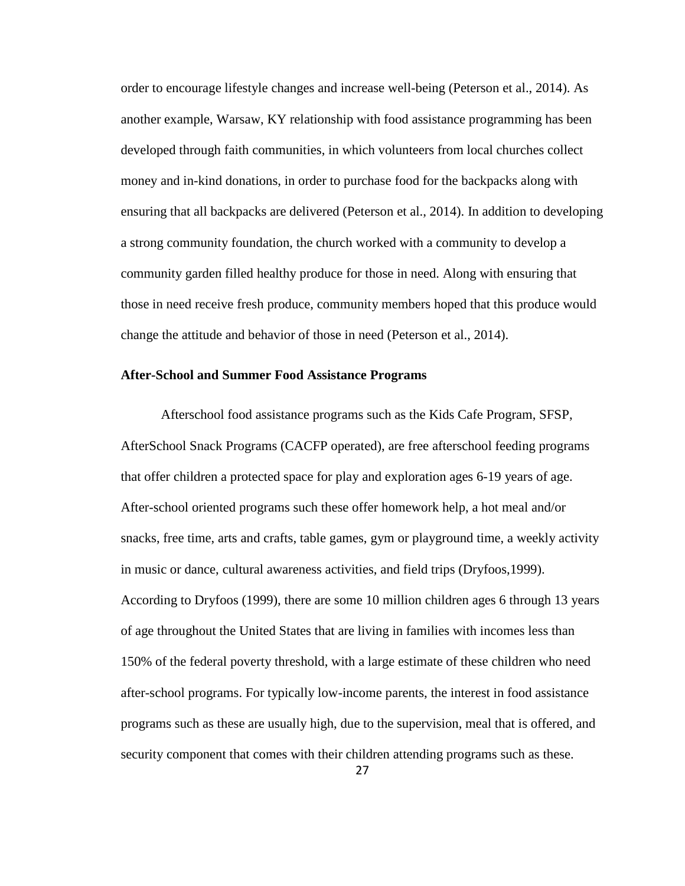order to encourage lifestyle changes and increase well-being (Peterson et al., 2014). As another example, Warsaw, KY relationship with food assistance programming has been developed through faith communities, in which volunteers from local churches collect money and in-kind donations, in order to purchase food for the backpacks along with ensuring that all backpacks are delivered (Peterson et al., 2014). In addition to developing a strong community foundation, the church worked with a community to develop a community garden filled healthy produce for those in need. Along with ensuring that those in need receive fresh produce, community members hoped that this produce would change the attitude and behavior of those in need (Peterson et al., 2014).

**After-School and Summer Food Assistance Programs**

Afterschool food assistance programs such as the Kids Cafe Program, SFSP, AfterSchool Snack Programs (CACFP operated), are free afterschool feeding programs that offer children a protected space for play and exploration ages 6-19 years of age. After-school oriented programs such these offer homework help, a hot meal and/or snacks, free time, arts and crafts, table games, gym or playground time, a weekly activity in music or dance, cultural awareness activities, and field trips (Dryfoos,1999). According to Dryfoos (1999), there are some 10 million children ages 6 through 13 years of age throughout the United States that are living in families with incomes less than 150% of the federal poverty threshold, with a large estimate of these children who need after-school programs. For typically low-income parents, the interest in food assistance programs such as these are usually high, due to the supervision, meal that is offered, and security component that comes with their children attending programs such as these.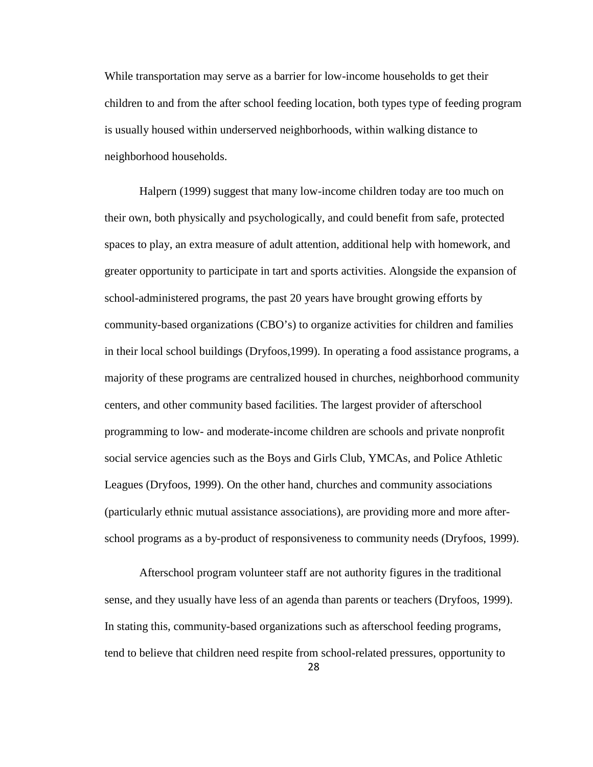While transportation may serve as a barrier for low-income households to get their children to and from the after school feeding location, both types type of feeding program is usually housed within underserved neighborhoods, within walking distance to neighborhood households.

Halpern (1999) suggest that many low-income children today are too much on their own, both physically and psychologically, and could benefit from safe, protected spaces to play, an extra measure of adult attention, additional help with homework, and greater opportunity to participate in tart and sports activities. Alongside the expansion of school-administered programs, the past 20 years have brought growing efforts by community-based organizations (CBO's) to organize activities for children and families in their local school buildings (Dryfoos,1999). In operating a food assistance programs, a majority of these programs are centralized housed in churches, neighborhood community centers, and other community based facilities. The largest provider of afterschool programming to low- and moderate-income children are schools and private nonprofit social service agencies such as the Boys and Girls Club, YMCAs, and Police Athletic Leagues (Dryfoos, 1999). On the other hand, churches and community associations (particularly ethnic mutual assistance associations), are providing more and more after-school programs as a by-product of responsiveness to community needs (Dryfoos, 1999).

Afterschool program volunteer staff are not authority figures in the traditional sense, and they usually have less of an agenda than parents or teachers (Dryfoos, 1999). In stating this, community-based organizations such as afterschool feeding programs, tend to believe that children need respite from school-related pressures, opportunity to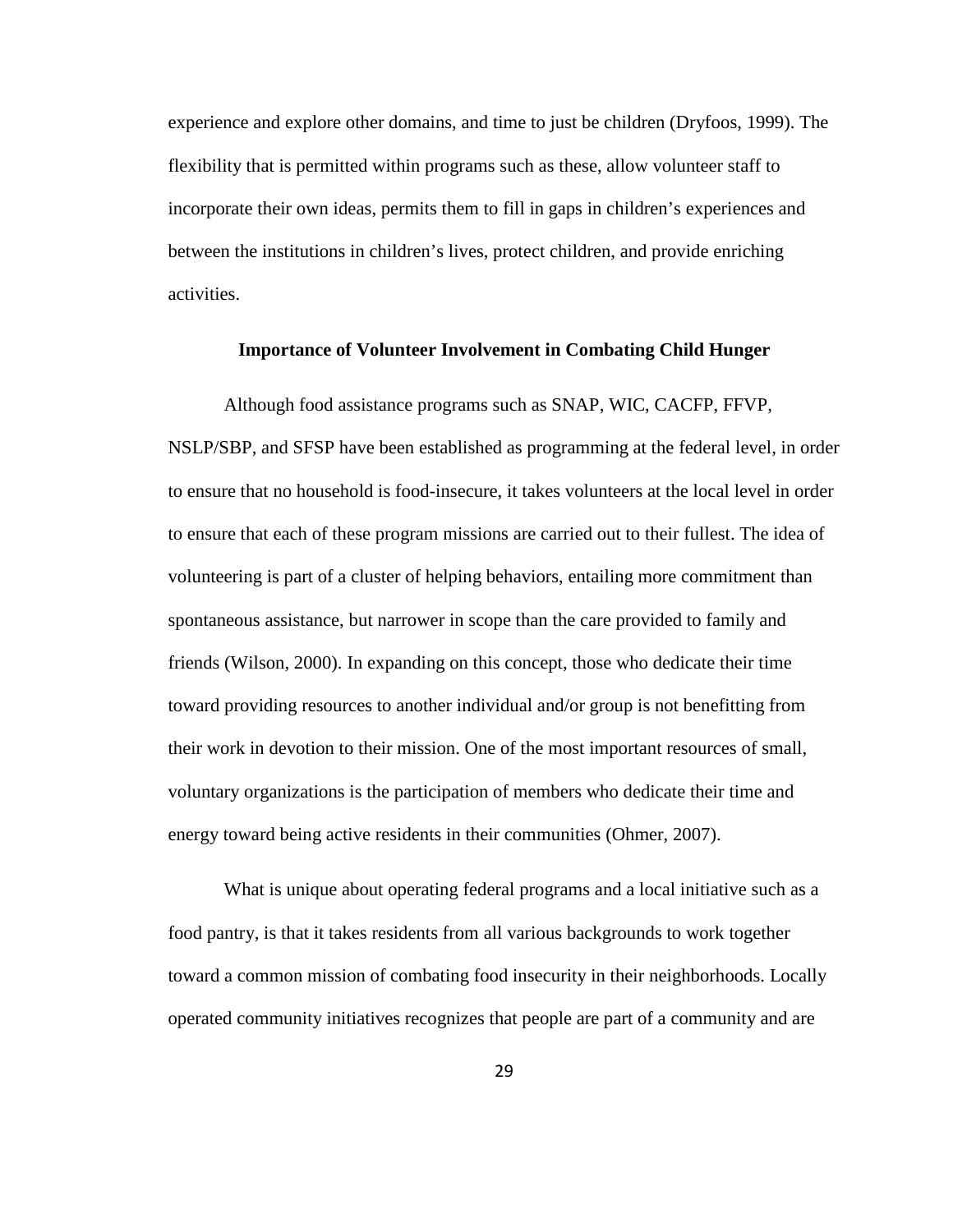experience and explore other domains, and time to just be children (Dryfoos, 1999). The flexibility that is permitted within programs such as these, allow volunteer staff to incorporate their own ideas, permits them to fill in gaps in children's experiences and between the institutions in children's lives, protect children, and provide enriching activities.

## Importance of Volunteer Involvement in Combating Child Hunger

Although food assistance programs such as SNAP, WIC, CACFP, FFVP, NSLP/SBP, and SFSP have been established as programming at the federal level, in order to ensure that no household is food-insecure, it takes volunteers at the local level in order to ensure that each of these program missions are carried out to their fullest. The idea of volunteering is part of a cluster of helping behaviors, entailing more commitment than spontaneous assistance, but narrower in scope than the care provided to family and friends (Wilson, 2000). In expanding on this concept, those who dedicate their time toward providing resources to another individual and/or group is not benefitting from their work in devotion to their mission. One of the most important resources of small, voluntary organizations is the participation of members who dedicate their time and energy toward being active residents in their communities (Ohmer, 2007).

What is unique about operating federal programs and a local initiative such as a food pantry, is that it takes residents from all various backgrounds to work together toward a common mission of combating food insecurity in their neighborhoods. Locally operated community initiatives recognizes that people are part of a community and are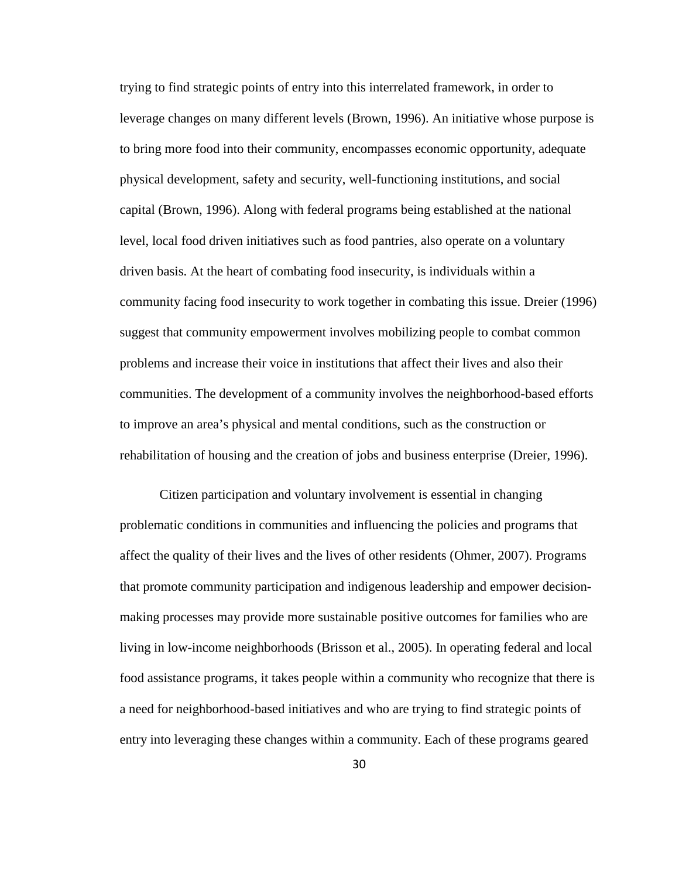trying to find strategic points of entry into this interrelated framework, in order to leverage changes on many different levels (Brown, 1996). An initiative whose purpose is to bring more food into their community, encompasses economic opportunity, adequate physical development, safety and security, well-functioning institutions, and social capital (Brown, 1996). Along with federal programs being established at the national level, local food driven initiatives such as food pantries, also operate on a voluntary driven basis. At the heart of combating food insecurity, is individuals within a community facing food insecurity to work together in combating this issue. Dreier (1996) suggest that community empowerment involves mobilizing people to combat common problems and increase their voice in institutions that affect their lives and also their communities. The development of a community involves the neighborhood-based efforts to improve an area's physical and mental conditions, such as the construction or rehabilitation of housing and the creation of jobs and business enterprise (Dreier, 1996).

Citizen participation and voluntary involvement is essential in changing problematic conditions in communities and influencing the policies and programs that affect the quality of their lives and the lives of other residents (Ohmer, 2007). Programs that promote community participation and indigenous leadership and empower decision-making processes may provide more sustainable positive outcomes for families who are living in low-income neighborhoods (Brisson et al., 2005). In operating federal and local food assistance programs, it takes people within a community who recognize that there is a need for neighborhood-based initiatives and who are trying to find strategic points of entry into leveraging these changes within a community. Each of these programs geared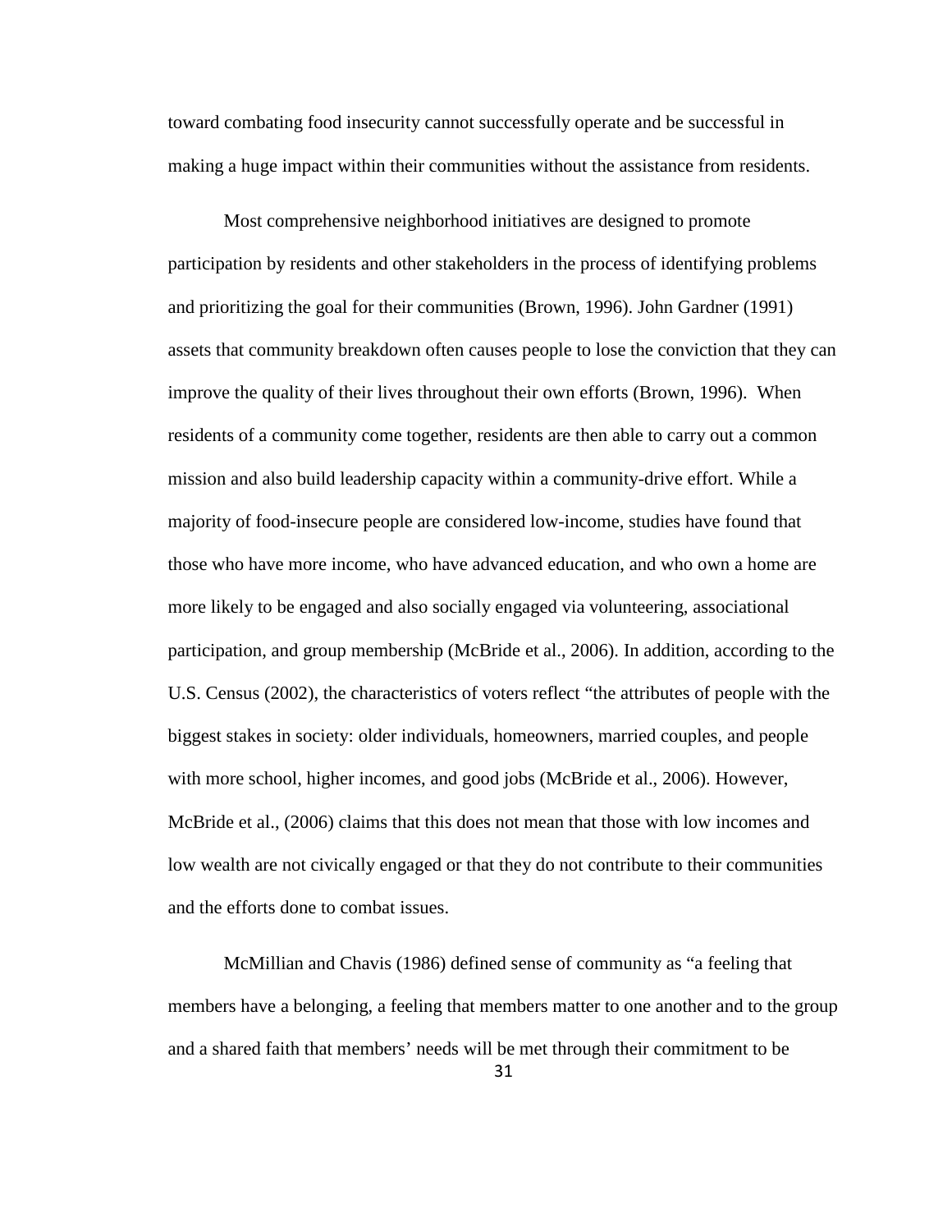toward combating food insecurity cannot successfully operate and be successful in making a huge impact within their communities without the assistance from residents.

Most comprehensive neighborhood initiatives are designed to promote participation by residents and other stakeholders in the process of identifying problems and prioritizing the goal for their communities (Brown, 1996). John Gardner (1991) assets that community breakdown often causes people to lose the conviction that they can improve the quality of their lives throughout their own efforts (Brown, 1996). When residents of a community come together, residents are then able to carry out a common mission and also build leadership capacity within a community-drive effort. While a majority of food-insecure people are considered low-income, studies have found that those who have more income, who have advanced education, and who own a home are more likely to be engaged and also socially engaged via volunteering, associational participation, and group membership (McBride et al., 2006). In addition, according to the U.S. Census (2002), the characteristics of voters reflect "the attributes of people with the biggest stakes in society: older individuals, homeowners, married couples, and people with more school, higher incomes, and good jobs (McBride et al., 2006). However, McBride et al., (2006) claims that this does not mean that those with low incomes and low wealth are not civically engaged or that they do not contribute to their communities and the efforts done to combat issues.

McMillian and Chavis (1986) defined sense of community as "a feeling that members have a belonging, a feeling that members matter to one another and to the group and a shared faith that members' needs will be met through their commitment to be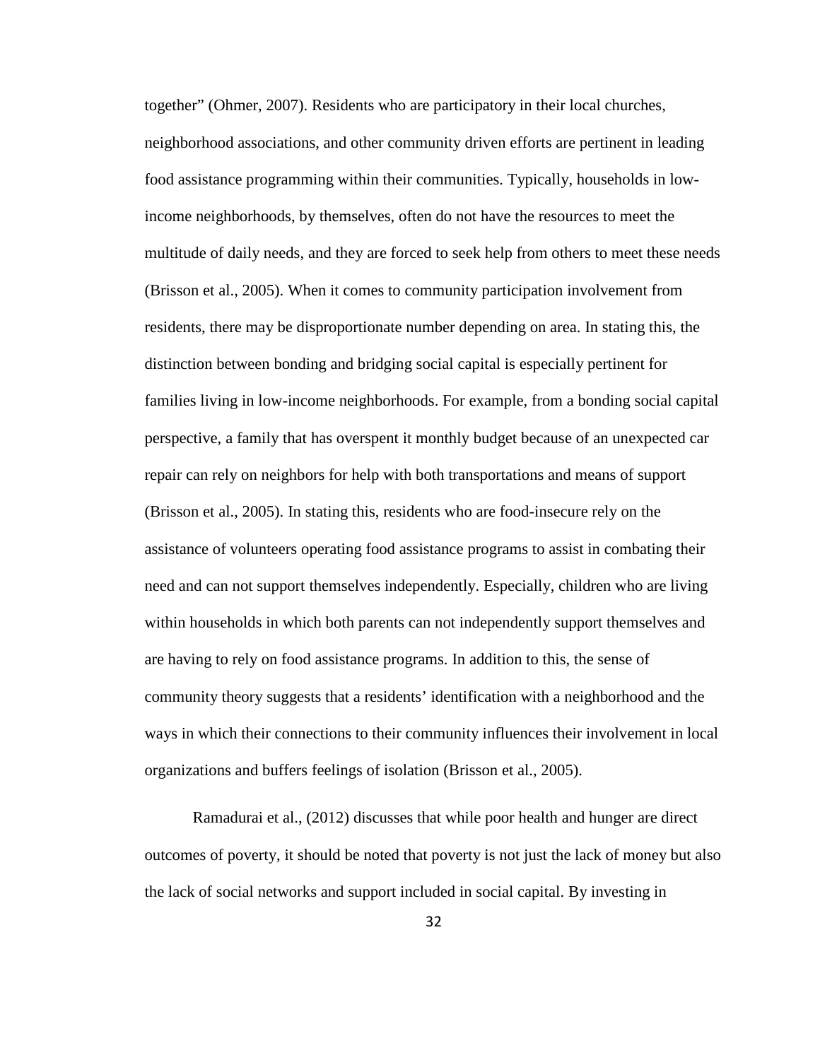together" (Ohmer, 2007). Residents who are participatory in their local churches, neighborhood associations, and other community driven efforts are pertinent in leading food assistance programming within their communities. Typically, households in low-income neighborhoods, by themselves, often do not have the resources to meet the multitude of daily needs, and they are forced to seek help from others to meet these needs (Brisson et al., 2005). When it comes to community participation involvement from residents, there may be disproportionate number depending on area. In stating this, the distinction between bonding and bridging social capital is especially pertinent for families living in low-income neighborhoods. For example, from a bonding social capital perspective, a family that has overspent it monthly budget because of an unexpected car repair can rely on neighbors for help with both transportations and means of support (Brisson et al., 2005). In stating this, residents who are food-insecure rely on the assistance of volunteers operating food assistance programs to assist in combating their need and can not support themselves independently. Especially, children who are living within households in which both parents can not independently support themselves and are having to rely on food assistance programs. In addition to this, the sense of community theory suggests that a residents' identification with a neighborhood and the ways in which their connections to their community influences their involvement in local organizations and buffers feelings of isolation (Brisson et al., 2005).

Ramadurai et al., (2012) discusses that while poor health and hunger are direct outcomes of poverty, it should be noted that poverty is not just the lack of money but also the lack of social networks and support included in social capital. By investing in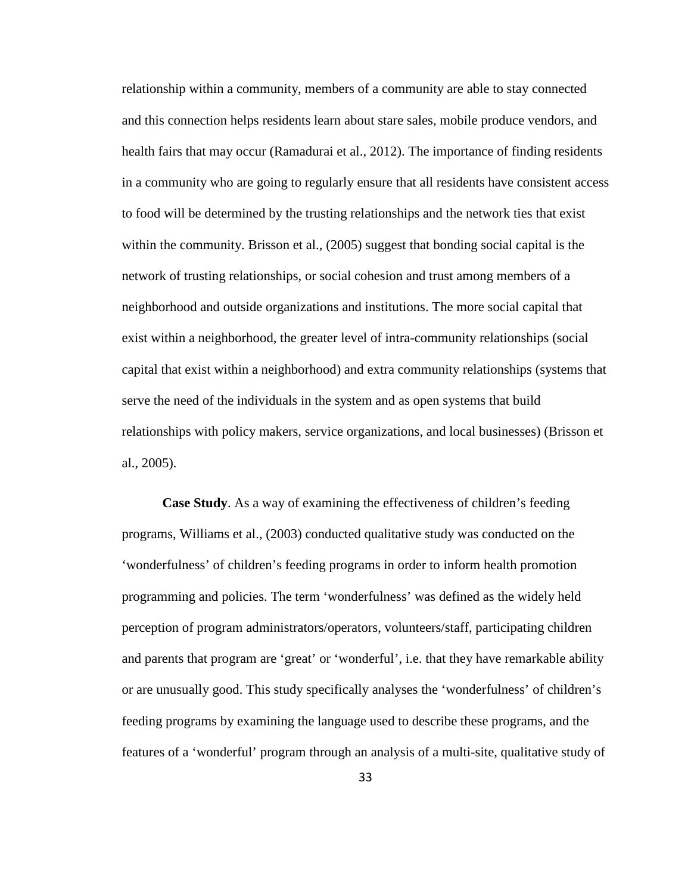relationship within a community, members of a community are able to stay connected and this connection helps residents learn about stare sales, mobile produce vendors, and health fairs that may occur (Ramadurai et al., 2012). The importance of finding residents in a community who are going to regularly ensure that all residents have consistent access to food will be determined by the trusting relationships and the network ties that exist within the community. Brisson et al., (2005) suggest that bonding social capital is the network of trusting relationships, or social cohesion and trust among members of a neighborhood and outside organizations and institutions. The more social capital that exist within a neighborhood, the greater level of intra-community relationships (social capital that exist within a neighborhood) and extra community relationships (systems that serve the need of the individuals in the system and as open systems that build relationships with policy makers, service organizations, and local businesses) (Brisson et al., 2005).

**Case Study**. As a way of examining the effectiveness of children's feeding programs, Williams et al., (2003) conducted qualitative study was conducted on the 'wonderfulness' of children's feeding programs in order to inform health promotion programming and policies. The term 'wonderfulness' was defined as the widely held perception of program administrators/operators, volunteers/staff, participating children and parents that program are 'great' or 'wonderful', i.e. that they have remarkable ability or are unusually good. This study specifically analyses the 'wonderfulness' of children's feeding programs by examining the language used to describe these programs, and the features of a 'wonderful' program through an analysis of a multi-site, qualitative study of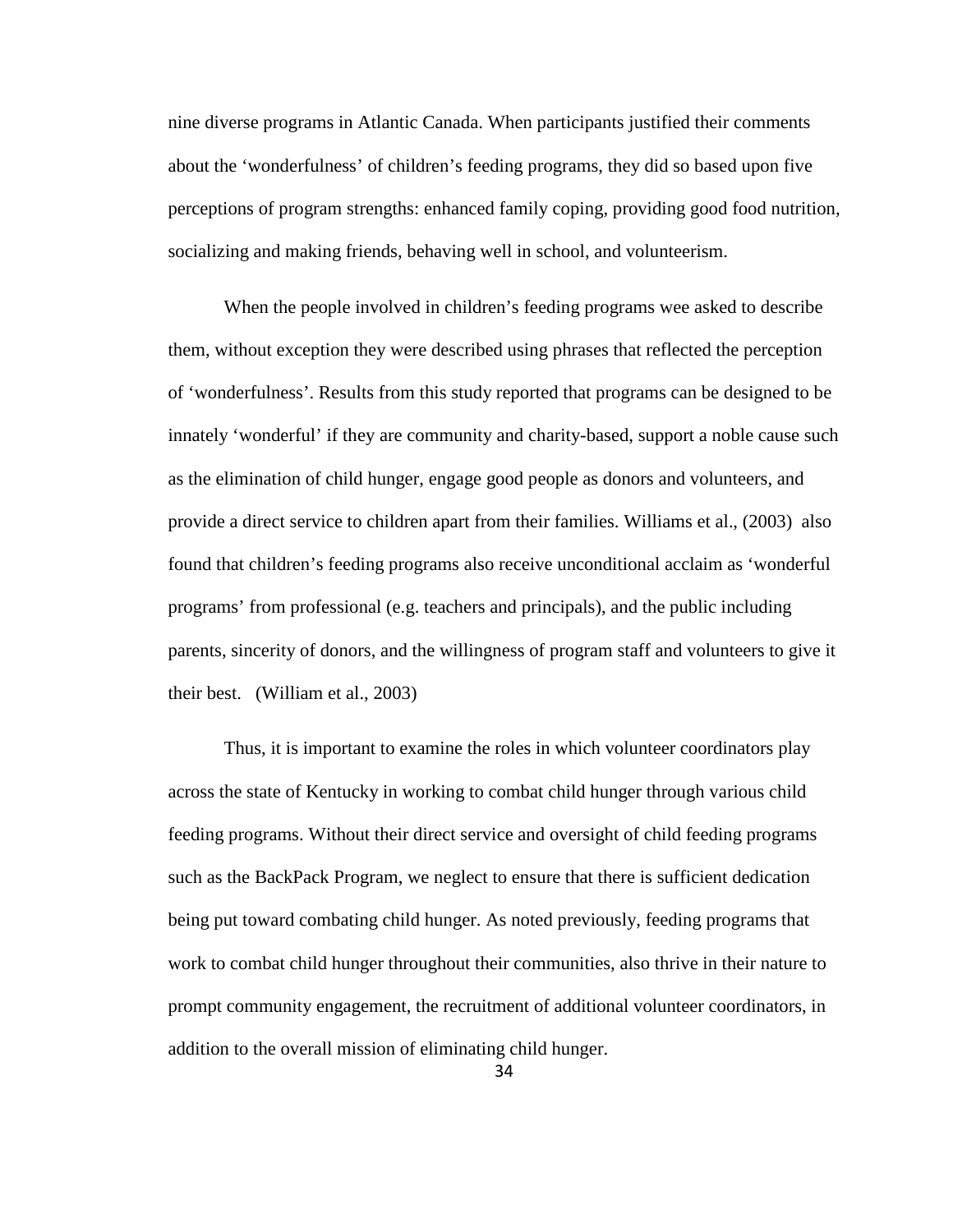nine diverse programs in Atlantic Canada. When participants justified their comments about the 'wonderfulness' of children's feeding programs, they did so based upon five perceptions of program strengths: enhanced family coping, providing good food nutrition, socializing and making friends, behaving well in school, and volunteerism.

When the people involved in children's feeding programs wee asked to describe them, without exception they were described using phrases that reflected the perception of 'wonderfulness'. Results from this study reported that programs can be designed to be innately 'wonderful' if they are community and charity-based, support a noble cause such as the elimination of child hunger, engage good people as donors and volunteers, and provide a direct service to children apart from their families. Williams et al., (2003) also found that children's feeding programs also receive unconditional acclaim as 'wonderful programs' from professional (e.g. teachers and principals), and the public including parents, sincerity of donors, and the willingness of program staff and volunteers to give it their best. (William et al., 2003)

Thus, it is important to examine the roles in which volunteer coordinators play across the state of Kentucky in working to combat child hunger through various child feeding programs. Without their direct service and oversight of child feeding programs such as the BackPack Program, we neglect to ensure that there is sufficient dedication being put toward combating child hunger. As noted previously, feeding programs that work to combat child hunger throughout their communities, also thrive in their nature to prompt community engagement, the recruitment of additional volunteer coordinators, in addition to the overall mission of eliminating child hunger.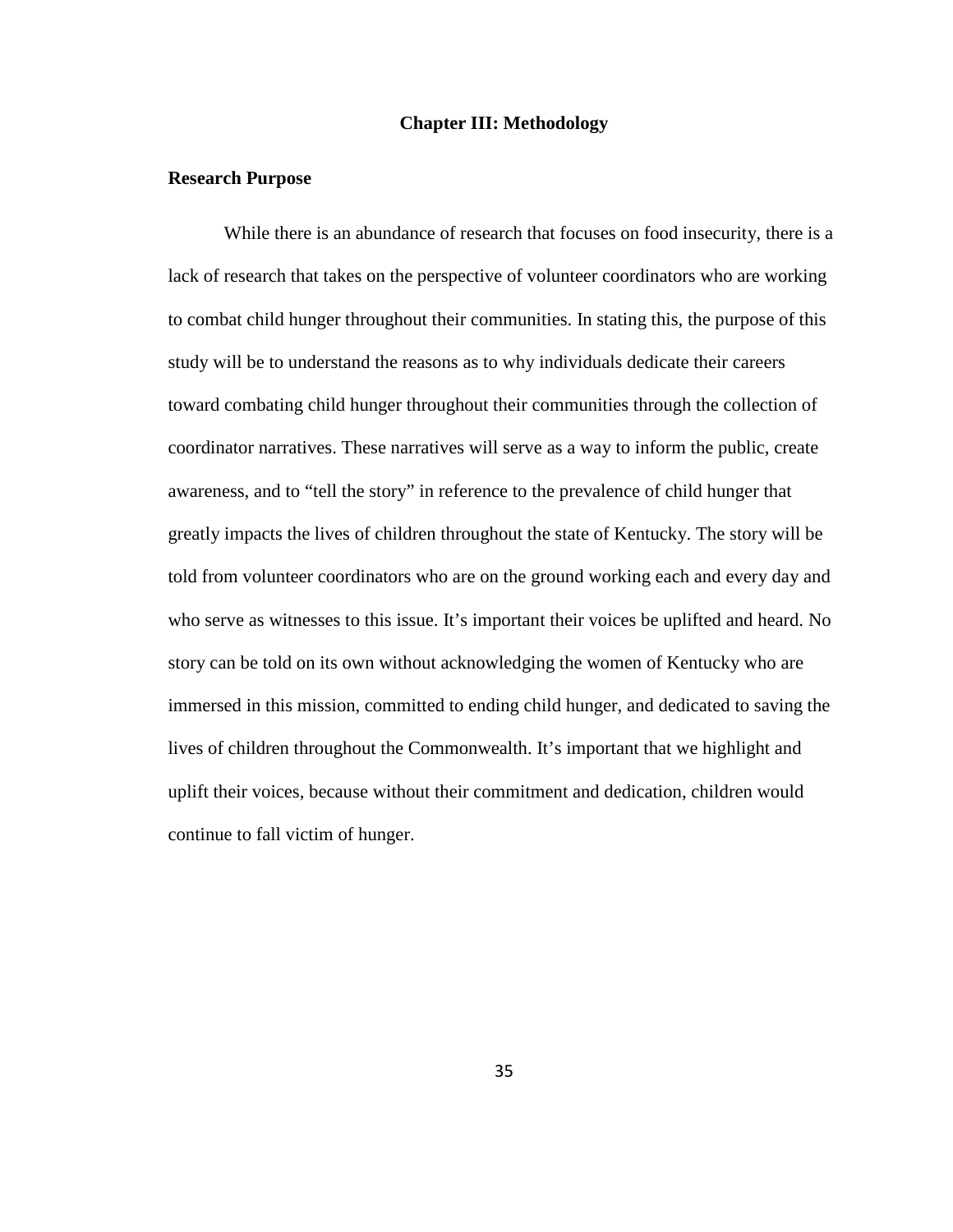# Chapter III: Methodology

## Research Purpose

While there is an abundance of research that focuses on food insecurity, there is a lack of research that takes on the perspective of volunteer coordinators who are working to combat child hunger throughout their communities. In stating this, the purpose of this study will be to understand the reasons as to why individuals dedicate their careers toward combating child hunger throughout their communities through the collection of coordinator narratives. These narratives will serve as a way to inform the public, create awareness, and to "tell the story" in reference to the prevalence of child hunger that greatly impacts the lives of children throughout the state of Kentucky. The story will be told from volunteer coordinators who are on the ground working each and every day and who serve as witnesses to this issue. It's important their voices be uplifted and heard. No story can be told on its own without acknowledging the women of Kentucky who are immersed in this mission, committed to ending child hunger, and dedicated to saving the lives of children throughout the Commonwealth. It's important that we highlight and uplift their voices, because without their commitment and dedication, children would continue to fall victim of hunger.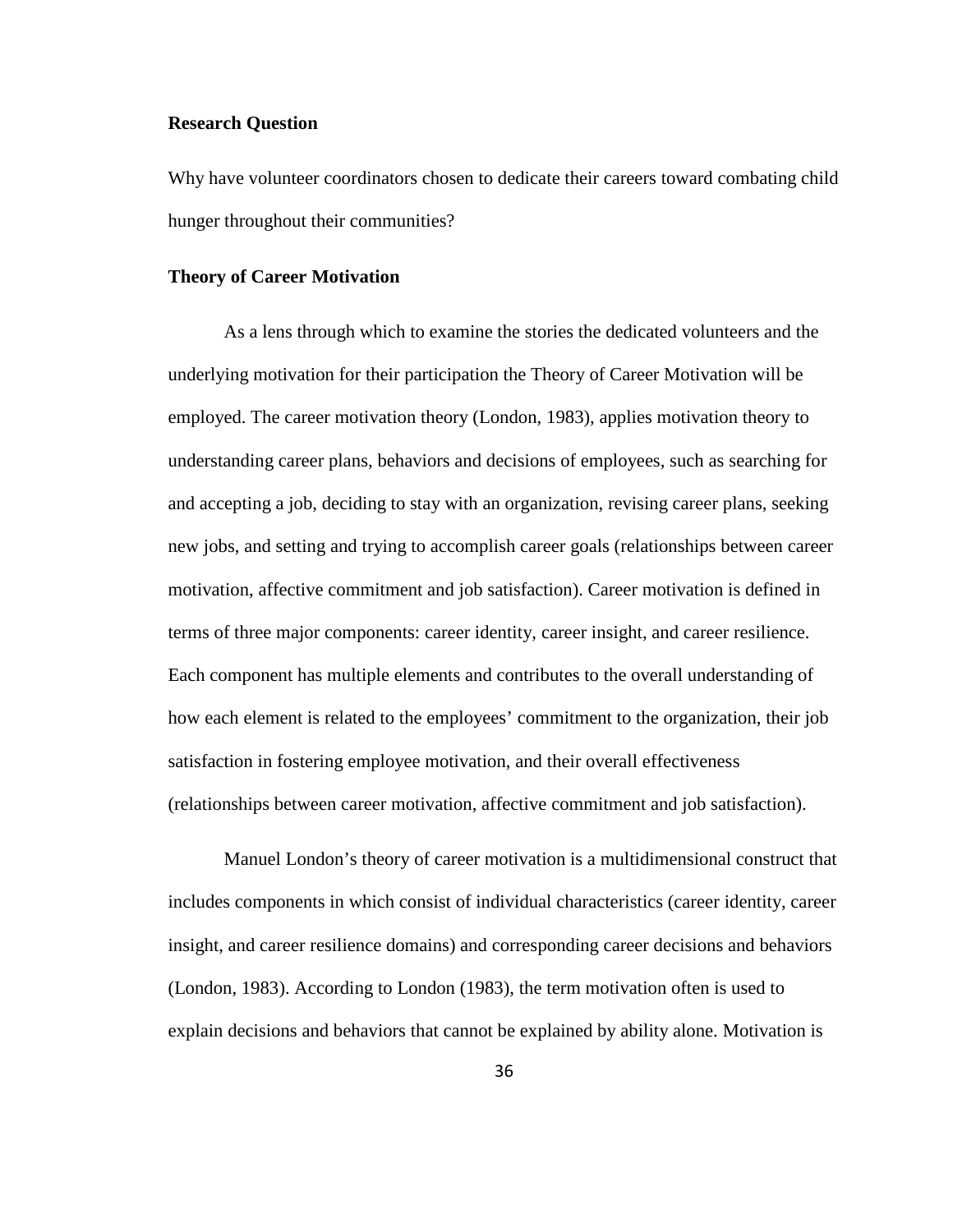**Research Question**

Why have volunteer coordinators chosen to dedicate their careers toward combating child hunger throughout their communities?

**Theory of Career Motivation**

As a lens through which to examine the stories the dedicated volunteers and the underlying motivation for their participation the Theory of Career Motivation will be employed. The career motivation theory (London, 1983), applies motivation theory to understanding career plans, behaviors and decisions of employees, such as searching for and accepting a job, deciding to stay with an organization, revising career plans, seeking new jobs, and setting and trying to accomplish career goals (relationships between career motivation, affective commitment and job satisfaction). Career motivation is defined in terms of three major components: career identity, career insight, and career resilience. Each component has multiple elements and contributes to the overall understanding of how each element is related to the employees' commitment to the organization, their job satisfaction in fostering employee motivation, and their overall effectiveness (relationships between career motivation, affective commitment and job satisfaction).

Manuel London's theory of career motivation is a multidimensional construct that includes components in which consist of individual characteristics (career identity, career insight, and career resilience domains) and corresponding career decisions and behaviors (London, 1983). According to London (1983), the term motivation often is used to explain decisions and behaviors that cannot be explained by ability alone. Motivation is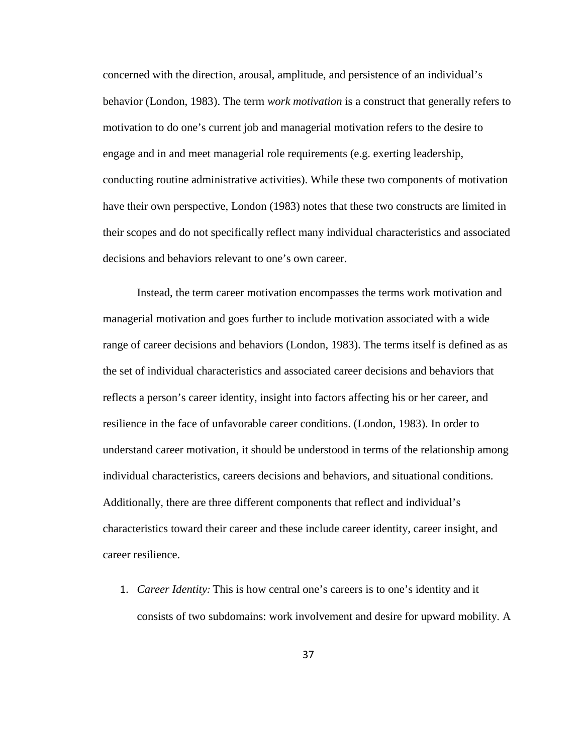concerned with the direction, arousal, amplitude, and persistence of an individual's behavior (London, 1983). The term *work motivation* is a construct that generally refers to motivation to do one's current job and managerial motivation refers to the desire to engage and in and meet managerial role requirements (e.g. exerting leadership, conducting routine administrative activities). While these two components of motivation have their own perspective, London (1983) notes that these two constructs are limited in their scopes and do not specifically reflect many individual characteristics and associated decisions and behaviors relevant to one's own career.

Instead, the term career motivation encompasses the terms work motivation and managerial motivation and goes further to include motivation associated with a wide range of career decisions and behaviors (London, 1983). The terms itself is defined as as the set of individual characteristics and associated career decisions and behaviors that reflects a person's career identity, insight into factors affecting his or her career, and resilience in the face of unfavorable career conditions. (London, 1983). In order to understand career motivation, it should be understood in terms of the relationship among individual characteristics, careers decisions and behaviors, and situational conditions. Additionally, there are three different components that reflect and individual's characteristics toward their career and these include career identity, career insight, and career resilience.

1. *Career Identity:* This is how central one's careers is to one's identity and it consists of two subdomains: work involvement and desire for upward mobility. A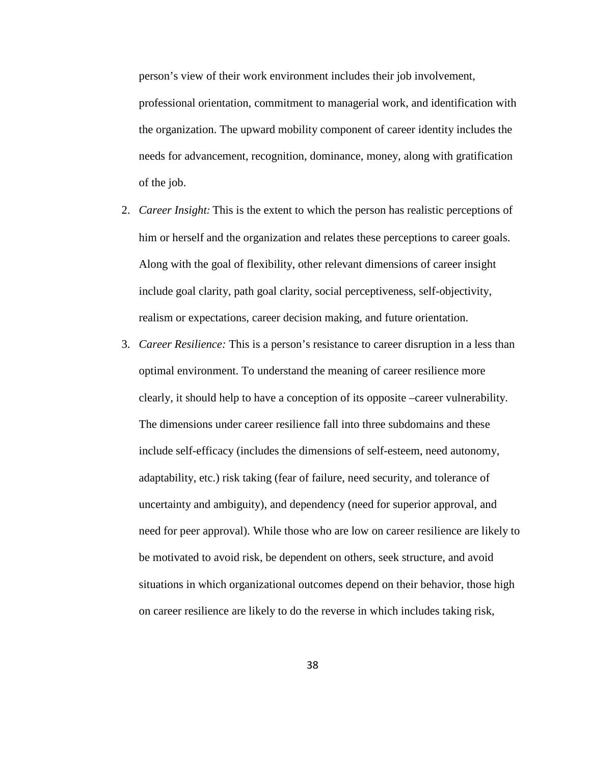person's view of their work environment includes their job involvement, professional orientation, commitment to managerial work, and identification with the organization. The upward mobility component of career identity includes the needs for advancement, recognition, dominance, money, along with gratification of the job.

2. *Career Insight:* This is the extent to which the person has realistic perceptions of him or herself and the organization and relates these perceptions to career goals. Along with the goal of flexibility, other relevant dimensions of career insight include goal clarity, path goal clarity, social perceptiveness, self-objectivity, realism or expectations, career decision making, and future orientation.
3. *Career Resilience:* This is a person's resistance to career disruption in a less than optimal environment. To understand the meaning of career resilience more clearly, it should help to have a conception of its opposite –career vulnerability. The dimensions under career resilience fall into three subdomains and these include self-efficacy (includes the dimensions of self-esteem, need autonomy, adaptability, etc.) risk taking (fear of failure, need security, and tolerance of uncertainty and ambiguity), and dependency (need for superior approval, and need for peer approval). While those who are low on career resilience are likely to be motivated to avoid risk, be dependent on others, seek structure, and avoid situations in which organizational outcomes depend on their behavior, those high on career resilience are likely to do the reverse in which includes taking risk,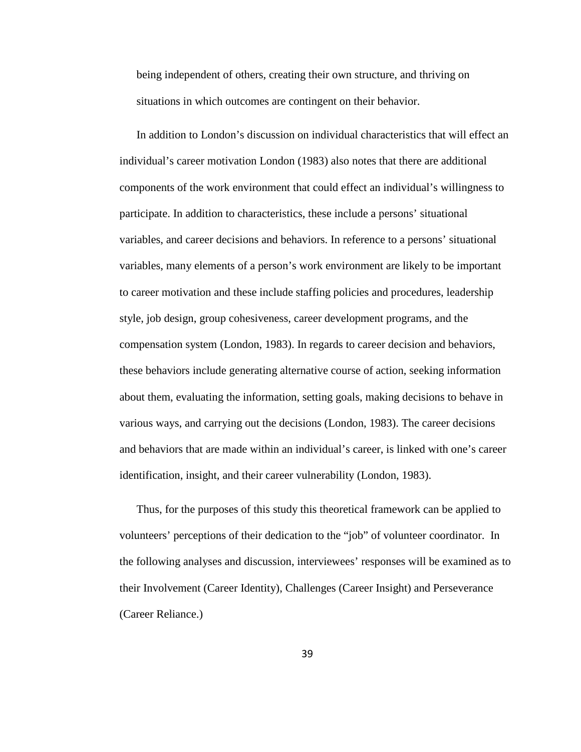being independent of others, creating their own structure, and thriving on situations in which outcomes are contingent on their behavior.

In addition to London's discussion on individual characteristics that will effect an individual's career motivation London (1983) also notes that there are additional components of the work environment that could effect an individual's willingness to participate. In addition to characteristics, these include a persons' situational variables, and career decisions and behaviors. In reference to a persons' situational variables, many elements of a person's work environment are likely to be important to career motivation and these include staffing policies and procedures, leadership style, job design, group cohesiveness, career development programs, and the compensation system (London, 1983). In regards to career decision and behaviors, these behaviors include generating alternative course of action, seeking information about them, evaluating the information, setting goals, making decisions to behave in various ways, and carrying out the decisions (London, 1983). The career decisions and behaviors that are made within an individual's career, is linked with one's career identification, insight, and their career vulnerability (London, 1983).

Thus, for the purposes of this study this theoretical framework can be applied to volunteers' perceptions of their dedication to the "job" of volunteer coordinator. In the following analyses and discussion, interviewees' responses will be examined as to their Involvement (Career Identity), Challenges (Career Insight) and Perseverance (Career Reliance.)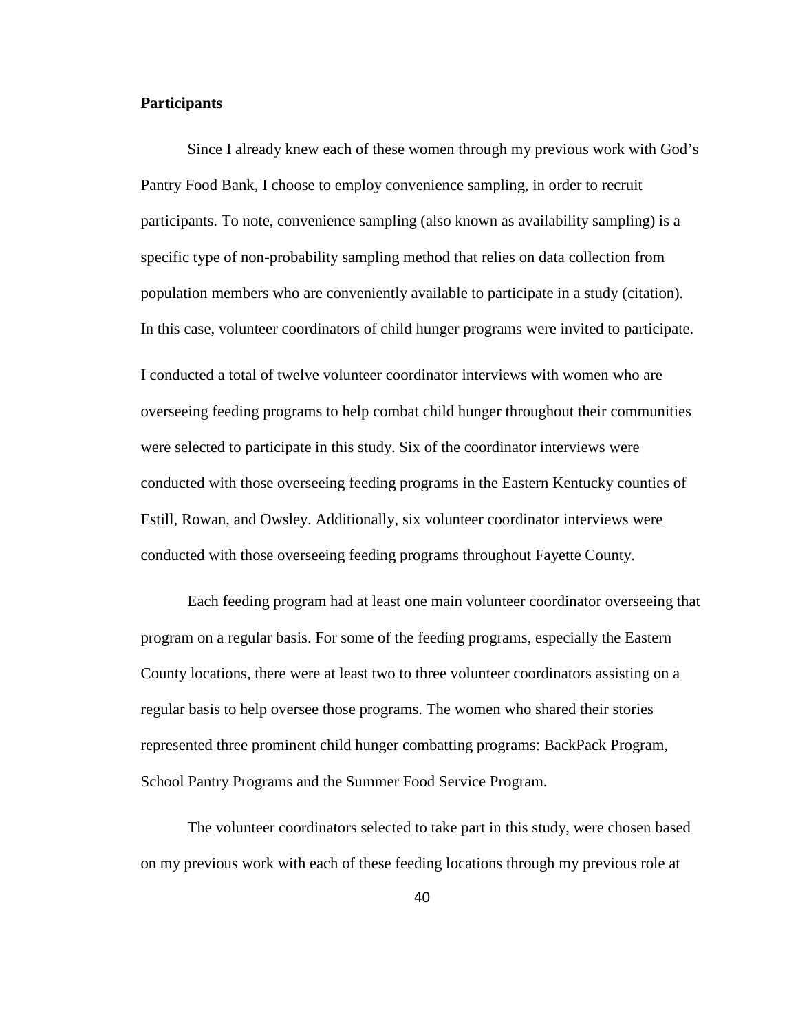**Participants**

Since I already knew each of these women through my previous work with God's Pantry Food Bank, I choose to employ convenience sampling, in order to recruit participants. To note, convenience sampling (also known as availability sampling) is a specific type of non-probability sampling method that relies on data collection from population members who are conveniently available to participate in a study (citation). In this case, volunteer coordinators of child hunger programs were invited to participate.

I conducted a total of twelve volunteer coordinator interviews with women who are overseeing feeding programs to help combat child hunger throughout their communities were selected to participate in this study. Six of the coordinator interviews were conducted with those overseeing feeding programs in the Eastern Kentucky counties of Estill, Rowan, and Owsley. Additionally, six volunteer coordinator interviews were conducted with those overseeing feeding programs throughout Fayette County.

Each feeding program had at least one main volunteer coordinator overseeing that program on a regular basis. For some of the feeding programs, especially the Eastern County locations, there were at least two to three volunteer coordinators assisting on a regular basis to help oversee those programs. The women who shared their stories represented three prominent child hunger combatting programs: BackPack Program, School Pantry Programs and the Summer Food Service Program.

The volunteer coordinators selected to take part in this study, were chosen based on my previous work with each of these feeding locations through my previous role at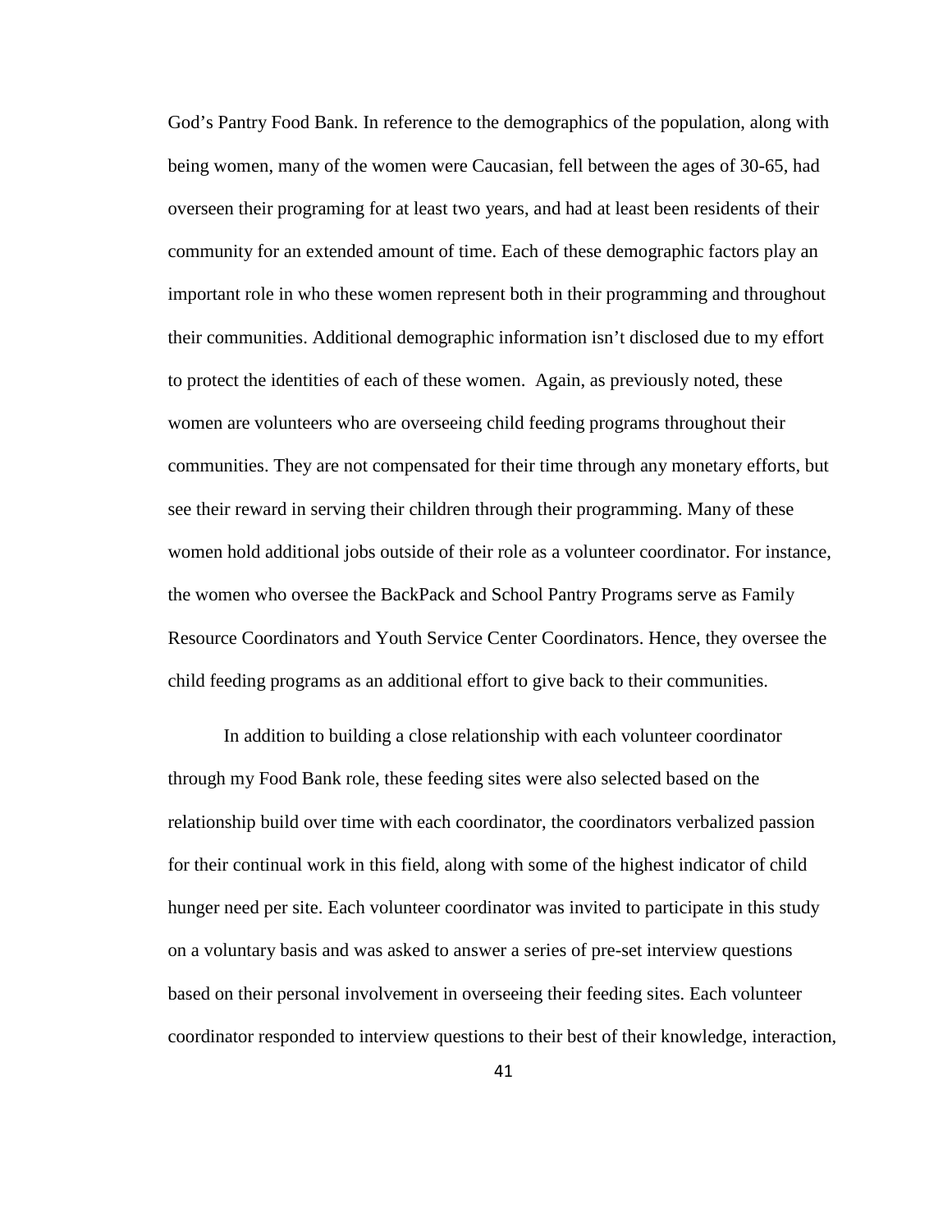God's Pantry Food Bank. In reference to the demographics of the population, along with being women, many of the women were Caucasian, fell between the ages of 30-65, had overseen their programing for at least two years, and had at least been residents of their community for an extended amount of time. Each of these demographic factors play an important role in who these women represent both in their programming and throughout their communities. Additional demographic information isn't disclosed due to my effort to protect the identities of each of these women.  Again, as previously noted, these women are volunteers who are overseeing child feeding programs throughout their communities. They are not compensated for their time through any monetary efforts, but see their reward in serving their children through their programming. Many of these women hold additional jobs outside of their role as a volunteer coordinator. For instance, the women who oversee the BackPack and School Pantry Programs serve as Family Resource Coordinators and Youth Service Center Coordinators. Hence, they oversee the child feeding programs as an additional effort to give back to their communities.

In addition to building a close relationship with each volunteer coordinator through my Food Bank role, these feeding sites were also selected based on the relationship build over time with each coordinator, the coordinators verbalized passion for their continual work in this field, along with some of the highest indicator of child hunger need per site. Each volunteer coordinator was invited to participate in this study on a voluntary basis and was asked to answer a series of pre-set interview questions based on their personal involvement in overseeing their feeding sites. Each volunteer coordinator responded to interview questions to their best of their knowledge, interaction,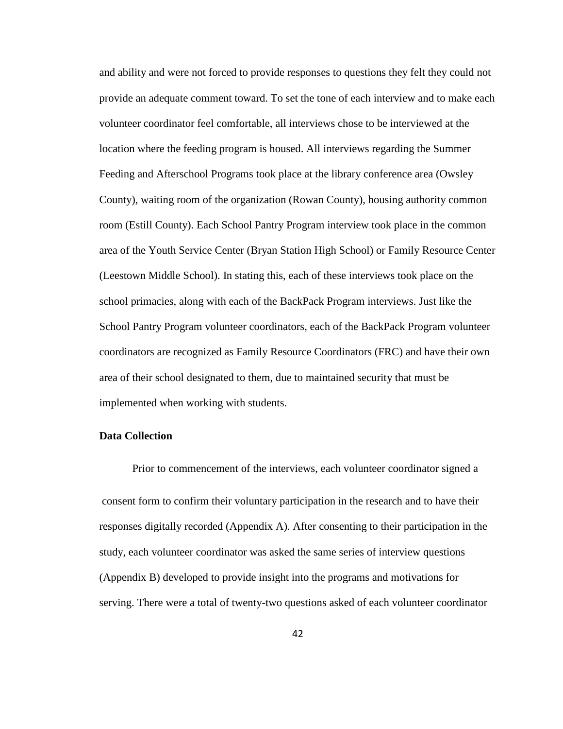and ability and were not forced to provide responses to questions they felt they could not provide an adequate comment toward. To set the tone of each interview and to make each volunteer coordinator feel comfortable, all interviews chose to be interviewed at the location where the feeding program is housed. All interviews regarding the Summer Feeding and Afterschool Programs took place at the library conference area (Owsley County), waiting room of the organization (Rowan County), housing authority common room (Estill County). Each School Pantry Program interview took place in the common area of the Youth Service Center (Bryan Station High School) or Family Resource Center (Leestown Middle School). In stating this, each of these interviews took place on the school primacies, along with each of the BackPack Program interviews. Just like the School Pantry Program volunteer coordinators, each of the BackPack Program volunteer coordinators are recognized as Family Resource Coordinators (FRC) and have their own area of their school designated to them, due to maintained security that must be implemented when working with students.

### Data Collection

Prior to commencement of the interviews, each volunteer coordinator signed a consent form to confirm their voluntary participation in the research and to have their responses digitally recorded (Appendix A). After consenting to their participation in the study, each volunteer coordinator was asked the same series of interview questions (Appendix B) developed to provide insight into the programs and motivations for serving. There were a total of twenty-two questions asked of each volunteer coordinator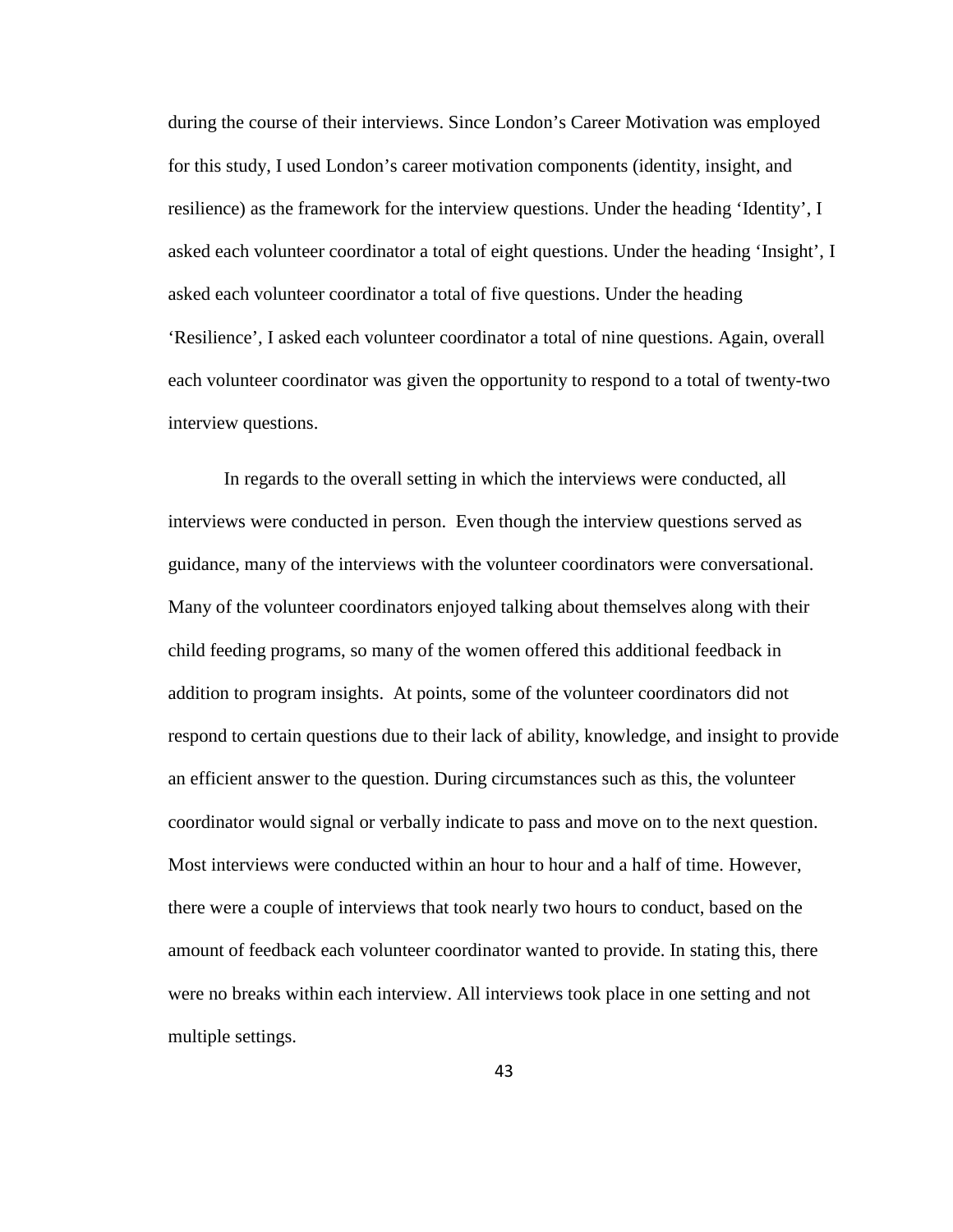during the course of their interviews. Since London's Career Motivation was employed for this study, I used London's career motivation components (identity, insight, and resilience) as the framework for the interview questions. Under the heading 'Identity', I asked each volunteer coordinator a total of eight questions. Under the heading 'Insight', I asked each volunteer coordinator a total of five questions. Under the heading 'Resilience', I asked each volunteer coordinator a total of nine questions. Again, overall each volunteer coordinator was given the opportunity to respond to a total of twenty-two interview questions.

In regards to the overall setting in which the interviews were conducted, all interviews were conducted in person. Even though the interview questions served as guidance, many of the interviews with the volunteer coordinators were conversational. Many of the volunteer coordinators enjoyed talking about themselves along with their child feeding programs, so many of the women offered this additional feedback in addition to program insights. At points, some of the volunteer coordinators did not respond to certain questions due to their lack of ability, knowledge, and insight to provide an efficient answer to the question. During circumstances such as this, the volunteer coordinator would signal or verbally indicate to pass and move on to the next question. Most interviews were conducted within an hour to hour and a half of time. However, there were a couple of interviews that took nearly two hours to conduct, based on the amount of feedback each volunteer coordinator wanted to provide. In stating this, there were no breaks within each interview. All interviews took place in one setting and not multiple settings.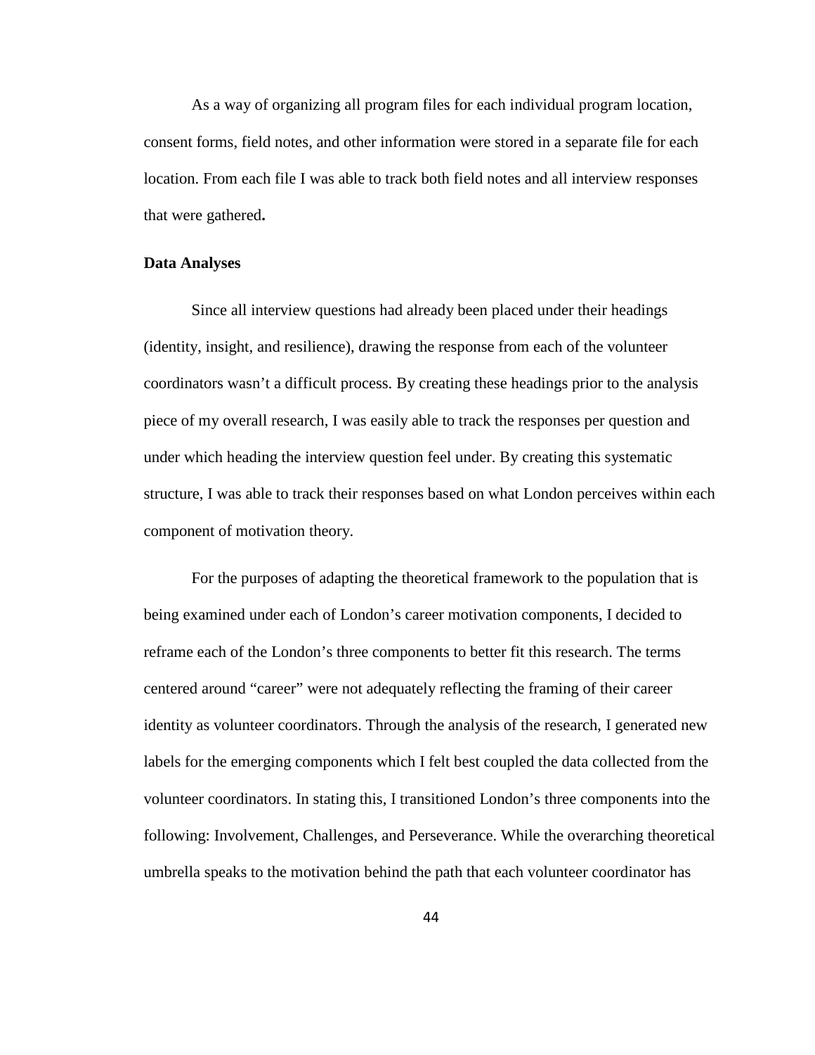As a way of organizing all program files for each individual program location, consent forms, field notes, and other information were stored in a separate file for each location. From each file I was able to track both field notes and all interview responses that were gathered**.**

**Data Analyses**

Since all interview questions had already been placed under their headings (identity, insight, and resilience), drawing the response from each of the volunteer coordinators wasn't a difficult process. By creating these headings prior to the analysis piece of my overall research, I was easily able to track the responses per question and under which heading the interview question feel under. By creating this systematic structure, I was able to track their responses based on what London perceives within each component of motivation theory.

For the purposes of adapting the theoretical framework to the population that is being examined under each of London's career motivation components, I decided to reframe each of the London's three components to better fit this research. The terms centered around "career" were not adequately reflecting the framing of their career identity as volunteer coordinators. Through the analysis of the research, I generated new labels for the emerging components which I felt best coupled the data collected from the volunteer coordinators. In stating this, I transitioned London's three components into the following: Involvement, Challenges, and Perseverance. While the overarching theoretical umbrella speaks to the motivation behind the path that each volunteer coordinator has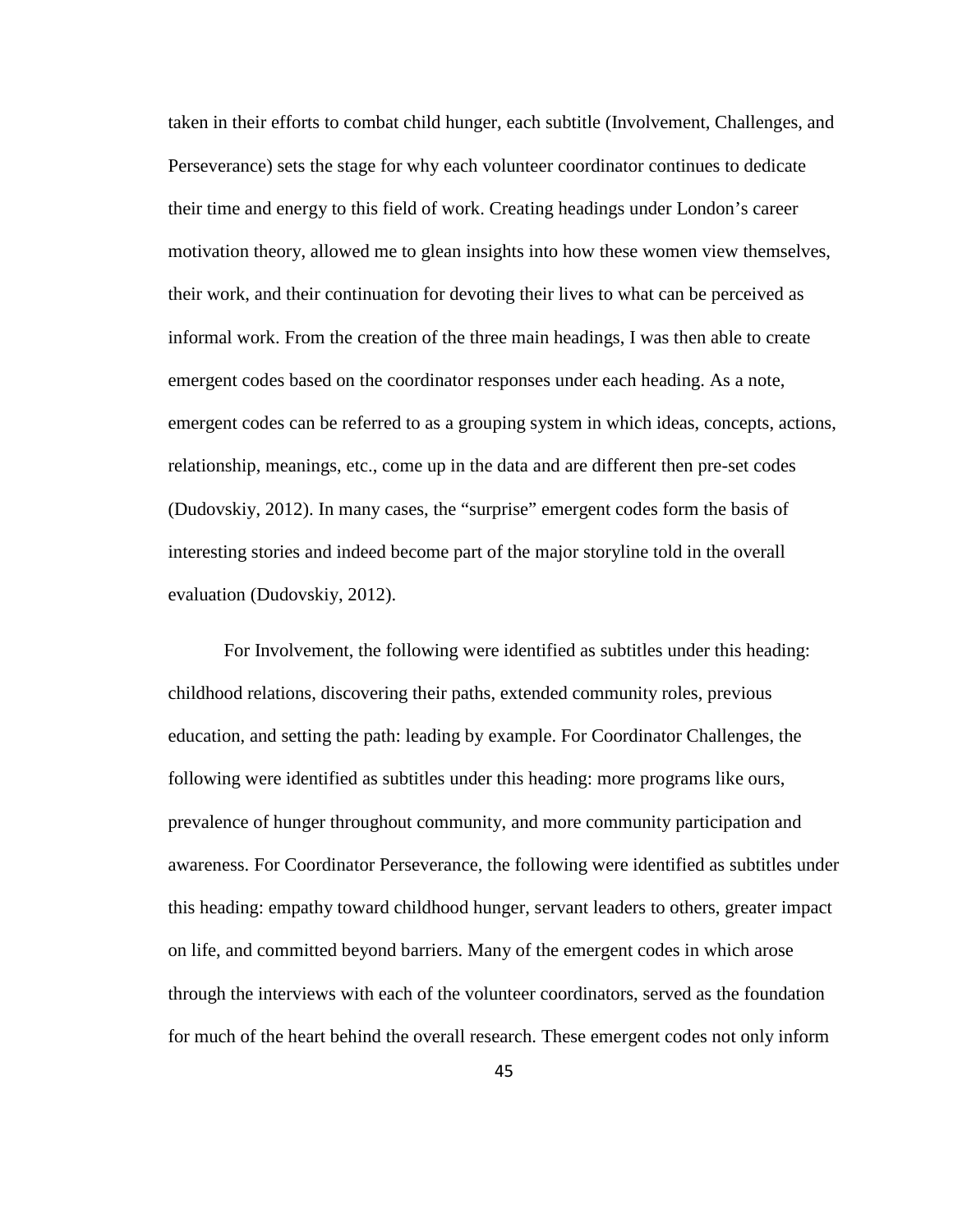taken in their efforts to combat child hunger, each subtitle (Involvement, Challenges, and Perseverance) sets the stage for why each volunteer coordinator continues to dedicate their time and energy to this field of work. Creating headings under London's career motivation theory, allowed me to glean insights into how these women view themselves, their work, and their continuation for devoting their lives to what can be perceived as informal work. From the creation of the three main headings, I was then able to create emergent codes based on the coordinator responses under each heading. As a note, emergent codes can be referred to as a grouping system in which ideas, concepts, actions, relationship, meanings, etc., come up in the data and are different then pre-set codes (Dudovskiy, 2012). In many cases, the "surprise" emergent codes form the basis of interesting stories and indeed become part of the major storyline told in the overall evaluation (Dudovskiy, 2012).

For Involvement, the following were identified as subtitles under this heading: childhood relations, discovering their paths, extended community roles, previous education, and setting the path: leading by example. For Coordinator Challenges, the following were identified as subtitles under this heading: more programs like ours, prevalence of hunger throughout community, and more community participation and awareness. For Coordinator Perseverance, the following were identified as subtitles under this heading: empathy toward childhood hunger, servant leaders to others, greater impact on life, and committed beyond barriers. Many of the emergent codes in which arose through the interviews with each of the volunteer coordinators, served as the foundation for much of the heart behind the overall research. These emergent codes not only inform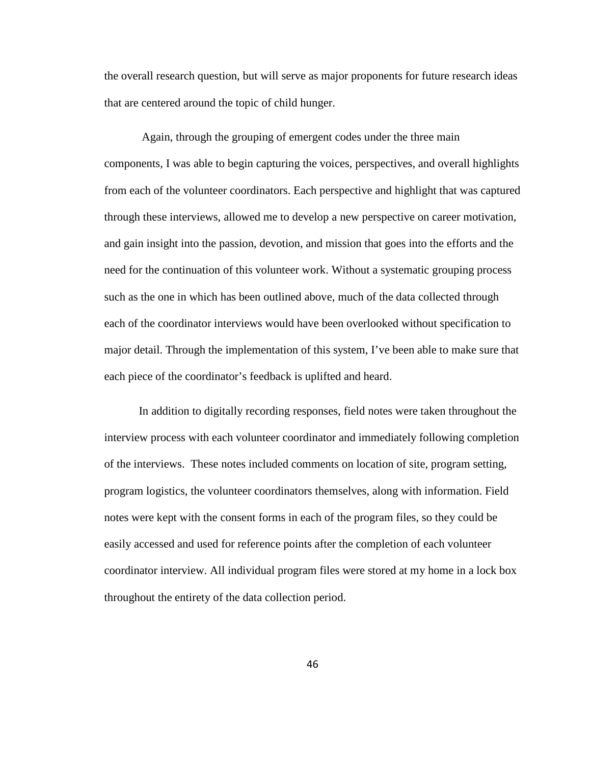the overall research question, but will serve as major proponents for future research ideas that are centered around the topic of child hunger.

Again, through the grouping of emergent codes under the three main components, I was able to begin capturing the voices, perspectives, and overall highlights from each of the volunteer coordinators. Each perspective and highlight that was captured through these interviews, allowed me to develop a new perspective on career motivation, and gain insight into the passion, devotion, and mission that goes into the efforts and the need for the continuation of this volunteer work. Without a systematic grouping process such as the one in which has been outlined above, much of the data collected through each of the coordinator interviews would have been overlooked without specification to major detail. Through the implementation of this system, I've been able to make sure that each piece of the coordinator's feedback is uplifted and heard.

In addition to digitally recording responses, field notes were taken throughout the interview process with each volunteer coordinator and immediately following completion of the interviews. These notes included comments on location of site, program setting, program logistics, the volunteer coordinators themselves, along with information. Field notes were kept with the consent forms in each of the program files, so they could be easily accessed and used for reference points after the completion of each volunteer coordinator interview. All individual program files were stored at my home in a lock box throughout the entirety of the data collection period.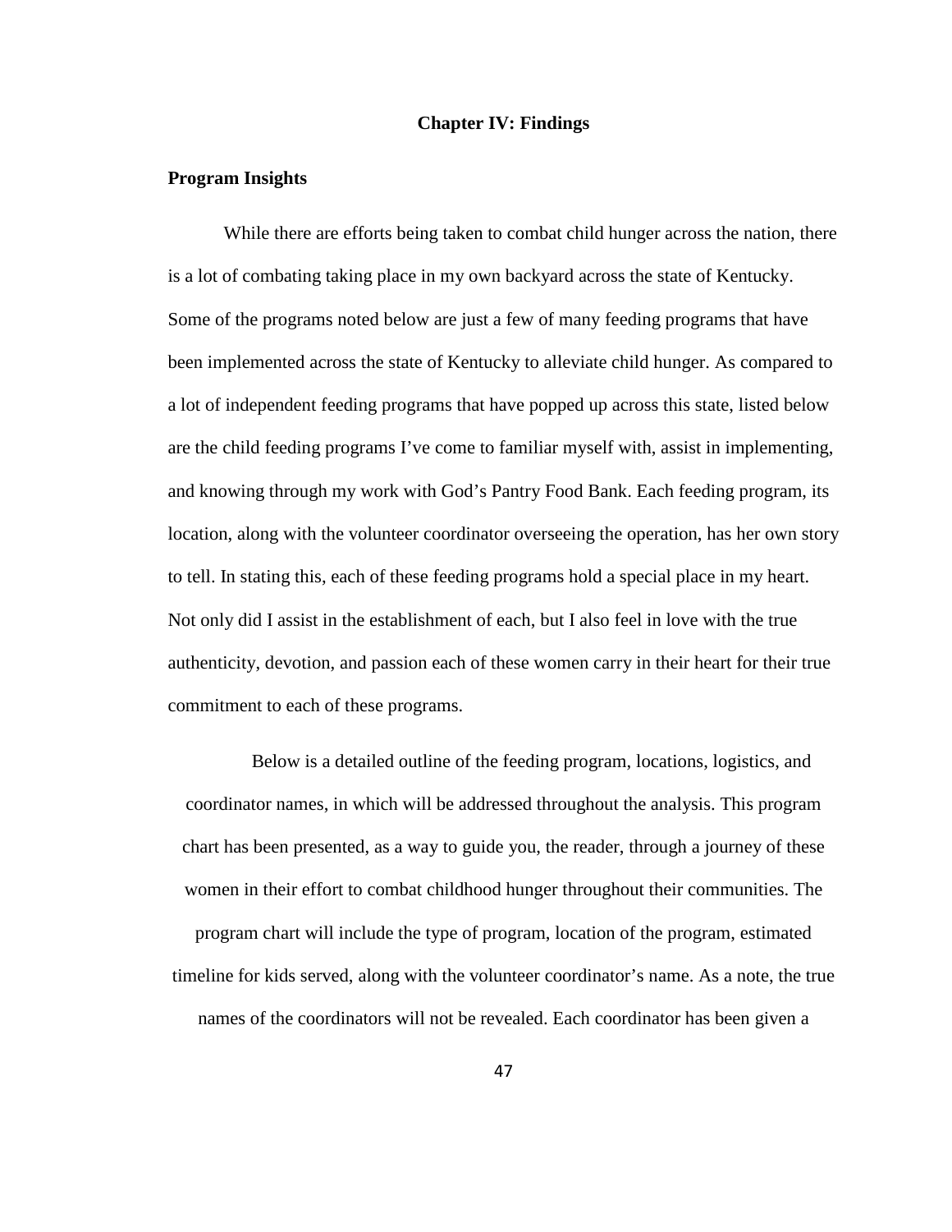# Chapter IV: Findings

## Program Insights

While there are efforts being taken to combat child hunger across the nation, there is a lot of combating taking place in my own backyard across the state of Kentucky. Some of the programs noted below are just a few of many feeding programs that have been implemented across the state of Kentucky to alleviate child hunger. As compared to a lot of independent feeding programs that have popped up across this state, listed below are the child feeding programs I've come to familiar myself with, assist in implementing, and knowing through my work with God's Pantry Food Bank. Each feeding program, its location, along with the volunteer coordinator overseeing the operation, has her own story to tell. In stating this, each of these feeding programs hold a special place in my heart. Not only did I assist in the establishment of each, but I also feel in love with the true authenticity, devotion, and passion each of these women carry in their heart for their true commitment to each of these programs.

Below is a detailed outline of the feeding program, locations, logistics, and coordinator names, in which will be addressed throughout the analysis. This program chart has been presented, as a way to guide you, the reader, through a journey of these women in their effort to combat childhood hunger throughout their communities. The program chart will include the type of program, location of the program, estimated timeline for kids served, along with the volunteer coordinator's name. As a note, the true names of the coordinators will not be revealed. Each coordinator has been given a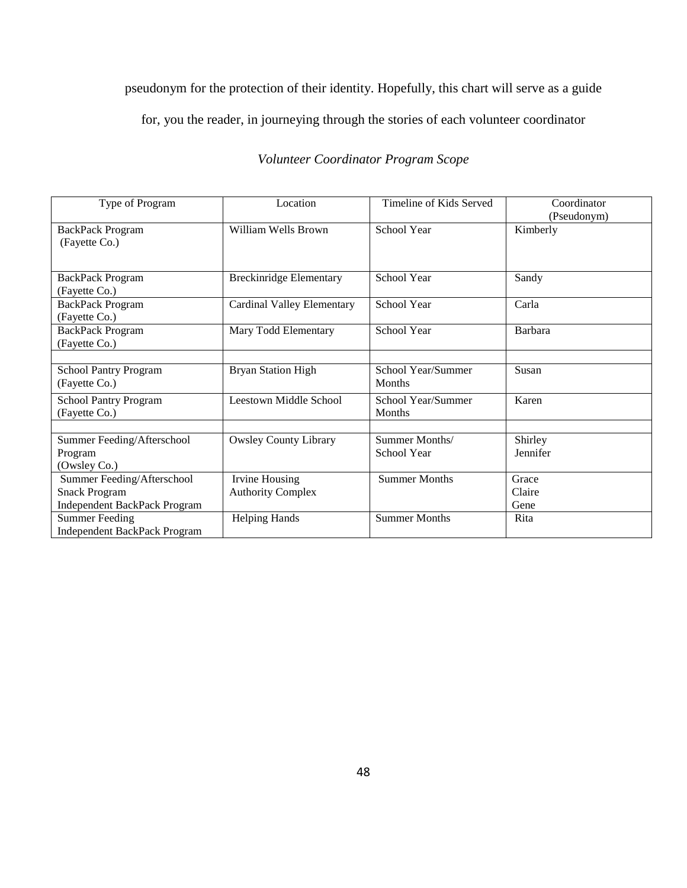pseudonym for the protection of their identity. Hopefully, this chart will serve as a guide for, you the reader, in journeying through the stories of each volunteer coordinator

*Volunteer Coordinator Program Scope*

| Type of Program | Location | Timeline of Kids Served | Coordinator (Pseudonym) |
|---|---|---|---|
| BackPack Program (Fayette Co.) | William Wells Brown | School Year | Kimberly |
| BackPack Program (Fayette Co.) | Breckinridge Elementary | School Year | Sandy |
| BackPack Program (Fayette Co.) | Cardinal Valley Elementary | School Year | Carla |
| BackPack Program (Fayette Co.) | Mary Todd Elementary | School Year | Barbara |
| | | | |
| School Pantry Program (Fayette Co.) | Bryan Station High | School Year/Summer Months | Susan |
| School Pantry Program (Fayette Co.) | Leestown Middle School | School Year/Summer Months | Karen |
| | | | |
| Summer Feeding/Afterschool Program (Owsley Co.) | Owsley County Library | Summer Months/ School Year | Shirley Jennifer |
| Summer Feeding/Afterschool Snack Program Independent BackPack Program | Irvine Housing Authority Complex | Summer Months | Grace Claire Gene |
| Summer Feeding Independent BackPack Program | Helping Hands | Summer Months | Rita |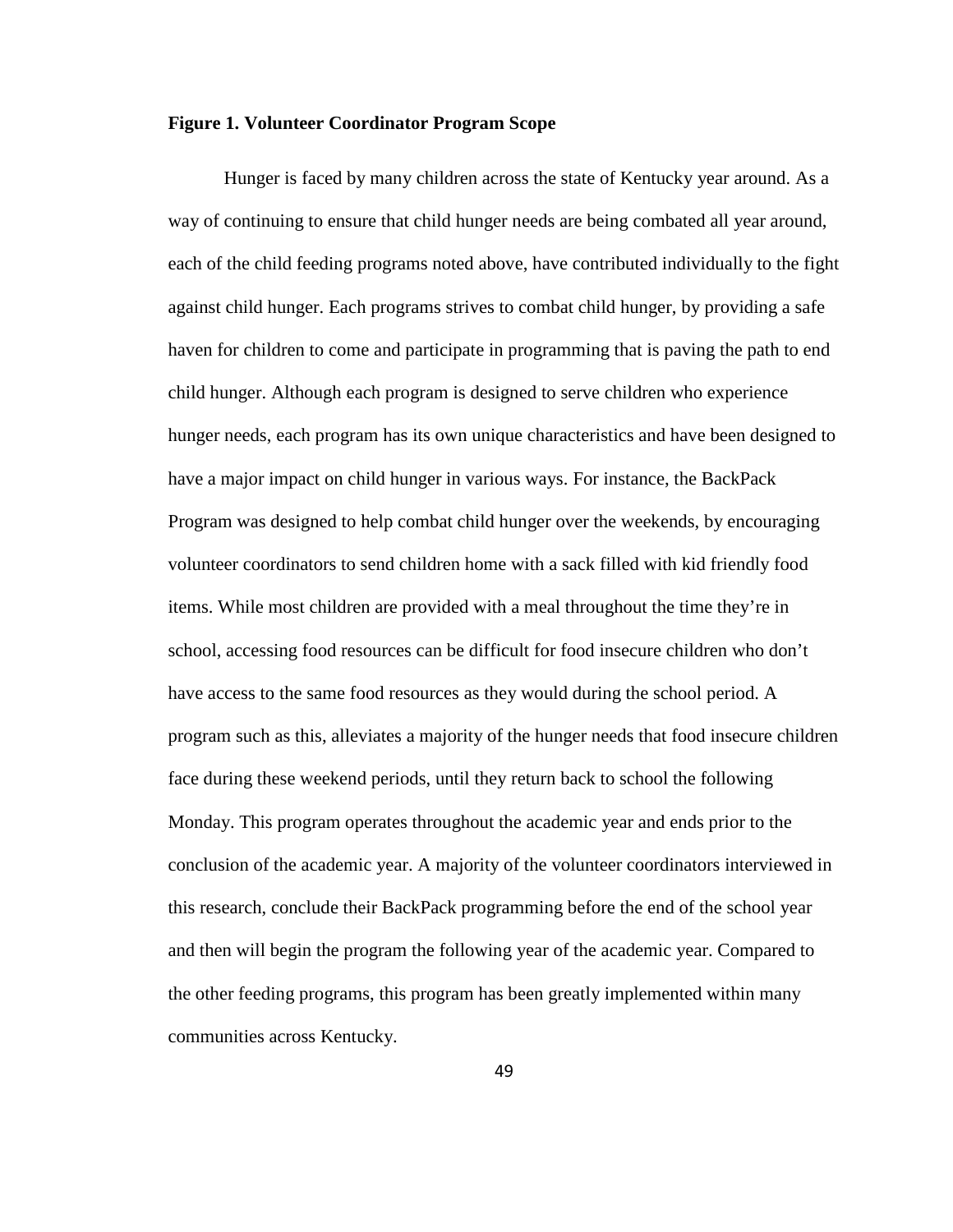**Figure 1. Volunteer Coordinator Program Scope**

Hunger is faced by many children across the state of Kentucky year around. As a way of continuing to ensure that child hunger needs are being combated all year around, each of the child feeding programs noted above, have contributed individually to the fight against child hunger. Each programs strives to combat child hunger, by providing a safe haven for children to come and participate in programming that is paving the path to end child hunger. Although each program is designed to serve children who experience hunger needs, each program has its own unique characteristics and have been designed to have a major impact on child hunger in various ways. For instance, the BackPack Program was designed to help combat child hunger over the weekends, by encouraging volunteer coordinators to send children home with a sack filled with kid friendly food items. While most children are provided with a meal throughout the time they're in school, accessing food resources can be difficult for food insecure children who don't have access to the same food resources as they would during the school period. A program such as this, alleviates a majority of the hunger needs that food insecure children face during these weekend periods, until they return back to school the following Monday. This program operates throughout the academic year and ends prior to the conclusion of the academic year. A majority of the volunteer coordinators interviewed in this research, conclude their BackPack programming before the end of the school year and then will begin the program the following year of the academic year. Compared to the other feeding programs, this program has been greatly implemented within many communities across Kentucky.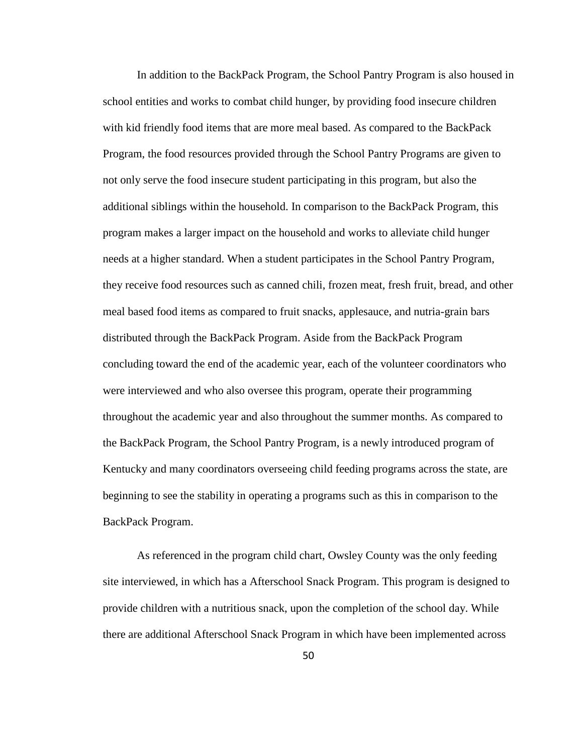In addition to the BackPack Program, the School Pantry Program is also housed in school entities and works to combat child hunger, by providing food insecure children with kid friendly food items that are more meal based. As compared to the BackPack Program, the food resources provided through the School Pantry Programs are given to not only serve the food insecure student participating in this program, but also the additional siblings within the household. In comparison to the BackPack Program, this program makes a larger impact on the household and works to alleviate child hunger needs at a higher standard. When a student participates in the School Pantry Program, they receive food resources such as canned chili, frozen meat, fresh fruit, bread, and other meal based food items as compared to fruit snacks, applesauce, and nutria-grain bars distributed through the BackPack Program. Aside from the BackPack Program concluding toward the end of the academic year, each of the volunteer coordinators who were interviewed and who also oversee this program, operate their programming throughout the academic year and also throughout the summer months. As compared to the BackPack Program, the School Pantry Program, is a newly introduced program of Kentucky and many coordinators overseeing child feeding programs across the state, are beginning to see the stability in operating a programs such as this in comparison to the BackPack Program.

As referenced in the program child chart, Owsley County was the only feeding site interviewed, in which has a Afterschool Snack Program. This program is designed to provide children with a nutritious snack, upon the completion of the school day. While there are additional Afterschool Snack Program in which have been implemented across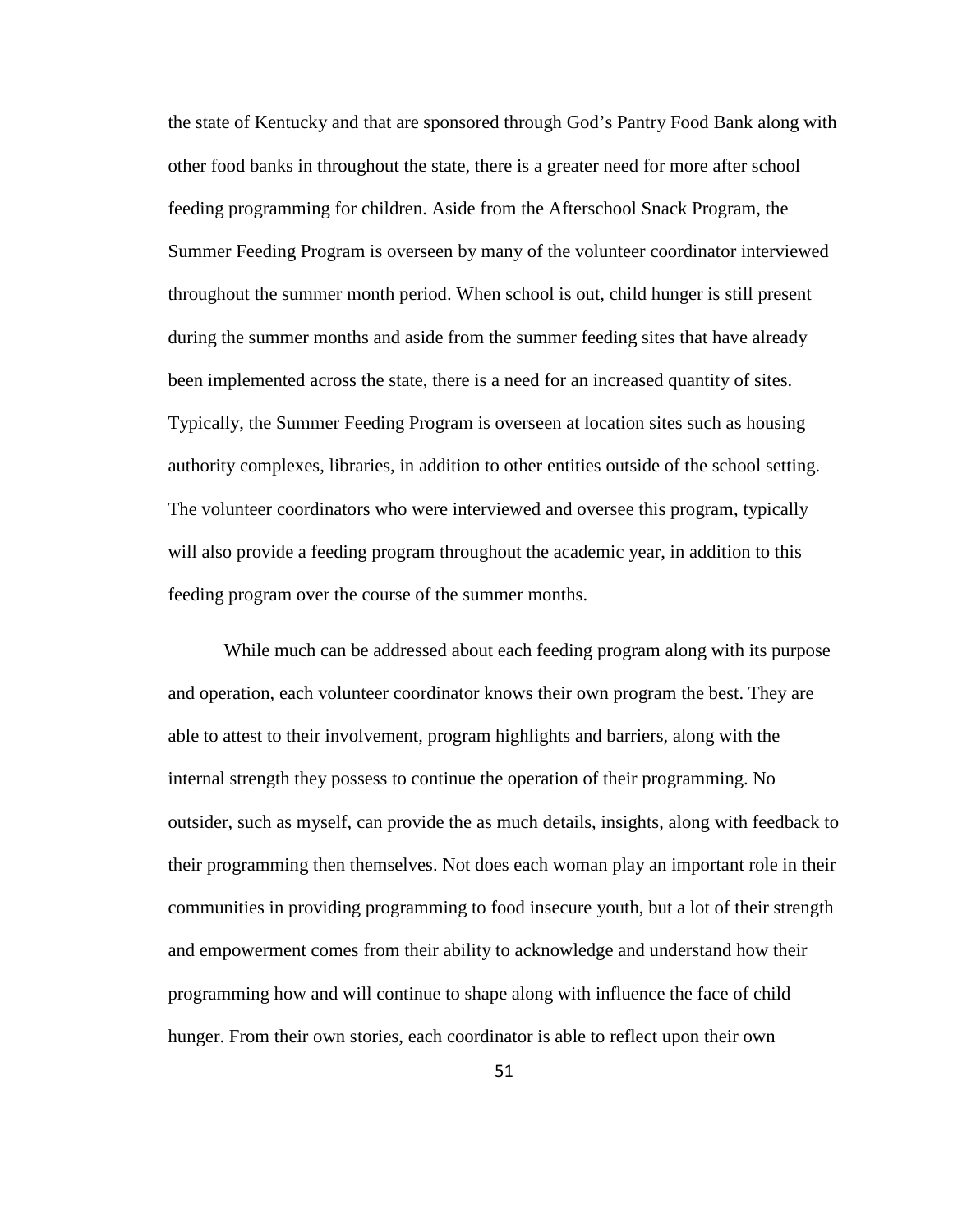the state of Kentucky and that are sponsored through God's Pantry Food Bank along with other food banks in throughout the state, there is a greater need for more after school feeding programming for children. Aside from the Afterschool Snack Program, the Summer Feeding Program is overseen by many of the volunteer coordinator interviewed throughout the summer month period. When school is out, child hunger is still present during the summer months and aside from the summer feeding sites that have already been implemented across the state, there is a need for an increased quantity of sites. Typically, the Summer Feeding Program is overseen at location sites such as housing authority complexes, libraries, in addition to other entities outside of the school setting. The volunteer coordinators who were interviewed and oversee this program, typically will also provide a feeding program throughout the academic year, in addition to this feeding program over the course of the summer months.

While much can be addressed about each feeding program along with its purpose and operation, each volunteer coordinator knows their own program the best. They are able to attest to their involvement, program highlights and barriers, along with the internal strength they possess to continue the operation of their programming. No outsider, such as myself, can provide the as much details, insights, along with feedback to their programming then themselves. Not does each woman play an important role in their communities in providing programming to food insecure youth, but a lot of their strength and empowerment comes from their ability to acknowledge and understand how their programming how and will continue to shape along with influence the face of child hunger. From their own stories, each coordinator is able to reflect upon their own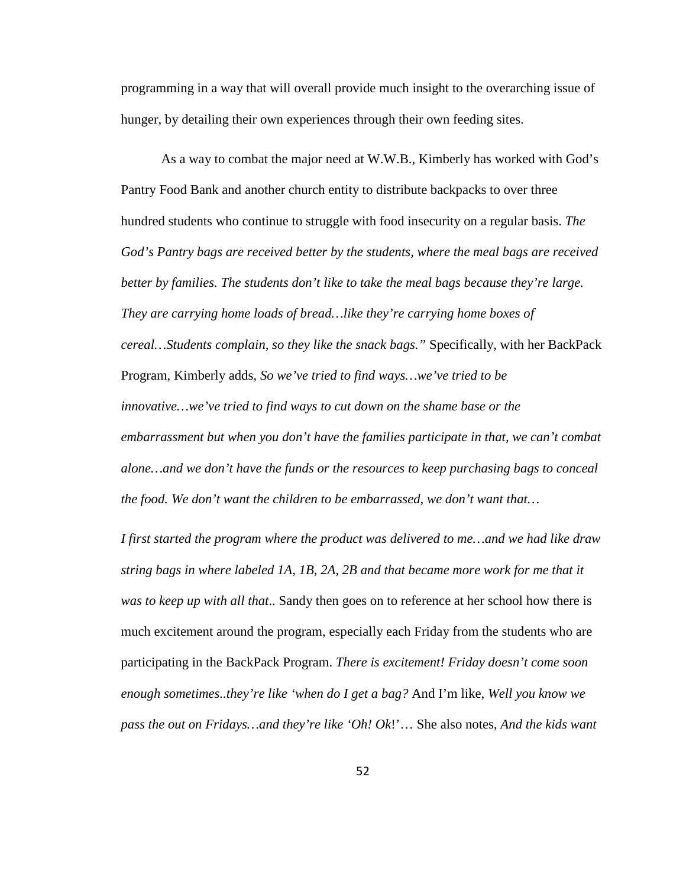programming in a way that will overall provide much insight to the overarching issue of hunger, by detailing their own experiences through their own feeding sites.

As a way to combat the major need at W.W.B., Kimberly has worked with God's Pantry Food Bank and another church entity to distribute backpacks to over three hundred students who continue to struggle with food insecurity on a regular basis. *The God's Pantry bags are received better by the students, where the meal bags are received better by families. The students don't like to take the meal bags because they're large. They are carrying home loads of bread…like they're carrying home boxes of cereal…Students complain, so they like the snack bags."* Specifically, with her BackPack Program, Kimberly adds, *So we've tried to find ways…we've tried to be innovative…we've tried to find ways to cut down on the shame base or the embarrassment but when you don't have the families participate in that, we can't combat alone…and we don't have the funds or the resources to keep purchasing bags to conceal the food. We don't want the children to be embarrassed, we don't want that…*

*I first started the program where the product was delivered to me…and we had like draw string bags in where labeled 1A, 1B, 2A, 2B and that became more work for me that it was to keep up with all that*.. Sandy then goes on to reference at her school how there is much excitement around the program, especially each Friday from the students who are participating in the BackPack Program. *There is excitement! Friday doesn't come soon enough sometimes..they're like 'when do I get a bag?* And I'm like, *Well you know we pass the out on Fridays…and they're like 'Oh! Ok*!'… She also notes, *And the kids want*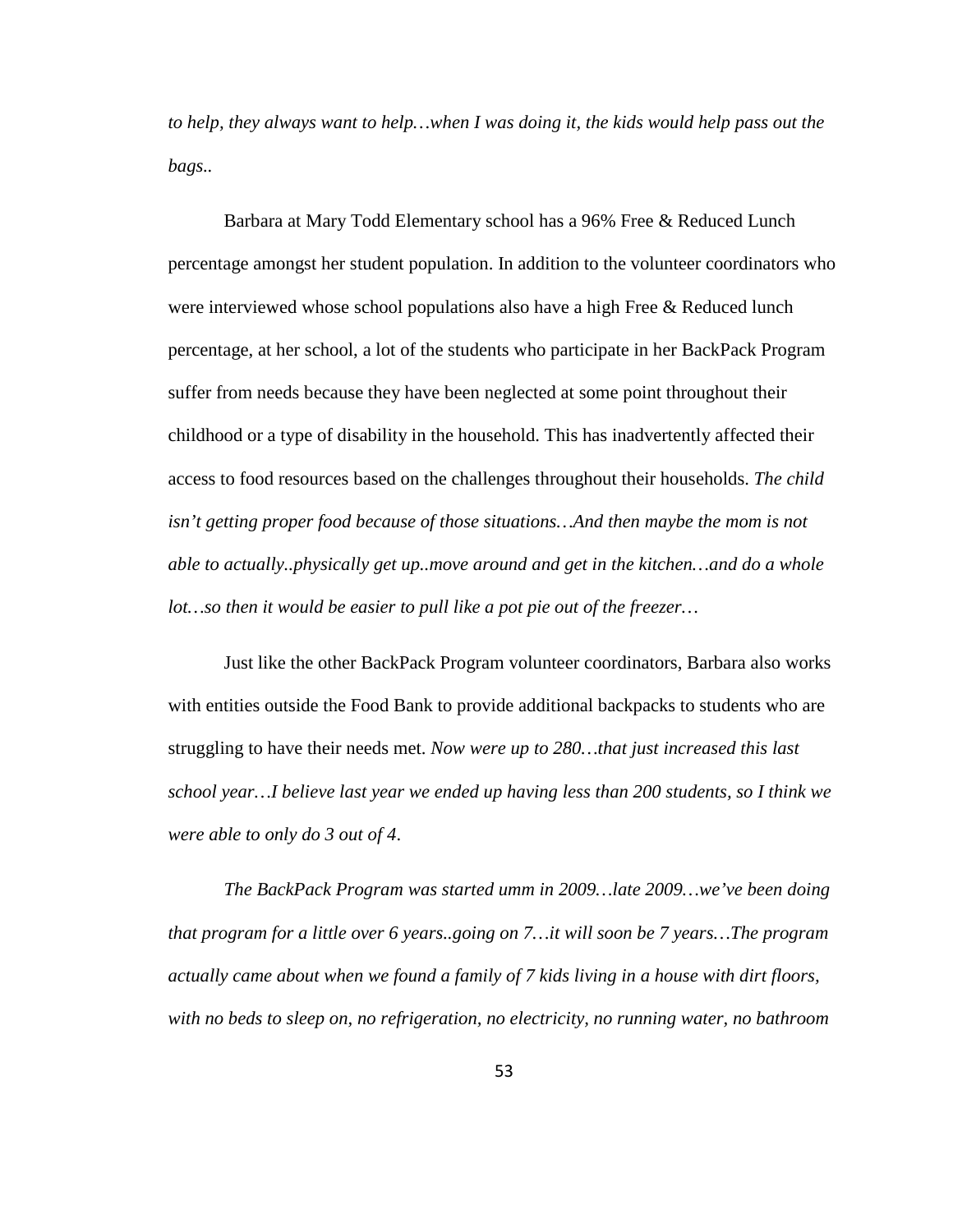*to help, they always want to help…when I was doing it, the kids would help pass out the bags..*

Barbara at Mary Todd Elementary school has a 96% Free & Reduced Lunch percentage amongst her student population. In addition to the volunteer coordinators who were interviewed whose school populations also have a high Free & Reduced lunch percentage, at her school, a lot of the students who participate in her BackPack Program suffer from needs because they have been neglected at some point throughout their childhood or a type of disability in the household. This has inadvertently affected their access to food resources based on the challenges throughout their households. *The child isn't getting proper food because of those situations…And then maybe the mom is not able to actually..physically get up..move around and get in the kitchen…and do a whole lot…so then it would be easier to pull like a pot pie out of the freezer…*

Just like the other BackPack Program volunteer coordinators, Barbara also works with entities outside the Food Bank to provide additional backpacks to students who are struggling to have their needs met. *Now were up to 280…that just increased this last school year…I believe last year we ended up having less than 200 students, so I think we were able to only do 3 out of 4.*

*The BackPack Program was started umm in 2009…late 2009…we've been doing that program for a little over 6 years..going on 7…it will soon be 7 years…The program actually came about when we found a family of 7 kids living in a house with dirt floors, with no beds to sleep on, no refrigeration, no electricity, no running water, no bathroom*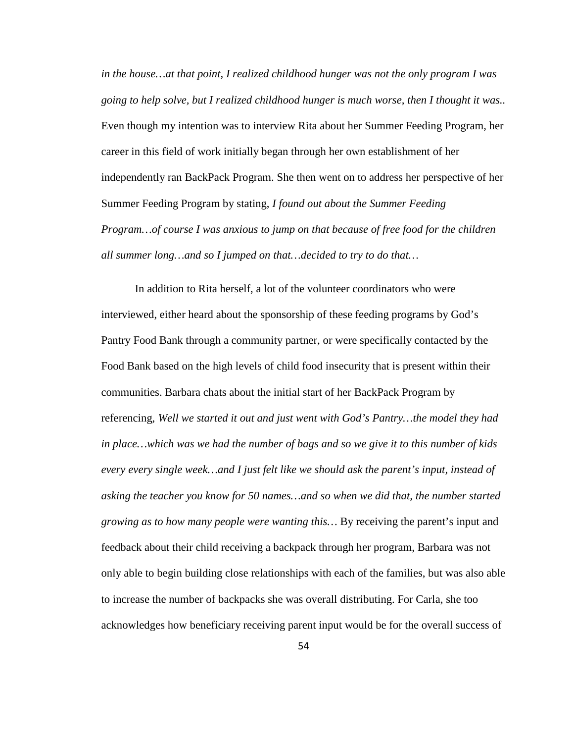*in the house…at that point, I realized childhood hunger was not the only program I was going to help solve, but I realized childhood hunger is much worse, then I thought it was..* Even though my intention was to interview Rita about her Summer Feeding Program, her career in this field of work initially began through her own establishment of her independently ran BackPack Program. She then went on to address her perspective of her Summer Feeding Program by stating, *I found out about the Summer Feeding Program…of course I was anxious to jump on that because of free food for the children all summer long…and so I jumped on that…decided to try to do that…*

In addition to Rita herself, a lot of the volunteer coordinators who were interviewed, either heard about the sponsorship of these feeding programs by God's Pantry Food Bank through a community partner, or were specifically contacted by the Food Bank based on the high levels of child food insecurity that is present within their communities. Barbara chats about the initial start of her BackPack Program by referencing, *Well we started it out and just went with God's Pantry…the model they had in place…which was we had the number of bags and so we give it to this number of kids every every single week…and I just felt like we should ask the parent's input, instead of asking the teacher you know for 50 names…and so when we did that, the number started growing as to how many people were wanting this…* By receiving the parent's input and feedback about their child receiving a backpack through her program, Barbara was not only able to begin building close relationships with each of the families, but was also able to increase the number of backpacks she was overall distributing. For Carla, she too acknowledges how beneficiary receiving parent input would be for the overall success of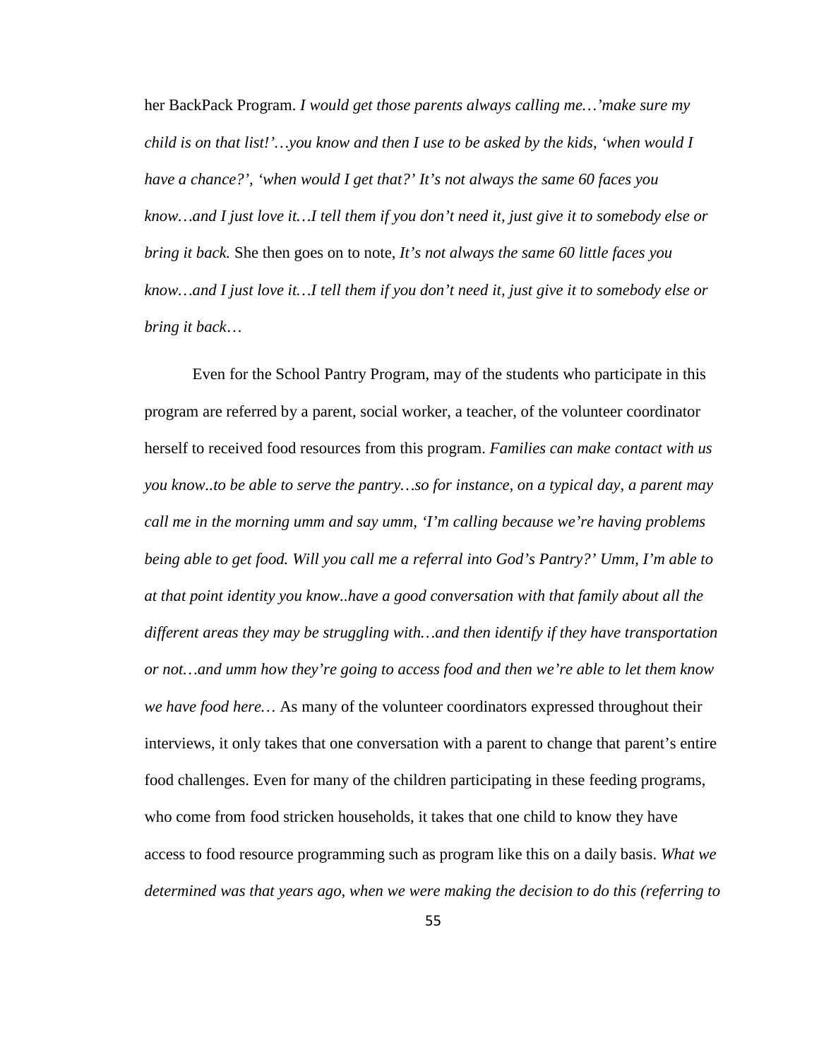her BackPack Program. *I would get those parents always calling me…'make sure my child is on that list!'…you know and then I use to be asked by the kids, 'when would I have a chance?', 'when would I get that?' It's not always the same 60 faces you know…and I just love it…I tell them if you don't need it, just give it to somebody else or bring it back.* She then goes on to note, *It's not always the same 60 little faces you know…and I just love it…I tell them if you don't need it, just give it to somebody else or bring it back*…

Even for the School Pantry Program, may of the students who participate in this program are referred by a parent, social worker, a teacher, of the volunteer coordinator herself to received food resources from this program. *Families can make contact with us you know..to be able to serve the pantry…so for instance, on a typical day, a parent may call me in the morning umm and say umm, 'I'm calling because we're having problems being able to get food. Will you call me a referral into God's Pantry?' Umm, I'm able to at that point identity you know..have a good conversation with that family about all the different areas they may be struggling with…and then identify if they have transportation or not…and umm how they're going to access food and then we're able to let them know we have food here…* As many of the volunteer coordinators expressed throughout their interviews, it only takes that one conversation with a parent to change that parent's entire food challenges. Even for many of the children participating in these feeding programs, who come from food stricken households, it takes that one child to know they have access to food resource programming such as program like this on a daily basis. *What we determined was that years ago, when we were making the decision to do this (referring to*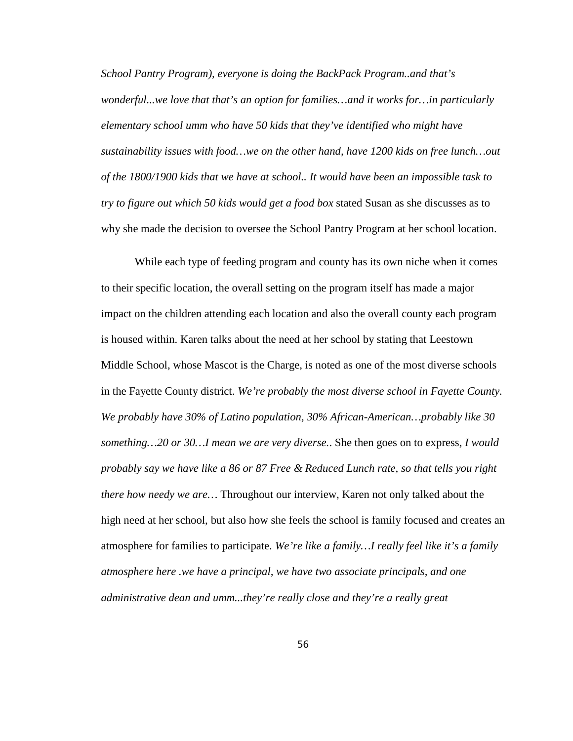*School Pantry Program), everyone is doing the BackPack Program..and that's wonderful...we love that that's an option for families…and it works for…in particularly elementary school umm who have 50 kids that they've identified who might have sustainability issues with food…we on the other hand, have 1200 kids on free lunch…out of the 1800/1900 kids that we have at school.. It would have been an impossible task to try to figure out which 50 kids would get a food box* stated Susan as she discusses as to why she made the decision to oversee the School Pantry Program at her school location.

While each type of feeding program and county has its own niche when it comes to their specific location, the overall setting on the program itself has made a major impact on the children attending each location and also the overall county each program is housed within. Karen talks about the need at her school by stating that Leestown Middle School, whose Mascot is the Charge, is noted as one of the most diverse schools in the Fayette County district. *We're probably the most diverse school in Fayette County. We probably have 30% of Latino population, 30% African-American…probably like 30 something…20 or 30…I mean we are very diverse..* She then goes on to express, *I would probably say we have like a 86 or 87 Free & Reduced Lunch rate, so that tells you right there how needy we are…* Throughout our interview, Karen not only talked about the high need at her school, but also how she feels the school is family focused and creates an atmosphere for families to participate. *We're like a family…I really feel like it's a family atmosphere here .we have a principal, we have two associate principals, and one administrative dean and umm...they're really close and they're a really great*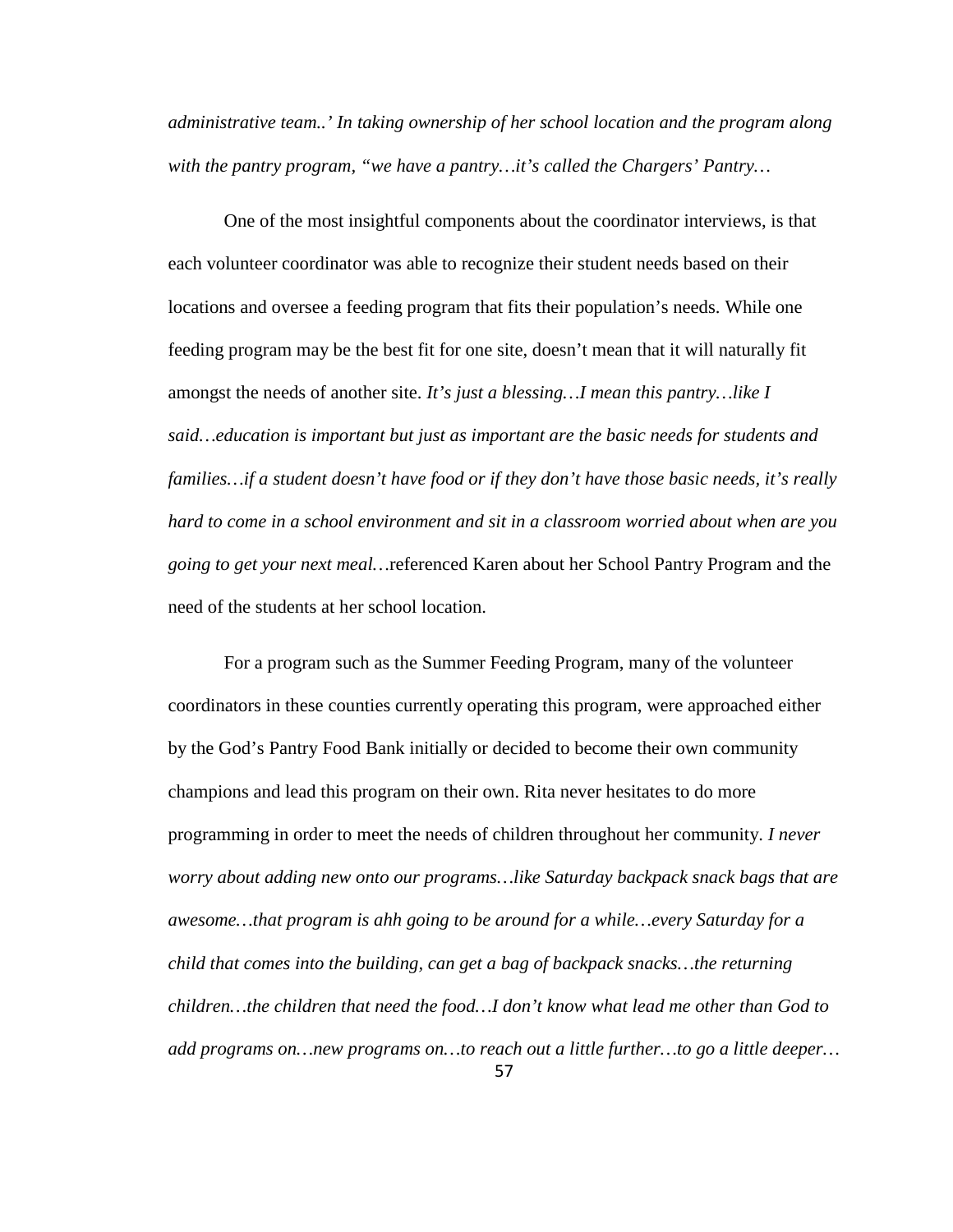*administrative team..' In taking ownership of her school location and the program along with the pantry program, "we have a pantry…it's called the Chargers' Pantry…*

One of the most insightful components about the coordinator interviews, is that each volunteer coordinator was able to recognize their student needs based on their locations and oversee a feeding program that fits their population's needs. While one feeding program may be the best fit for one site, doesn't mean that it will naturally fit amongst the needs of another site. *It's just a blessing…I mean this pantry…like I said…education is important but just as important are the basic needs for students and families…if a student doesn't have food or if they don't have those basic needs, it's really hard to come in a school environment and sit in a classroom worried about when are you going to get your next meal…*referenced Karen about her School Pantry Program and the need of the students at her school location.

For a program such as the Summer Feeding Program, many of the volunteer coordinators in these counties currently operating this program, were approached either by the God's Pantry Food Bank initially or decided to become their own community champions and lead this program on their own. Rita never hesitates to do more programming in order to meet the needs of children throughout her community. *I never worry about adding new onto our programs…like Saturday backpack snack bags that are awesome…that program is ahh going to be around for a while…every Saturday for a child that comes into the building, can get a bag of backpack snacks…the returning children…the children that need the food…I don't know what lead me other than God to add programs on…new programs on…to reach out a little further…to go a little deeper…*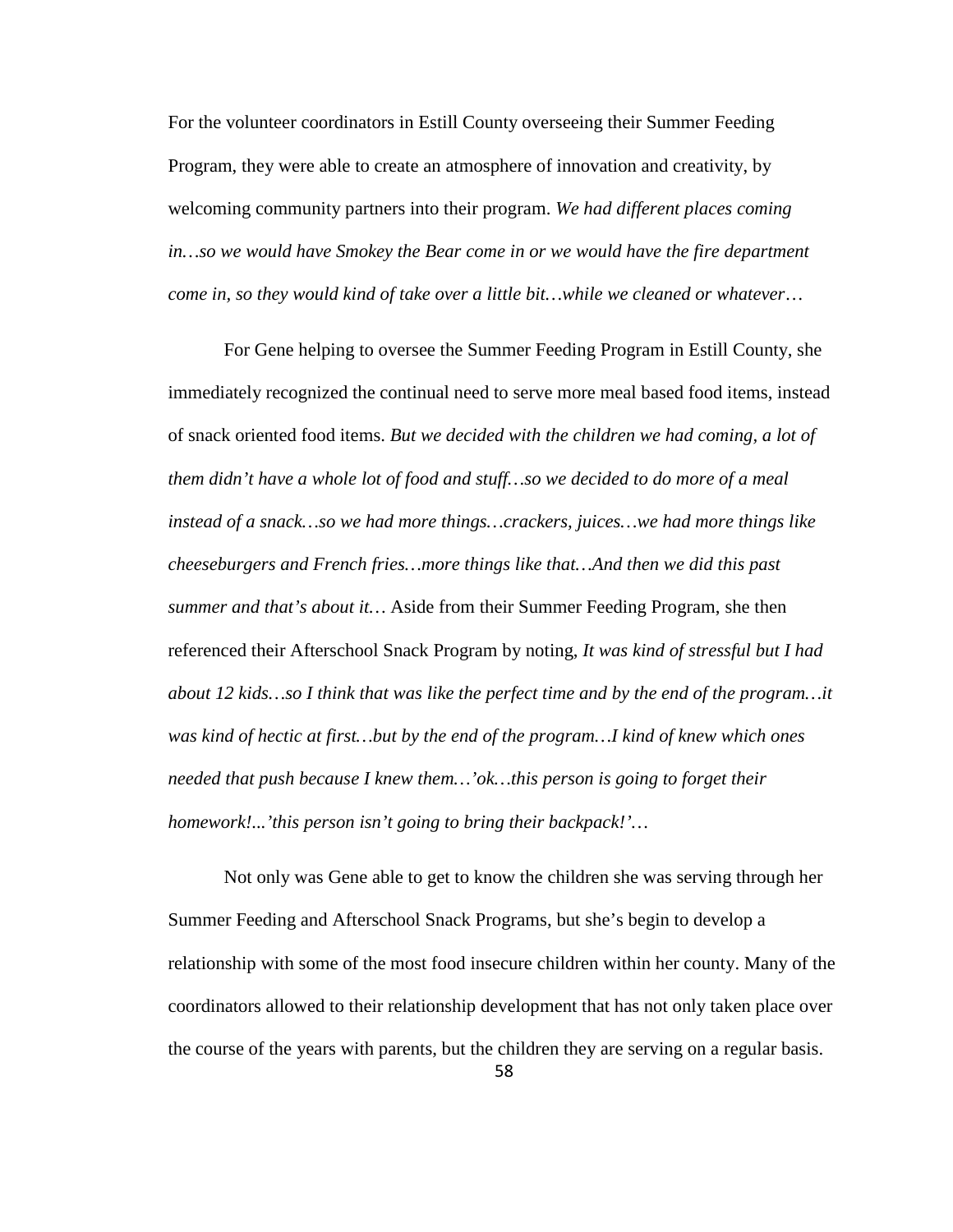For the volunteer coordinators in Estill County overseeing their Summer Feeding Program, they were able to create an atmosphere of innovation and creativity, by welcoming community partners into their program. *We had different places coming in…so we would have Smokey the Bear come in or we would have the fire department come in, so they would kind of take over a little bit…while we cleaned or whatever…*

For Gene helping to oversee the Summer Feeding Program in Estill County, she immediately recognized the continual need to serve more meal based food items, instead of snack oriented food items. *But we decided with the children we had coming, a lot of them didn't have a whole lot of food and stuff…so we decided to do more of a meal instead of a snack…so we had more things…crackers, juices…we had more things like cheeseburgers and French fries…more things like that…And then we did this past summer and that's about it…* Aside from their Summer Feeding Program, she then referenced their Afterschool Snack Program by noting, *It was kind of stressful but I had about 12 kids…so I think that was like the perfect time and by the end of the program…it was kind of hectic at first…but by the end of the program…I kind of knew which ones needed that push because I knew them…'ok…this person is going to forget their homework!...'this person isn't going to bring their backpack!'…*

Not only was Gene able to get to know the children she was serving through her Summer Feeding and Afterschool Snack Programs, but she's begin to develop a relationship with some of the most food insecure children within her county. Many of the coordinators allowed to their relationship development that has not only taken place over the course of the years with parents, but the children they are serving on a regular basis.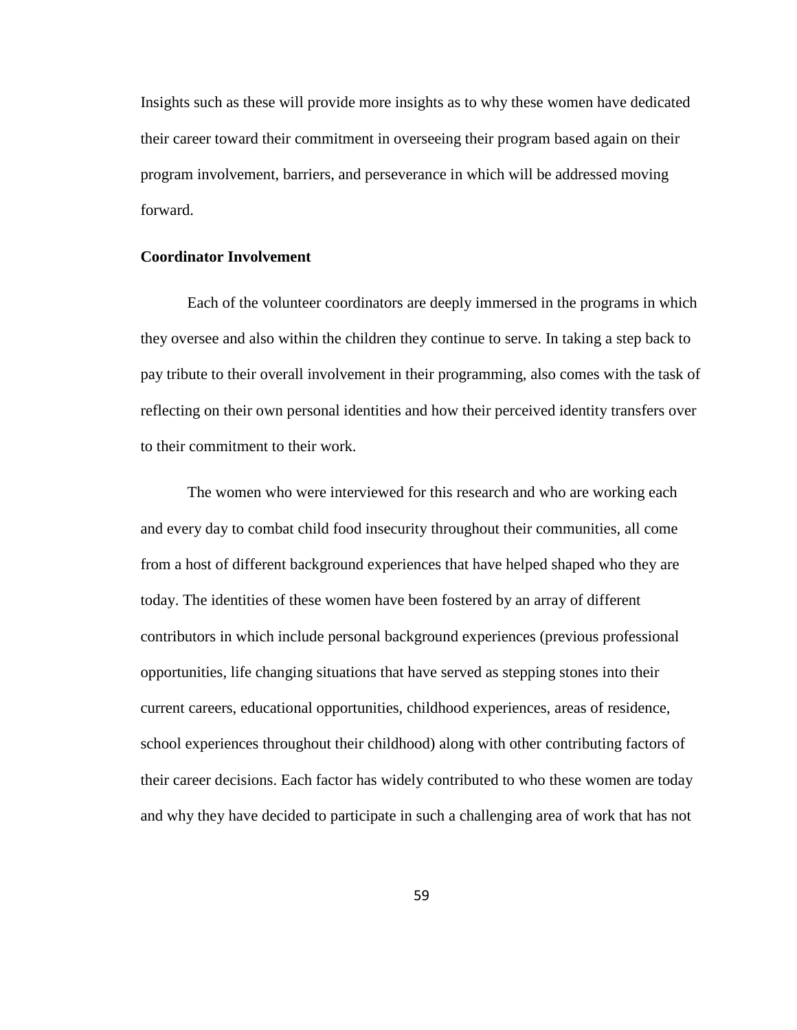Insights such as these will provide more insights as to why these women have dedicated their career toward their commitment in overseeing their program based again on their program involvement, barriers, and perseverance in which will be addressed moving forward.

**Coordinator Involvement**

Each of the volunteer coordinators are deeply immersed in the programs in which they oversee and also within the children they continue to serve. In taking a step back to pay tribute to their overall involvement in their programming, also comes with the task of reflecting on their own personal identities and how their perceived identity transfers over to their commitment to their work.

The women who were interviewed for this research and who are working each and every day to combat child food insecurity throughout their communities, all come from a host of different background experiences that have helped shaped who they are today. The identities of these women have been fostered by an array of different contributors in which include personal background experiences (previous professional opportunities, life changing situations that have served as stepping stones into their current careers, educational opportunities, childhood experiences, areas of residence, school experiences throughout their childhood) along with other contributing factors of their career decisions. Each factor has widely contributed to who these women are today and why they have decided to participate in such a challenging area of work that has not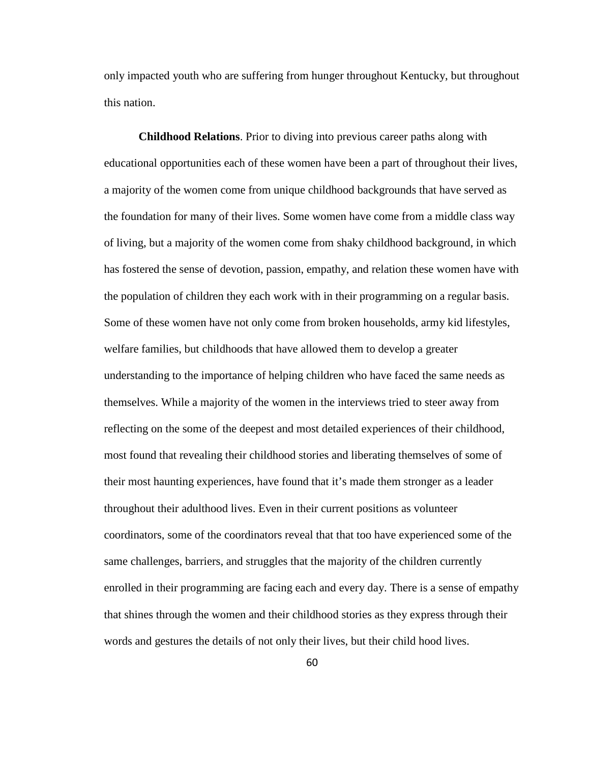only impacted youth who are suffering from hunger throughout Kentucky, but throughout this nation.

**Childhood Relations**. Prior to diving into previous career paths along with educational opportunities each of these women have been a part of throughout their lives, a majority of the women come from unique childhood backgrounds that have served as the foundation for many of their lives. Some women have come from a middle class way of living, but a majority of the women come from shaky childhood background, in which has fostered the sense of devotion, passion, empathy, and relation these women have with the population of children they each work with in their programming on a regular basis. Some of these women have not only come from broken households, army kid lifestyles, welfare families, but childhoods that have allowed them to develop a greater understanding to the importance of helping children who have faced the same needs as themselves. While a majority of the women in the interviews tried to steer away from reflecting on the some of the deepest and most detailed experiences of their childhood, most found that revealing their childhood stories and liberating themselves of some of their most haunting experiences, have found that it's made them stronger as a leader throughout their adulthood lives. Even in their current positions as volunteer coordinators, some of the coordinators reveal that that too have experienced some of the same challenges, barriers, and struggles that the majority of the children currently enrolled in their programming are facing each and every day. There is a sense of empathy that shines through the women and their childhood stories as they express through their words and gestures the details of not only their lives, but their child hood lives.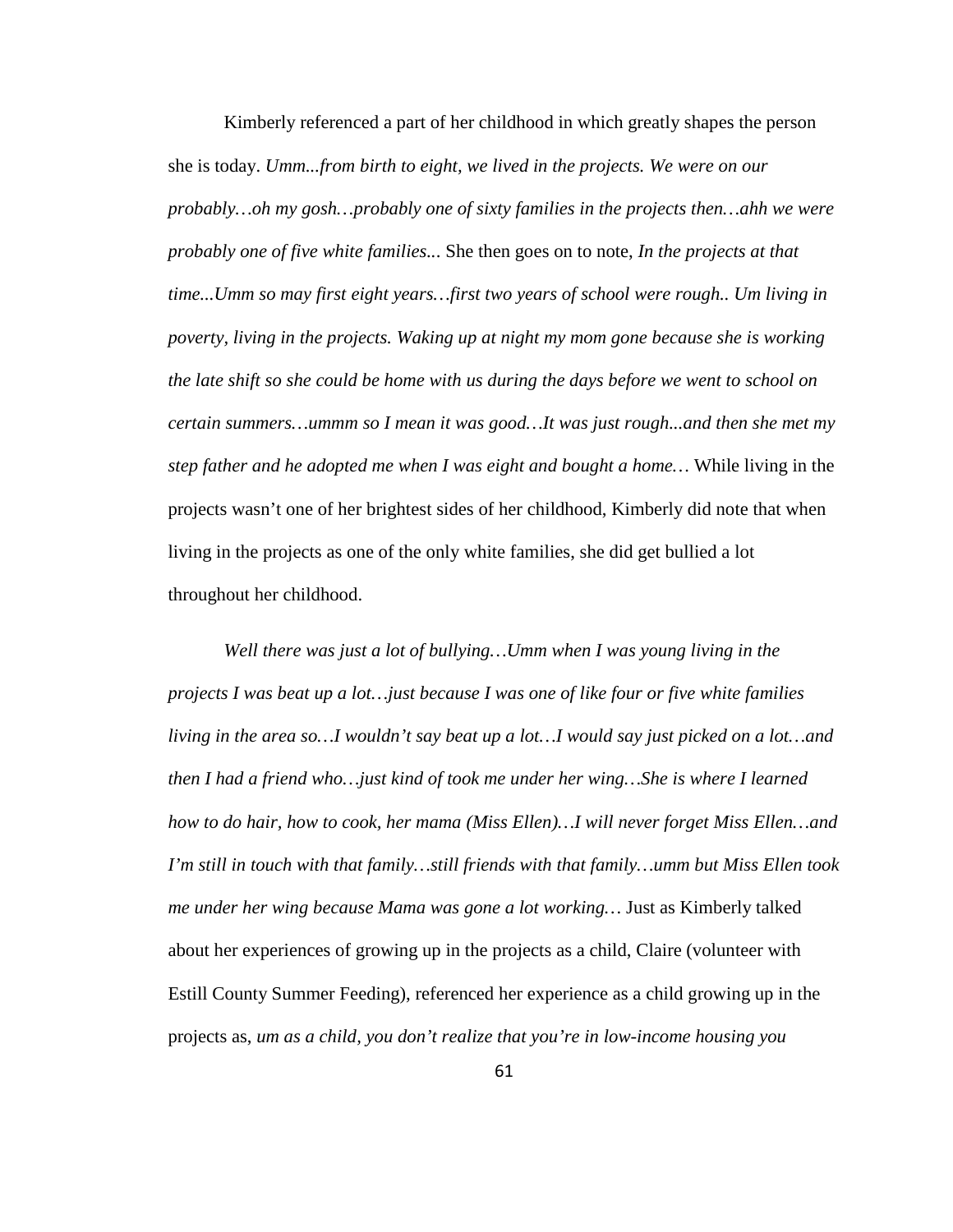Kimberly referenced a part of her childhood in which greatly shapes the person she is today. *Umm...from birth to eight, we lived in the projects. We were on our probably…oh my gosh…probably one of sixty families in the projects then…ahh we were probably one of five white families...* She then goes on to note, *In the projects at that time...Umm so may first eight years…first two years of school were rough.. Um living in poverty, living in the projects. Waking up at night my mom gone because she is working the late shift so she could be home with us during the days before we went to school on certain summers…ummm so I mean it was good…It was just rough...and then she met my step father and he adopted me when I was eight and bought a home…* While living in the projects wasn't one of her brightest sides of her childhood, Kimberly did note that when living in the projects as one of the only white families, she did get bullied a lot throughout her childhood.

*Well there was just a lot of bullying…Umm when I was young living in the projects I was beat up a lot…just because I was one of like four or five white families living in the area so…I wouldn't say beat up a lot…I would say just picked on a lot…and then I had a friend who…just kind of took me under her wing…She is where I learned how to do hair, how to cook, her mama (Miss Ellen)…I will never forget Miss Ellen…and I'm still in touch with that family…still friends with that family…umm but Miss Ellen took me under her wing because Mama was gone a lot working…* Just as Kimberly talked about her experiences of growing up in the projects as a child, Claire (volunteer with Estill County Summer Feeding), referenced her experience as a child growing up in the projects as, *um as a child, you don't realize that you're in low-income housing you*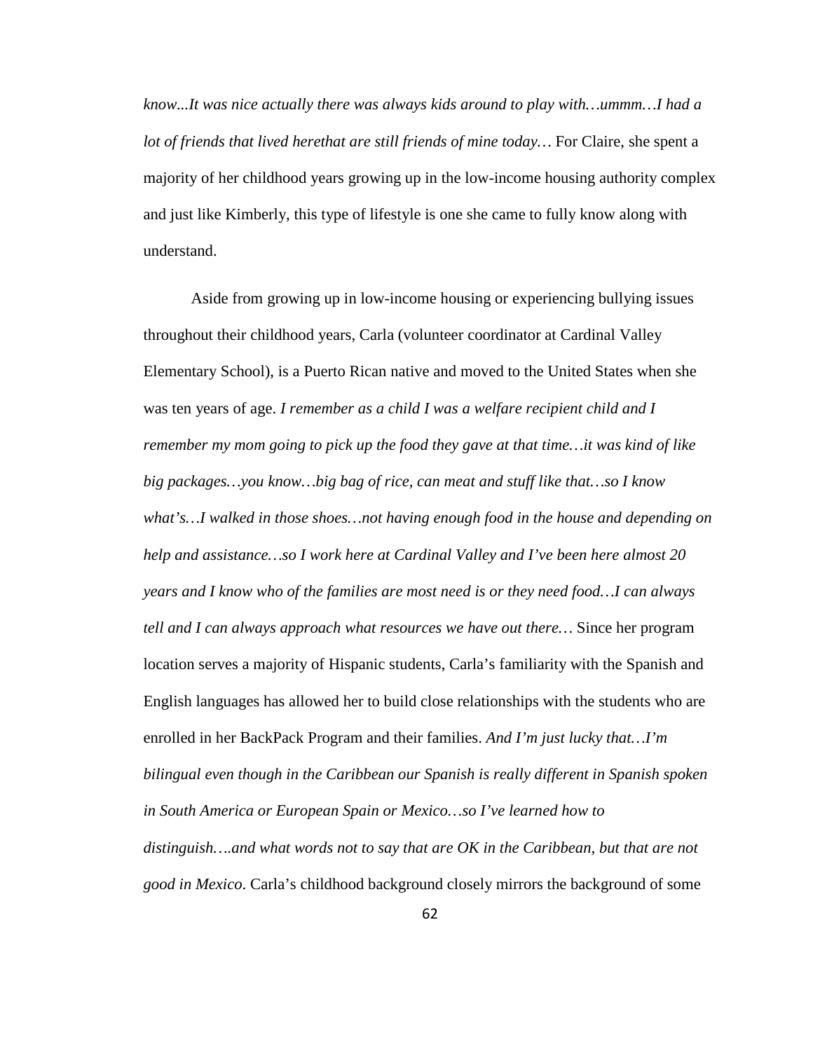*know...It was nice actually there was always kids around to play with…ummm…I had a lot of friends that lived herethat are still friends of mine today…* For Claire, she spent a majority of her childhood years growing up in the low-income housing authority complex and just like Kimberly, this type of lifestyle is one she came to fully know along with understand.

Aside from growing up in low-income housing or experiencing bullying issues throughout their childhood years, Carla (volunteer coordinator at Cardinal Valley Elementary School), is a Puerto Rican native and moved to the United States when she was ten years of age. *I remember as a child I was a welfare recipient child and I remember my mom going to pick up the food they gave at that time…it was kind of like big packages…you know…big bag of rice, can meat and stuff like that…so I know what's…I walked in those shoes…not having enough food in the house and depending on help and assistance…so I work here at Cardinal Valley and I've been here almost 20 years and I know who of the families are most need is or they need food…I can always tell and I can always approach what resources we have out there…* Since her program location serves a majority of Hispanic students, Carla's familiarity with the Spanish and English languages has allowed her to build close relationships with the students who are enrolled in her BackPack Program and their families. *And I'm just lucky that…I'm bilingual even though in the Caribbean our Spanish is really different in Spanish spoken in South America or European Spain or Mexico…so I've learned how to distinguish….and what words not to say that are OK in the Caribbean, but that are not good in Mexico*. Carla's childhood background closely mirrors the background of some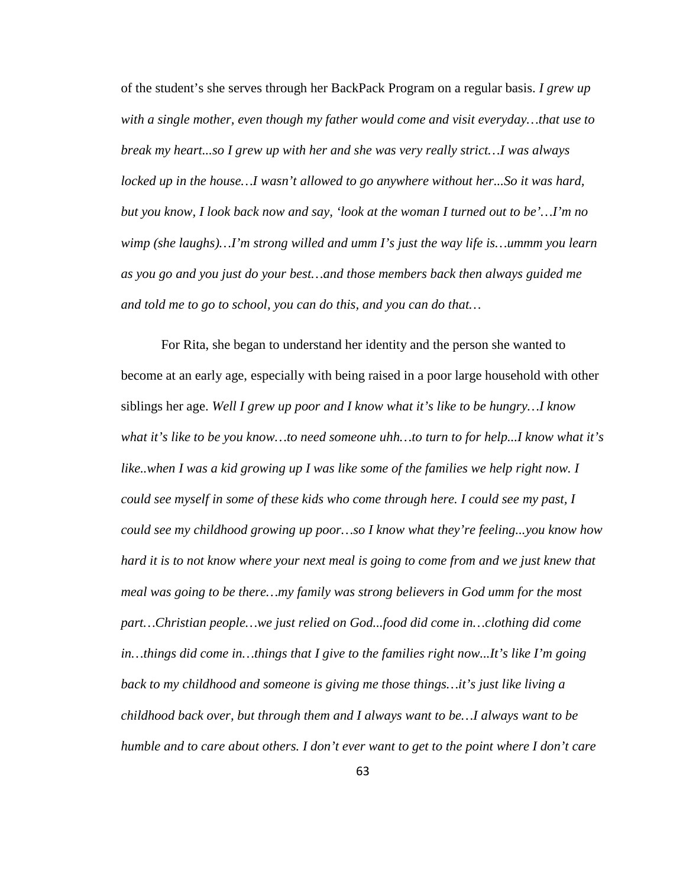of the student's she serves through her BackPack Program on a regular basis. *I grew up with a single mother, even though my father would come and visit everyday…that use to break my heart...so I grew up with her and she was very really strict…I was always locked up in the house…I wasn't allowed to go anywhere without her...So it was hard, but you know, I look back now and say, 'look at the woman I turned out to be'…I'm no wimp (she laughs)…I'm strong willed and umm I's just the way life is…ummm you learn as you go and you just do your best…and those members back then always guided me and told me to go to school, you can do this, and you can do that…*

For Rita, she began to understand her identity and the person she wanted to become at an early age, especially with being raised in a poor large household with other siblings her age. *Well I grew up poor and I know what it's like to be hungry…I know what it's like to be you know…to need someone uhh…to turn to for help...I know what it's like..when I was a kid growing up I was like some of the families we help right now. I could see myself in some of these kids who come through here. I could see my past, I could see my childhood growing up poor…so I know what they're feeling...you know how hard it is to not know where your next meal is going to come from and we just knew that meal was going to be there…my family was strong believers in God umm for the most part…Christian people…we just relied on God...food did come in…clothing did come in…things did come in…things that I give to the families right now...It's like I'm going back to my childhood and someone is giving me those things…it's just like living a childhood back over, but through them and I always want to be…I always want to be humble and to care about others. I don't ever want to get to the point where I don't care*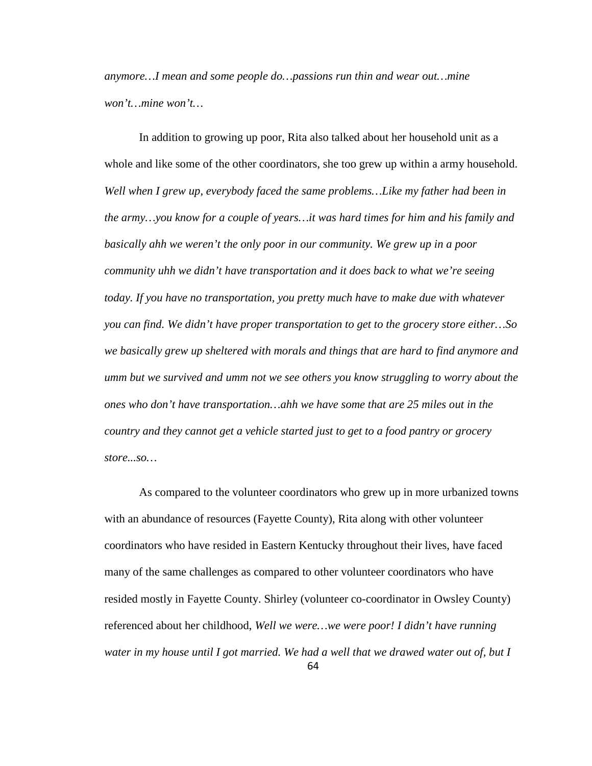*anymore…I mean and some people do…passions run thin and wear out…mine won't…mine won't…*

In addition to growing up poor, Rita also talked about her household unit as a whole and like some of the other coordinators, she too grew up within a army household. *Well when I grew up, everybody faced the same problems…Like my father had been in the army…you know for a couple of years…it was hard times for him and his family and basically ahh we weren't the only poor in our community. We grew up in a poor community uhh we didn't have transportation and it does back to what we're seeing today. If you have no transportation, you pretty much have to make due with whatever you can find. We didn't have proper transportation to get to the grocery store either…So we basically grew up sheltered with morals and things that are hard to find anymore and umm but we survived and umm not we see others you know struggling to worry about the ones who don't have transportation…ahh we have some that are 25 miles out in the country and they cannot get a vehicle started just to get to a food pantry or grocery store...so…*

As compared to the volunteer coordinators who grew up in more urbanized towns with an abundance of resources (Fayette County), Rita along with other volunteer coordinators who have resided in Eastern Kentucky throughout their lives, have faced many of the same challenges as compared to other volunteer coordinators who have resided mostly in Fayette County. Shirley (volunteer co-coordinator in Owsley County) referenced about her childhood, *Well we were…we were poor! I didn't have running water in my house until I got married. We had a well that we drawed water out of, but I*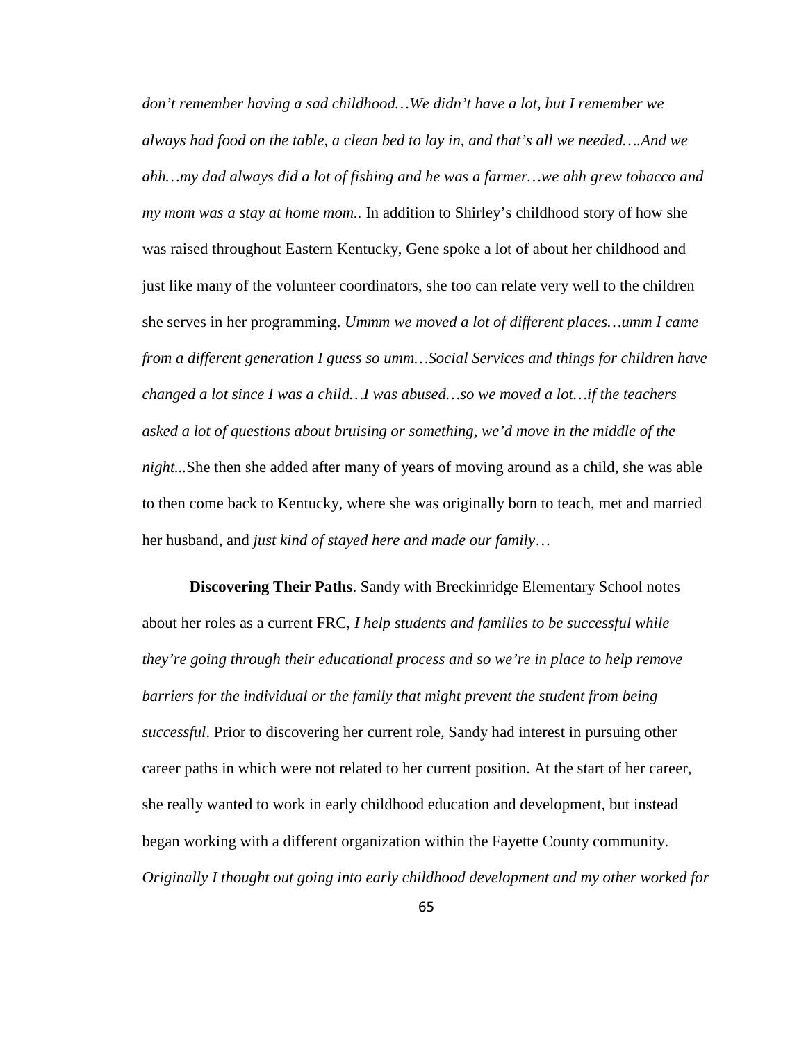*don't remember having a sad childhood…We didn't have a lot, but I remember we always had food on the table, a clean bed to lay in, and that's all we needed….And we ahh…my dad always did a lot of fishing and he was a farmer…we ahh grew tobacco and my mom was a stay at home mom..* In addition to Shirley's childhood story of how she was raised throughout Eastern Kentucky, Gene spoke a lot of about her childhood and just like many of the volunteer coordinators, she too can relate very well to the children she serves in her programming. *Ummm we moved a lot of different places…umm I came from a different generation I guess so umm…Social Services and things for children have changed a lot since I was a child…I was abused…so we moved a lot…if the teachers asked a lot of questions about bruising or something, we'd move in the middle of the night...*She then she added after many of years of moving around as a child, she was able to then come back to Kentucky, where she was originally born to teach, met and married her husband, and *just kind of stayed here and made our family…*

**Discovering Their Paths**. Sandy with Breckinridge Elementary School notes about her roles as a current FRC, *I help students and families to be successful while they're going through their educational process and so we're in place to help remove barriers for the individual or the family that might prevent the student from being successful*. Prior to discovering her current role, Sandy had interest in pursuing other career paths in which were not related to her current position. At the start of her career, she really wanted to work in early childhood education and development, but instead began working with a different organization within the Fayette County community. *Originally I thought out going into early childhood development and my other worked for*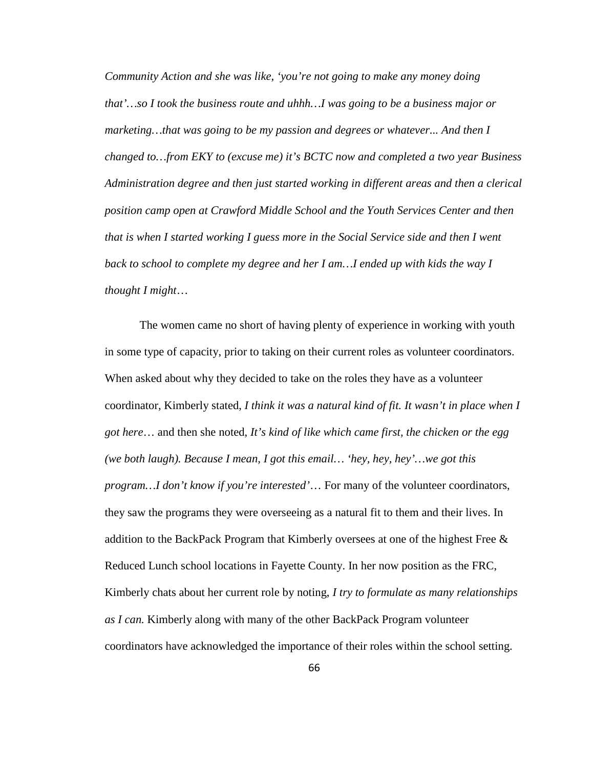*Community Action and she was like, 'you're not going to make any money doing that'…so I took the business route and uhhh…I was going to be a business major or marketing…that was going to be my passion and degrees or whatever... And then I changed to…from EKY to (excuse me) it's BCTC now and completed a two year Business Administration degree and then just started working in different areas and then a clerical position camp open at Crawford Middle School and the Youth Services Center and then that is when I started working I guess more in the Social Service side and then I went back to school to complete my degree and her I am…I ended up with kids the way I thought I might…*

The women came no short of having plenty of experience in working with youth in some type of capacity, prior to taking on their current roles as volunteer coordinators. When asked about why they decided to take on the roles they have as a volunteer coordinator, Kimberly stated, *I think it was a natural kind of fit. It wasn't in place when I got here…* and then she noted, *It's kind of like which came first, the chicken or the egg (we both laugh). Because I mean, I got this email… 'hey, hey, hey'…we got this program…I don't know if you're interested'…* For many of the volunteer coordinators, they saw the programs they were overseeing as a natural fit to them and their lives. In addition to the BackPack Program that Kimberly oversees at one of the highest Free & Reduced Lunch school locations in Fayette County. In her now position as the FRC, Kimberly chats about her current role by noting, *I try to formulate as many relationships as I can.* Kimberly along with many of the other BackPack Program volunteer coordinators have acknowledged the importance of their roles within the school setting.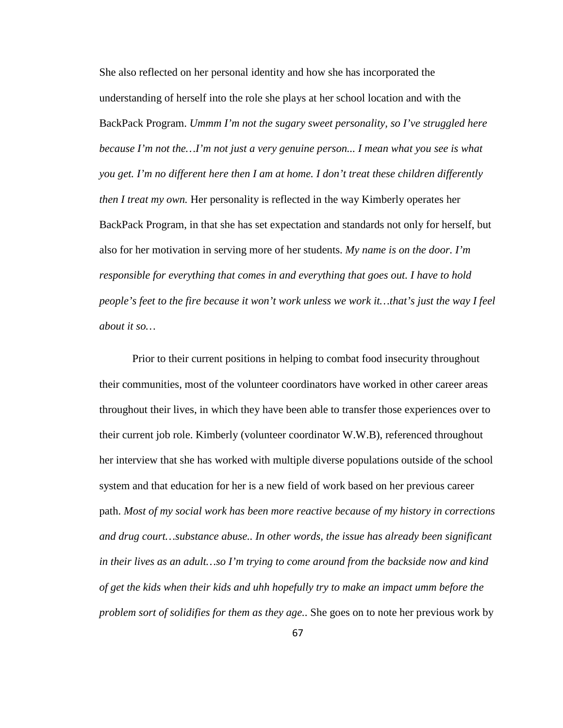She also reflected on her personal identity and how she has incorporated the understanding of herself into the role she plays at her school location and with the BackPack Program. *Ummm I'm not the sugary sweet personality, so I've struggled here because I'm not the…I'm not just a very genuine person... I mean what you see is what you get. I'm no different here then I am at home. I don't treat these children differently then I treat my own.* Her personality is reflected in the way Kimberly operates her BackPack Program, in that she has set expectation and standards not only for herself, but also for her motivation in serving more of her students. *My name is on the door. I'm responsible for everything that comes in and everything that goes out. I have to hold people's feet to the fire because it won't work unless we work it…that's just the way I feel about it so…*

Prior to their current positions in helping to combat food insecurity throughout their communities, most of the volunteer coordinators have worked in other career areas throughout their lives, in which they have been able to transfer those experiences over to their current job role. Kimberly (volunteer coordinator W.W.B), referenced throughout her interview that she has worked with multiple diverse populations outside of the school system and that education for her is a new field of work based on her previous career path. *Most of my social work has been more reactive because of my history in corrections and drug court…substance abuse.. In other words, the issue has already been significant in their lives as an adult…so I'm trying to come around from the backside now and kind of get the kids when their kids and uhh hopefully try to make an impact umm before the problem sort of solidifies for them as they age..* She goes on to note her previous work by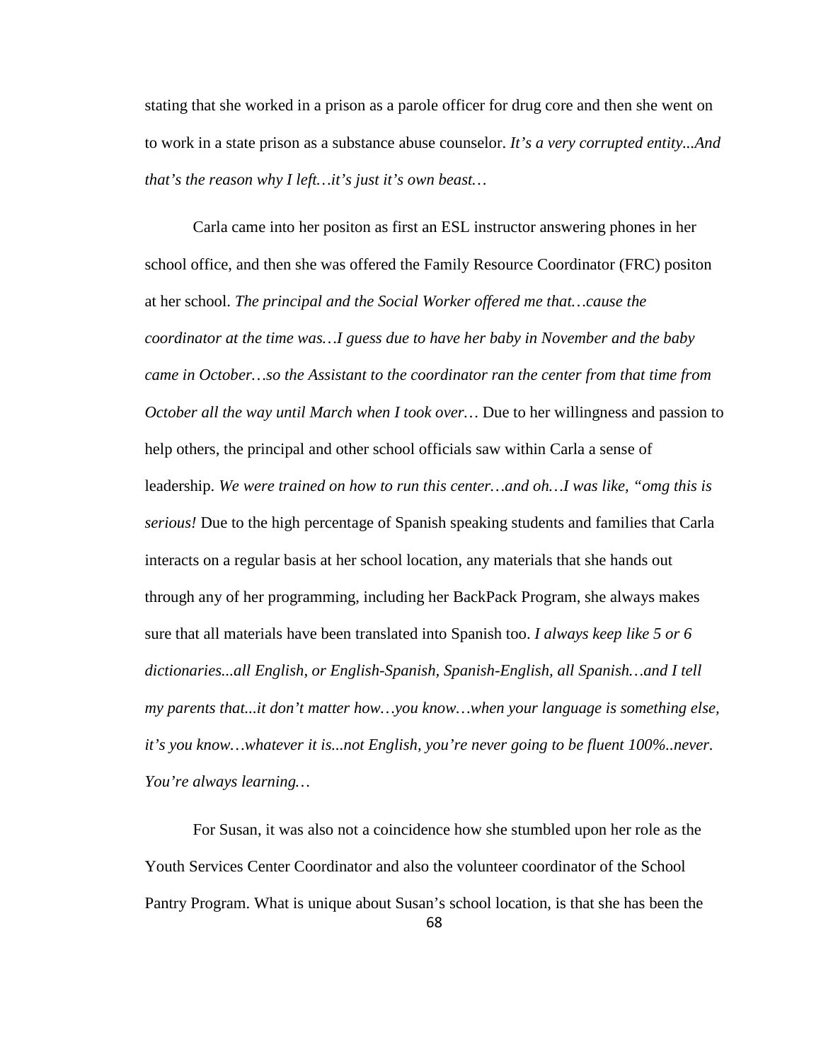stating that she worked in a prison as a parole officer for drug core and then she went on to work in a state prison as a substance abuse counselor. *It's a very corrupted entity...And that's the reason why I left…it's just it's own beast…*

Carla came into her positon as first an ESL instructor answering phones in her school office, and then she was offered the Family Resource Coordinator (FRC) positon at her school. *The principal and the Social Worker offered me that…cause the coordinator at the time was…I guess due to have her baby in November and the baby came in October…so the Assistant to the coordinator ran the center from that time from October all the way until March when I took over…* Due to her willingness and passion to help others, the principal and other school officials saw within Carla a sense of leadership. *We were trained on how to run this center…and oh…I was like, "omg this is serious!* Due to the high percentage of Spanish speaking students and families that Carla interacts on a regular basis at her school location, any materials that she hands out through any of her programming, including her BackPack Program, she always makes sure that all materials have been translated into Spanish too. *I always keep like 5 or 6 dictionaries...all English, or English-Spanish, Spanish-English, all Spanish…and I tell my parents that...it don't matter how…you know…when your language is something else, it's you know…whatever it is...not English, you're never going to be fluent 100%..never. You're always learning…*

For Susan, it was also not a coincidence how she stumbled upon her role as the Youth Services Center Coordinator and also the volunteer coordinator of the School Pantry Program. What is unique about Susan's school location, is that she has been the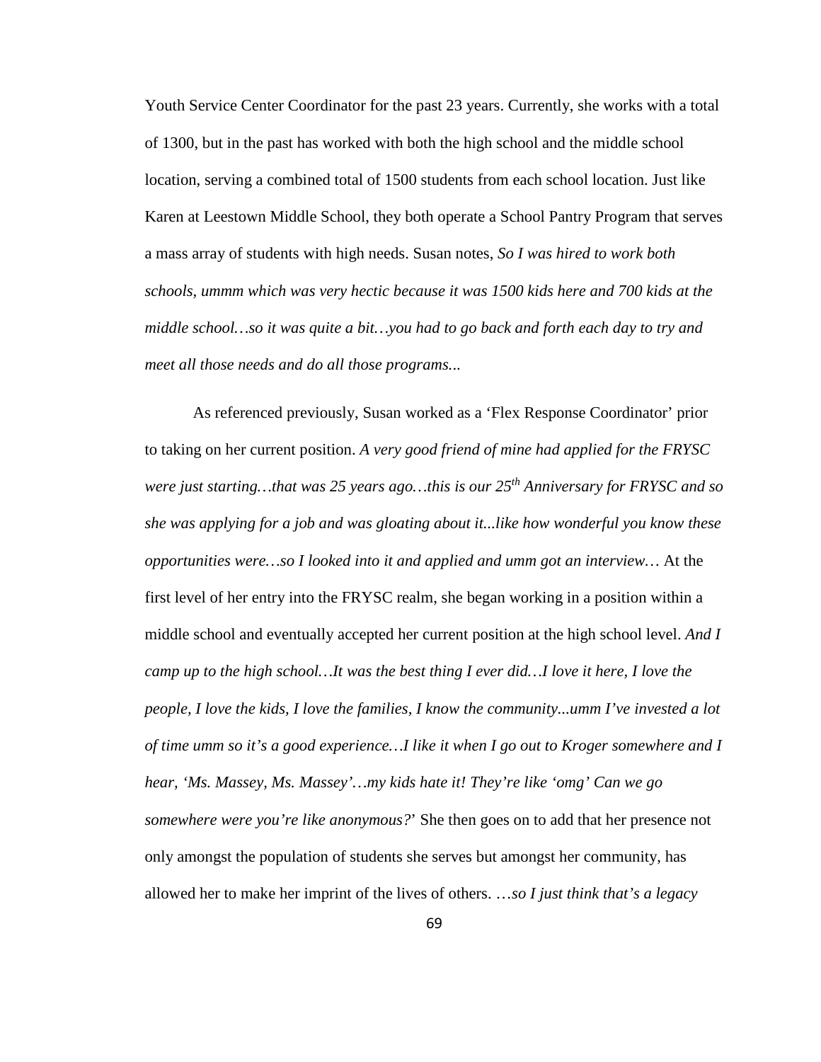Youth Service Center Coordinator for the past 23 years. Currently, she works with a total of 1300, but in the past has worked with both the high school and the middle school location, serving a combined total of 1500 students from each school location. Just like Karen at Leestown Middle School, they both operate a School Pantry Program that serves a mass array of students with high needs. Susan notes, *So I was hired to work both schools, ummm which was very hectic because it was 1500 kids here and 700 kids at the middle school…so it was quite a bit…you had to go back and forth each day to try and meet all those needs and do all those programs...*

As referenced previously, Susan worked as a 'Flex Response Coordinator' prior to taking on her current position. *A very good friend of mine had applied for the FRYSC were just starting…that was 25 years ago…this is our 25th Anniversary for FRYSC and so she was applying for a job and was gloating about it...like how wonderful you know these opportunities were…so I looked into it and applied and umm got an interview…* At the first level of her entry into the FRYSC realm, she began working in a position within a middle school and eventually accepted her current position at the high school level. *And I camp up to the high school…It was the best thing I ever did…I love it here, I love the people, I love the kids, I love the families, I know the community...umm I've invested a lot of time umm so it's a good experience…I like it when I go out to Kroger somewhere and I hear, 'Ms. Massey, Ms. Massey'…my kids hate it! They're like 'omg' Can we go somewhere were you're like anonymous?*' She then goes on to add that her presence not only amongst the population of students she serves but amongst her community, has allowed her to make her imprint of the lives of others. …*so I just think that's a legacy*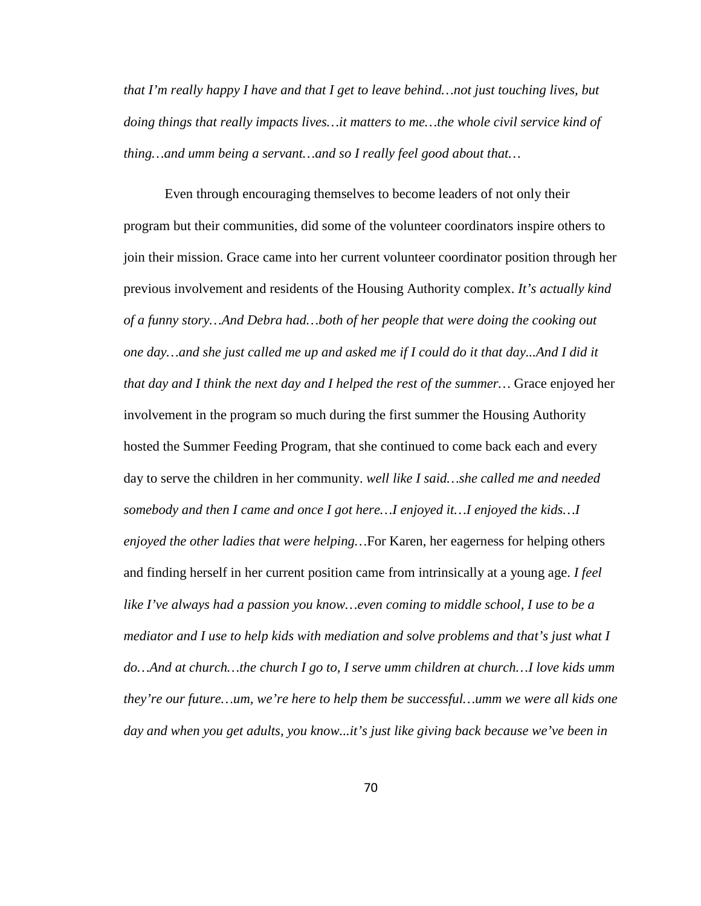*that I'm really happy I have and that I get to leave behind…not just touching lives, but doing things that really impacts lives…it matters to me…the whole civil service kind of thing…and umm being a servant…and so I really feel good about that…*

Even through encouraging themselves to become leaders of not only their program but their communities, did some of the volunteer coordinators inspire others to join their mission. Grace came into her current volunteer coordinator position through her previous involvement and residents of the Housing Authority complex. *It's actually kind of a funny story…And Debra had…both of her people that were doing the cooking out one day…and she just called me up and asked me if I could do it that day...And I did it that day and I think the next day and I helped the rest of the summer…* Grace enjoyed her involvement in the program so much during the first summer the Housing Authority hosted the Summer Feeding Program, that she continued to come back each and every day to serve the children in her community. *well like I said…she called me and needed somebody and then I came and once I got here…I enjoyed it…I enjoyed the kids…I enjoyed the other ladies that were helping…*For Karen, her eagerness for helping others and finding herself in her current position came from intrinsically at a young age. *I feel like I've always had a passion you know…even coming to middle school, I use to be a mediator and I use to help kids with mediation and solve problems and that's just what I do…And at church…the church I go to, I serve umm children at church…I love kids umm they're our future…um, we're here to help them be successful…umm we were all kids one day and when you get adults, you know...it's just like giving back because we've been in*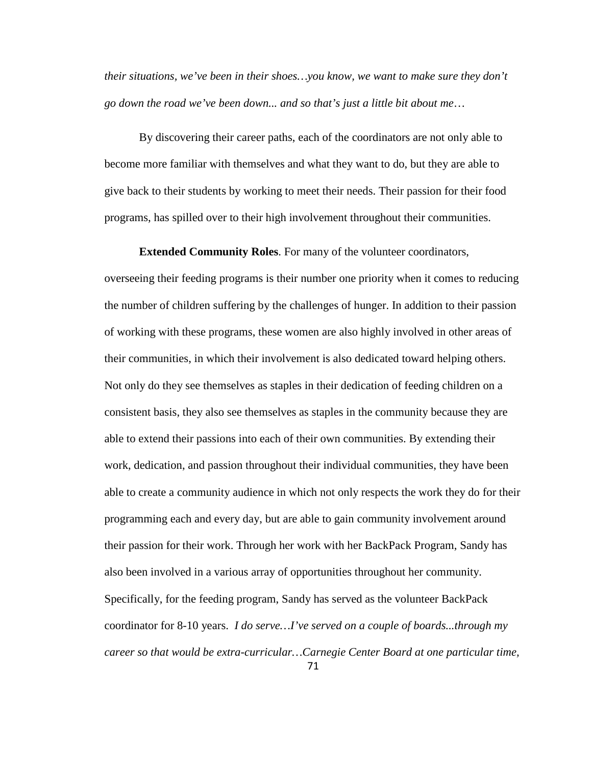*their situations, we've been in their shoes…you know, we want to make sure they don't go down the road we've been down... and so that's just a little bit about me…*

By discovering their career paths, each of the coordinators are not only able to become more familiar with themselves and what they want to do, but they are able to give back to their students by working to meet their needs. Their passion for their food programs, has spilled over to their high involvement throughout their communities.

**Extended Community Roles**. For many of the volunteer coordinators, overseeing their feeding programs is their number one priority when it comes to reducing the number of children suffering by the challenges of hunger. In addition to their passion of working with these programs, these women are also highly involved in other areas of their communities, in which their involvement is also dedicated toward helping others. Not only do they see themselves as staples in their dedication of feeding children on a consistent basis, they also see themselves as staples in the community because they are able to extend their passions into each of their own communities. By extending their work, dedication, and passion throughout their individual communities, they have been able to create a community audience in which not only respects the work they do for their programming each and every day, but are able to gain community involvement around their passion for their work. Through her work with her BackPack Program, Sandy has also been involved in a various array of opportunities throughout her community. Specifically, for the feeding program, Sandy has served as the volunteer BackPack coordinator for 8-10 years. *I do serve…I've served on a couple of boards...through my career so that would be extra-curricular…Carnegie Center Board at one particular time,*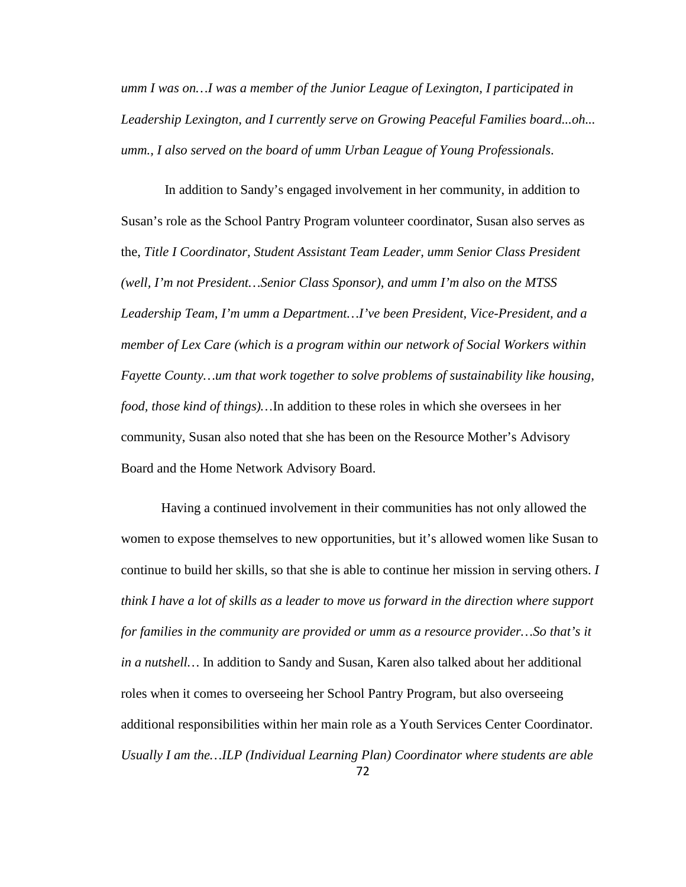*umm I was on…I was a member of the Junior League of Lexington, I participated in Leadership Lexington, and I currently serve on Growing Peaceful Families board...oh... umm., I also served on the board of umm Urban League of Young Professionals*.

In addition to Sandy's engaged involvement in her community, in addition to Susan's role as the School Pantry Program volunteer coordinator, Susan also serves as the, *Title I Coordinator, Student Assistant Team Leader, umm Senior Class President (well, I'm not President…Senior Class Sponsor), and umm I'm also on the MTSS Leadership Team, I'm umm a Department…I've been President, Vice-President, and a member of Lex Care (which is a program within our network of Social Workers within Fayette County…um that work together to solve problems of sustainability like housing, food, those kind of things)…*In addition to these roles in which she oversees in her community, Susan also noted that she has been on the Resource Mother's Advisory Board and the Home Network Advisory Board.

Having a continued involvement in their communities has not only allowed the women to expose themselves to new opportunities, but it's allowed women like Susan to continue to build her skills, so that she is able to continue her mission in serving others. *I think I have a lot of skills as a leader to move us forward in the direction where support for families in the community are provided or umm as a resource provider…So that's it in a nutshell…* In addition to Sandy and Susan, Karen also talked about her additional roles when it comes to overseeing her School Pantry Program, but also overseeing additional responsibilities within her main role as a Youth Services Center Coordinator. *Usually I am the…ILP (Individual Learning Plan) Coordinator where students are able*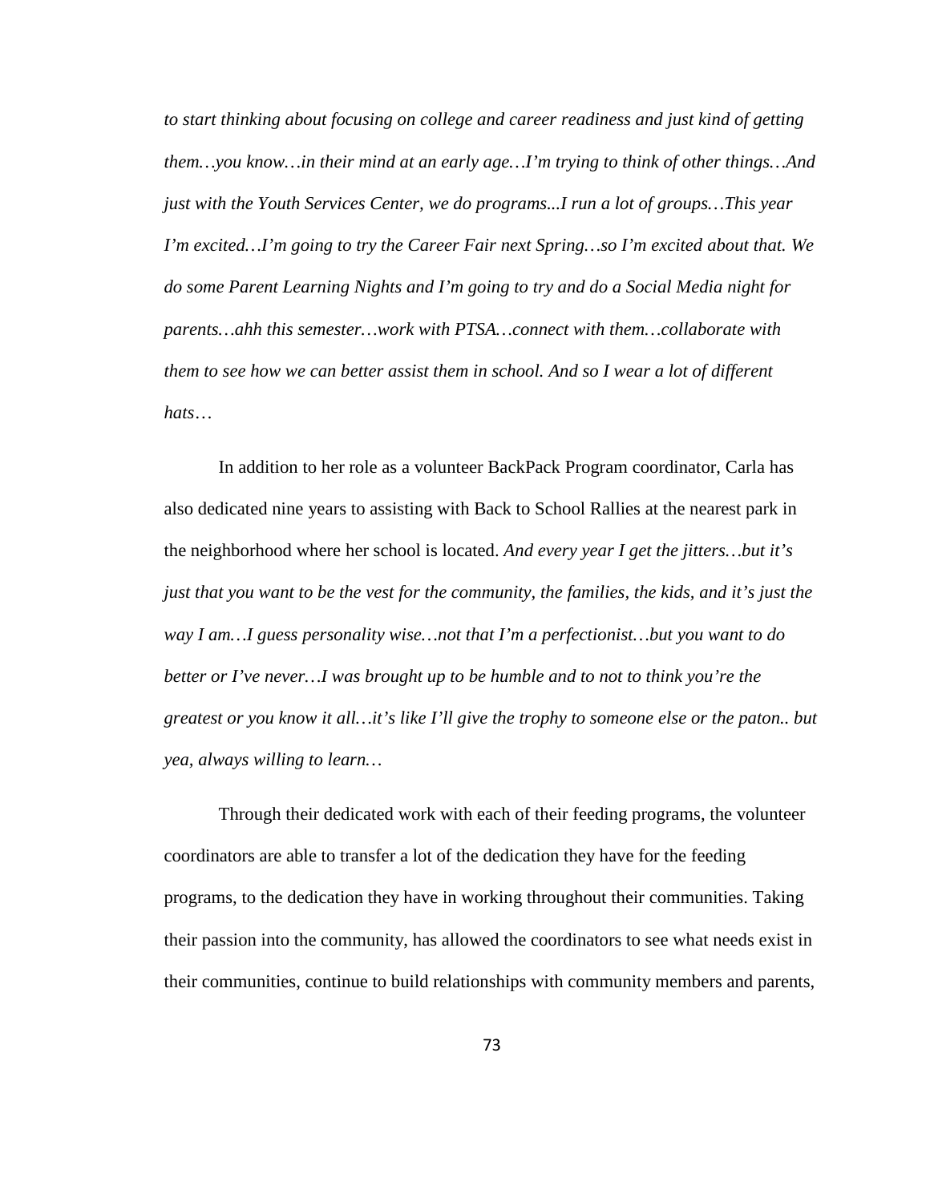*to start thinking about focusing on college and career readiness and just kind of getting them…you know…in their mind at an early age…I'm trying to think of other things…And just with the Youth Services Center, we do programs...I run a lot of groups…This year I'm excited…I'm going to try the Career Fair next Spring…so I'm excited about that. We do some Parent Learning Nights and I'm going to try and do a Social Media night for parents…ahh this semester…work with PTSA…connect with them…collaborate with them to see how we can better assist them in school. And so I wear a lot of different hats*…

In addition to her role as a volunteer BackPack Program coordinator, Carla has also dedicated nine years to assisting with Back to School Rallies at the nearest park in the neighborhood where her school is located. *And every year I get the jitters…but it's just that you want to be the vest for the community, the families, the kids, and it's just the way I am…I guess personality wise…not that I'm a perfectionist…but you want to do better or I've never…I was brought up to be humble and to not to think you're the greatest or you know it all…it's like I'll give the trophy to someone else or the paton.. but yea, always willing to learn…*

Through their dedicated work with each of their feeding programs, the volunteer coordinators are able to transfer a lot of the dedication they have for the feeding programs, to the dedication they have in working throughout their communities. Taking their passion into the community, has allowed the coordinators to see what needs exist in their communities, continue to build relationships with community members and parents,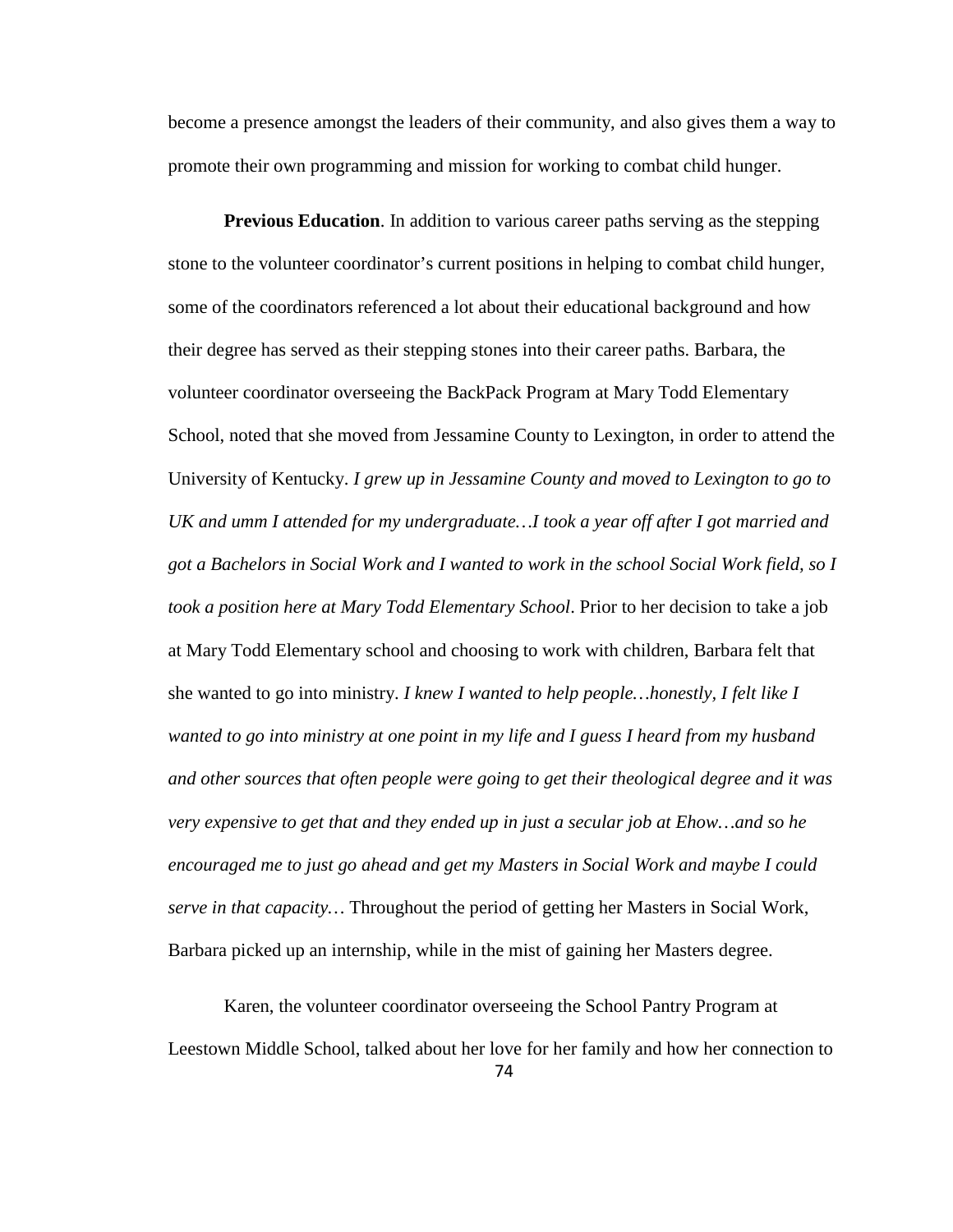become a presence amongst the leaders of their community, and also gives them a way to promote their own programming and mission for working to combat child hunger.

**Previous Education**. In addition to various career paths serving as the stepping stone to the volunteer coordinator's current positions in helping to combat child hunger, some of the coordinators referenced a lot about their educational background and how their degree has served as their stepping stones into their career paths. Barbara, the volunteer coordinator overseeing the BackPack Program at Mary Todd Elementary School, noted that she moved from Jessamine County to Lexington, in order to attend the University of Kentucky. *I grew up in Jessamine County and moved to Lexington to go to UK and umm I attended for my undergraduate…I took a year off after I got married and got a Bachelors in Social Work and I wanted to work in the school Social Work field, so I took a position here at Mary Todd Elementary School*. Prior to her decision to take a job at Mary Todd Elementary school and choosing to work with children, Barbara felt that she wanted to go into ministry. *I knew I wanted to help people…honestly, I felt like I wanted to go into ministry at one point in my life and I guess I heard from my husband and other sources that often people were going to get their theological degree and it was very expensive to get that and they ended up in just a secular job at Ehow…and so he encouraged me to just go ahead and get my Masters in Social Work and maybe I could serve in that capacity…* Throughout the period of getting her Masters in Social Work, Barbara picked up an internship, while in the mist of gaining her Masters degree.

Karen, the volunteer coordinator overseeing the School Pantry Program at Leestown Middle School, talked about her love for her family and how her connection to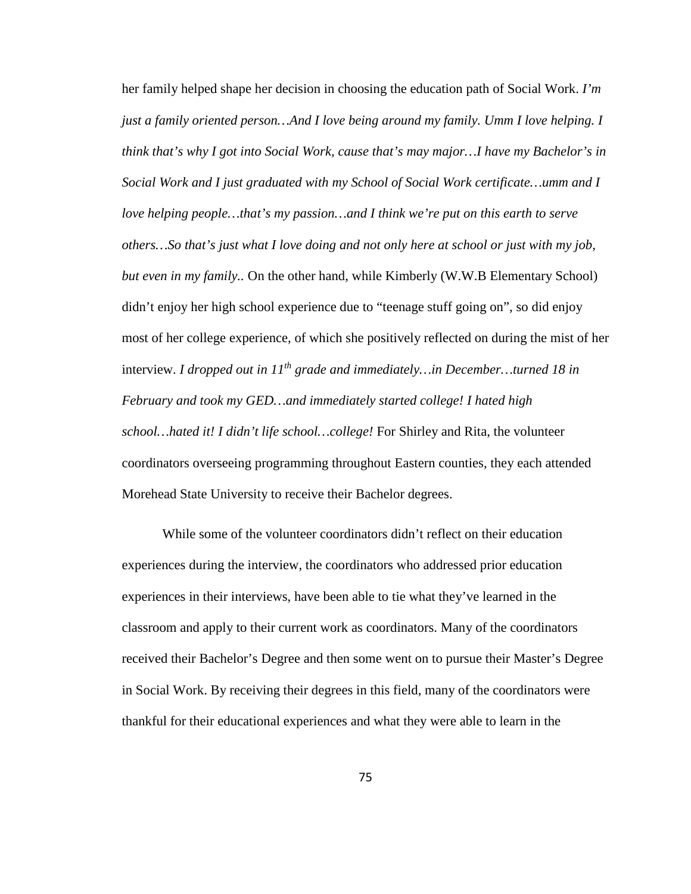her family helped shape her decision in choosing the education path of Social Work. *I'm just a family oriented person…And I love being around my family. Umm I love helping. I think that's why I got into Social Work, cause that's may major…I have my Bachelor's in Social Work and I just graduated with my School of Social Work certificate…umm and I love helping people…that's my passion…and I think we're put on this earth to serve others…So that's just what I love doing and not only here at school or just with my job, but even in my family..* On the other hand, while Kimberly (W.W.B Elementary School) didn't enjoy her high school experience due to "teenage stuff going on", so did enjoy most of her college experience, of which she positively reflected on during the mist of her interview. *I dropped out in 11th grade and immediately…in December…turned 18 in February and took my GED…and immediately started college! I hated high school…hated it! I didn't life school…college!* For Shirley and Rita, the volunteer coordinators overseeing programming throughout Eastern counties, they each attended Morehead State University to receive their Bachelor degrees.

While some of the volunteer coordinators didn't reflect on their education experiences during the interview, the coordinators who addressed prior education experiences in their interviews, have been able to tie what they've learned in the classroom and apply to their current work as coordinators. Many of the coordinators received their Bachelor's Degree and then some went on to pursue their Master's Degree in Social Work. By receiving their degrees in this field, many of the coordinators were thankful for their educational experiences and what they were able to learn in the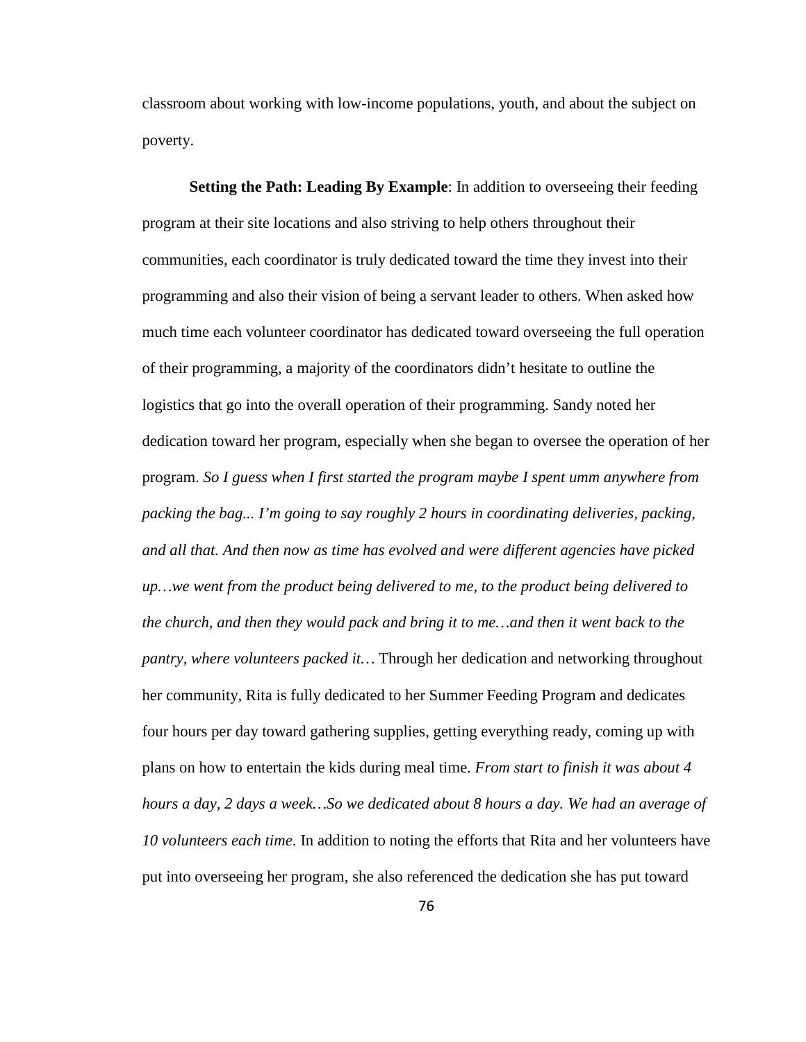classroom about working with low-income populations, youth, and about the subject on poverty.

**Setting the Path: Leading By Example**: In addition to overseeing their feeding program at their site locations and also striving to help others throughout their communities, each coordinator is truly dedicated toward the time they invest into their programming and also their vision of being a servant leader to others. When asked how much time each volunteer coordinator has dedicated toward overseeing the full operation of their programming, a majority of the coordinators didn't hesitate to outline the logistics that go into the overall operation of their programming. Sandy noted her dedication toward her program, especially when she began to oversee the operation of her program. *So I guess when I first started the program maybe I spent umm anywhere from packing the bag... I'm going to say roughly 2 hours in coordinating deliveries, packing, and all that. And then now as time has evolved and were different agencies have picked up…we went from the product being delivered to me, to the product being delivered to the church, and then they would pack and bring it to me…and then it went back to the pantry, where volunteers packed it…* Through her dedication and networking throughout her community, Rita is fully dedicated to her Summer Feeding Program and dedicates four hours per day toward gathering supplies, getting everything ready, coming up with plans on how to entertain the kids during meal time. *From start to finish it was about 4 hours a day, 2 days a week…So we dedicated about 8 hours a day. We had an average of 10 volunteers each time*. In addition to noting the efforts that Rita and her volunteers have put into overseeing her program, she also referenced the dedication she has put toward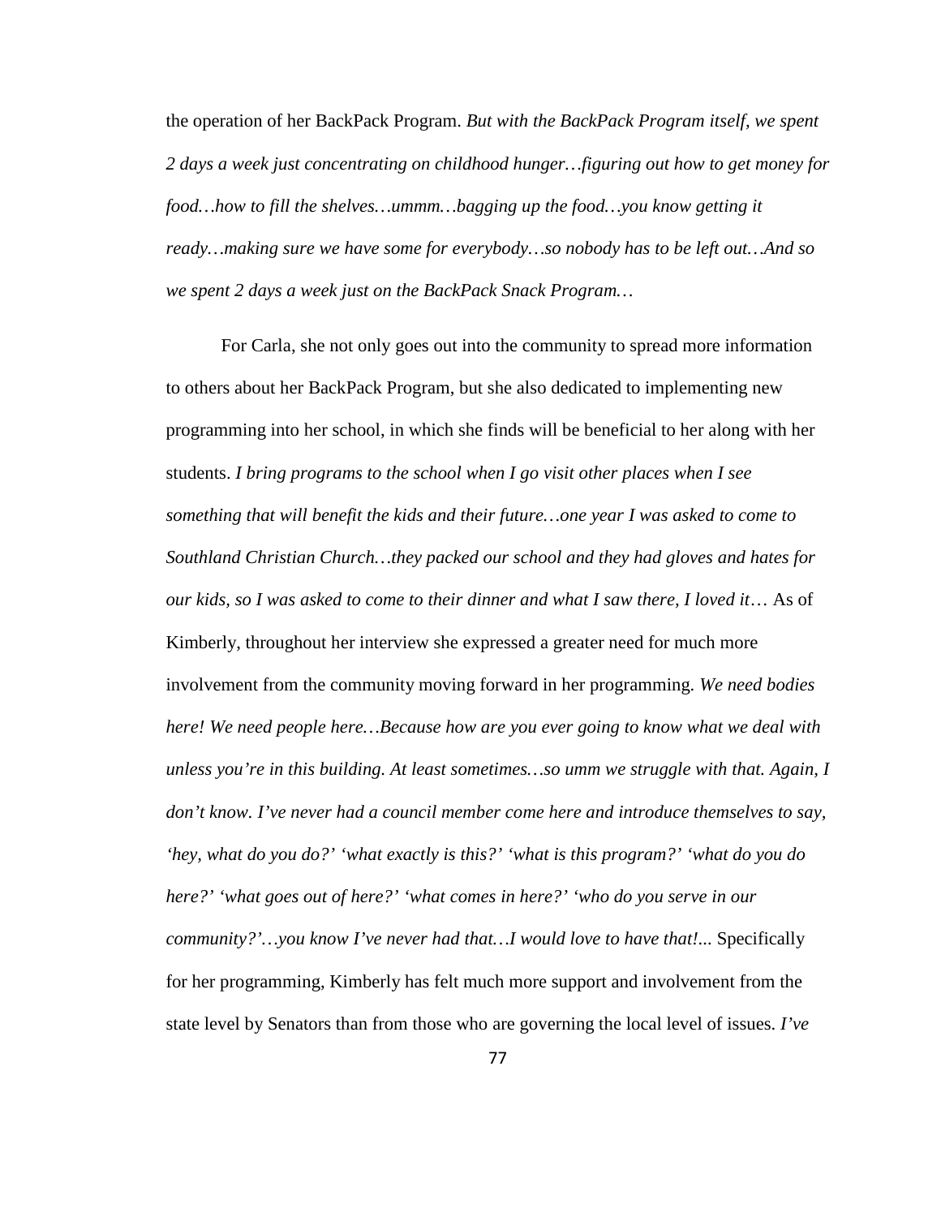the operation of her BackPack Program. *But with the BackPack Program itself, we spent 2 days a week just concentrating on childhood hunger…figuring out how to get money for food…how to fill the shelves…ummm…bagging up the food…you know getting it ready…making sure we have some for everybody…so nobody has to be left out…And so we spent 2 days a week just on the BackPack Snack Program…*

For Carla, she not only goes out into the community to spread more information to others about her BackPack Program, but she also dedicated to implementing new programming into her school, in which she finds will be beneficial to her along with her students. *I bring programs to the school when I go visit other places when I see something that will benefit the kids and their future…one year I was asked to come to Southland Christian Church…they packed our school and they had gloves and hates for our kids, so I was asked to come to their dinner and what I saw there, I loved it…* As of Kimberly, throughout her interview she expressed a greater need for much more involvement from the community moving forward in her programming. *We need bodies here! We need people here…Because how are you ever going to know what we deal with unless you're in this building. At least sometimes…so umm we struggle with that. Again, I don't know. I've never had a council member come here and introduce themselves to say, 'hey, what do you do?' 'what exactly is this?' 'what is this program?' 'what do you do here?' 'what goes out of here?' 'what comes in here?' 'who do you serve in our community?'…you know I've never had that…I would love to have that!...* Specifically for her programming, Kimberly has felt much more support and involvement from the state level by Senators than from those who are governing the local level of issues. *I've*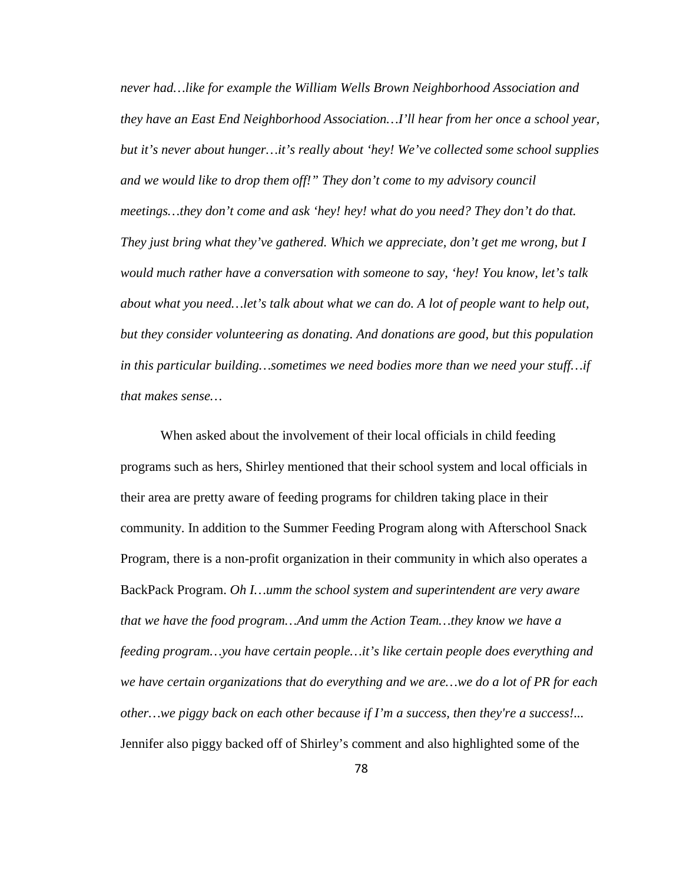*never had…like for example the William Wells Brown Neighborhood Association and they have an East End Neighborhood Association…I'll hear from her once a school year, but it's never about hunger…it's really about 'hey! We've collected some school supplies and we would like to drop them off!" They don't come to my advisory council meetings…they don't come and ask 'hey! hey! what do you need? They don't do that. They just bring what they've gathered. Which we appreciate, don't get me wrong, but I would much rather have a conversation with someone to say, 'hey! You know, let's talk about what you need…let's talk about what we can do. A lot of people want to help out, but they consider volunteering as donating. And donations are good, but this population in this particular building…sometimes we need bodies more than we need your stuff…if that makes sense…*

When asked about the involvement of their local officials in child feeding programs such as hers, Shirley mentioned that their school system and local officials in their area are pretty aware of feeding programs for children taking place in their community. In addition to the Summer Feeding Program along with Afterschool Snack Program, there is a non-profit organization in their community in which also operates a BackPack Program. *Oh I…umm the school system and superintendent are very aware that we have the food program…And umm the Action Team…they know we have a feeding program…you have certain people…it's like certain people does everything and we have certain organizations that do everything and we are…we do a lot of PR for each other…we piggy back on each other because if I'm a success, then they're a success!...* Jennifer also piggy backed off of Shirley's comment and also highlighted some of the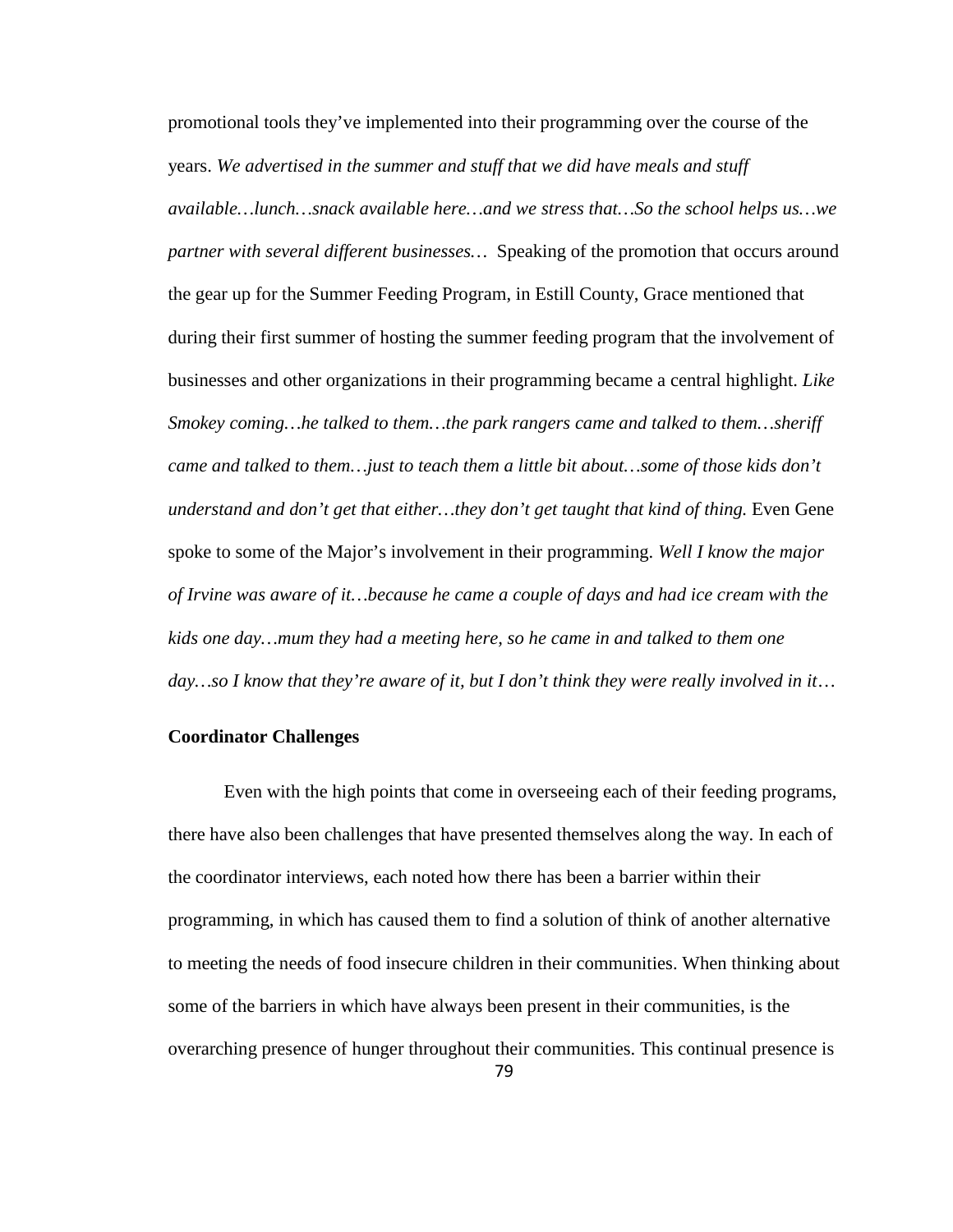promotional tools they've implemented into their programming over the course of the years. *We advertised in the summer and stuff that we did have meals and stuff available…lunch…snack available here…and we stress that…So the school helps us…we partner with several different businesses…* Speaking of the promotion that occurs around the gear up for the Summer Feeding Program, in Estill County, Grace mentioned that during their first summer of hosting the summer feeding program that the involvement of businesses and other organizations in their programming became a central highlight. *Like Smokey coming…he talked to them…the park rangers came and talked to them…sheriff came and talked to them…just to teach them a little bit about…some of those kids don't understand and don't get that either…they don't get taught that kind of thing.* Even Gene spoke to some of the Major's involvement in their programming. *Well I know the major of Irvine was aware of it…because he came a couple of days and had ice cream with the kids one day…mum they had a meeting here, so he came in and talked to them one day…so I know that they're aware of it, but I don't think they were really involved in it…*

### Coordinator Challenges

Even with the high points that come in overseeing each of their feeding programs, there have also been challenges that have presented themselves along the way. In each of the coordinator interviews, each noted how there has been a barrier within their programming, in which has caused them to find a solution of think of another alternative to meeting the needs of food insecure children in their communities. When thinking about some of the barriers in which have always been present in their communities, is the overarching presence of hunger throughout their communities. This continual presence is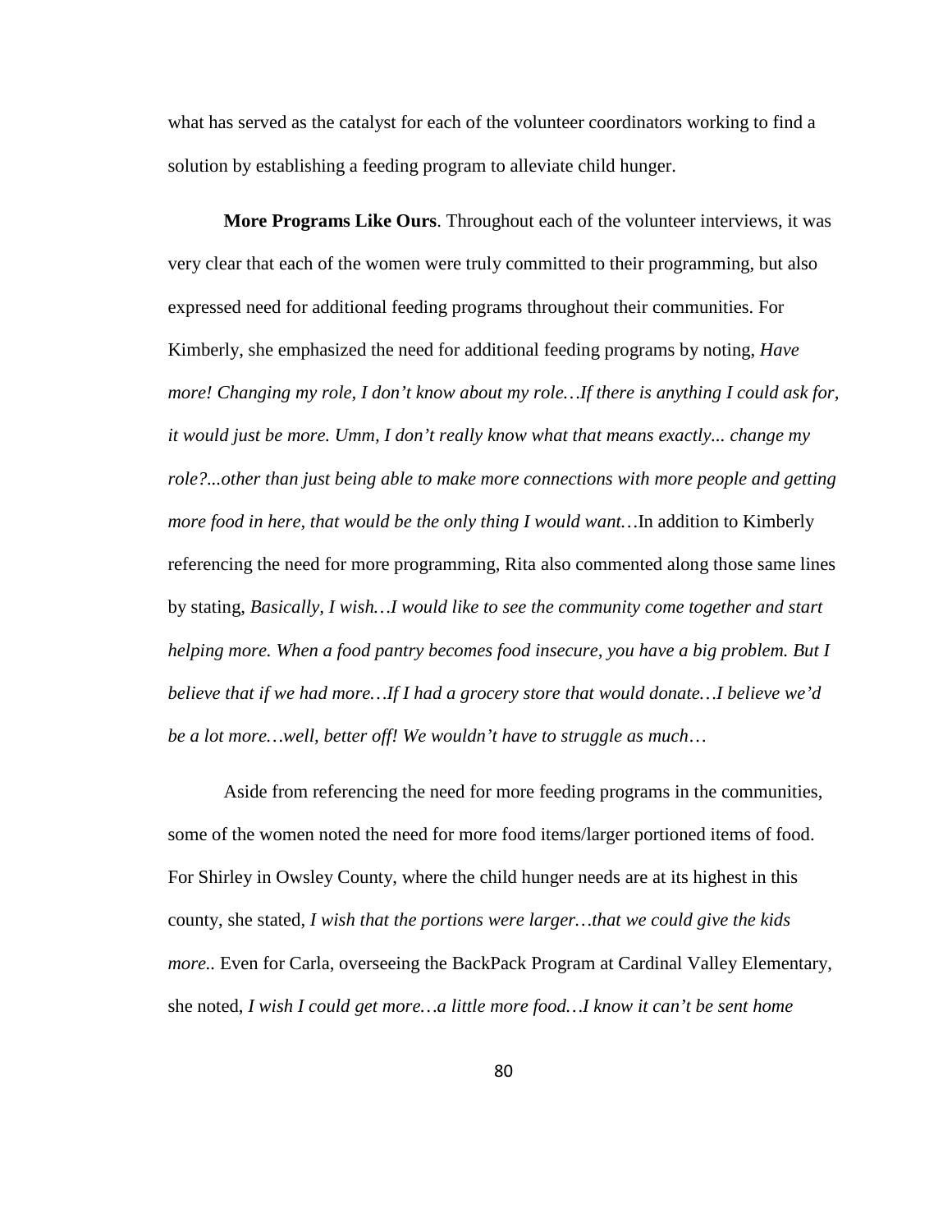what has served as the catalyst for each of the volunteer coordinators working to find a solution by establishing a feeding program to alleviate child hunger.

**More Programs Like Ours**. Throughout each of the volunteer interviews, it was very clear that each of the women were truly committed to their programming, but also expressed need for additional feeding programs throughout their communities. For Kimberly, she emphasized the need for additional feeding programs by noting, *Have more! Changing my role, I don't know about my role…If there is anything I could ask for, it would just be more. Umm, I don't really know what that means exactly... change my role?...other than just being able to make more connections with more people and getting more food in here, that would be the only thing I would want…*In addition to Kimberly referencing the need for more programming, Rita also commented along those same lines by stating, *Basically, I wish…I would like to see the community come together and start helping more. When a food pantry becomes food insecure, you have a big problem. But I believe that if we had more…If I had a grocery store that would donate…I believe we'd be a lot more…well, better off! We wouldn't have to struggle as much…*

Aside from referencing the need for more feeding programs in the communities, some of the women noted the need for more food items/larger portioned items of food. For Shirley in Owsley County, where the child hunger needs are at its highest in this county, she stated, *I wish that the portions were larger…that we could give the kids more.*. Even for Carla, overseeing the BackPack Program at Cardinal Valley Elementary, she noted, *I wish I could get more…a little more food…I know it can't be sent home*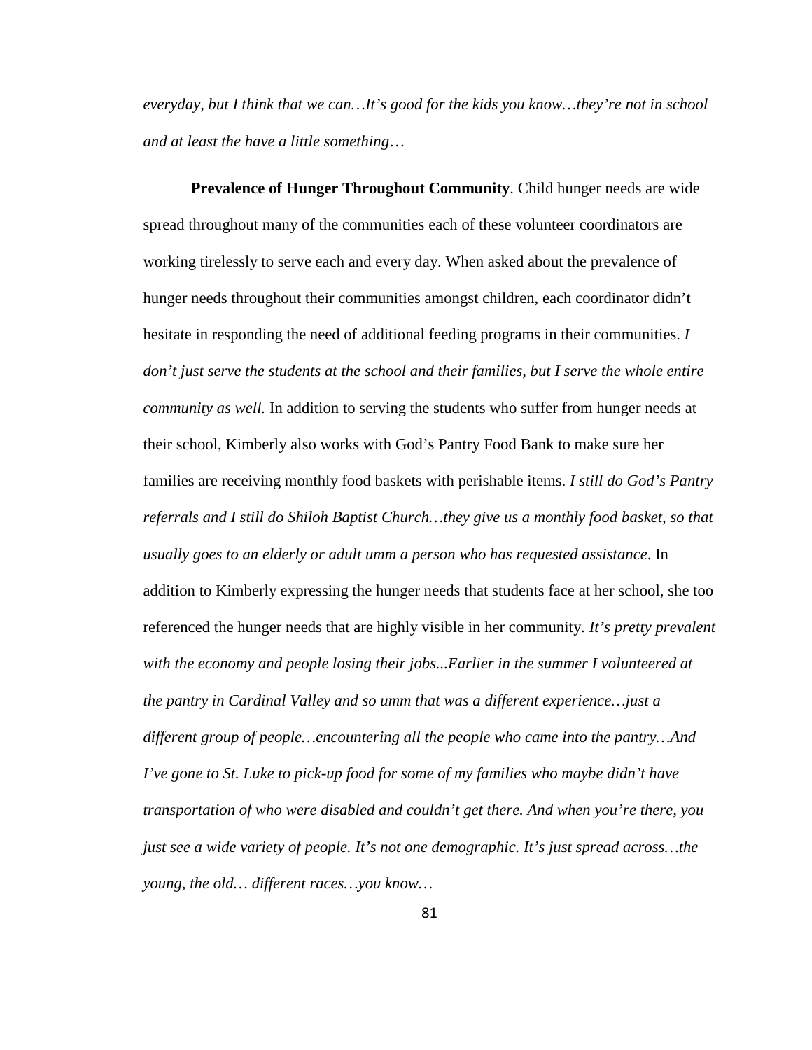*everyday, but I think that we can…It's good for the kids you know…they're not in school and at least the have a little something…*

**Prevalence of Hunger Throughout Community**. Child hunger needs are wide spread throughout many of the communities each of these volunteer coordinators are working tirelessly to serve each and every day. When asked about the prevalence of hunger needs throughout their communities amongst children, each coordinator didn't hesitate in responding the need of additional feeding programs in their communities. *I don't just serve the students at the school and their families, but I serve the whole entire community as well.* In addition to serving the students who suffer from hunger needs at their school, Kimberly also works with God's Pantry Food Bank to make sure her families are receiving monthly food baskets with perishable items. *I still do God's Pantry referrals and I still do Shiloh Baptist Church…they give us a monthly food basket, so that usually goes to an elderly or adult umm a person who has requested assistance*. In addition to Kimberly expressing the hunger needs that students face at her school, she too referenced the hunger needs that are highly visible in her community. *It's pretty prevalent with the economy and people losing their jobs...Earlier in the summer I volunteered at the pantry in Cardinal Valley and so umm that was a different experience…just a different group of people…encountering all the people who came into the pantry…And I've gone to St. Luke to pick-up food for some of my families who maybe didn't have transportation of who were disabled and couldn't get there. And when you're there, you just see a wide variety of people. It's not one demographic. It's just spread across…the young, the old… different races…you know…*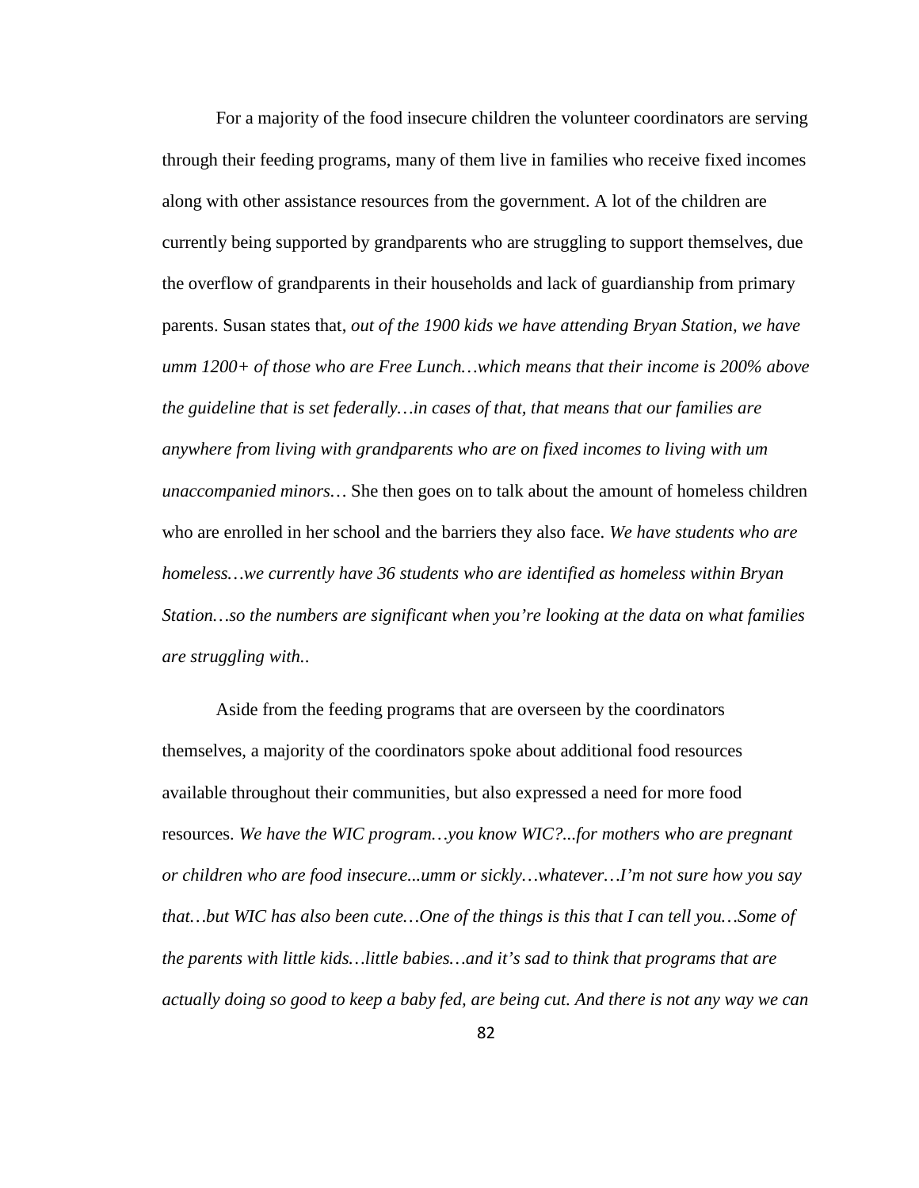For a majority of the food insecure children the volunteer coordinators are serving through their feeding programs, many of them live in families who receive fixed incomes along with other assistance resources from the government. A lot of the children are currently being supported by grandparents who are struggling to support themselves, due the overflow of grandparents in their households and lack of guardianship from primary parents. Susan states that, *out of the 1900 kids we have attending Bryan Station, we have umm 1200+ of those who are Free Lunch…which means that their income is 200% above the guideline that is set federally…in cases of that, that means that our families are anywhere from living with grandparents who are on fixed incomes to living with um unaccompanied minors…* She then goes on to talk about the amount of homeless children who are enrolled in her school and the barriers they also face. *We have students who are homeless…we currently have 36 students who are identified as homeless within Bryan Station…so the numbers are significant when you're looking at the data on what families are struggling with..*

Aside from the feeding programs that are overseen by the coordinators themselves, a majority of the coordinators spoke about additional food resources available throughout their communities, but also expressed a need for more food resources. *We have the WIC program…you know WIC?...for mothers who are pregnant or children who are food insecure...umm or sickly…whatever…I'm not sure how you say that…but WIC has also been cute…One of the things is this that I can tell you…Some of the parents with little kids…little babies…and it's sad to think that programs that are actually doing so good to keep a baby fed, are being cut. And there is not any way we can*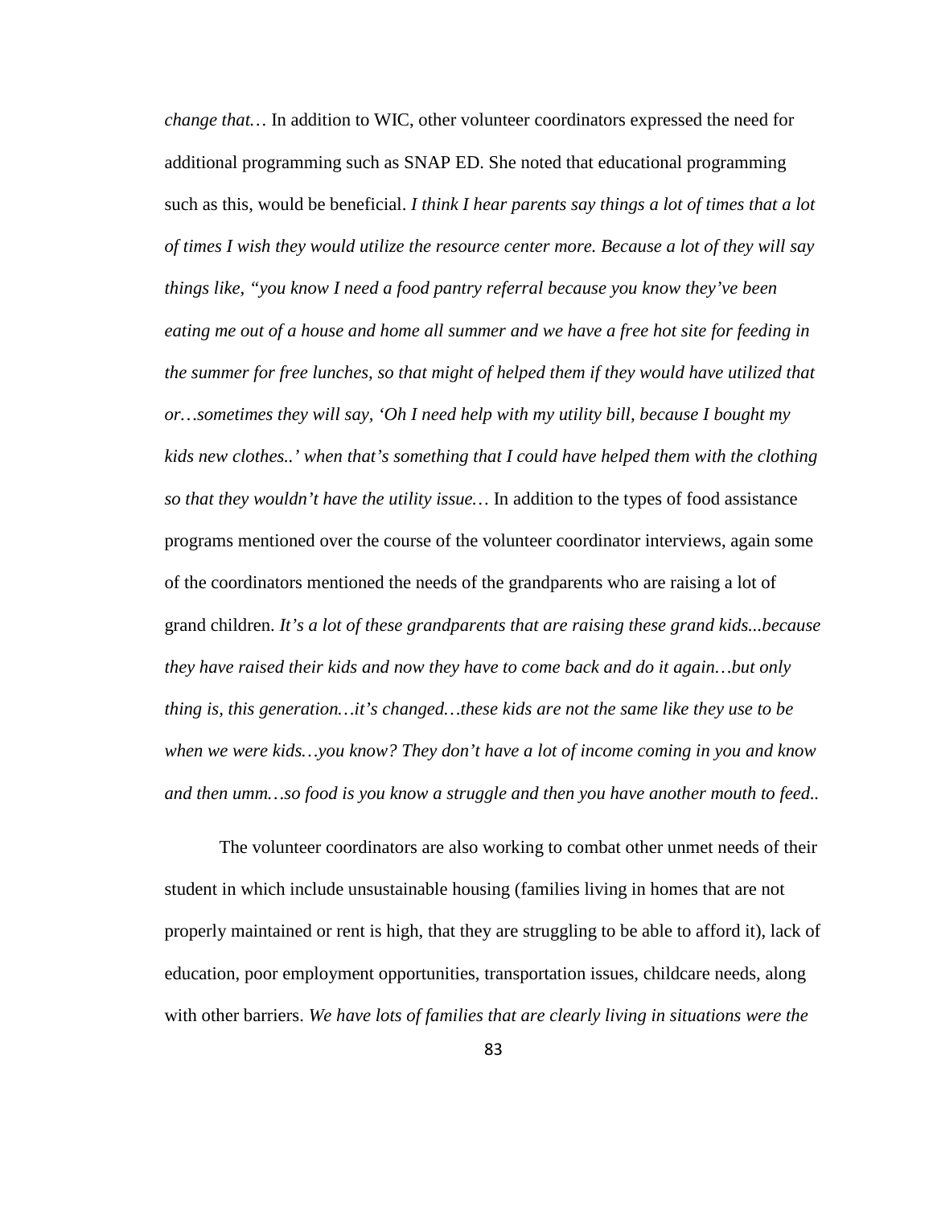*change that…* In addition to WIC, other volunteer coordinators expressed the need for additional programming such as SNAP ED. She noted that educational programming such as this, would be beneficial. *I think I hear parents say things a lot of times that a lot of times I wish they would utilize the resource center more. Because a lot of they will say things like, "you know I need a food pantry referral because you know they've been eating me out of a house and home all summer and we have a free hot site for feeding in the summer for free lunches, so that might of helped them if they would have utilized that or…sometimes they will say, 'Oh I need help with my utility bill, because I bought my kids new clothes..' when that's something that I could have helped them with the clothing so that they wouldn't have the utility issue…* In addition to the types of food assistance programs mentioned over the course of the volunteer coordinator interviews, again some of the coordinators mentioned the needs of the grandparents who are raising a lot of grand children. *It's a lot of these grandparents that are raising these grand kids...because they have raised their kids and now they have to come back and do it again…but only thing is, this generation…it's changed…these kids are not the same like they use to be when we were kids…you know? They don't have a lot of income coming in you and know and then umm…so food is you know a struggle and then you have another mouth to feed..*

The volunteer coordinators are also working to combat other unmet needs of their student in which include unsustainable housing (families living in homes that are not properly maintained or rent is high, that they are struggling to be able to afford it), lack of education, poor employment opportunities, transportation issues, childcare needs, along with other barriers. *We have lots of families that are clearly living in situations were the*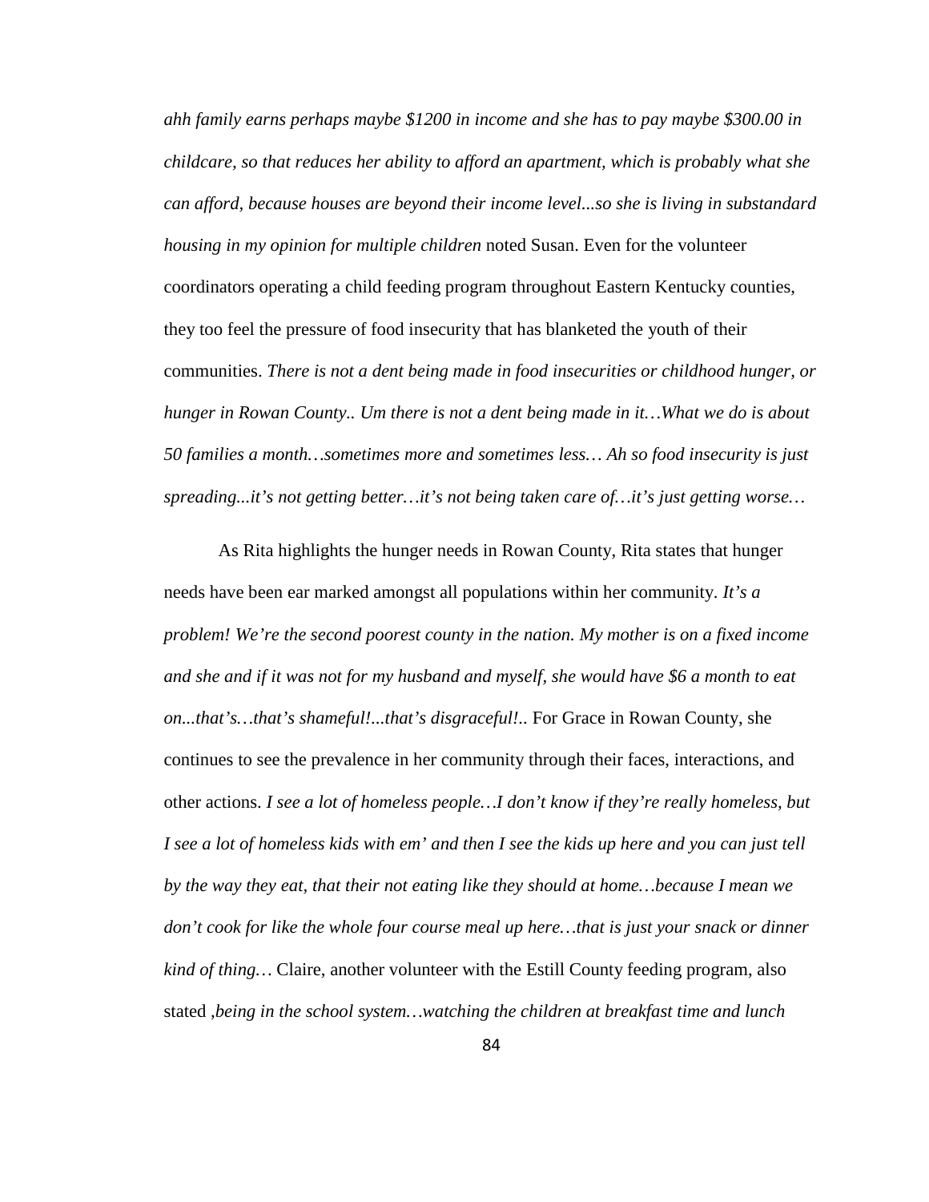*ahh family earns perhaps maybe $1200 in income and she has to pay maybe $300.00 in childcare, so that reduces her ability to afford an apartment, which is probably what she can afford, because houses are beyond their income level...so she is living in substandard housing in my opinion for multiple children* noted Susan. Even for the volunteer coordinators operating a child feeding program throughout Eastern Kentucky counties, they too feel the pressure of food insecurity that has blanketed the youth of their communities. *There is not a dent being made in food insecurities or childhood hunger, or hunger in Rowan County.. Um there is not a dent being made in it…What we do is about 50 families a month…sometimes more and sometimes less… Ah so food insecurity is just spreading...it's not getting better…it's not being taken care of…it's just getting worse…*

As Rita highlights the hunger needs in Rowan County, Rita states that hunger needs have been ear marked amongst all populations within her community. *It's a problem! We're the second poorest county in the nation. My mother is on a fixed income and she and if it was not for my husband and myself, she would have $6 a month to eat on...that's…that's shameful!...that's disgraceful!..* For Grace in Rowan County, she continues to see the prevalence in her community through their faces, interactions, and other actions. *I see a lot of homeless people…I don't know if they're really homeless, but I see a lot of homeless kids with em' and then I see the kids up here and you can just tell by the way they eat, that their not eating like they should at home…because I mean we don't cook for like the whole four course meal up here…that is just your snack or dinner kind of thing…* Claire, another volunteer with the Estill County feeding program, also stated ,*being in the school system…watching the children at breakfast time and lunch*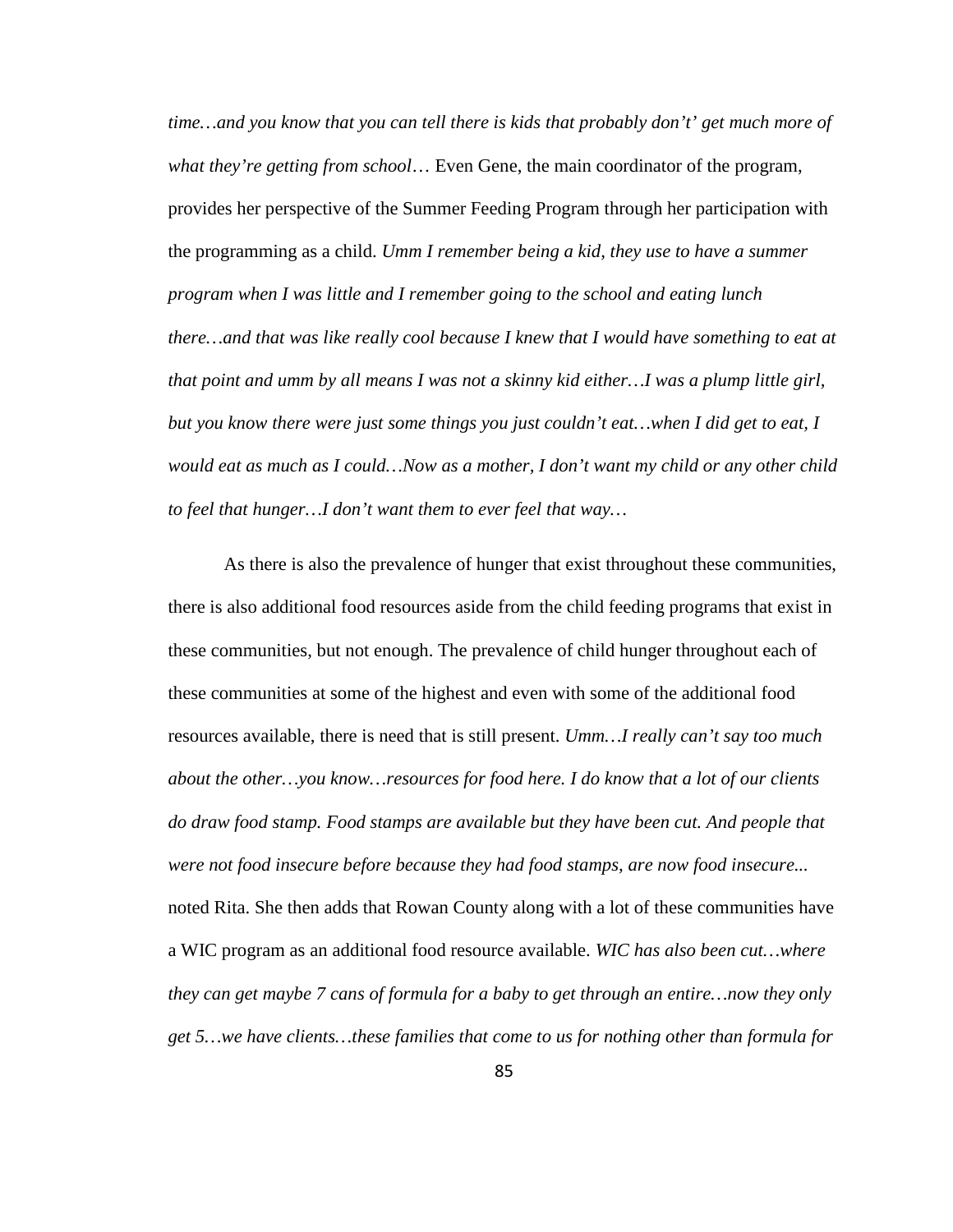*time…and you know that you can tell there is kids that probably don't' get much more of what they're getting from school…* Even Gene, the main coordinator of the program, provides her perspective of the Summer Feeding Program through her participation with the programming as a child. *Umm I remember being a kid, they use to have a summer program when I was little and I remember going to the school and eating lunch there…and that was like really cool because I knew that I would have something to eat at that point and umm by all means I was not a skinny kid either…I was a plump little girl, but you know there were just some things you just couldn't eat…when I did get to eat, I would eat as much as I could…Now as a mother, I don't want my child or any other child to feel that hunger…I don't want them to ever feel that way…*

As there is also the prevalence of hunger that exist throughout these communities, there is also additional food resources aside from the child feeding programs that exist in these communities, but not enough. The prevalence of child hunger throughout each of these communities at some of the highest and even with some of the additional food resources available, there is need that is still present. *Umm…I really can't say too much about the other…you know…resources for food here. I do know that a lot of our clients do draw food stamp. Food stamps are available but they have been cut. And people that were not food insecure before because they had food stamps, are now food insecure...* noted Rita. She then adds that Rowan County along with a lot of these communities have a WIC program as an additional food resource available. *WIC has also been cut…where they can get maybe 7 cans of formula for a baby to get through an entire…now they only get 5…we have clients…these families that come to us for nothing other than formula for*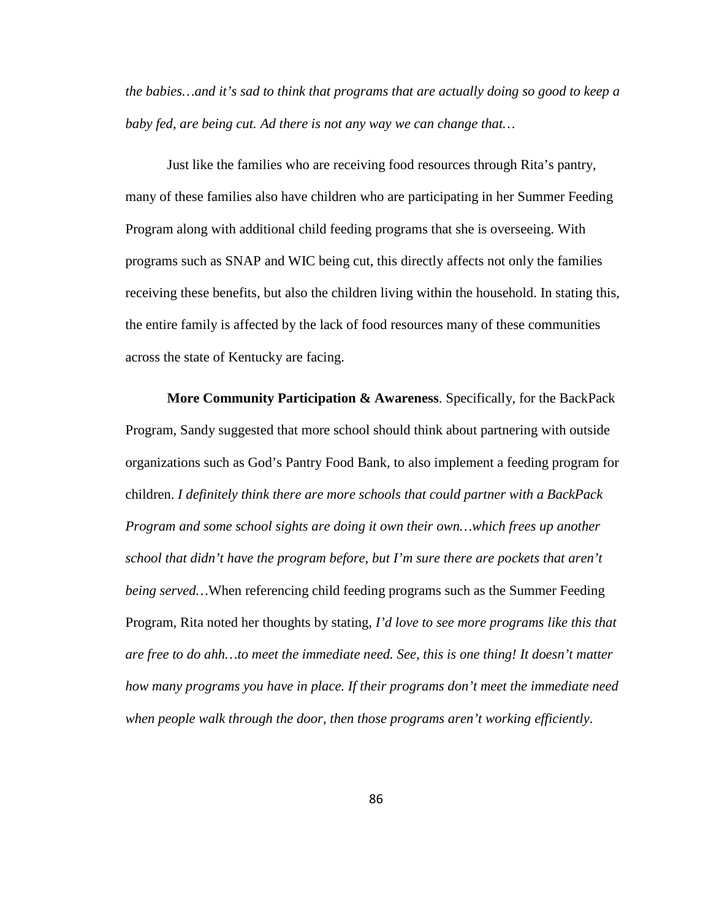*the babies…and it's sad to think that programs that are actually doing so good to keep a baby fed, are being cut. Ad there is not any way we can change that…*

Just like the families who are receiving food resources through Rita's pantry, many of these families also have children who are participating in her Summer Feeding Program along with additional child feeding programs that she is overseeing. With programs such as SNAP and WIC being cut, this directly affects not only the families receiving these benefits, but also the children living within the household. In stating this, the entire family is affected by the lack of food resources many of these communities across the state of Kentucky are facing.

**More Community Participation & Awareness**. Specifically, for the BackPack Program, Sandy suggested that more school should think about partnering with outside organizations such as God's Pantry Food Bank, to also implement a feeding program for children. *I definitely think there are more schools that could partner with a BackPack Program and some school sights are doing it own their own…which frees up another school that didn't have the program before, but I'm sure there are pockets that aren't being served…*When referencing child feeding programs such as the Summer Feeding Program, Rita noted her thoughts by stating, *I'd love to see more programs like this that are free to do ahh…to meet the immediate need. See, this is one thing! It doesn't matter how many programs you have in place. If their programs don't meet the immediate need when people walk through the door, then those programs aren't working efficiently*.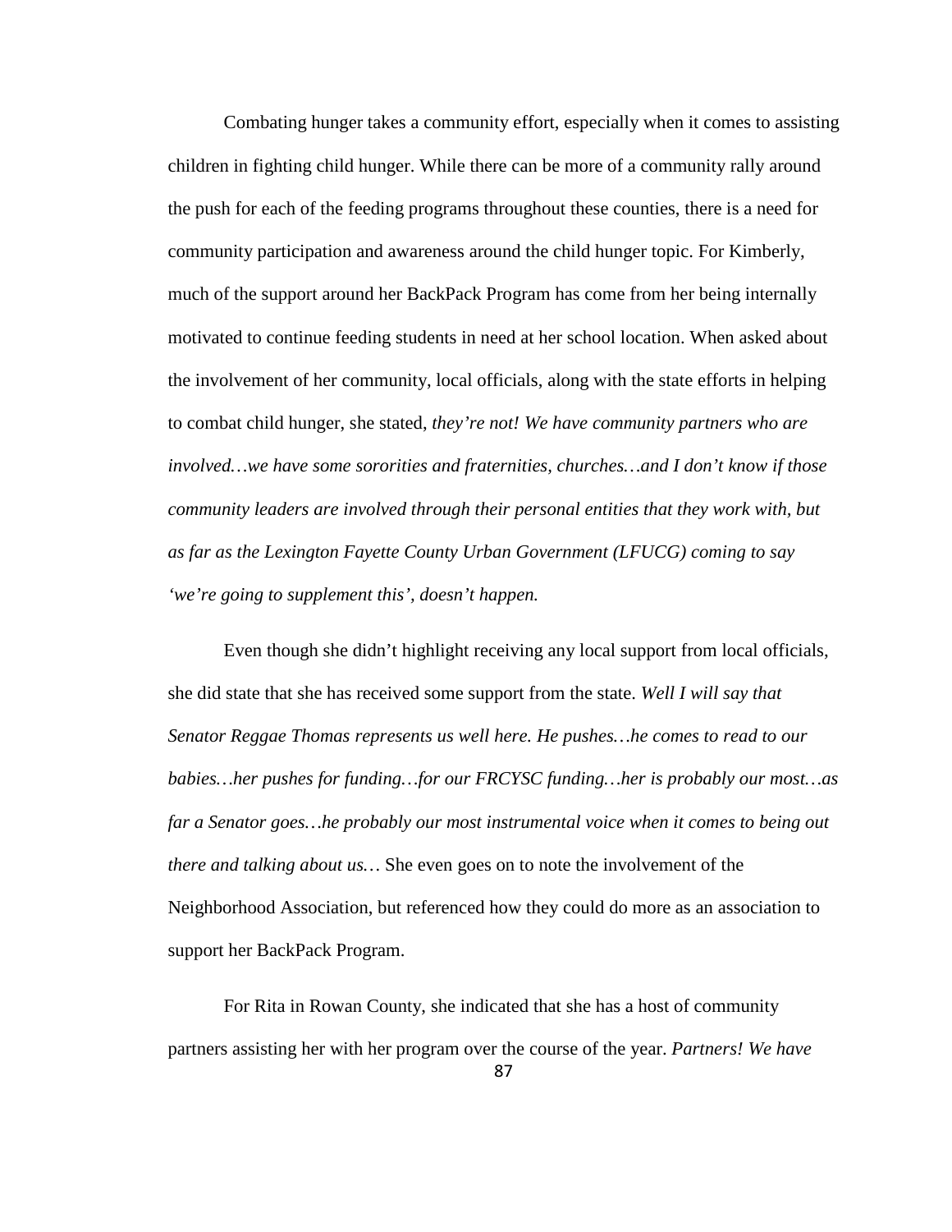Combating hunger takes a community effort, especially when it comes to assisting children in fighting child hunger. While there can be more of a community rally around the push for each of the feeding programs throughout these counties, there is a need for community participation and awareness around the child hunger topic. For Kimberly, much of the support around her BackPack Program has come from her being internally motivated to continue feeding students in need at her school location. When asked about the involvement of her community, local officials, along with the state efforts in helping to combat child hunger, she stated, *they're not! We have community partners who are involved…we have some sororities and fraternities, churches…and I don't know if those community leaders are involved through their personal entities that they work with, but as far as the Lexington Fayette County Urban Government (LFUCG) coming to say 'we're going to supplement this', doesn't happen.*

Even though she didn't highlight receiving any local support from local officials, she did state that she has received some support from the state. *Well I will say that Senator Reggae Thomas represents us well here. He pushes…he comes to read to our babies…her pushes for funding…for our FRCYSC funding…her is probably our most…as far a Senator goes…he probably our most instrumental voice when it comes to being out there and talking about us…* She even goes on to note the involvement of the Neighborhood Association, but referenced how they could do more as an association to support her BackPack Program.

For Rita in Rowan County, she indicated that she has a host of community partners assisting her with her program over the course of the year. *Partners! We have*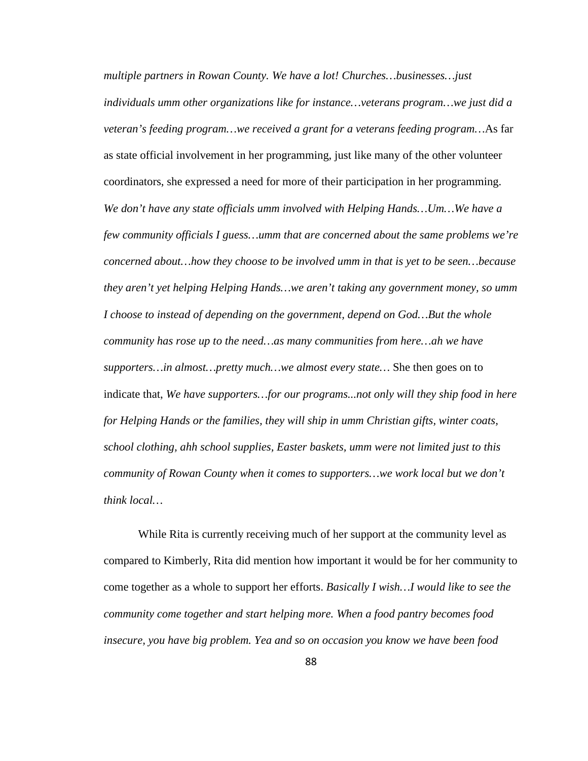*multiple partners in Rowan County. We have a lot! Churches…businesses…just individuals umm other organizations like for instance…veterans program…we just did a veteran's feeding program…we received a grant for a veterans feeding program…*As far as state official involvement in her programming, just like many of the other volunteer coordinators, she expressed a need for more of their participation in her programming. *We don't have any state officials umm involved with Helping Hands…Um…We have a few community officials I guess…umm that are concerned about the same problems we're concerned about…how they choose to be involved umm in that is yet to be seen…because they aren't yet helping Helping Hands…we aren't taking any government money, so umm I choose to instead of depending on the government, depend on God…But the whole community has rose up to the need…as many communities from here…ah we have supporters…in almost…pretty much…we almost every state…* She then goes on to indicate that, *We have supporters…for our programs...not only will they ship food in here for Helping Hands or the families, they will ship in umm Christian gifts, winter coats, school clothing, ahh school supplies, Easter baskets, umm were not limited just to this community of Rowan County when it comes to supporters…we work local but we don't think local…*

While Rita is currently receiving much of her support at the community level as compared to Kimberly, Rita did mention how important it would be for her community to come together as a whole to support her efforts. *Basically I wish…I would like to see the community come together and start helping more. When a food pantry becomes food insecure, you have big problem. Yea and so on occasion you know we have been food*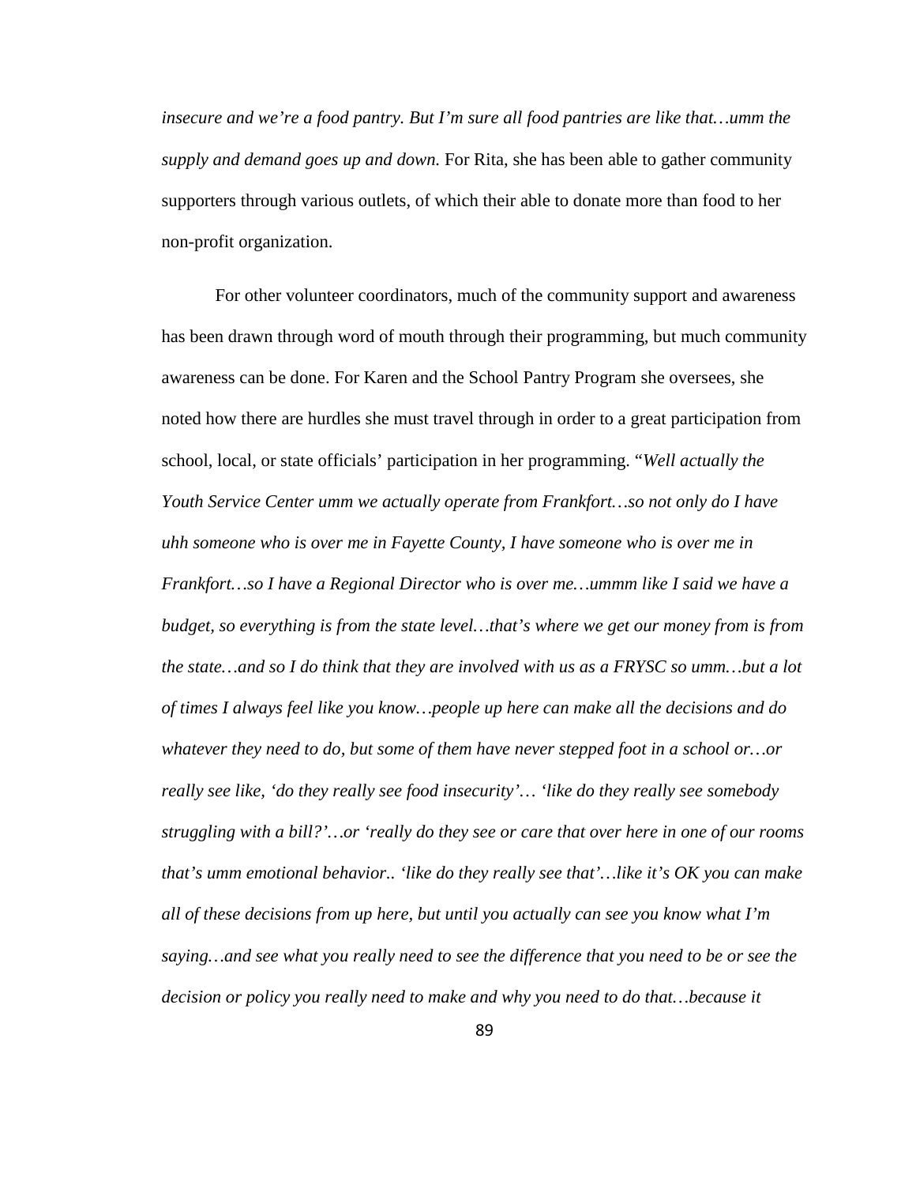*insecure and we're a food pantry. But I'm sure all food pantries are like that…umm the supply and demand goes up and down.* For Rita, she has been able to gather community supporters through various outlets, of which their able to donate more than food to her non-profit organization.

For other volunteer coordinators, much of the community support and awareness has been drawn through word of mouth through their programming, but much community awareness can be done. For Karen and the School Pantry Program she oversees, she noted how there are hurdles she must travel through in order to a great participation from school, local, or state officials' participation in her programming. "*Well actually the Youth Service Center umm we actually operate from Frankfort…so not only do I have uhh someone who is over me in Fayette County, I have someone who is over me in Frankfort…so I have a Regional Director who is over me…ummm like I said we have a budget, so everything is from the state level…that's where we get our money from is from the state…and so I do think that they are involved with us as a FRYSC so umm…but a lot of times I always feel like you know…people up here can make all the decisions and do whatever they need to do, but some of them have never stepped foot in a school or…or really see like, 'do they really see food insecurity'… 'like do they really see somebody struggling with a bill?'…or 'really do they see or care that over here in one of our rooms that's umm emotional behavior.. 'like do they really see that'…like it's OK you can make all of these decisions from up here, but until you actually can see you know what I'm saying…and see what you really need to see the difference that you need to be or see the decision or policy you really need to make and why you need to do that…because it*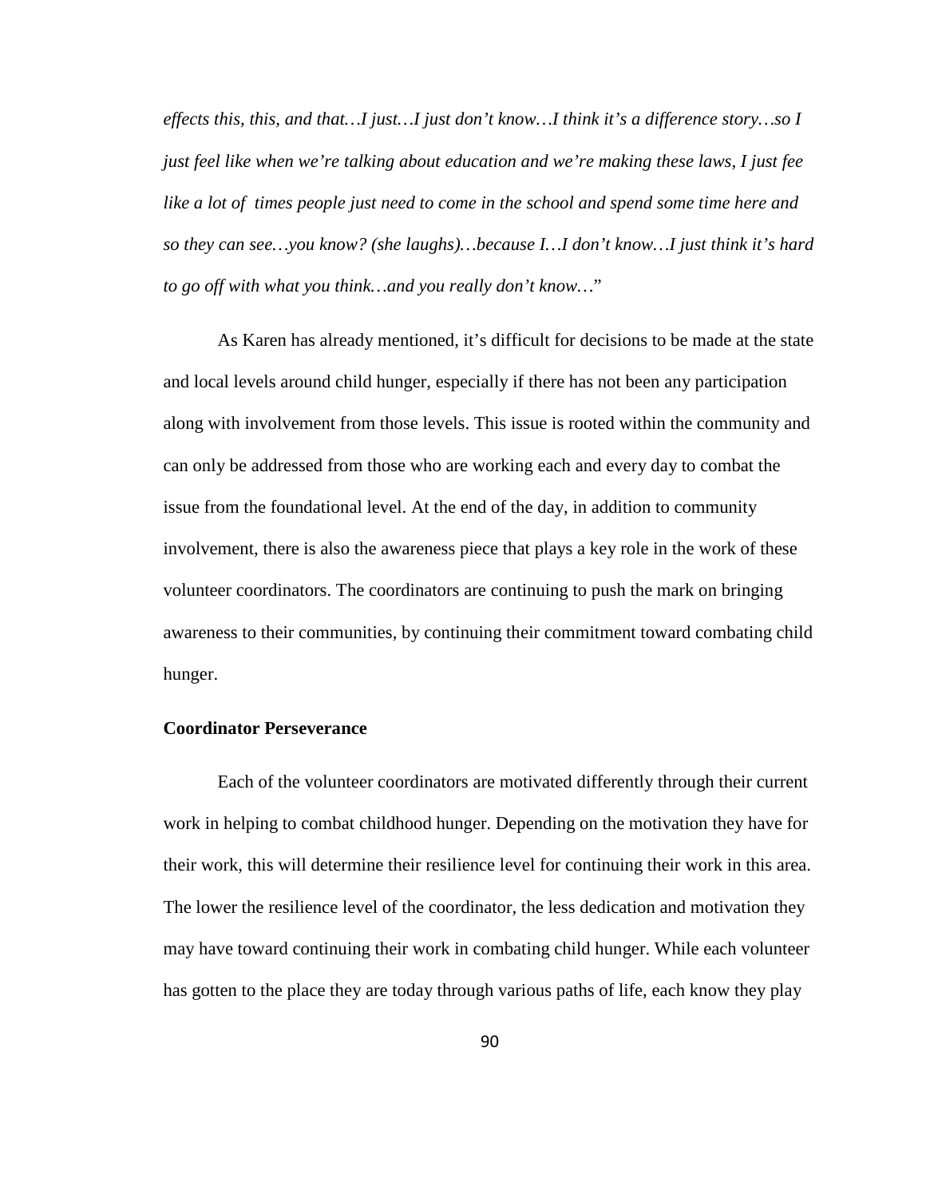*effects this, this, and that…I just…I just don't know…I think it's a difference story…so I just feel like when we're talking about education and we're making these laws, I just fee like a lot of times people just need to come in the school and spend some time here and so they can see…you know? (she laughs)…because I…I don't know…I just think it's hard to go off with what you think…and you really don't know…*"

As Karen has already mentioned, it's difficult for decisions to be made at the state and local levels around child hunger, especially if there has not been any participation along with involvement from those levels. This issue is rooted within the community and can only be addressed from those who are working each and every day to combat the issue from the foundational level. At the end of the day, in addition to community involvement, there is also the awareness piece that plays a key role in the work of these volunteer coordinators. The coordinators are continuing to push the mark on bringing awareness to their communities, by continuing their commitment toward combating child hunger.

**Coordinator Perseverance**

Each of the volunteer coordinators are motivated differently through their current work in helping to combat childhood hunger. Depending on the motivation they have for their work, this will determine their resilience level for continuing their work in this area. The lower the resilience level of the coordinator, the less dedication and motivation they may have toward continuing their work in combating child hunger. While each volunteer has gotten to the place they are today through various paths of life, each know they play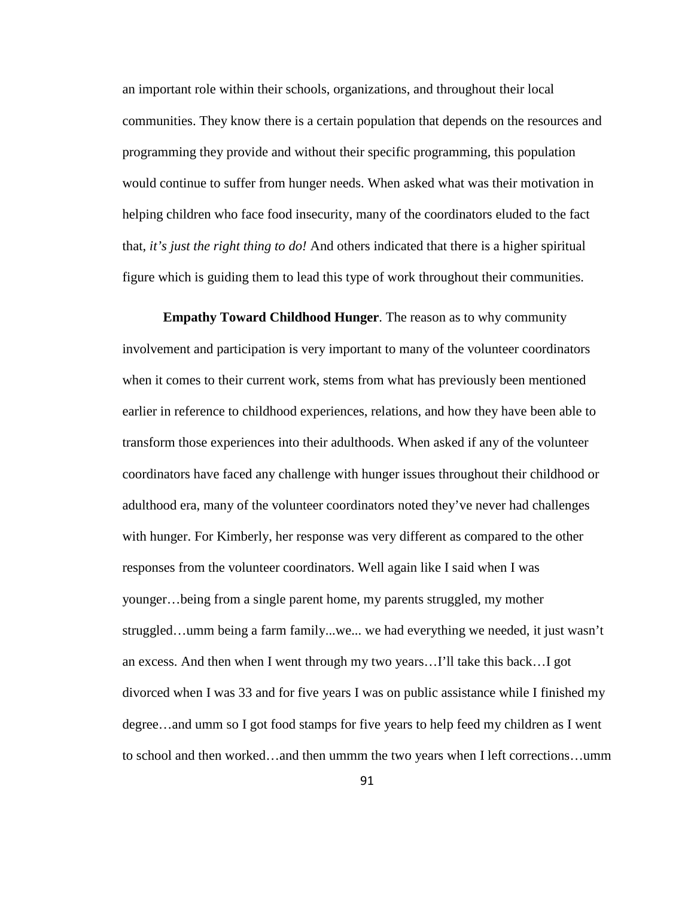an important role within their schools, organizations, and throughout their local communities. They know there is a certain population that depends on the resources and programming they provide and without their specific programming, this population would continue to suffer from hunger needs. When asked what was their motivation in helping children who face food insecurity, many of the coordinators eluded to the fact that, *it's just the right thing to do!* And others indicated that there is a higher spiritual figure which is guiding them to lead this type of work throughout their communities.

**Empathy Toward Childhood Hunger**. The reason as to why community involvement and participation is very important to many of the volunteer coordinators when it comes to their current work, stems from what has previously been mentioned earlier in reference to childhood experiences, relations, and how they have been able to transform those experiences into their adulthoods. When asked if any of the volunteer coordinators have faced any challenge with hunger issues throughout their childhood or adulthood era, many of the volunteer coordinators noted they've never had challenges with hunger. For Kimberly, her response was very different as compared to the other responses from the volunteer coordinators. Well again like I said when I was younger…being from a single parent home, my parents struggled, my mother struggled…umm being a farm family...we... we had everything we needed, it just wasn't an excess. And then when I went through my two years…I'll take this back…I got divorced when I was 33 and for five years I was on public assistance while I finished my degree…and umm so I got food stamps for five years to help feed my children as I went to school and then worked…and then ummm the two years when I left corrections…umm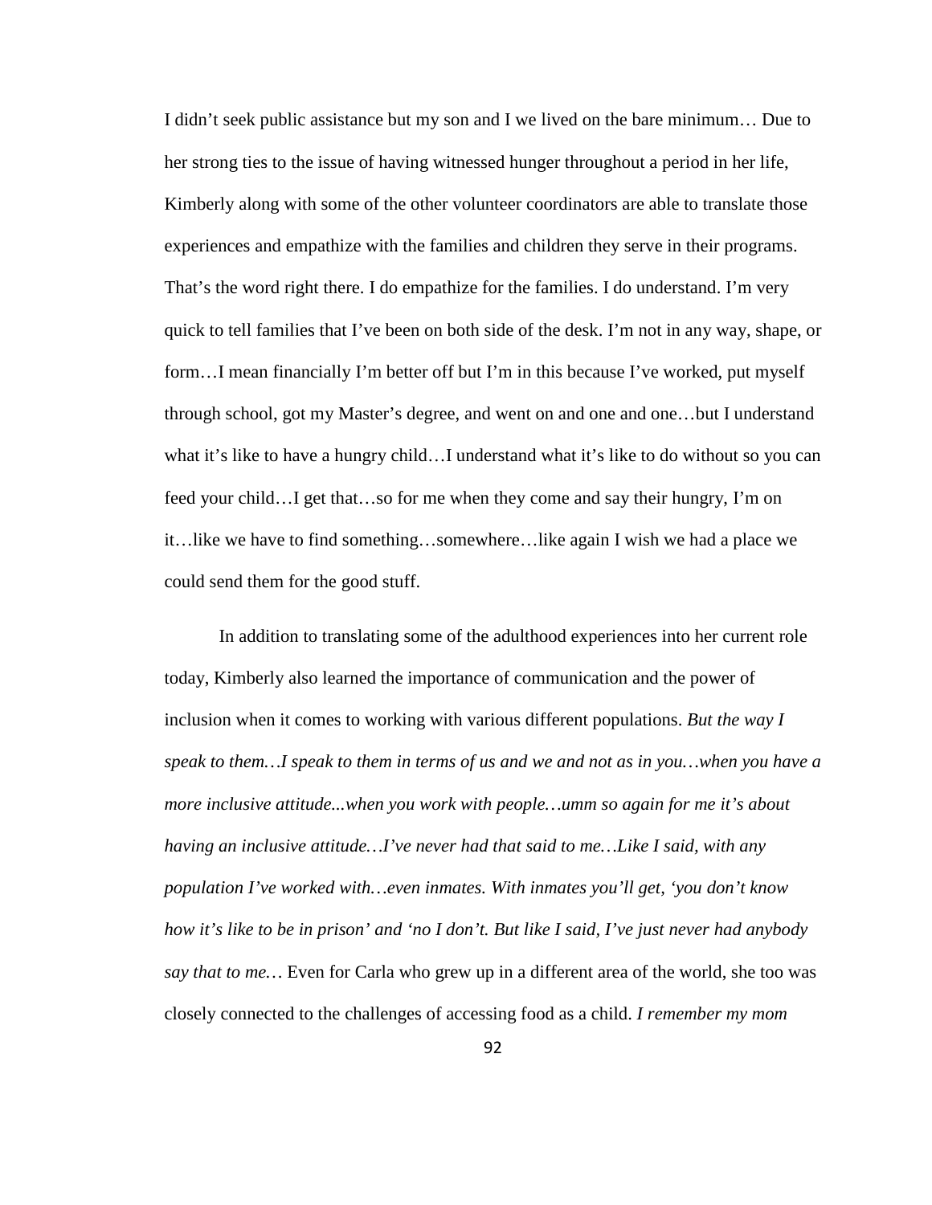I didn't seek public assistance but my son and I we lived on the bare minimum… Due to her strong ties to the issue of having witnessed hunger throughout a period in her life, Kimberly along with some of the other volunteer coordinators are able to translate those experiences and empathize with the families and children they serve in their programs. That's the word right there. I do empathize for the families. I do understand. I'm very quick to tell families that I've been on both side of the desk. I'm not in any way, shape, or form…I mean financially I'm better off but I'm in this because I've worked, put myself through school, got my Master's degree, and went on and one and one…but I understand what it's like to have a hungry child…I understand what it's like to do without so you can feed your child…I get that…so for me when they come and say their hungry, I'm on it…like we have to find something…somewhere…like again I wish we had a place we could send them for the good stuff.

In addition to translating some of the adulthood experiences into her current role today, Kimberly also learned the importance of communication and the power of inclusion when it comes to working with various different populations. *But the way I speak to them…I speak to them in terms of us and we and not as in you…when you have a more inclusive attitude...when you work with people…umm so again for me it's about having an inclusive attitude…I've never had that said to me…Like I said, with any population I've worked with…even inmates. With inmates you'll get, 'you don't know how it's like to be in prison' and 'no I don't. But like I said, I've just never had anybody say that to me…* Even for Carla who grew up in a different area of the world, she too was closely connected to the challenges of accessing food as a child. *I remember my mom*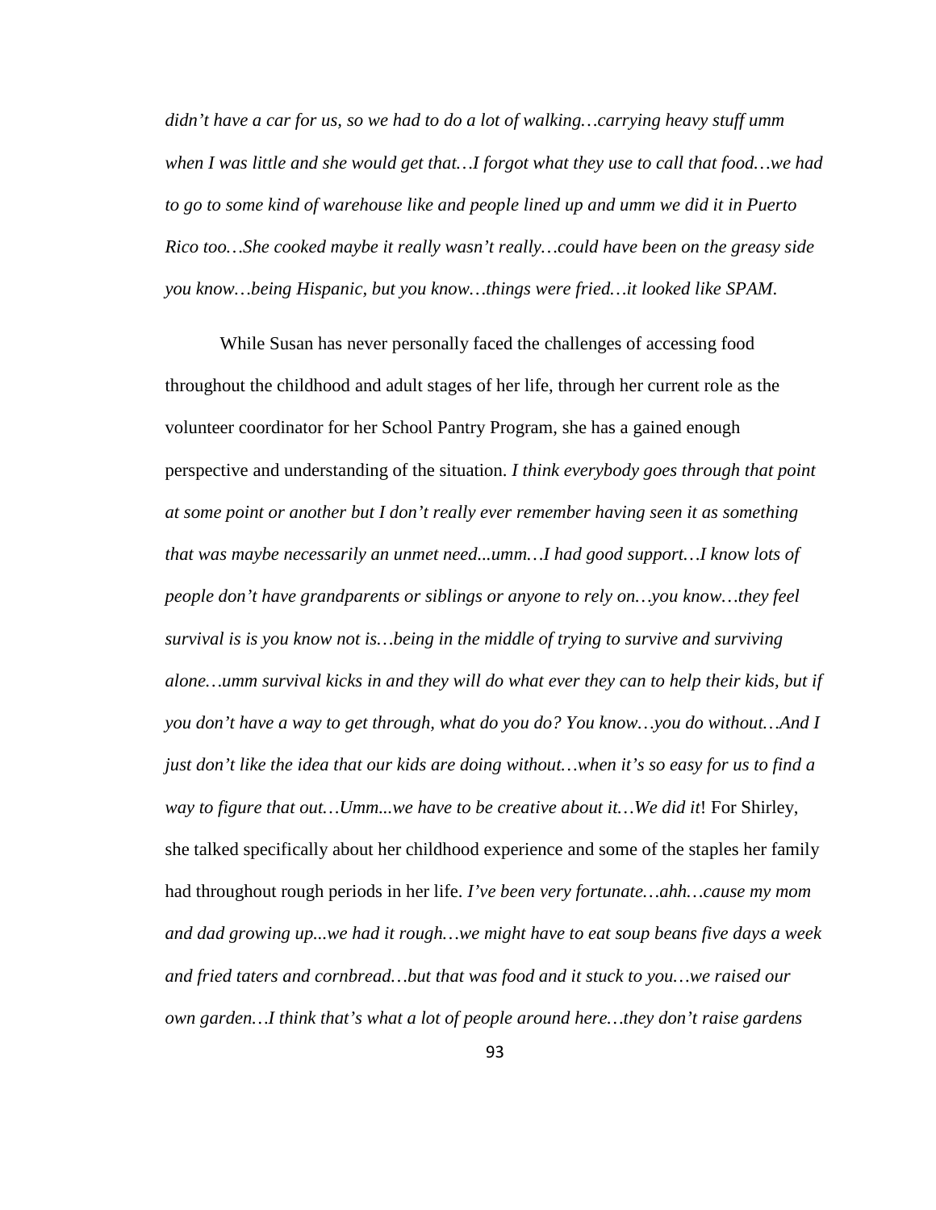*didn't have a car for us, so we had to do a lot of walking…carrying heavy stuff umm when I was little and she would get that…I forgot what they use to call that food…we had to go to some kind of warehouse like and people lined up and umm we did it in Puerto Rico too…She cooked maybe it really wasn't really…could have been on the greasy side you know…being Hispanic, but you know…things were fried…it looked like SPAM.*

While Susan has never personally faced the challenges of accessing food throughout the childhood and adult stages of her life, through her current role as the volunteer coordinator for her School Pantry Program, she has gained enough perspective and understanding of the situation. *I think everybody goes through that point at some point or another but I don't really ever remember having seen it as something that was maybe necessarily an unmet need...umm…I had good support…I know lots of people don't have grandparents or siblings or anyone to rely on…you know…they feel survival is is you know not is…being in the middle of trying to survive and surviving alone…umm survival kicks in and they will do what ever they can to help their kids, but if you don't have a way to get through, what do you do? You know…you do without…And I just don't like the idea that our kids are doing without…when it's so easy for us to find a way to figure that out…Umm...we have to be creative about it…We did it*! For Shirley, she talked specifically about her childhood experience and some of the staples her family had throughout rough periods in her life. *I've been very fortunate…ahh…cause my mom and dad growing up...we had it rough…we might have to eat soup beans five days a week and fried taters and cornbread…but that was food and it stuck to you…we raised our own garden…I think that's what a lot of people around here…they don't raise gardens*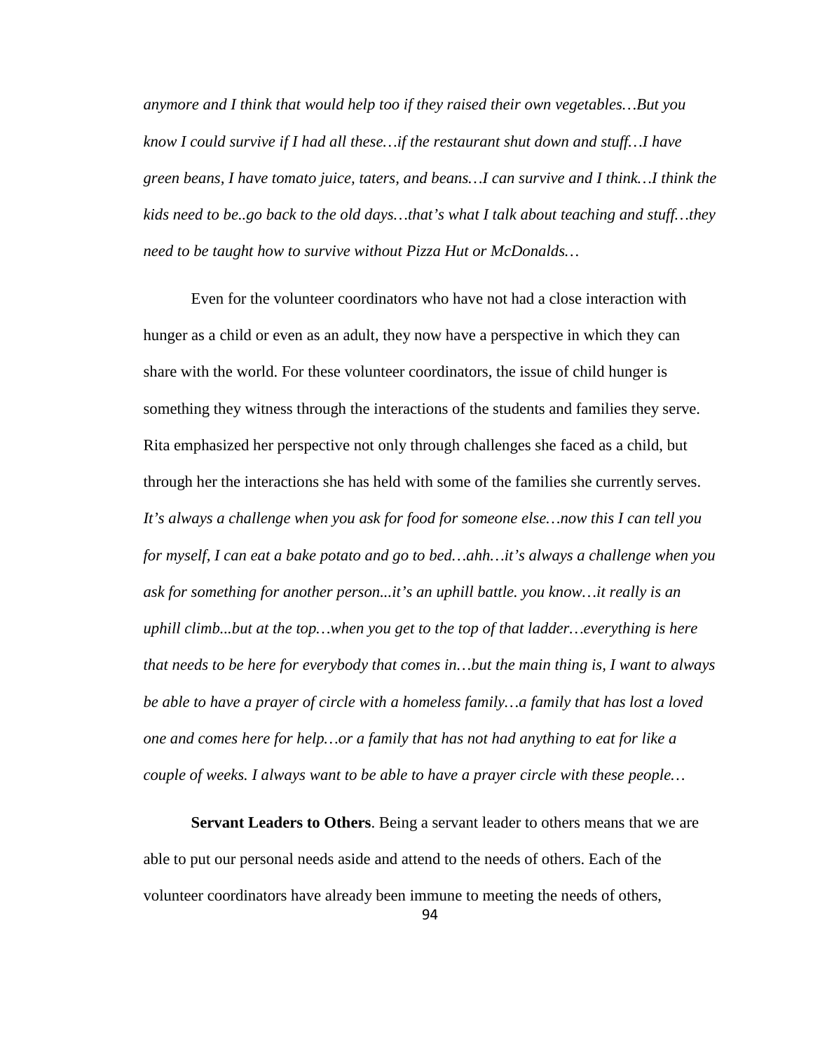*anymore and I think that would help too if they raised their own vegetables…But you know I could survive if I had all these…if the restaurant shut down and stuff…I have green beans, I have tomato juice, taters, and beans…I can survive and I think…I think the kids need to be..go back to the old days…that's what I talk about teaching and stuff…they need to be taught how to survive without Pizza Hut or McDonalds…*

Even for the volunteer coordinators who have not had a close interaction with hunger as a child or even as an adult, they now have a perspective in which they can share with the world. For these volunteer coordinators, the issue of child hunger is something they witness through the interactions of the students and families they serve. Rita emphasized her perspective not only through challenges she faced as a child, but through her the interactions she has held with some of the families she currently serves. *It's always a challenge when you ask for food for someone else…now this I can tell you for myself, I can eat a bake potato and go to bed…ahh…it's always a challenge when you ask for something for another person...it's an uphill battle. you know…it really is an uphill climb...but at the top…when you get to the top of that ladder…everything is here that needs to be here for everybody that comes in…but the main thing is, I want to always be able to have a prayer of circle with a homeless family…a family that has lost a loved one and comes here for help…or a family that has not had anything to eat for like a couple of weeks. I always want to be able to have a prayer circle with these people…*

**Servant Leaders to Others**. Being a servant leader to others means that we are able to put our personal needs aside and attend to the needs of others. Each of the volunteer coordinators have already been immune to meeting the needs of others,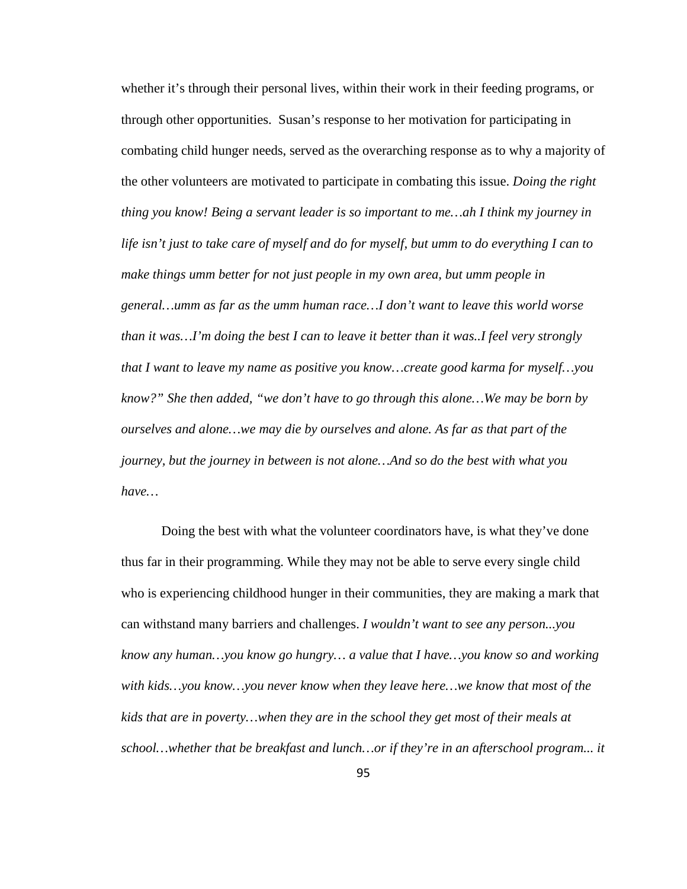whether it's through their personal lives, within their work in their feeding programs, or through other opportunities. Susan's response to her motivation for participating in combating child hunger needs, served as the overarching response as to why a majority of the other volunteers are motivated to participate in combating this issue. *Doing the right thing you know! Being a servant leader is so important to me…ah I think my journey in life isn't just to take care of myself and do for myself, but umm to do everything I can to make things umm better for not just people in my own area, but umm people in general…umm as far as the umm human race…I don't want to leave this world worse than it was…I'm doing the best I can to leave it better than it was..I feel very strongly that I want to leave my name as positive you know…create good karma for myself…you know?" She then added, "we don't have to go through this alone…We may be born by ourselves and alone…we may die by ourselves and alone. As far as that part of the journey, but the journey in between is not alone…And so do the best with what you have…*

Doing the best with what the volunteer coordinators have, is what they've done thus far in their programming. While they may not be able to serve every single child who is experiencing childhood hunger in their communities, they are making a mark that can withstand many barriers and challenges. *I wouldn't want to see any person...you know any human…you know go hungry… a value that I have…you know so and working with kids…you know…you never know when they leave here…we know that most of the kids that are in poverty…when they are in the school they get most of their meals at school…whether that be breakfast and lunch…or if they're in an afterschool program... it*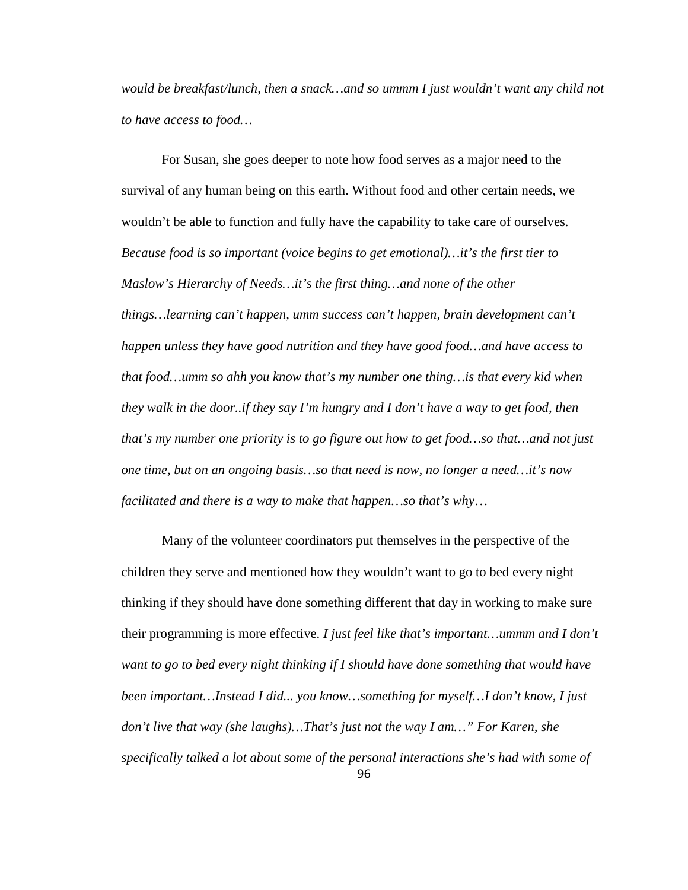*would be breakfast/lunch, then a snack…and so ummm I just wouldn't want any child not to have access to food…*

For Susan, she goes deeper to note how food serves as a major need to the survival of any human being on this earth. Without food and other certain needs, we wouldn't be able to function and fully have the capability to take care of ourselves. *Because food is so important (voice begins to get emotional)…it's the first tier to Maslow's Hierarchy of Needs…it's the first thing…and none of the other things…learning can't happen, umm success can't happen, brain development can't happen unless they have good nutrition and they have good food…and have access to that food…umm so ahh you know that's my number one thing…is that every kid when they walk in the door..if they say I'm hungry and I don't have a way to get food, then that's my number one priority is to go figure out how to get food…so that…and not just one time, but on an ongoing basis…so that need is now, no longer a need…it's now facilitated and there is a way to make that happen…so that's why…*

Many of the volunteer coordinators put themselves in the perspective of the children they serve and mentioned how they wouldn't want to go to bed every night thinking if they should have done something different that day in working to make sure their programming is more effective. *I just feel like that's important…ummm and I don't want to go to bed every night thinking if I should have done something that would have been important…Instead I did... you know…something for myself…I don't know, I just don't live that way (she laughs)…That's just not the way I am…" For Karen, she specifically talked a lot about some of the personal interactions she's had with some of*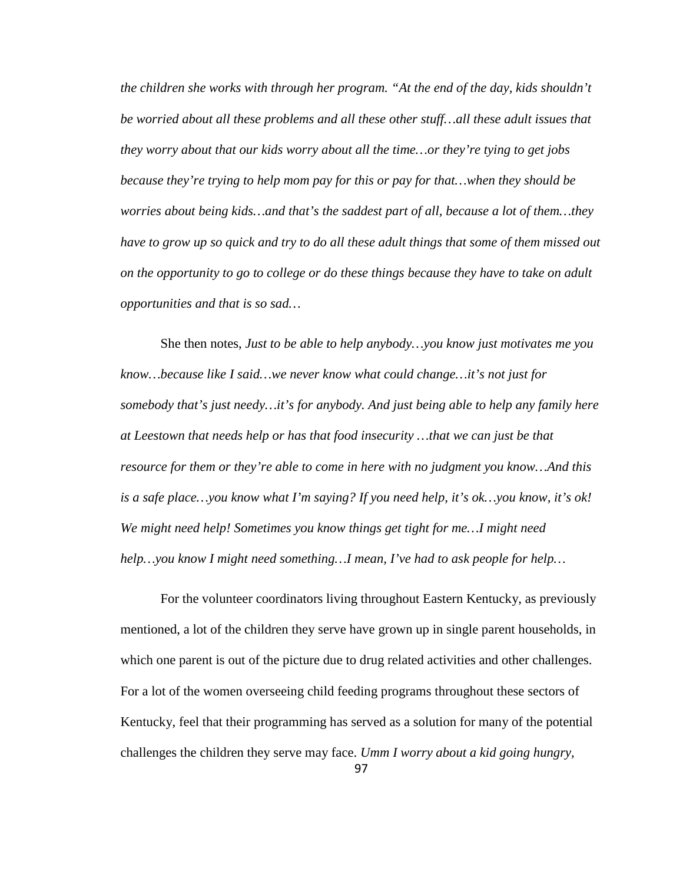*the children she works with through her program. "At the end of the day, kids shouldn't be worried about all these problems and all these other stuff…all these adult issues that they worry about that our kids worry about all the time…or they're tying to get jobs because they're trying to help mom pay for this or pay for that…when they should be worries about being kids…and that's the saddest part of all, because a lot of them…they have to grow up so quick and try to do all these adult things that some of them missed out on the opportunity to go to college or do these things because they have to take on adult opportunities and that is so sad…*

She then notes, *Just to be able to help anybody…you know just motivates me you know…because like I said…we never know what could change…it's not just for somebody that's just needy…it's for anybody. And just being able to help any family here at Leestown that needs help or has that food insecurity …that we can just be that resource for them or they're able to come in here with no judgment you know…And this is a safe place…you know what I'm saying? If you need help, it's ok…you know, it's ok! We might need help! Sometimes you know things get tight for me…I might need help…you know I might need something…I mean, I've had to ask people for help…*

For the volunteer coordinators living throughout Eastern Kentucky, as previously mentioned, a lot of the children they serve have grown up in single parent households, in which one parent is out of the picture due to drug related activities and other challenges. For a lot of the women overseeing child feeding programs throughout these sectors of Kentucky, feel that their programming has served as a solution for many of the potential challenges the children they serve may face. *Umm I worry about a kid going hungry,*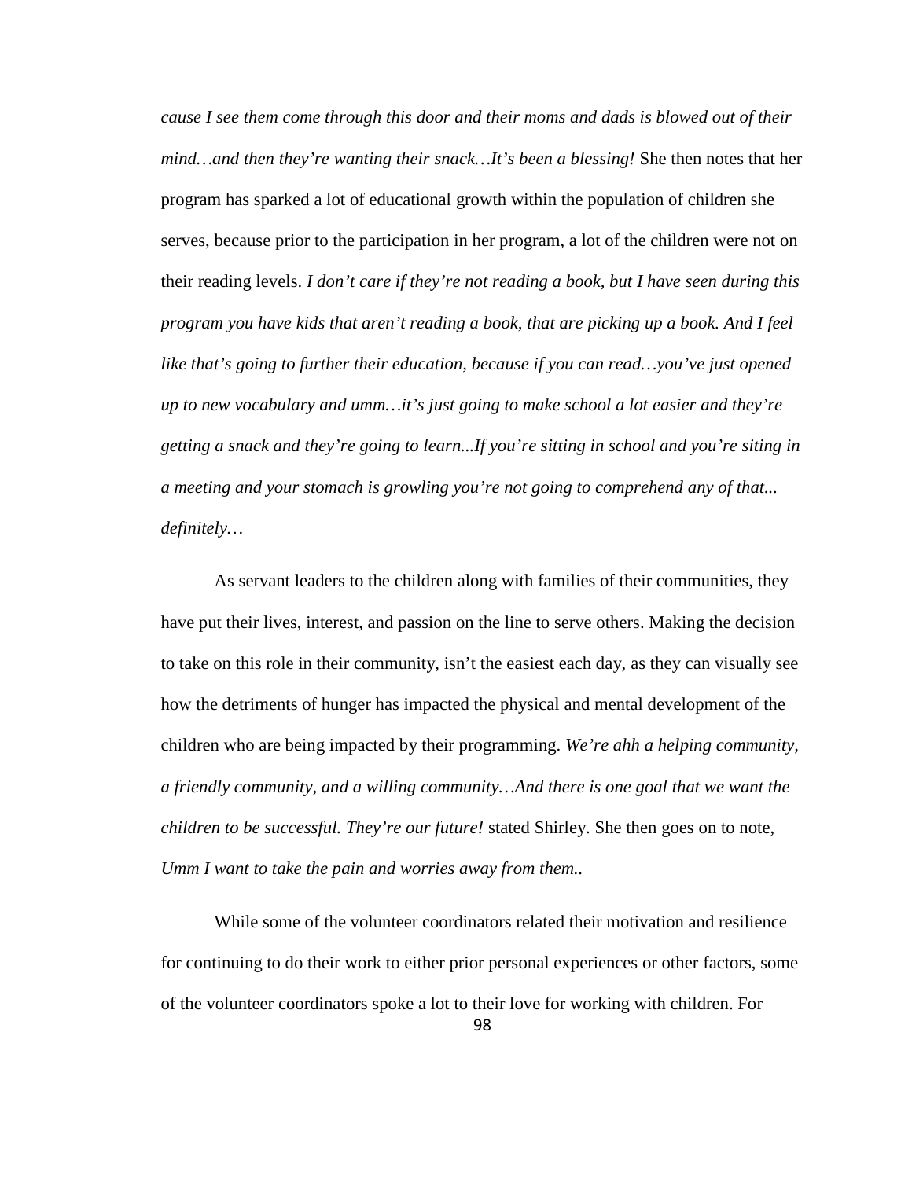*cause I see them come through this door and their moms and dads is blowed out of their mind…and then they're wanting their snack…It's been a blessing!* She then notes that her program has sparked a lot of educational growth within the population of children she serves, because prior to the participation in her program, a lot of the children were not on their reading levels. *I don't care if they're not reading a book, but I have seen during this program you have kids that aren't reading a book, that are picking up a book. And I feel like that's going to further their education, because if you can read…you've just opened up to new vocabulary and umm…it's just going to make school a lot easier and they're getting a snack and they're going to learn...If you're sitting in school and you're siting in a meeting and your stomach is growling you're not going to comprehend any of that... definitely…*

As servant leaders to the children along with families of their communities, they have put their lives, interest, and passion on the line to serve others. Making the decision to take on this role in their community, isn't the easiest each day, as they can visually see how the detriments of hunger has impacted the physical and mental development of the children who are being impacted by their programming. *We're ahh a helping community, a friendly community, and a willing community…And there is one goal that we want the children to be successful. They're our future!* stated Shirley. She then goes on to note, *Umm I want to take the pain and worries away from them..*

While some of the volunteer coordinators related their motivation and resilience for continuing to do their work to either prior personal experiences or other factors, some of the volunteer coordinators spoke a lot to their love for working with children. For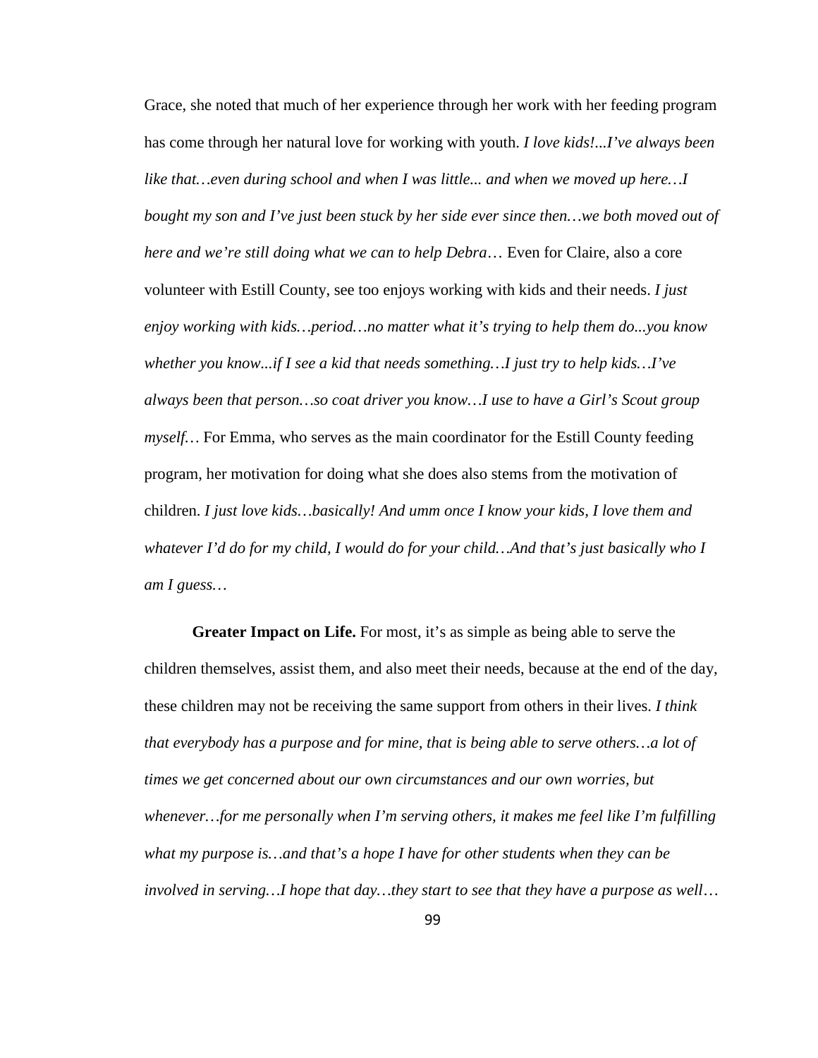Grace, she noted that much of her experience through her work with her feeding program has come through her natural love for working with youth. *I love kids!...I've always been like that…even during school and when I was little... and when we moved up here…I bought my son and I've just been stuck by her side ever since then…we both moved out of here and we're still doing what we can to help Debra*… Even for Claire, also a core volunteer with Estill County, see too enjoys working with kids and their needs. *I just enjoy working with kids…period…no matter what it's trying to help them do...you know whether you know...if I see a kid that needs something…I just try to help kids…I've always been that person…so coat driver you know…I use to have a Girl's Scout group myself…* For Emma, who serves as the main coordinator for the Estill County feeding program, her motivation for doing what she does also stems from the motivation of children. *I just love kids…basically! And umm once I know your kids, I love them and whatever I'd do for my child, I would do for your child…And that's just basically who I am I guess…*

**Greater Impact on Life.** For most, it's as simple as being able to serve the children themselves, assist them, and also meet their needs, because at the end of the day, these children may not be receiving the same support from others in their lives. *I think that everybody has a purpose and for mine, that is being able to serve others…a lot of times we get concerned about our own circumstances and our own worries, but whenever…for me personally when I'm serving others, it makes me feel like I'm fulfilling what my purpose is…and that's a hope I have for other students when they can be involved in serving…I hope that day…they start to see that they have a purpose as well…*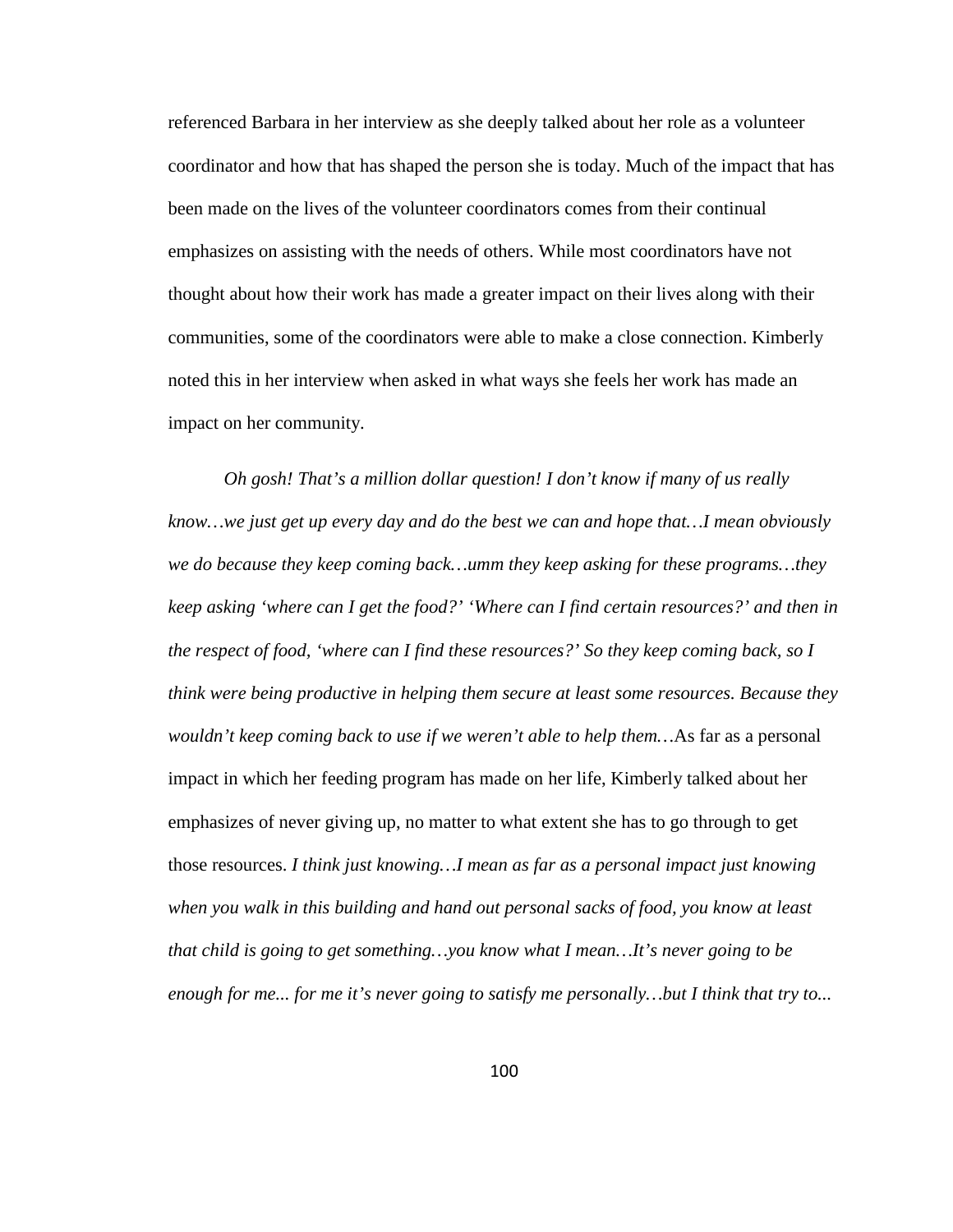referenced Barbara in her interview as she deeply talked about her role as a volunteer coordinator and how that has shaped the person she is today. Much of the impact that has been made on the lives of the volunteer coordinators comes from their continual emphasizes on assisting with the needs of others. While most coordinators have not thought about how their work has made a greater impact on their lives along with their communities, some of the coordinators were able to make a close connection. Kimberly noted this in her interview when asked in what ways she feels her work has made an impact on her community.

*Oh gosh! That's a million dollar question! I don't know if many of us really know…we just get up every day and do the best we can and hope that…I mean obviously we do because they keep coming back…umm they keep asking for these programs…they keep asking 'where can I get the food?' 'Where can I find certain resources?' and then in the respect of food, 'where can I find these resources?' So they keep coming back, so I think were being productive in helping them secure at least some resources. Because they wouldn't keep coming back to use if we weren't able to help them…*As far as a personal impact in which her feeding program has made on her life, Kimberly talked about her emphasizes of never giving up, no matter to what extent she has to go through to get those resources. *I think just knowing…I mean as far as a personal impact just knowing when you walk in this building and hand out personal sacks of food, you know at least that child is going to get something…you know what I mean…It's never going to be enough for me... for me it's never going to satisfy me personally…but I think that try to...*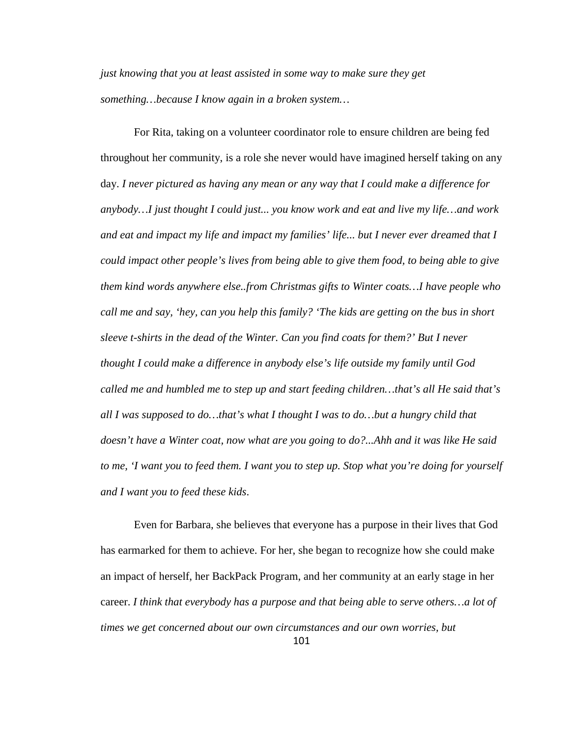*just knowing that you at least assisted in some way to make sure they get something…because I know again in a broken system…*

For Rita, taking on a volunteer coordinator role to ensure children are being fed throughout her community, is a role she never would have imagined herself taking on any day. *I never pictured as having any mean or any way that I could make a difference for anybody…I just thought I could just... you know work and eat and live my life…and work and eat and impact my life and impact my families' life... but I never ever dreamed that I could impact other people's lives from being able to give them food, to being able to give them kind words anywhere else..from Christmas gifts to Winter coats…I have people who call me and say, 'hey, can you help this family? 'The kids are getting on the bus in short sleeve t-shirts in the dead of the Winter. Can you find coats for them?' But I never thought I could make a difference in anybody else's life outside my family until God called me and humbled me to step up and start feeding children…that's all He said that's all I was supposed to do…that's what I thought I was to do…but a hungry child that doesn't have a Winter coat, now what are you going to do?...Ahh and it was like He said to me, 'I want you to feed them. I want you to step up. Stop what you're doing for yourself and I want you to feed these kids*.

Even for Barbara, she believes that everyone has a purpose in their lives that God has earmarked for them to achieve. For her, she began to recognize how she could make an impact of herself, her BackPack Program, and her community at an early stage in her career. *I think that everybody has a purpose and that being able to serve others…a lot of times we get concerned about our own circumstances and our own worries, but*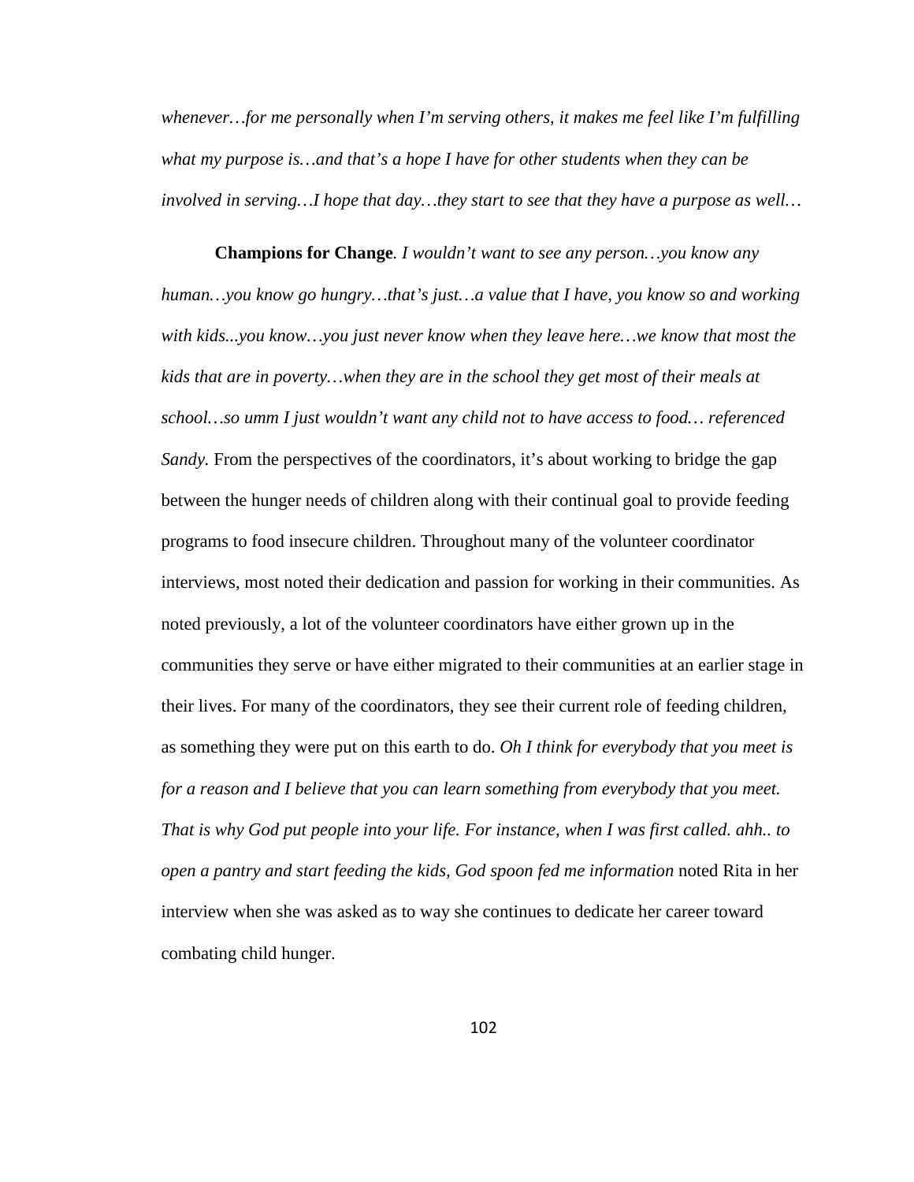*whenever…for me personally when I'm serving others, it makes me feel like I'm fulfilling what my purpose is…and that's a hope I have for other students when they can be involved in serving…I hope that day…they start to see that they have a purpose as well…*

**Champions for Change***. I wouldn't want to see any person…you know any human…you know go hungry…that's just…a value that I have, you know so and working with kids...you know…you just never know when they leave here…we know that most the kids that are in poverty…when they are in the school they get most of their meals at school…so umm I just wouldn't want any child not to have access to food… referenced Sandy*. From the perspectives of the coordinators, it's about working to bridge the gap between the hunger needs of children along with their continual goal to provide feeding programs to food insecure children. Throughout many of the volunteer coordinator interviews, most noted their dedication and passion for working in their communities. As noted previously, a lot of the volunteer coordinators have either grown up in the communities they serve or have either migrated to their communities at an earlier stage in their lives. For many of the coordinators, they see their current role of feeding children, as something they were put on this earth to do. *Oh I think for everybody that you meet is for a reason and I believe that you can learn something from everybody that you meet. That is why God put people into your life. For instance, when I was first called. ahh.. to open a pantry and start feeding the kids, God spoon fed me information* noted Rita in her interview when she was asked as to way she continues to dedicate her career toward combating child hunger.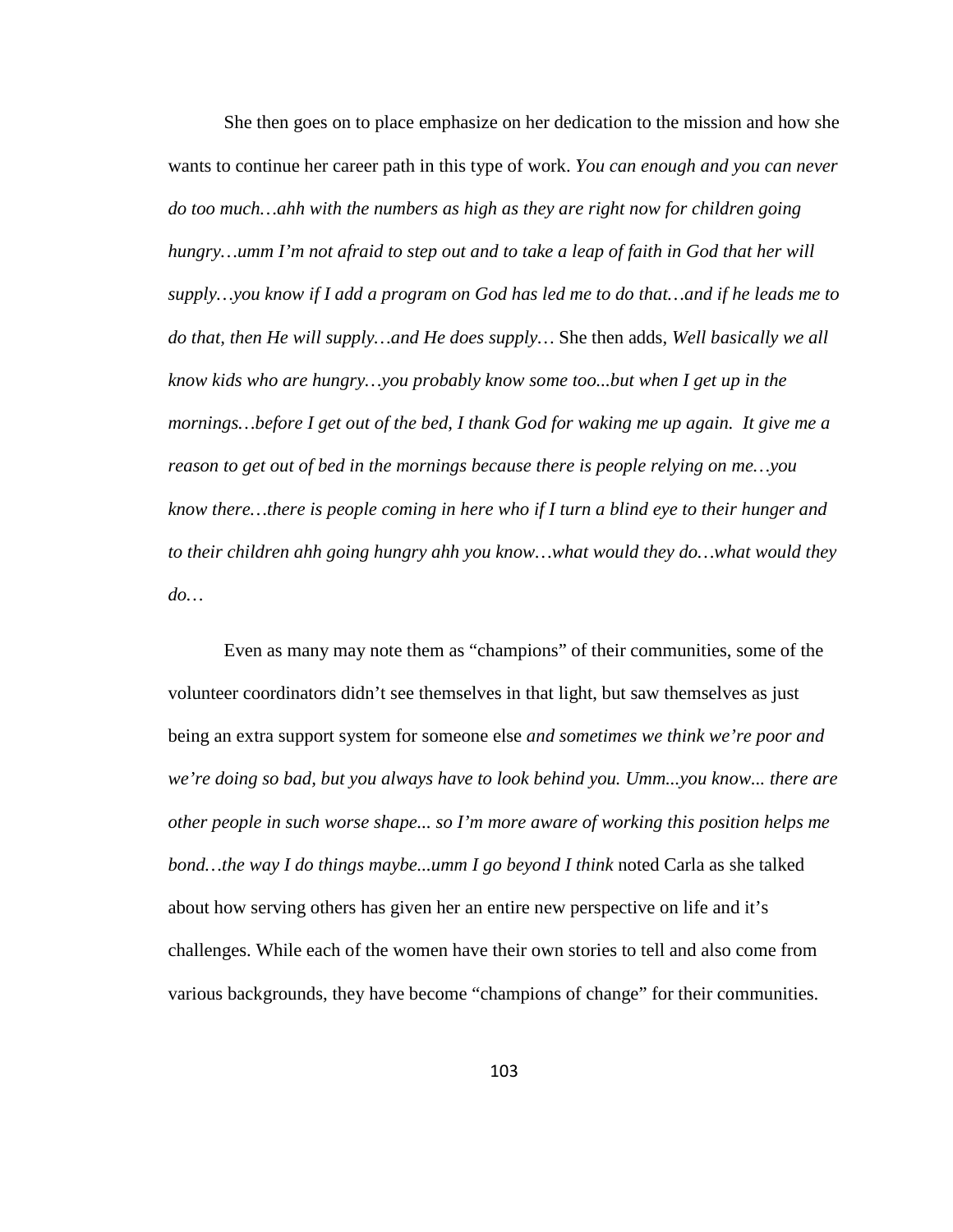She then goes on to place emphasize on her dedication to the mission and how she wants to continue her career path in this type of work. *You can enough and you can never do too much…ahh with the numbers as high as they are right now for children going hungry…umm I'm not afraid to step out and to take a leap of faith in God that her will supply…you know if I add a program on God has led me to do that…and if he leads me to do that, then He will supply…and He does supply…* She then adds, *Well basically we all know kids who are hungry…you probably know some too...but when I get up in the mornings…before I get out of the bed, I thank God for waking me up again. It give me a reason to get out of bed in the mornings because there is people relying on me…you know there…there is people coming in here who if I turn a blind eye to their hunger and to their children ahh going hungry ahh you know…what would they do…what would they do…*

Even as many may note them as "champions" of their communities, some of the volunteer coordinators didn't see themselves in that light, but saw themselves as just being an extra support system for someone else *and sometimes we think we're poor and we're doing so bad, but you always have to look behind you. Umm...you know... there are other people in such worse shape... so I'm more aware of working this position helps me bond…the way I do things maybe...umm I go beyond I think* noted Carla as she talked about how serving others has given her an entire new perspective on life and it's challenges. While each of the women have their own stories to tell and also come from various backgrounds, they have become "champions of change" for their communities.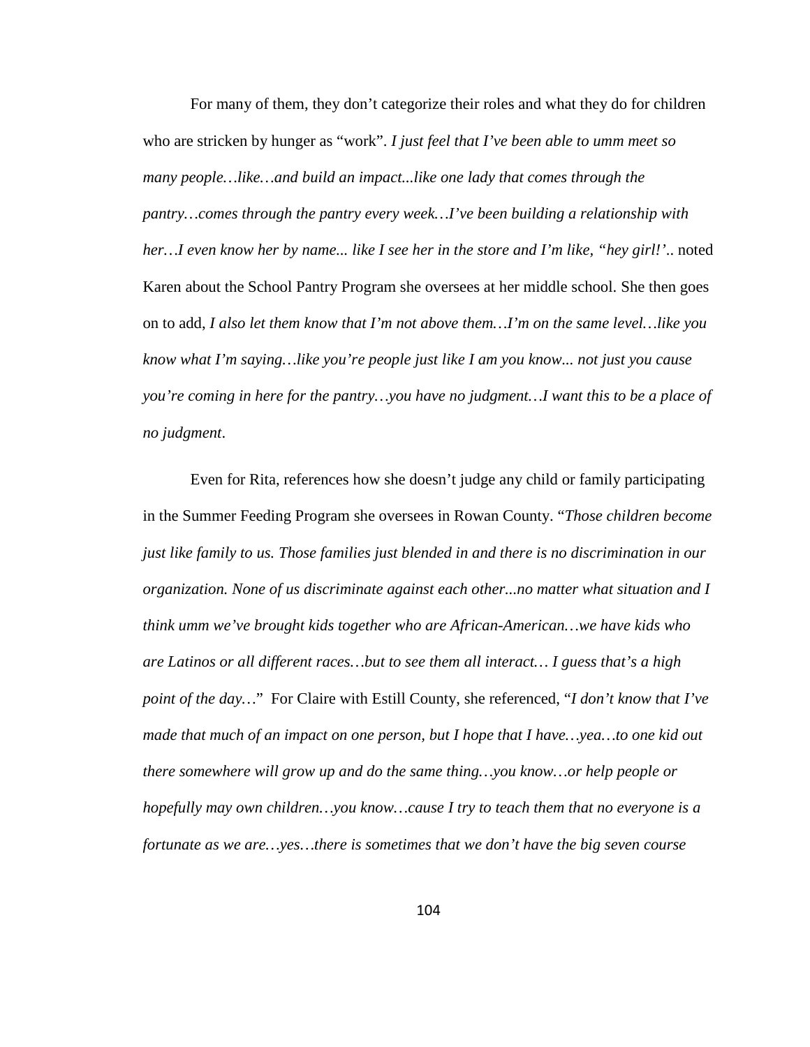For many of them, they don't categorize their roles and what they do for children who are stricken by hunger as "work". *I just feel that I've been able to umm meet so many people…like…and build an impact...like one lady that comes through the pantry…comes through the pantry every week…I've been building a relationship with her…I even know her by name... like I see her in the store and I'm like, "hey girl!'*.. noted Karen about the School Pantry Program she oversees at her middle school. She then goes on to add, *I also let them know that I'm not above them…I'm on the same level…like you know what I'm saying…like you're people just like I am you know... not just you cause you're coming in here for the pantry…you have no judgment…I want this to be a place of no judgment*.

Even for Rita, references how she doesn't judge any child or family participating in the Summer Feeding Program she oversees in Rowan County. "*Those children become just like family to us. Those families just blended in and there is no discrimination in our organization. None of us discriminate against each other...no matter what situation and I think umm we've brought kids together who are African-American…we have kids who are Latinos or all different races…but to see them all interact… I guess that's a high point of the day…*" For Claire with Estill County, she referenced, "*I don't know that I've made that much of an impact on one person, but I hope that I have…yea…to one kid out there somewhere will grow up and do the same thing…you know…or help people or hopefully may own children…you know…cause I try to teach them that no everyone is a fortunate as we are…yes…there is sometimes that we don't have the big seven course*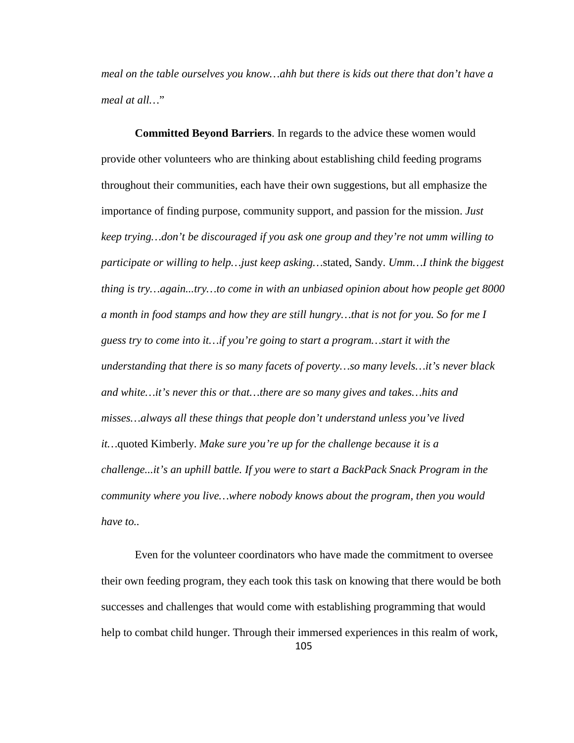*meal on the table ourselves you know…ahh but there is kids out there that don't have a meal at all…*"

**Committed Beyond Barriers**. In regards to the advice these women would provide other volunteers who are thinking about establishing child feeding programs throughout their communities, each have their own suggestions, but all emphasize the importance of finding purpose, community support, and passion for the mission. *Just keep trying…don't be discouraged if you ask one group and they're not umm willing to participate or willing to help…just keep asking…*stated, Sandy. *Umm…I think the biggest thing is try…again...try…to come in with an unbiased opinion about how people get 8000 a month in food stamps and how they are still hungry…that is not for you. So for me I guess try to come into it…if you're going to start a program…start it with the understanding that there is so many facets of poverty…so many levels…it's never black and white…it's never this or that…there are so many gives and takes…hits and misses…always all these things that people don't understand unless you've lived it…*quoted Kimberly. *Make sure you're up for the challenge because it is a challenge...it's an uphill battle. If you were to start a BackPack Snack Program in the community where you live…where nobody knows about the program, then you would have to..*

Even for the volunteer coordinators who have made the commitment to oversee their own feeding program, they each took this task on knowing that there would be both successes and challenges that would come with establishing programming that would help to combat child hunger. Through their immersed experiences in this realm of work,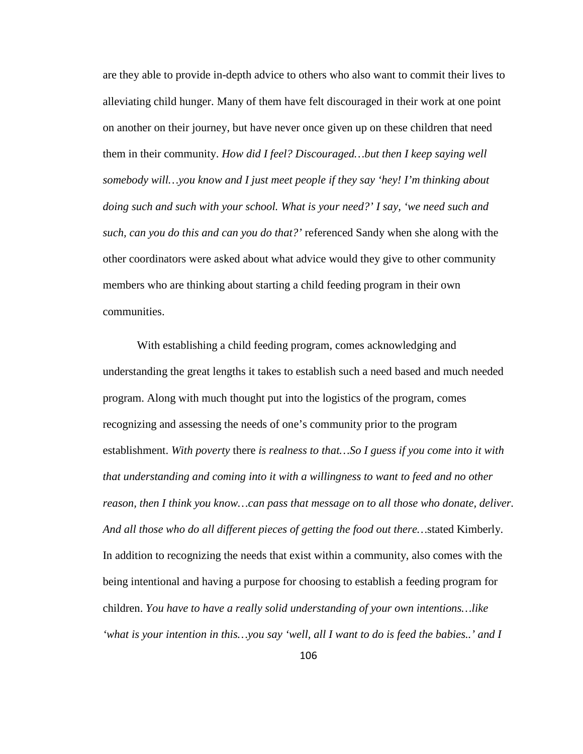are they able to provide in-depth advice to others who also want to commit their lives to alleviating child hunger. Many of them have felt discouraged in their work at one point on another on their journey, but have never once given up on these children that need them in their community. *How did I feel? Discouraged…but then I keep saying well somebody will…you know and I just meet people if they say 'hey! I'm thinking about doing such and such with your school. What is your need?' I say, 'we need such and such, can you do this and can you do that?'* referenced Sandy when she along with the other coordinators were asked about what advice would they give to other community members who are thinking about starting a child feeding program in their own communities.

With establishing a child feeding program, comes acknowledging and understanding the great lengths it takes to establish such a need based and much needed program. Along with much thought put into the logistics of the program, comes recognizing and assessing the needs of one's community prior to the program establishment. *With poverty* there *is realness to that…So I guess if you come into it with that understanding and coming into it with a willingness to want to feed and no other reason, then I think you know…can pass that message on to all those who donate, deliver. And all those who do all different pieces of getting the food out there…*stated Kimberly. In addition to recognizing the needs that exist within a community, also comes with the being intentional and having a purpose for choosing to establish a feeding program for children. *You have to have a really solid understanding of your own intentions…like 'what is your intention in this…you say 'well, all I want to do is feed the babies..' and I*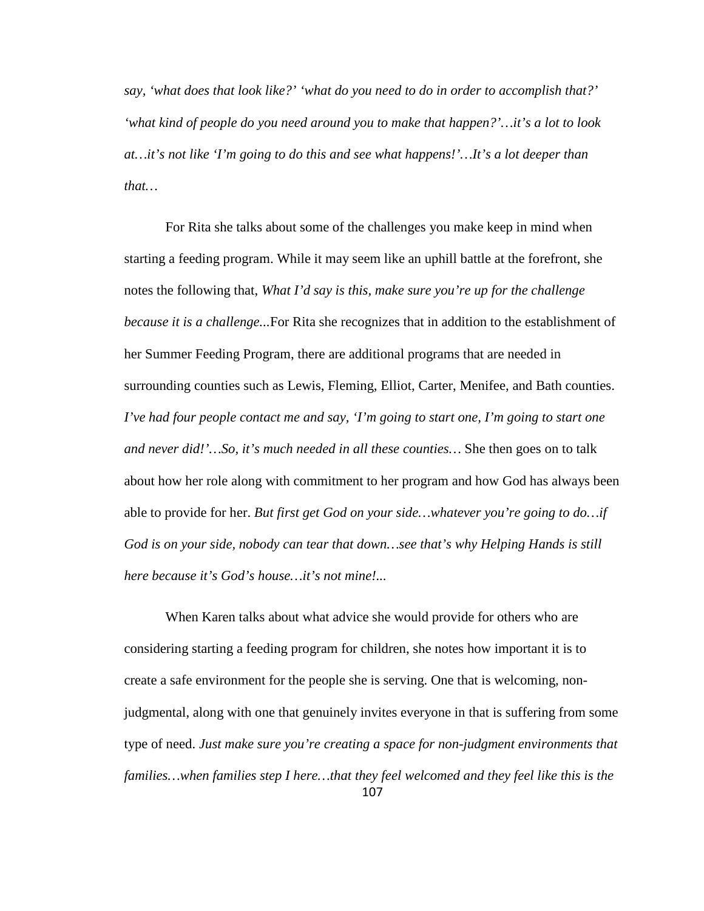*say, 'what does that look like?' 'what do you need to do in order to accomplish that?' 'what kind of people do you need around you to make that happen?'…it's a lot to look at…it's not like 'I'm going to do this and see what happens!'…It's a lot deeper than that…*

For Rita she talks about some of the challenges you make keep in mind when starting a feeding program. While it may seem like an uphill battle at the forefront, she notes the following that, *What I'd say is this, make sure you're up for the challenge because it is a challenge...*For Rita she recognizes that in addition to the establishment of her Summer Feeding Program, there are additional programs that are needed in surrounding counties such as Lewis, Fleming, Elliot, Carter, Menifee, and Bath counties. *I've had four people contact me and say, 'I'm going to start one, I'm going to start one and never did!'…So, it's much needed in all these counties…* She then goes on to talk about how her role along with commitment to her program and how God has always been able to provide for her. *But first get God on your side…whatever you're going to do…if God is on your side, nobody can tear that down…see that's why Helping Hands is still here because it's God's house…it's not mine!...*

When Karen talks about what advice she would provide for others who are considering starting a feeding program for children, she notes how important it is to create a safe environment for the people she is serving. One that is welcoming, non-judgmental, along with one that genuinely invites everyone in that is suffering from some type of need. *Just make sure you're creating a space for non-judgment environments that families…when families step I here…that they feel welcomed and they feel like this is the*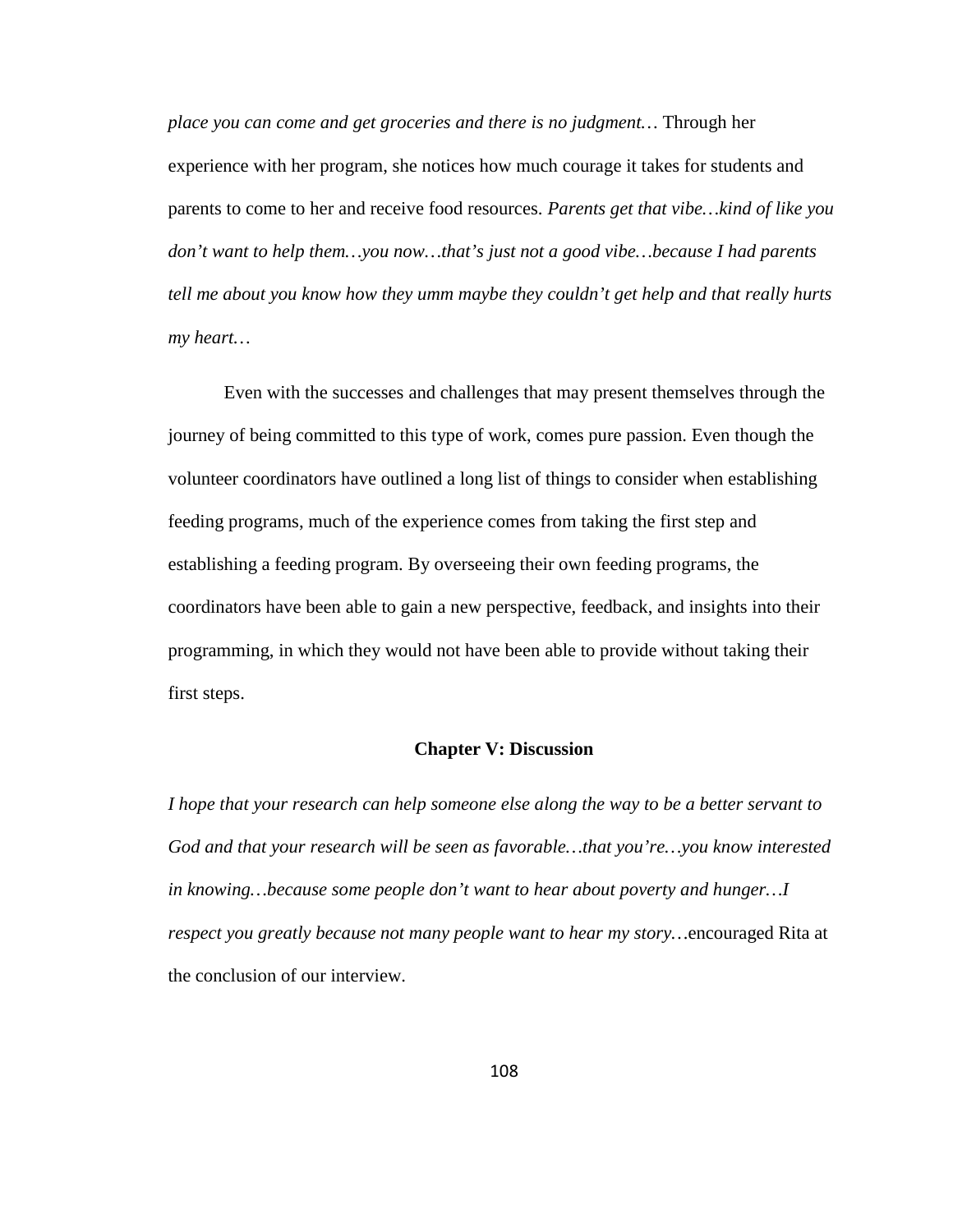*place you can come and get groceries and there is no judgment…* Through her experience with her program, she notices how much courage it takes for students and parents to come to her and receive food resources. *Parents get that vibe…kind of like you don't want to help them…you now…that's just not a good vibe…because I had parents tell me about you know how they umm maybe they couldn't get help and that really hurts my heart…*

Even with the successes and challenges that may present themselves through the journey of being committed to this type of work, comes pure passion. Even though the volunteer coordinators have outlined a long list of things to consider when establishing feeding programs, much of the experience comes from taking the first step and establishing a feeding program. By overseeing their own feeding programs, the coordinators have been able to gain a new perspective, feedback, and insights into their programming, in which they would not have been able to provide without taking their first steps.

## Chapter V: Discussion

*I hope that your research can help someone else along the way to be a better servant to God and that your research will be seen as favorable…that you're…you know interested in knowing…because some people don't want to hear about poverty and hunger…I respect you greatly because not many people want to hear my story…*encouraged Rita at the conclusion of our interview.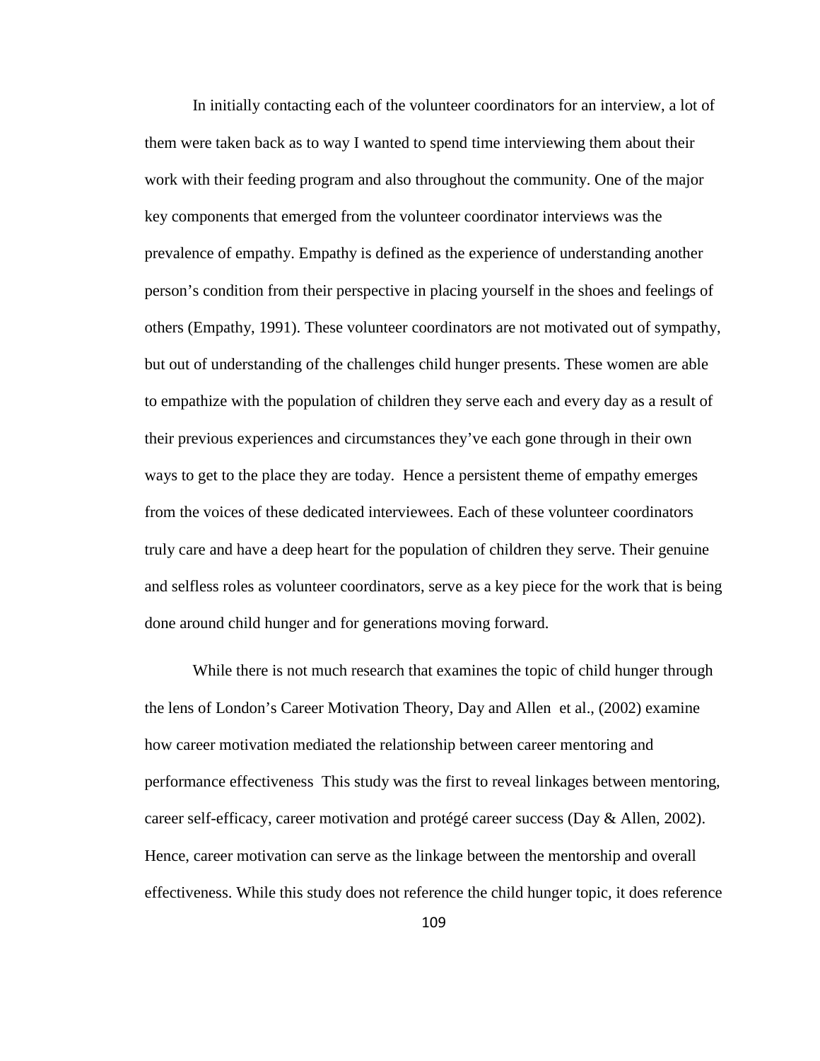In initially contacting each of the volunteer coordinators for an interview, a lot of them were taken back as to way I wanted to spend time interviewing them about their work with their feeding program and also throughout the community. One of the major key components that emerged from the volunteer coordinator interviews was the prevalence of empathy. Empathy is defined as the experience of understanding another person's condition from their perspective in placing yourself in the shoes and feelings of others (Empathy, 1991). These volunteer coordinators are not motivated out of sympathy, but out of understanding of the challenges child hunger presents. These women are able to empathize with the population of children they serve each and every day as a result of their previous experiences and circumstances they've each gone through in their own ways to get to the place they are today. Hence a persistent theme of empathy emerges from the voices of these dedicated interviewees. Each of these volunteer coordinators truly care and have a deep heart for the population of children they serve. Their genuine and selfless roles as volunteer coordinators, serve as a key piece for the work that is being done around child hunger and for generations moving forward.

While there is not much research that examines the topic of child hunger through the lens of London's Career Motivation Theory, Day and Allen et al., (2002) examine how career motivation mediated the relationship between career mentoring and performance effectiveness This study was the first to reveal linkages between mentoring, career self-efficacy, career motivation and protégé career success (Day & Allen, 2002). Hence, career motivation can serve as the linkage between the mentorship and overall effectiveness. While this study does not reference the child hunger topic, it does reference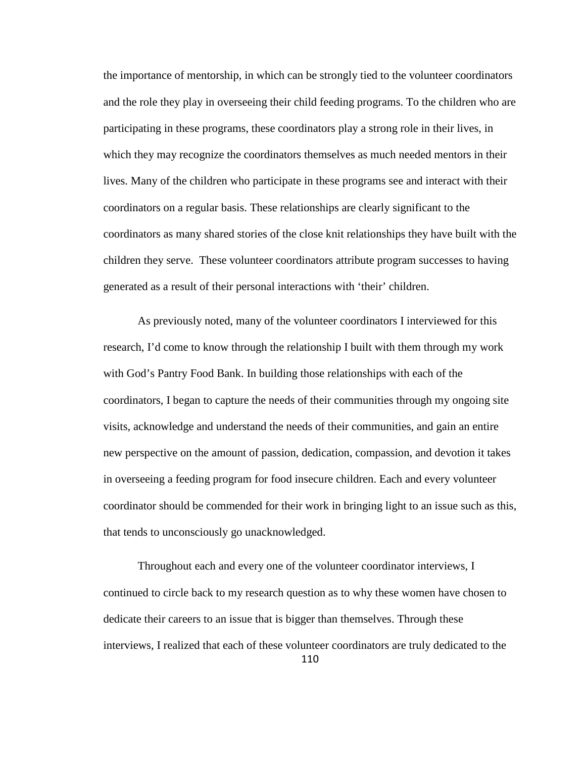the importance of mentorship, in which can be strongly tied to the volunteer coordinators and the role they play in overseeing their child feeding programs. To the children who are participating in these programs, these coordinators play a strong role in their lives, in which they may recognize the coordinators themselves as much needed mentors in their lives. Many of the children who participate in these programs see and interact with their coordinators on a regular basis. These relationships are clearly significant to the coordinators as many shared stories of the close knit relationships they have built with the children they serve. These volunteer coordinators attribute program successes to having generated as a result of their personal interactions with 'their' children.

As previously noted, many of the volunteer coordinators I interviewed for this research, I'd come to know through the relationship I built with them through my work with God's Pantry Food Bank. In building those relationships with each of the coordinators, I began to capture the needs of their communities through my ongoing site visits, acknowledge and understand the needs of their communities, and gain an entire new perspective on the amount of passion, dedication, compassion, and devotion it takes in overseeing a feeding program for food insecure children. Each and every volunteer coordinator should be commended for their work in bringing light to an issue such as this, that tends to unconsciously go unacknowledged.

Throughout each and every one of the volunteer coordinator interviews, I continued to circle back to my research question as to why these women have chosen to dedicate their careers to an issue that is bigger than themselves. Through these interviews, I realized that each of these volunteer coordinators are truly dedicated to the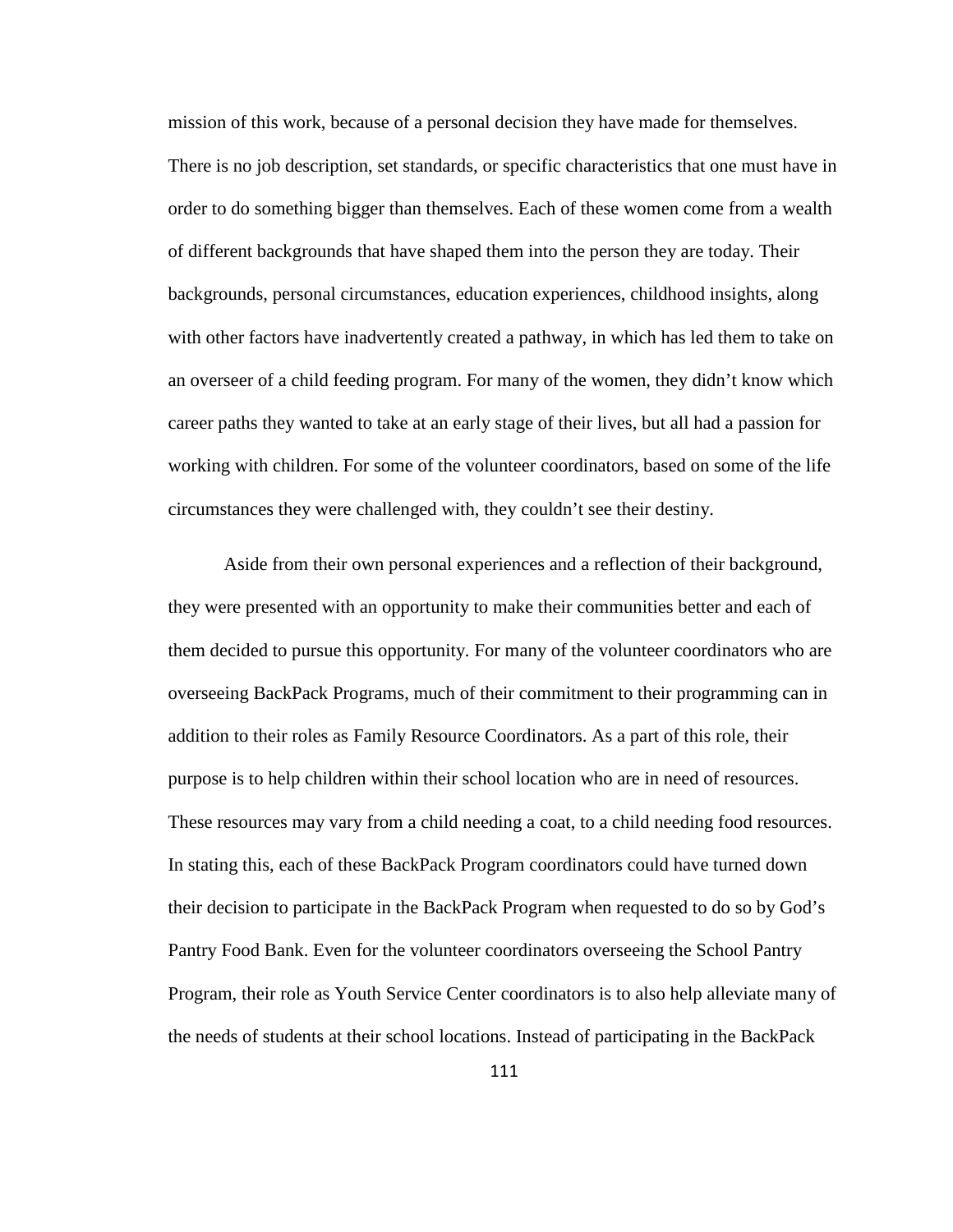mission of this work, because of a personal decision they have made for themselves. There is no job description, set standards, or specific characteristics that one must have in order to do something bigger than themselves. Each of these women come from a wealth of different backgrounds that have shaped them into the person they are today. Their backgrounds, personal circumstances, education experiences, childhood insights, along with other factors have inadvertently created a pathway, in which has led them to take on an overseer of a child feeding program. For many of the women, they didn't know which career paths they wanted to take at an early stage of their lives, but all had a passion for working with children. For some of the volunteer coordinators, based on some of the life circumstances they were challenged with, they couldn't see their destiny.

Aside from their own personal experiences and a reflection of their background, they were presented with an opportunity to make their communities better and each of them decided to pursue this opportunity. For many of the volunteer coordinators who are overseeing BackPack Programs, much of their commitment to their programming can in addition to their roles as Family Resource Coordinators. As a part of this role, their purpose is to help children within their school location who are in need of resources. These resources may vary from a child needing a coat, to a child needing food resources. In stating this, each of these BackPack Program coordinators could have turned down their decision to participate in the BackPack Program when requested to do so by God's Pantry Food Bank. Even for the volunteer coordinators overseeing the School Pantry Program, their role as Youth Service Center coordinators is to also help alleviate many of the needs of students at their school locations. Instead of participating in the BackPack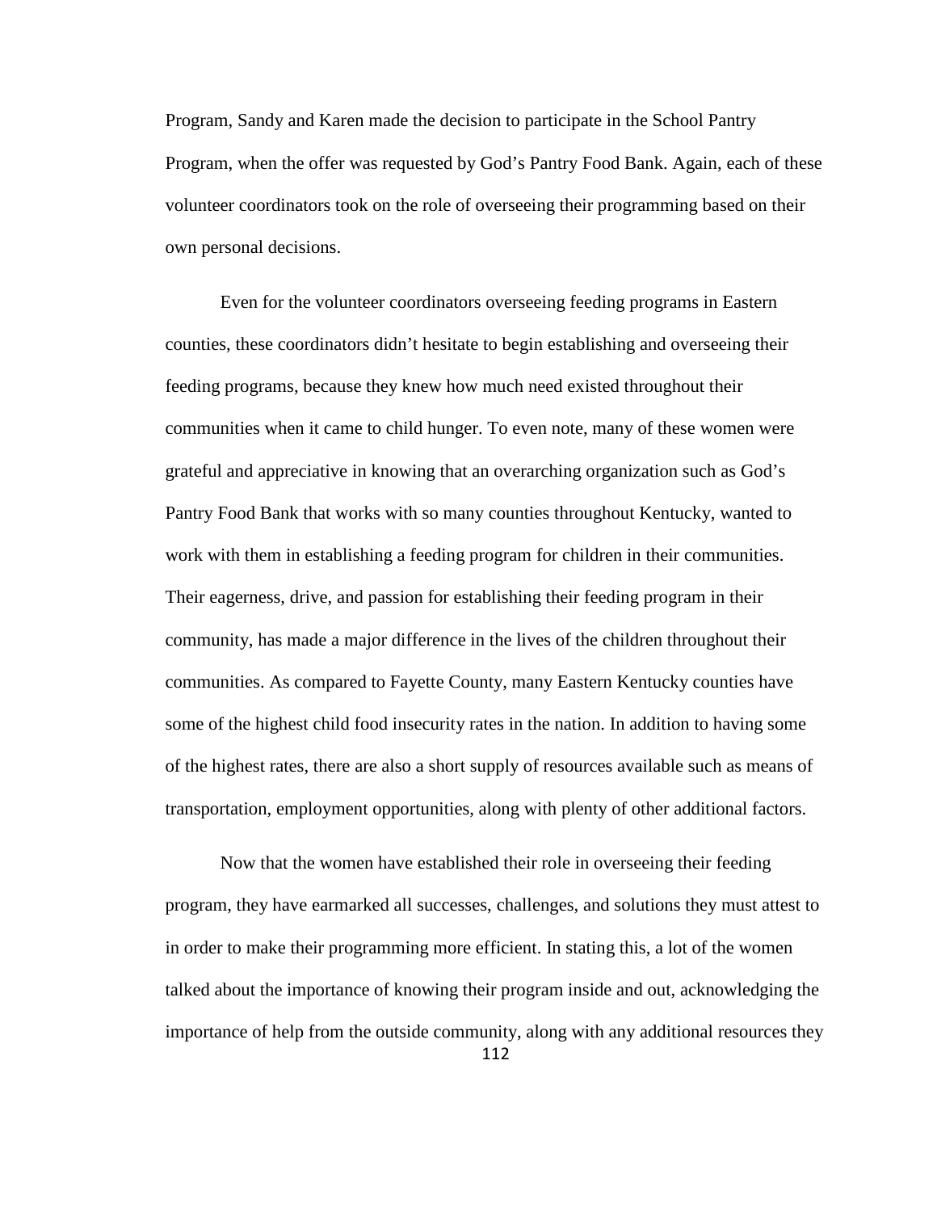Program, Sandy and Karen made the decision to participate in the School Pantry Program, when the offer was requested by God's Pantry Food Bank. Again, each of these volunteer coordinators took on the role of overseeing their programming based on their own personal decisions.

Even for the volunteer coordinators overseeing feeding programs in Eastern counties, these coordinators didn't hesitate to begin establishing and overseeing their feeding programs, because they knew how much need existed throughout their communities when it came to child hunger. To even note, many of these women were grateful and appreciative in knowing that an overarching organization such as God's Pantry Food Bank that works with so many counties throughout Kentucky, wanted to work with them in establishing a feeding program for children in their communities. Their eagerness, drive, and passion for establishing their feeding program in their community, has made a major difference in the lives of the children throughout their communities. As compared to Fayette County, many Eastern Kentucky counties have some of the highest child food insecurity rates in the nation. In addition to having some of the highest rates, there are also a short supply of resources available such as means of transportation, employment opportunities, along with plenty of other additional factors.

Now that the women have established their role in overseeing their feeding program, they have earmarked all successes, challenges, and solutions they must attest to in order to make their programming more efficient. In stating this, a lot of the women talked about the importance of knowing their program inside and out, acknowledging the importance of help from the outside community, along with any additional resources they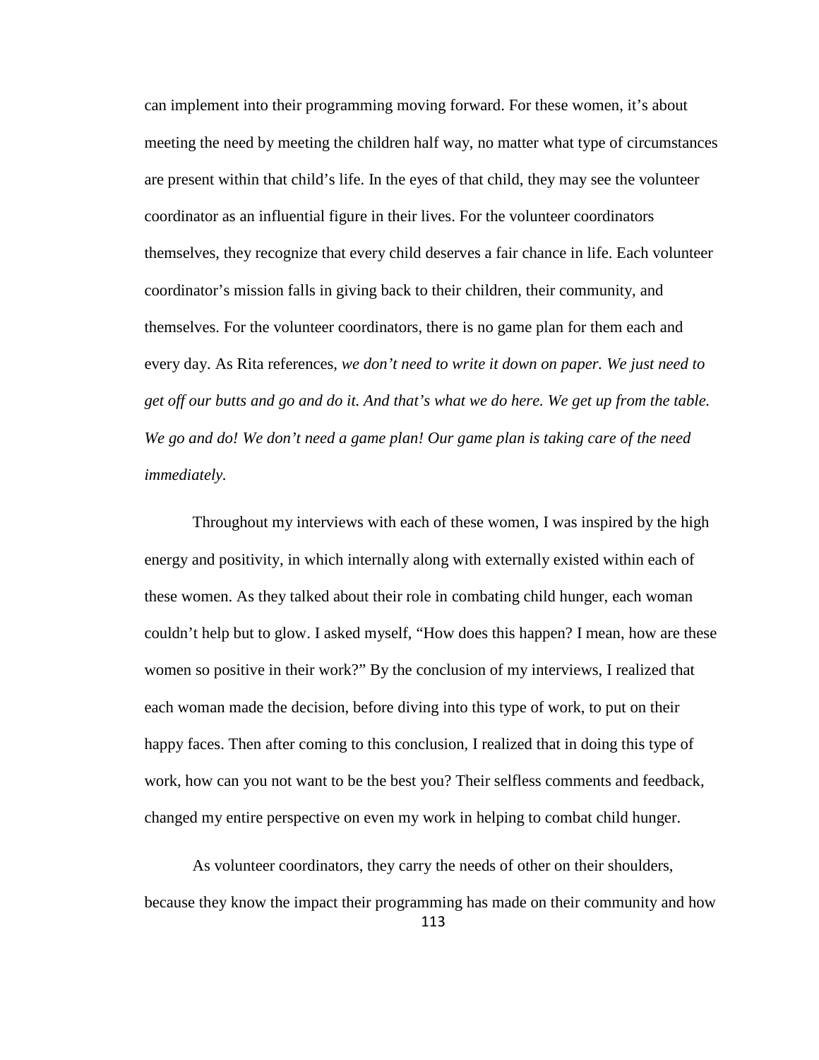can implement into their programming moving forward. For these women, it's about meeting the need by meeting the children half way, no matter what type of circumstances are present within that child's life. In the eyes of that child, they may see the volunteer coordinator as an influential figure in their lives. For the volunteer coordinators themselves, they recognize that every child deserves a fair chance in life. Each volunteer coordinator's mission falls in giving back to their children, their community, and themselves. For the volunteer coordinators, there is no game plan for them each and every day. As Rita references, *we don't need to write it down on paper. We just need to get off our butts and go and do it. And that's what we do here. We get up from the table. We go and do! We don't need a game plan! Our game plan is taking care of the need immediately.*

Throughout my interviews with each of these women, I was inspired by the high energy and positivity, in which internally along with externally existed within each of these women. As they talked about their role in combating child hunger, each woman couldn't help but to glow. I asked myself, "How does this happen? I mean, how are these women so positive in their work?" By the conclusion of my interviews, I realized that each woman made the decision, before diving into this type of work, to put on their happy faces. Then after coming to this conclusion, I realized that in doing this type of work, how can you not want to be the best you? Their selfless comments and feedback, changed my entire perspective on even my work in helping to combat child hunger.

As volunteer coordinators, they carry the needs of other on their shoulders, because they know the impact their programming has made on their community and how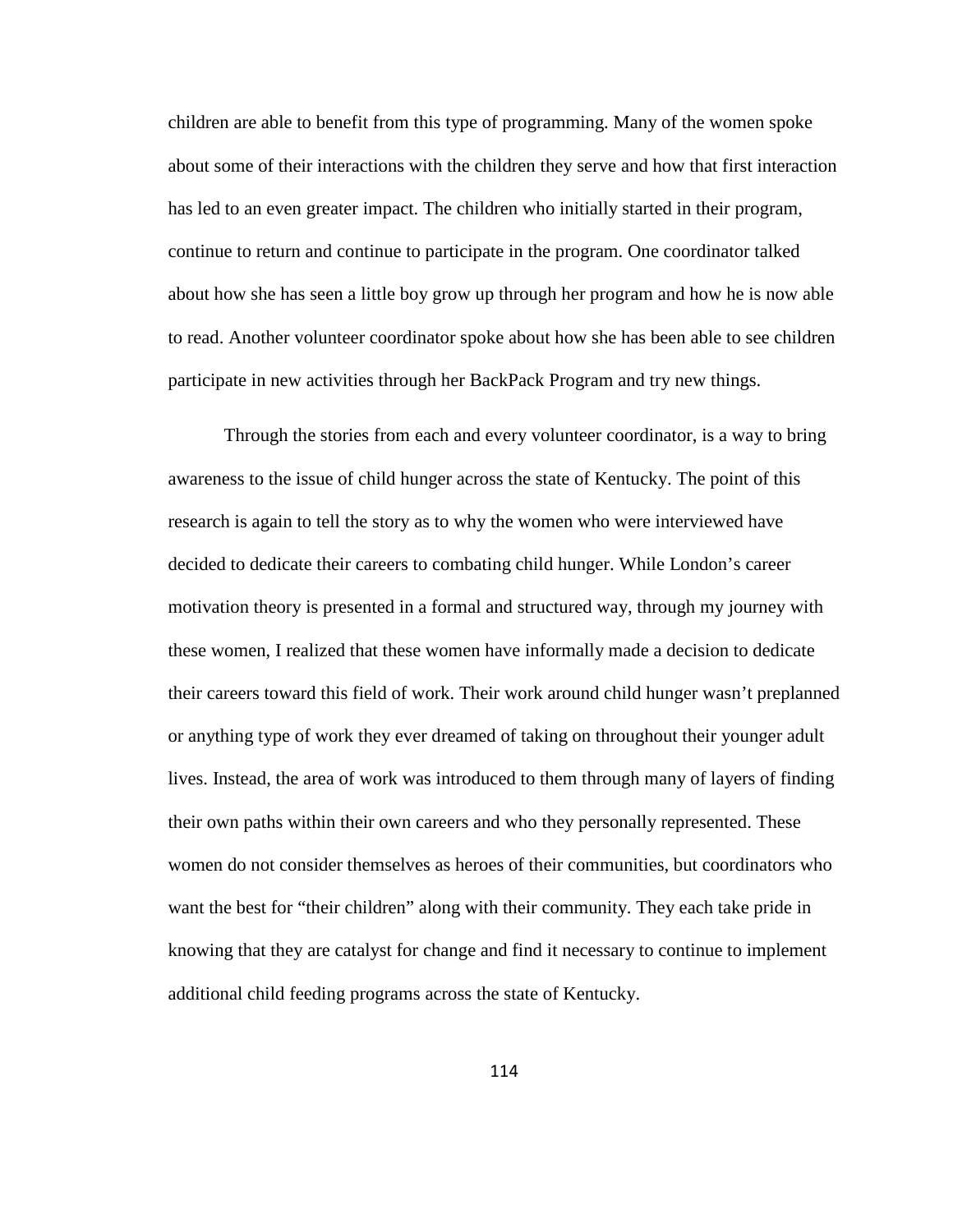children are able to benefit from this type of programming. Many of the women spoke about some of their interactions with the children they serve and how that first interaction has led to an even greater impact. The children who initially started in their program, continue to return and continue to participate in the program. One coordinator talked about how she has seen a little boy grow up through her program and how he is now able to read. Another volunteer coordinator spoke about how she has been able to see children participate in new activities through her BackPack Program and try new things.

Through the stories from each and every volunteer coordinator, is a way to bring awareness to the issue of child hunger across the state of Kentucky. The point of this research is again to tell the story as to why the women who were interviewed have decided to dedicate their careers to combating child hunger. While London's career motivation theory is presented in a formal and structured way, through my journey with these women, I realized that these women have informally made a decision to dedicate their careers toward this field of work. Their work around child hunger wasn't preplanned or anything type of work they ever dreamed of taking on throughout their younger adult lives. Instead, the area of work was introduced to them through many of layers of finding their own paths within their own careers and who they personally represented. These women do not consider themselves as heroes of their communities, but coordinators who want the best for "their children" along with their community. They each take pride in knowing that they are catalyst for change and find it necessary to continue to implement additional child feeding programs across the state of Kentucky.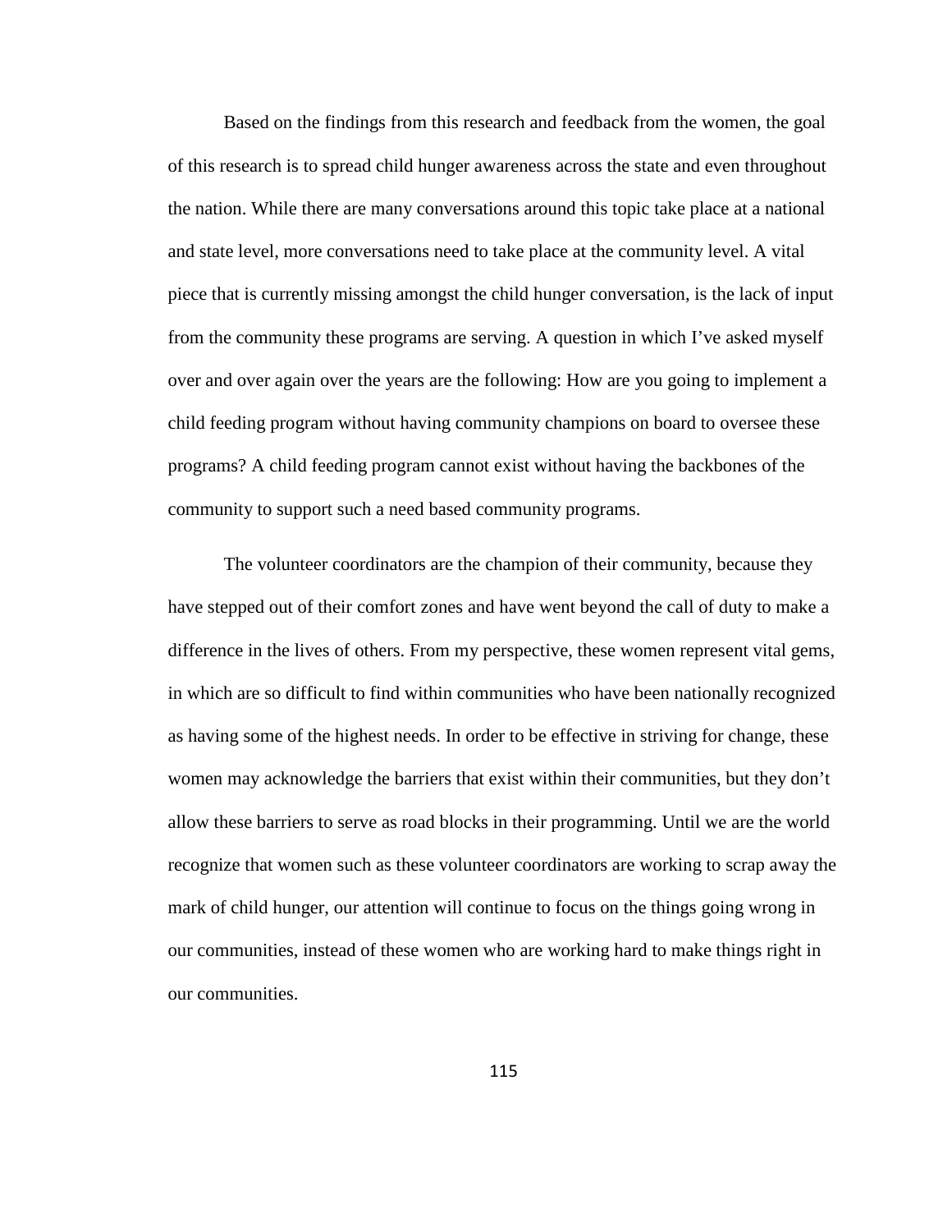Based on the findings from this research and feedback from the women, the goal of this research is to spread child hunger awareness across the state and even throughout the nation. While there are many conversations around this topic take place at a national and state level, more conversations need to take place at the community level. A vital piece that is currently missing amongst the child hunger conversation, is the lack of input from the community these programs are serving. A question in which I've asked myself over and over again over the years are the following: How are you going to implement a child feeding program without having community champions on board to oversee these programs? A child feeding program cannot exist without having the backbones of the community to support such a need based community programs.

The volunteer coordinators are the champion of their community, because they have stepped out of their comfort zones and have went beyond the call of duty to make a difference in the lives of others. From my perspective, these women represent vital gems, in which are so difficult to find within communities who have been nationally recognized as having some of the highest needs. In order to be effective in striving for change, these women may acknowledge the barriers that exist within their communities, but they don't allow these barriers to serve as road blocks in their programming. Until we are the world recognize that women such as these volunteer coordinators are working to scrap away the mark of child hunger, our attention will continue to focus on the things going wrong in our communities, instead of these women who are working hard to make things right in our communities.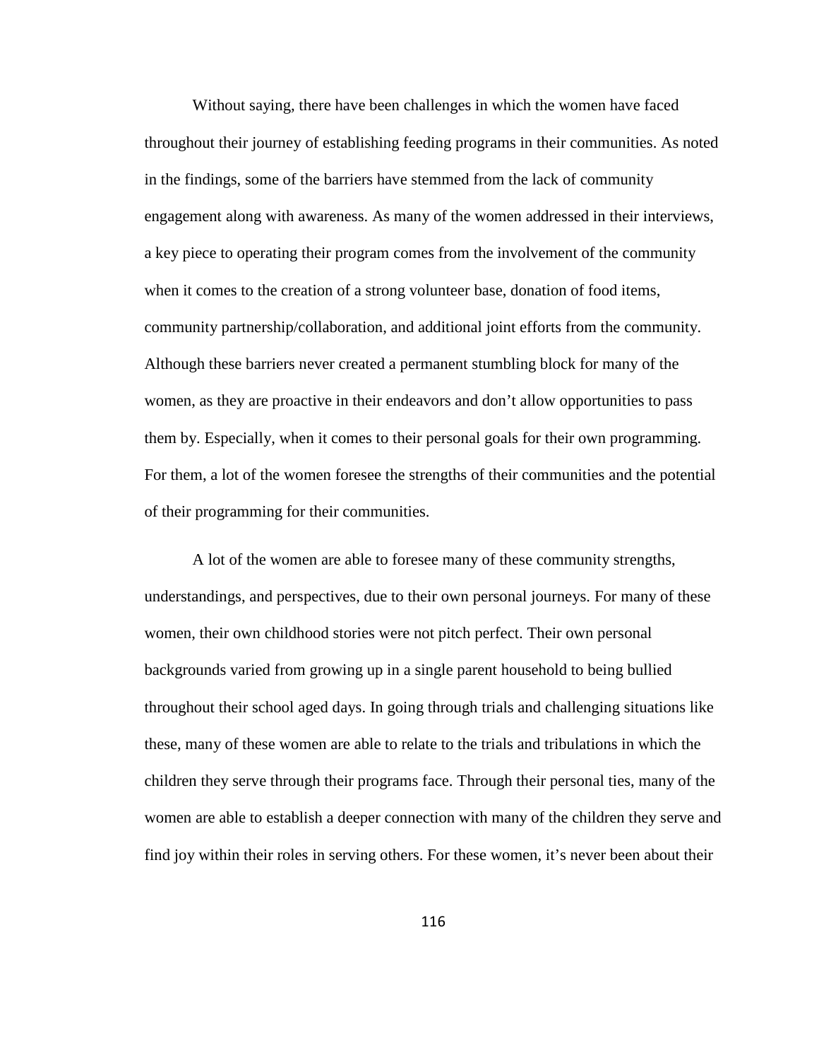Without saying, there have been challenges in which the women have faced throughout their journey of establishing feeding programs in their communities. As noted in the findings, some of the barriers have stemmed from the lack of community engagement along with awareness. As many of the women addressed in their interviews, a key piece to operating their program comes from the involvement of the community when it comes to the creation of a strong volunteer base, donation of food items, community partnership/collaboration, and additional joint efforts from the community. Although these barriers never created a permanent stumbling block for many of the women, as they are proactive in their endeavors and don't allow opportunities to pass them by. Especially, when it comes to their personal goals for their own programming. For them, a lot of the women foresee the strengths of their communities and the potential of their programming for their communities.

A lot of the women are able to foresee many of these community strengths, understandings, and perspectives, due to their own personal journeys. For many of these women, their own childhood stories were not pitch perfect. Their own personal backgrounds varied from growing up in a single parent household to being bullied throughout their school aged days. In going through trials and challenging situations like these, many of these women are able to relate to the trials and tribulations in which the children they serve through their programs face. Through their personal ties, many of the women are able to establish a deeper connection with many of the children they serve and find joy within their roles in serving others. For these women, it's never been about their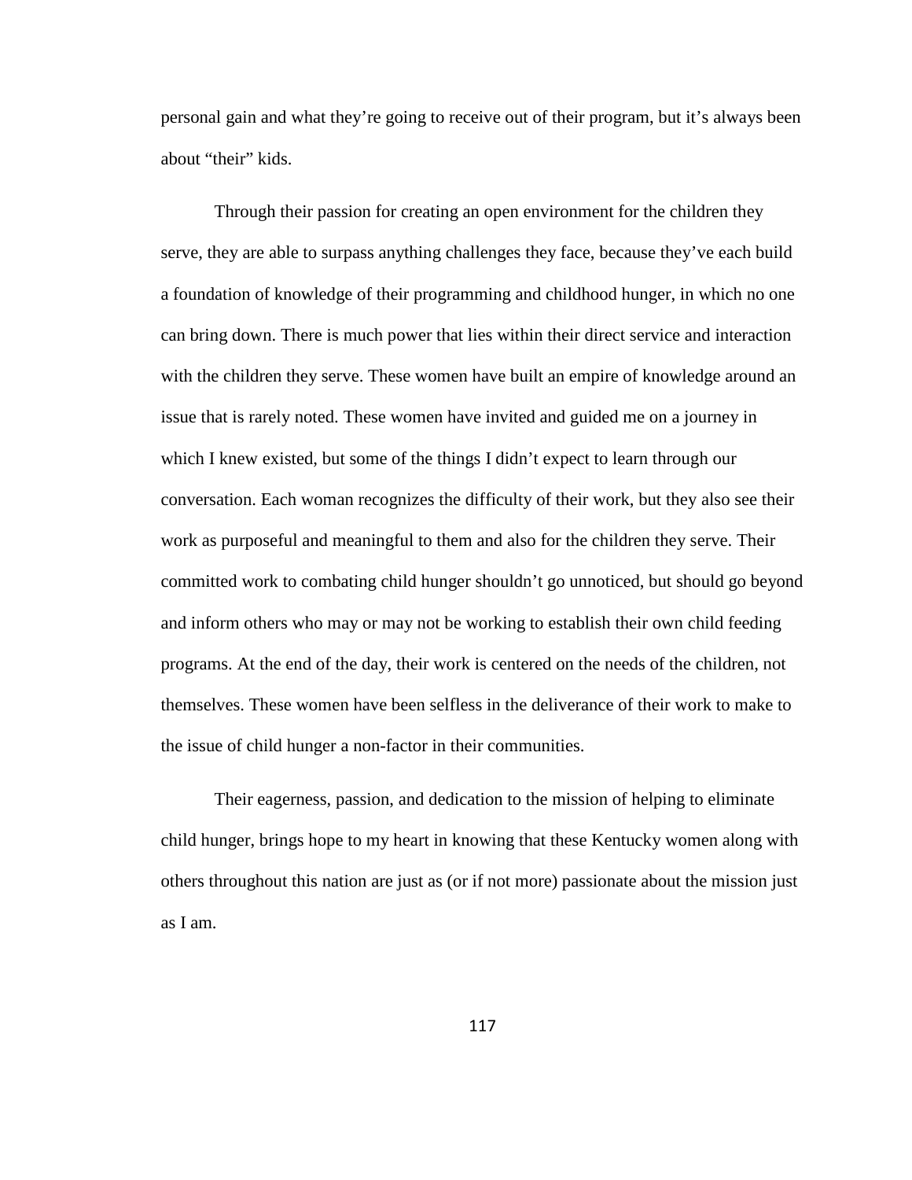personal gain and what they're going to receive out of their program, but it's always been about "their" kids.

Through their passion for creating an open environment for the children they serve, they are able to surpass anything challenges they face, because they've each build a foundation of knowledge of their programming and childhood hunger, in which no one can bring down. There is much power that lies within their direct service and interaction with the children they serve. These women have built an empire of knowledge around an issue that is rarely noted. These women have invited and guided me on a journey in which I knew existed, but some of the things I didn't expect to learn through our conversation. Each woman recognizes the difficulty of their work, but they also see their work as purposeful and meaningful to them and also for the children they serve. Their committed work to combating child hunger shouldn't go unnoticed, but should go beyond and inform others who may or may not be working to establish their own child feeding programs. At the end of the day, their work is centered on the needs of the children, not themselves. These women have been selfless in the deliverance of their work to make to the issue of child hunger a non-factor in their communities.

Their eagerness, passion, and dedication to the mission of helping to eliminate child hunger, brings hope to my heart in knowing that these Kentucky women along with others throughout this nation are just as (or if not more) passionate about the mission just as I am.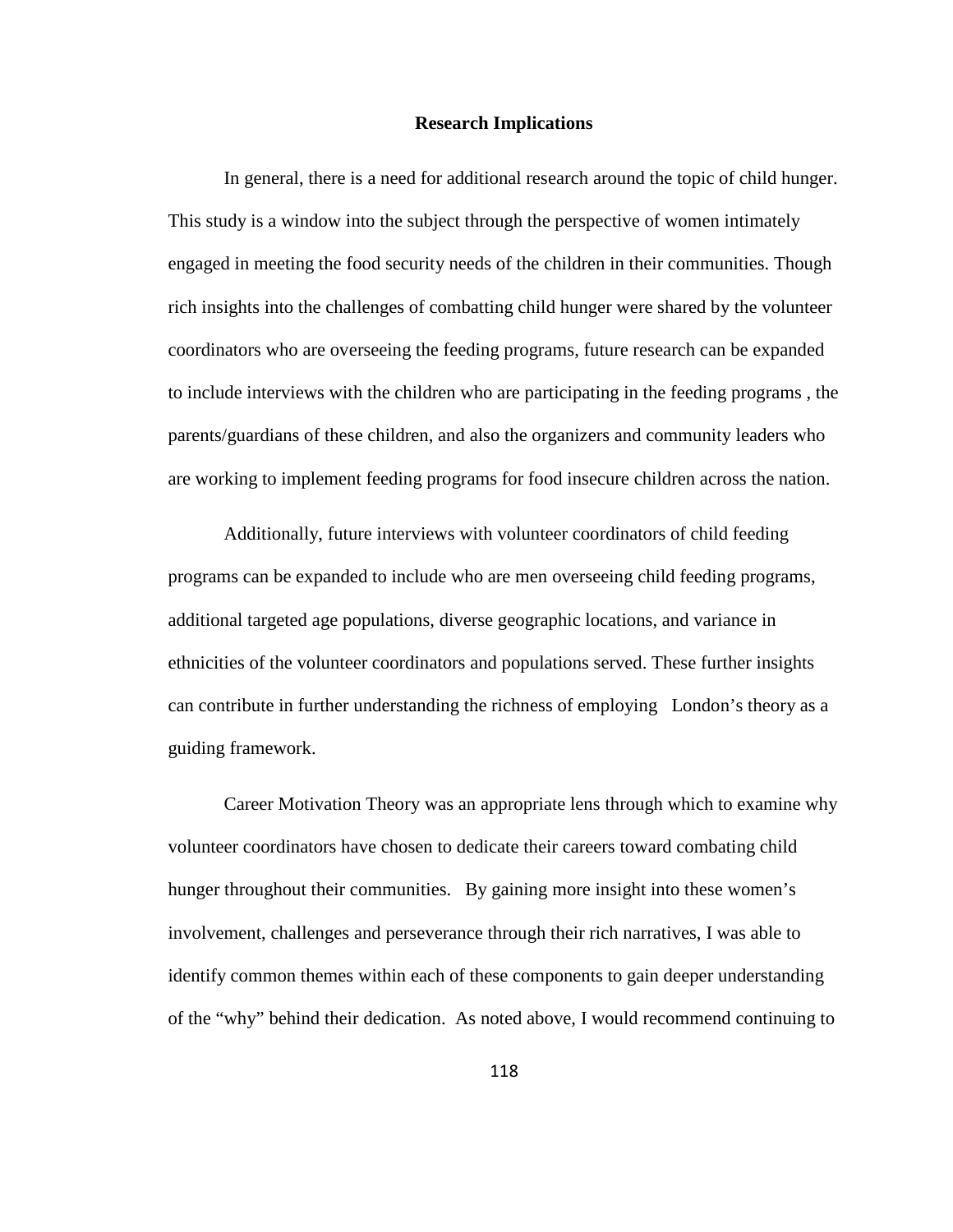## Research Implications

In general, there is a need for additional research around the topic of child hunger. This study is a window into the subject through the perspective of women intimately engaged in meeting the food security needs of the children in their communities. Though rich insights into the challenges of combatting child hunger were shared by the volunteer coordinators who are overseeing the feeding programs, future research can be expanded to include interviews with the children who are participating in the feeding programs , the parents/guardians of these children, and also the organizers and community leaders who are working to implement feeding programs for food insecure children across the nation.

Additionally, future interviews with volunteer coordinators of child feeding programs can be expanded to include who are men overseeing child feeding programs, additional targeted age populations, diverse geographic locations, and variance in ethnicities of the volunteer coordinators and populations served. These further insights can contribute in further understanding the richness of employing London's theory as a guiding framework.

Career Motivation Theory was an appropriate lens through which to examine why volunteer coordinators have chosen to dedicate their careers toward combating child hunger throughout their communities. By gaining more insight into these women's involvement, challenges and perseverance through their rich narratives, I was able to identify common themes within each of these components to gain deeper understanding of the "why" behind their dedication. As noted above, I would recommend continuing to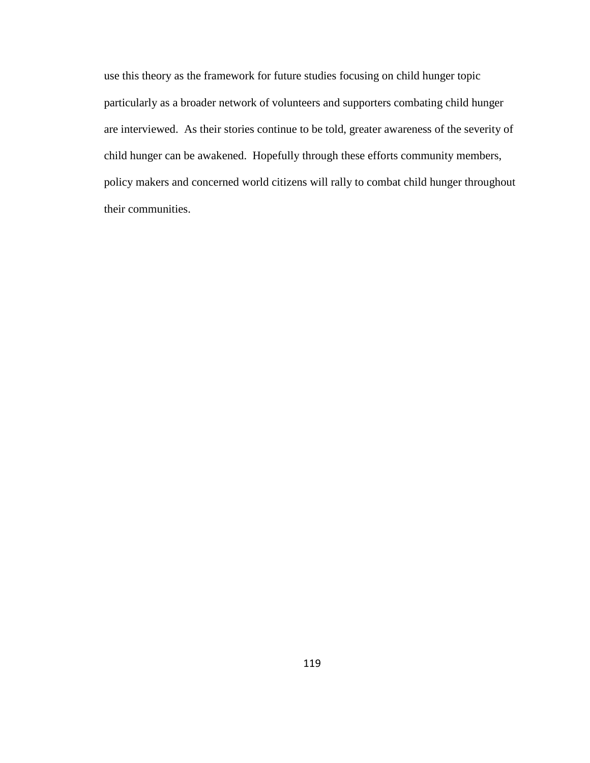use this theory as the framework for future studies focusing on child hunger topic particularly as a broader network of volunteers and supporters combating child hunger are interviewed. As their stories continue to be told, greater awareness of the severity of child hunger can be awakened. Hopefully through these efforts community members, policy makers and concerned world citizens will rally to combat child hunger throughout their communities.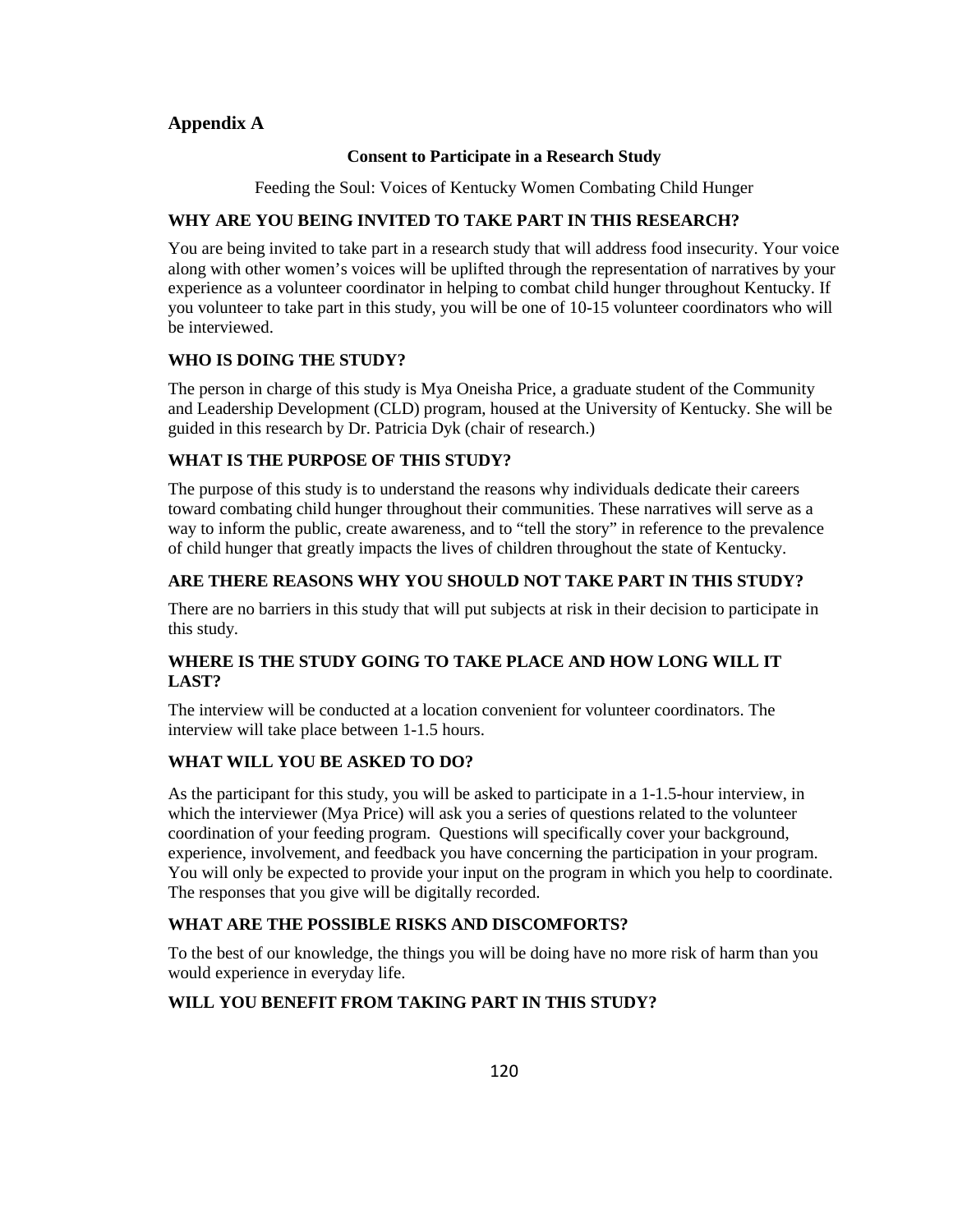## Appendix A

**Consent to Participate in a Research Study**

Feeding the Soul: Voices of Kentucky Women Combating Child Hunger

### WHY ARE YOU BEING INVITED TO TAKE PART IN THIS RESEARCH?

You are being invited to take part in a research study that will address food insecurity. Your voice along with other women's voices will be uplifted through the representation of narratives by your experience as a volunteer coordinator in helping to combat child hunger throughout Kentucky. If you volunteer to take part in this study, you will be one of 10-15 volunteer coordinators who will be interviewed.

### WHO IS DOING THE STUDY?

The person in charge of this study is Mya Oneisha Price, a graduate student of the Community and Leadership Development (CLD) program, housed at the University of Kentucky. She will be guided in this research by Dr. Patricia Dyk (chair of research.)

### WHAT IS THE PURPOSE OF THIS STUDY?

The purpose of this study is to understand the reasons why individuals dedicate their careers toward combating child hunger throughout their communities. These narratives will serve as a way to inform the public, create awareness, and to "tell the story" in reference to the prevalence of child hunger that greatly impacts the lives of children throughout the state of Kentucky.

### ARE THERE REASONS WHY YOU SHOULD NOT TAKE PART IN THIS STUDY?

There are no barriers in this study that will put subjects at risk in their decision to participate in this study.

### WHERE IS THE STUDY GOING TO TAKE PLACE AND HOW LONG WILL IT LAST?

The interview will be conducted at a location convenient for volunteer coordinators. The interview will take place between 1-1.5 hours.

### WHAT WILL YOU BE ASKED TO DO?

As the participant for this study, you will be asked to participate in a 1-1.5-hour interview, in which the interviewer (Mya Price) will ask you a series of questions related to the volunteer coordination of your feeding program. Questions will specifically cover your background, experience, involvement, and feedback you have concerning the participation in your program. You will only be expected to provide your input on the program in which you help to coordinate. The responses that you give will be digitally recorded.

### WHAT ARE THE POSSIBLE RISKS AND DISCOMFORTS?

To the best of our knowledge, the things you will be doing have no more risk of harm than you would experience in everyday life.

### WILL YOU BENEFIT FROM TAKING PART IN THIS STUDY?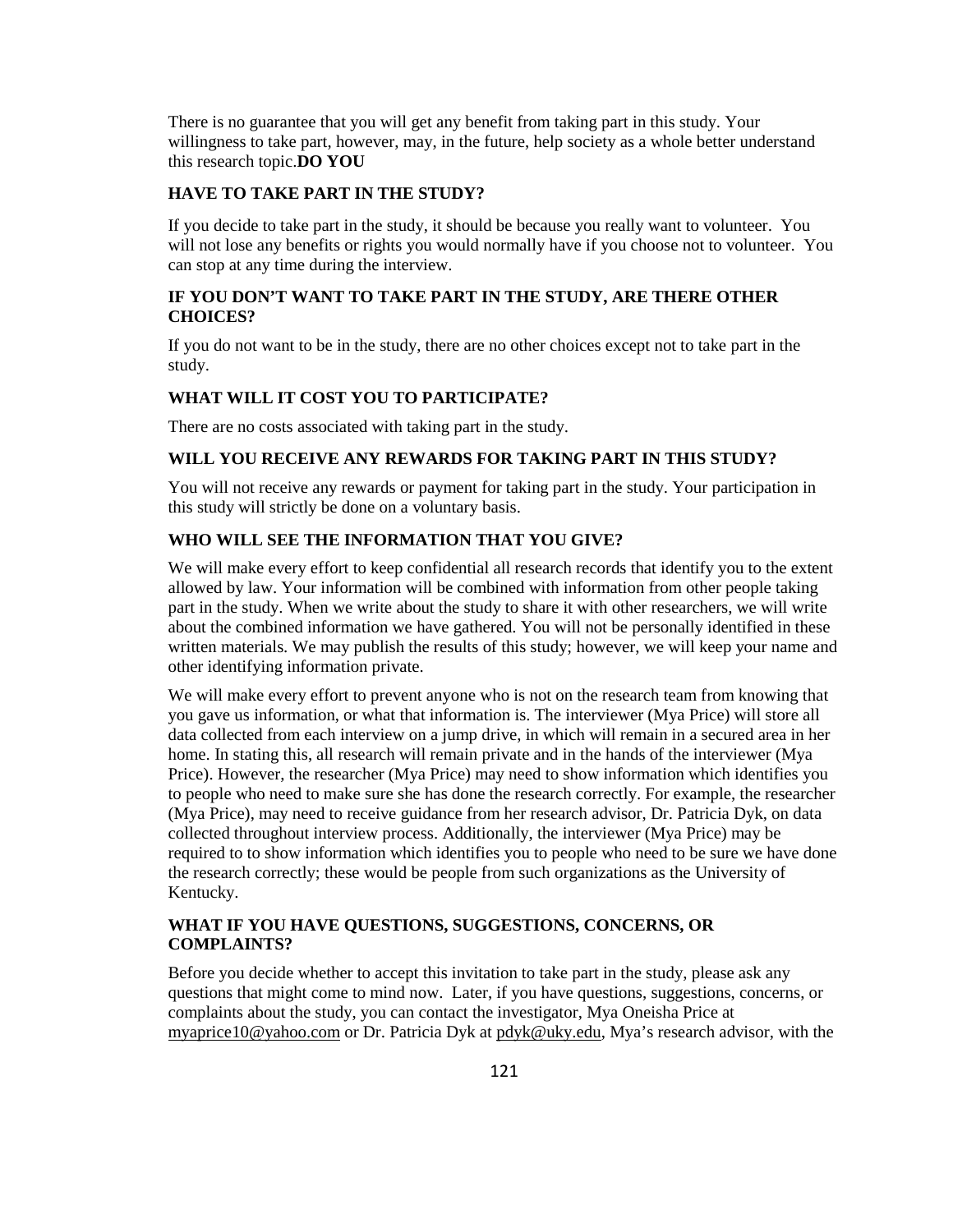There is no guarantee that you will get any benefit from taking part in this study. Your willingness to take part, however, may, in the future, help society as a whole better understand this research topic.**DO YOU**

**HAVE TO TAKE PART IN THE STUDY?**

If you decide to take part in the study, it should be because you really want to volunteer. You will not lose any benefits or rights you would normally have if you choose not to volunteer. You can stop at any time during the interview.

**IF YOU DON'T WANT TO TAKE PART IN THE STUDY, ARE THERE OTHER CHOICES?**

If you do not want to be in the study, there are no other choices except not to take part in the study.

**WHAT WILL IT COST YOU TO PARTICIPATE?**

There are no costs associated with taking part in the study.

**WILL YOU RECEIVE ANY REWARDS FOR TAKING PART IN THIS STUDY?**

You will not receive any rewards or payment for taking part in the study. Your participation in this study will strictly be done on a voluntary basis.

**WHO WILL SEE THE INFORMATION THAT YOU GIVE?**

We will make every effort to keep confidential all research records that identify you to the extent allowed by law. Your information will be combined with information from other people taking part in the study. When we write about the study to share it with other researchers, we will write about the combined information we have gathered. You will not be personally identified in these written materials. We may publish the results of this study; however, we will keep your name and other identifying information private.

We will make every effort to prevent anyone who is not on the research team from knowing that you gave us information, or what that information is. The interviewer (Mya Price) will store all data collected from each interview on a jump drive, in which will remain in a secured area in her home. In stating this, all research will remain private and in the hands of the interviewer (Mya Price). However, the researcher (Mya Price) may need to show information which identifies you to people who need to make sure she has done the research correctly. For example, the researcher (Mya Price), may need to receive guidance from her research advisor, Dr. Patricia Dyk, on data collected throughout interview process. Additionally, the interviewer (Mya Price) may be required to to show information which identifies you to people who need to be sure we have done the research correctly; these would be people from such organizations as the University of Kentucky.

**WHAT IF YOU HAVE QUESTIONS, SUGGESTIONS, CONCERNS, OR COMPLAINTS?**

Before you decide whether to accept this invitation to take part in the study, please ask any questions that might come to mind now. Later, if you have questions, suggestions, concerns, or complaints about the study, you can contact the investigator, Mya Oneisha Price at myaprice10@yahoo.com or Dr. Patricia Dyk at pdyk@uky.edu, Mya's research advisor, with the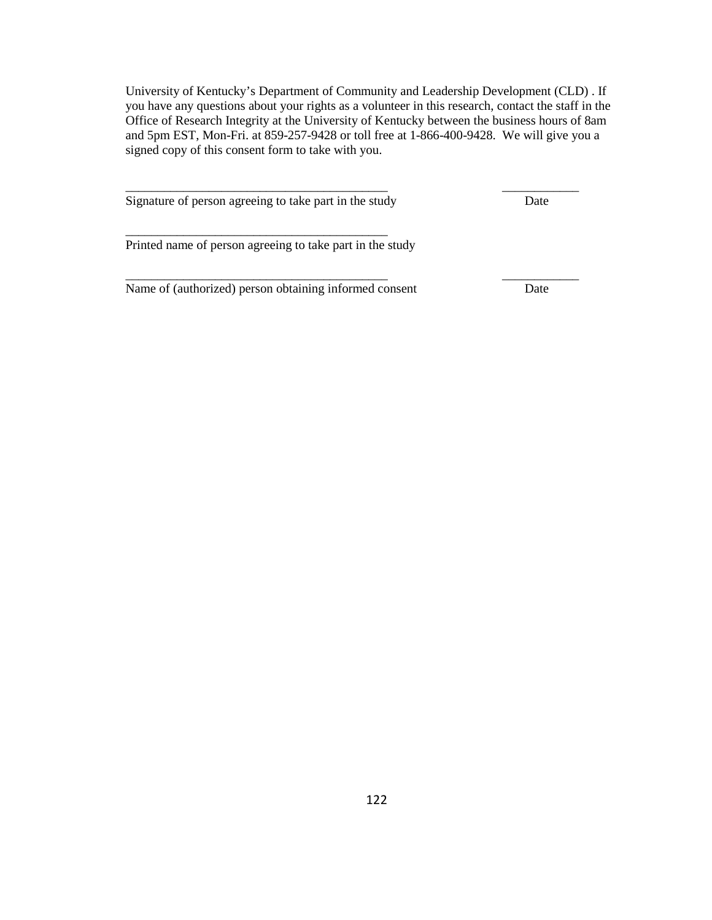University of Kentucky's Department of Community and Leadership Development (CLD) . If you have any questions about your rights as a volunteer in this research, contact the staff in the Office of Research Integrity at the University of Kentucky between the business hours of 8am and 5pm EST, Mon-Fri. at 859-257-9428 or toll free at 1-866-400-9428. We will give you a signed copy of this consent form to take with you.

\_\_\_\_\_\_\_\_\_\_\_\_\_\_\_\_\_\_\_\_\_\_\_\_\_\_\_\_\_\_\_\_\_\_\_\_\_\_\_\_\_\_ \_\_\_\_\_\_\_\_\_\_\_\_

Signature of person agreeing to take part in the study Date

\_\_\_\_\_\_\_\_\_\_\_\_\_\_\_\_\_\_\_\_\_\_\_\_\_\_\_\_\_\_\_\_\_\_\_\_\_\_\_\_\_\_

Printed name of person agreeing to take part in the study

\_\_\_\_\_\_\_\_\_\_\_\_\_\_\_\_\_\_\_\_\_\_\_\_\_\_\_\_\_\_\_\_\_\_\_\_\_\_\_\_\_\_ \_\_\_\_\_\_\_\_\_\_\_\_

Name of (authorized) person obtaining informed consent Date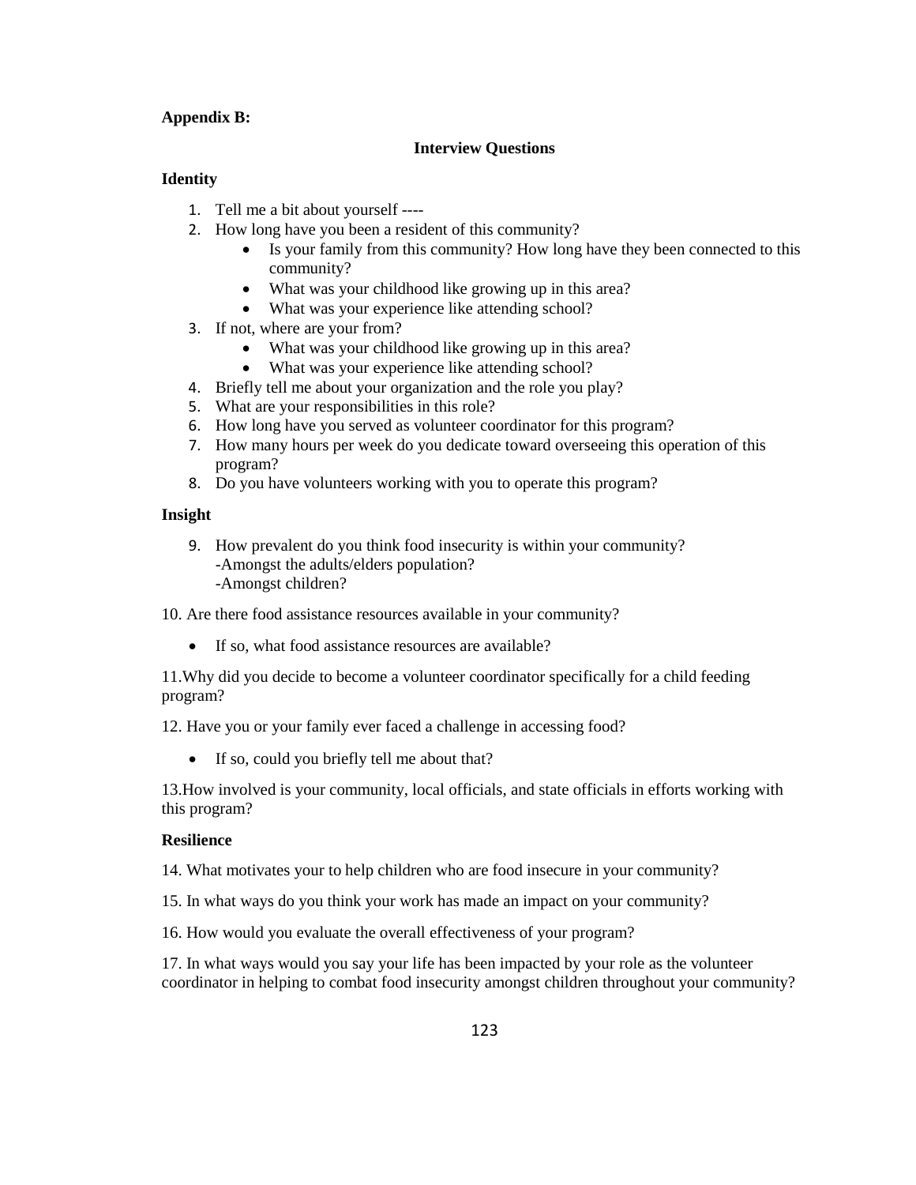**Appendix B:**

**Interview Questions**

**Identity**

1. Tell me a bit about yourself ----
2. How long have you been a resident of this community?
    - Is your family from this community? How long have they been connected to this community?
    - What was your childhood like growing up in this area?
    - What was your experience like attending school?
3. If not, where are your from?
    - What was your childhood like growing up in this area?
    - What was your experience like attending school?
4. Briefly tell me about your organization and the role you play?
5. What are your responsibilities in this role?
6. How long have you served as volunteer coordinator for this program?
7. How many hours per week do you dedicate toward overseeing this operation of this program?
8. Do you have volunteers working with you to operate this program?

**Insight**

9. How prevalent do you think food insecurity is within your community?
   -Amongst the adults/elders population?
   -Amongst children?

10. Are there food assistance resources available in your community?

- If so, what food assistance resources are available?

11.Why did you decide to become a volunteer coordinator specifically for a child feeding program?

12. Have you or your family ever faced a challenge in accessing food?

- If so, could you briefly tell me about that?

13.How involved is your community, local officials, and state officials in efforts working with this program?

**Resilience**

14. What motivates your to help children who are food insecure in your community?

15. In what ways do you think your work has made an impact on your community?

16. How would you evaluate the overall effectiveness of your program?

17. In what ways would you say your life has been impacted by your role as the volunteer coordinator in helping to combat food insecurity amongst children throughout your community?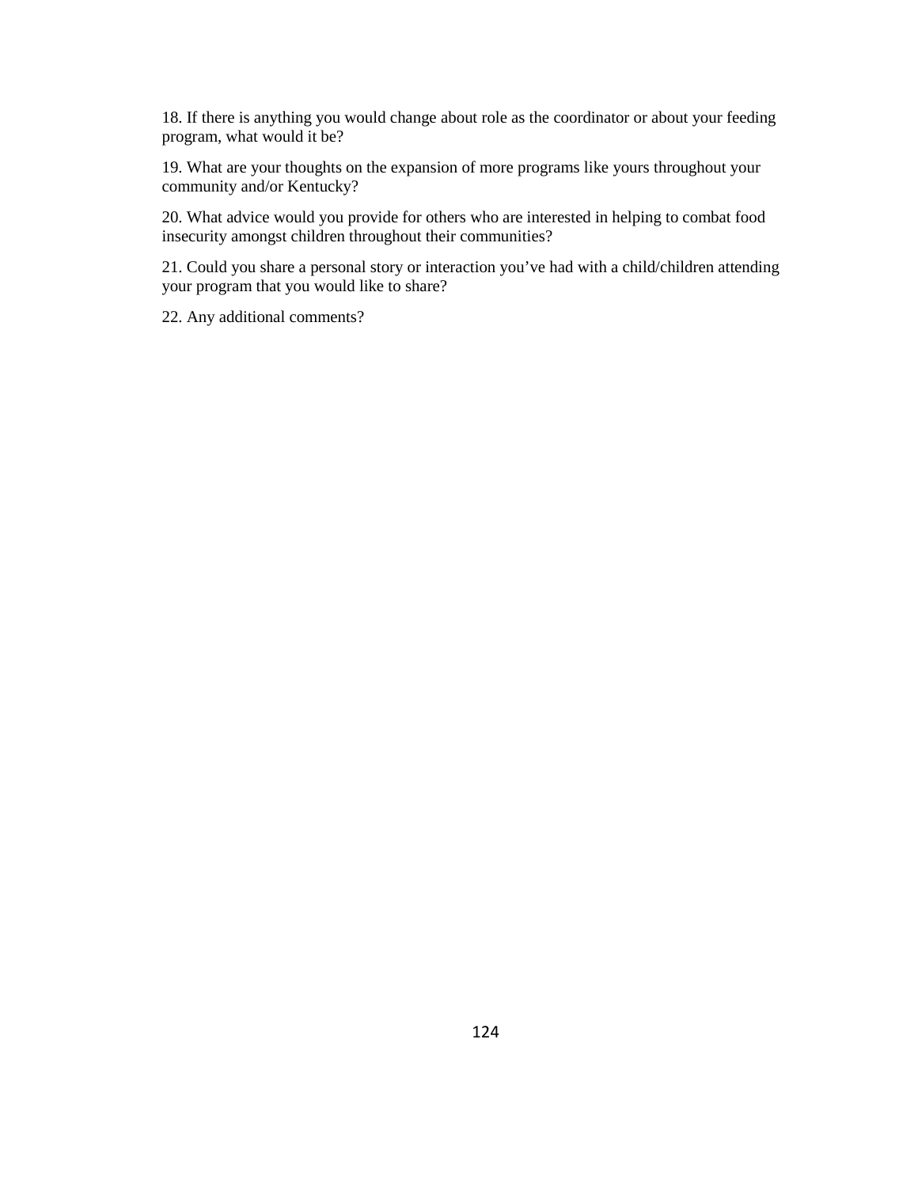18. If there is anything you would change about role as the coordinator or about your feeding program, what would it be?

19. What are your thoughts on the expansion of more programs like yours throughout your community and/or Kentucky?

20. What advice would you provide for others who are interested in helping to combat food insecurity amongst children throughout their communities?

21. Could you share a personal story or interaction you've had with a child/children attending your program that you would like to share?

22. Any additional comments?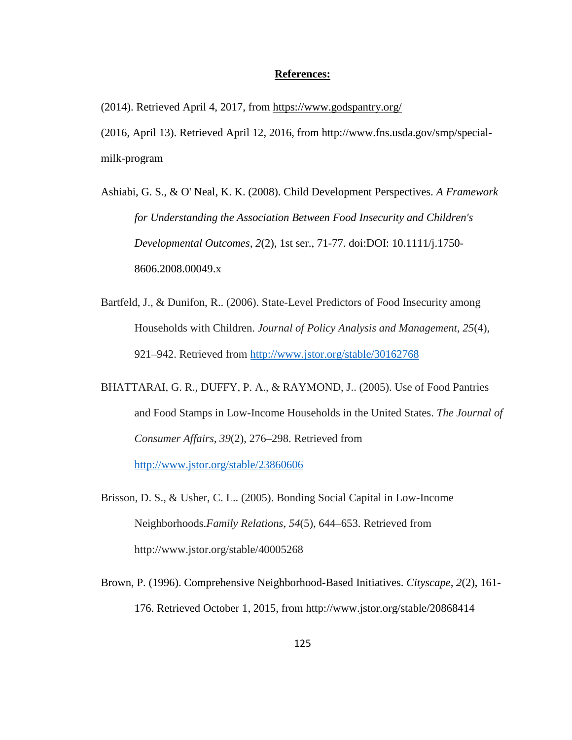**References:**

(2014). Retrieved April 4, 2017, from https://www.godspantry.org/

(2016, April 13). Retrieved April 12, 2016, from http://www.fns.usda.gov/smp/special-milk-program

Ashiabi, G. S., & O' Neal, K. K. (2008). Child Development Perspectives. *A Framework for Understanding the Association Between Food Insecurity and Children's Developmental Outcomes*, *2*(2), 1st ser., 71-77. doi:DOI: 10.1111/j.1750-8606.2008.00049.x

Bartfeld, J., & Dunifon, R.. (2006). State-Level Predictors of Food Insecurity among Households with Children. *Journal of Policy Analysis and Management*, *25*(4), 921–942. Retrieved from http://www.jstor.org/stable/30162768

BHATTARAI, G. R., DUFFY, P. A., & RAYMOND, J.. (2005). Use of Food Pantries and Food Stamps in Low-Income Households in the United States. *The Journal of Consumer Affairs*, *39*(2), 276–298. Retrieved from http://www.jstor.org/stable/23860606

Brisson, D. S., & Usher, C. L.. (2005). Bonding Social Capital in Low-Income Neighborhoods.*Family Relations*, *54*(5), 644–653. Retrieved from http://www.jstor.org/stable/40005268

Brown, P. (1996). Comprehensive Neighborhood-Based Initiatives. *Cityscape*, *2*(2), 161-176. Retrieved October 1, 2015, from http://www.jstor.org/stable/20868414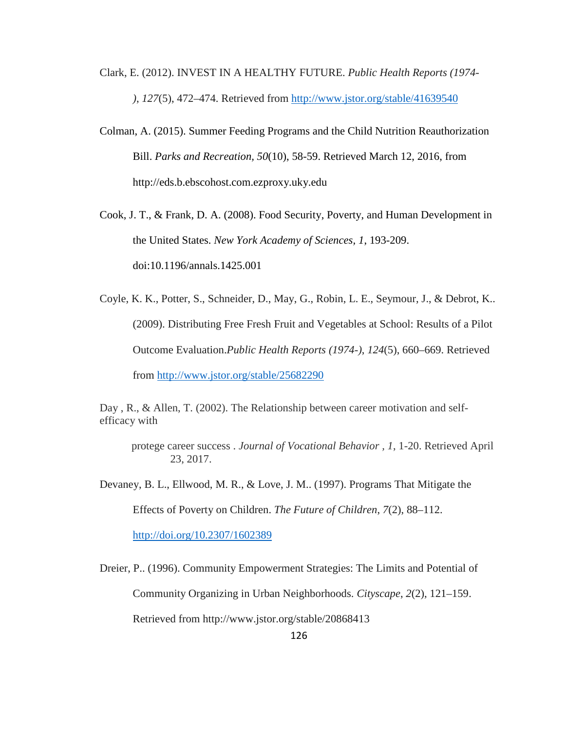Clark, E. (2012). INVEST IN A HEALTHY FUTURE. *Public Health Reports (1974-)*, *127*(5), 472–474. Retrieved from http://www.jstor.org/stable/41639540

Colman, A. (2015). Summer Feeding Programs and the Child Nutrition Reauthorization Bill. *Parks and Recreation*, *50*(10), 58-59. Retrieved March 12, 2016, from http://eds.b.ebscohost.com.ezproxy.uky.edu

Cook, J. T., & Frank, D. A. (2008). Food Security, Poverty, and Human Development in the United States. *New York Academy of Sciences, 1*, 193-209. doi:10.1196/annals.1425.001

Coyle, K. K., Potter, S., Schneider, D., May, G., Robin, L. E., Seymour, J., & Debrot, K.. (2009). Distributing Free Fresh Fruit and Vegetables at School: Results of a Pilot Outcome Evaluation.*Public Health Reports (1974-)*, *124*(5), 660–669. Retrieved from http://www.jstor.org/stable/25682290

Day , R., & Allen, T. (2002). The Relationship between career motivation and self-efficacy with protege career success . *Journal of Vocational Behavior* , *1*, 1-20. Retrieved April 23, 2017.

Devaney, B. L., Ellwood, M. R., & Love, J. M.. (1997). Programs That Mitigate the Effects of Poverty on Children. *The Future of Children*, *7*(2), 88–112. http://doi.org/10.2307/1602389

Dreier, P.. (1996). Community Empowerment Strategies: The Limits and Potential of Community Organizing in Urban Neighborhoods. *Cityscape*, *2*(2), 121–159. Retrieved from http://www.jstor.org/stable/20868413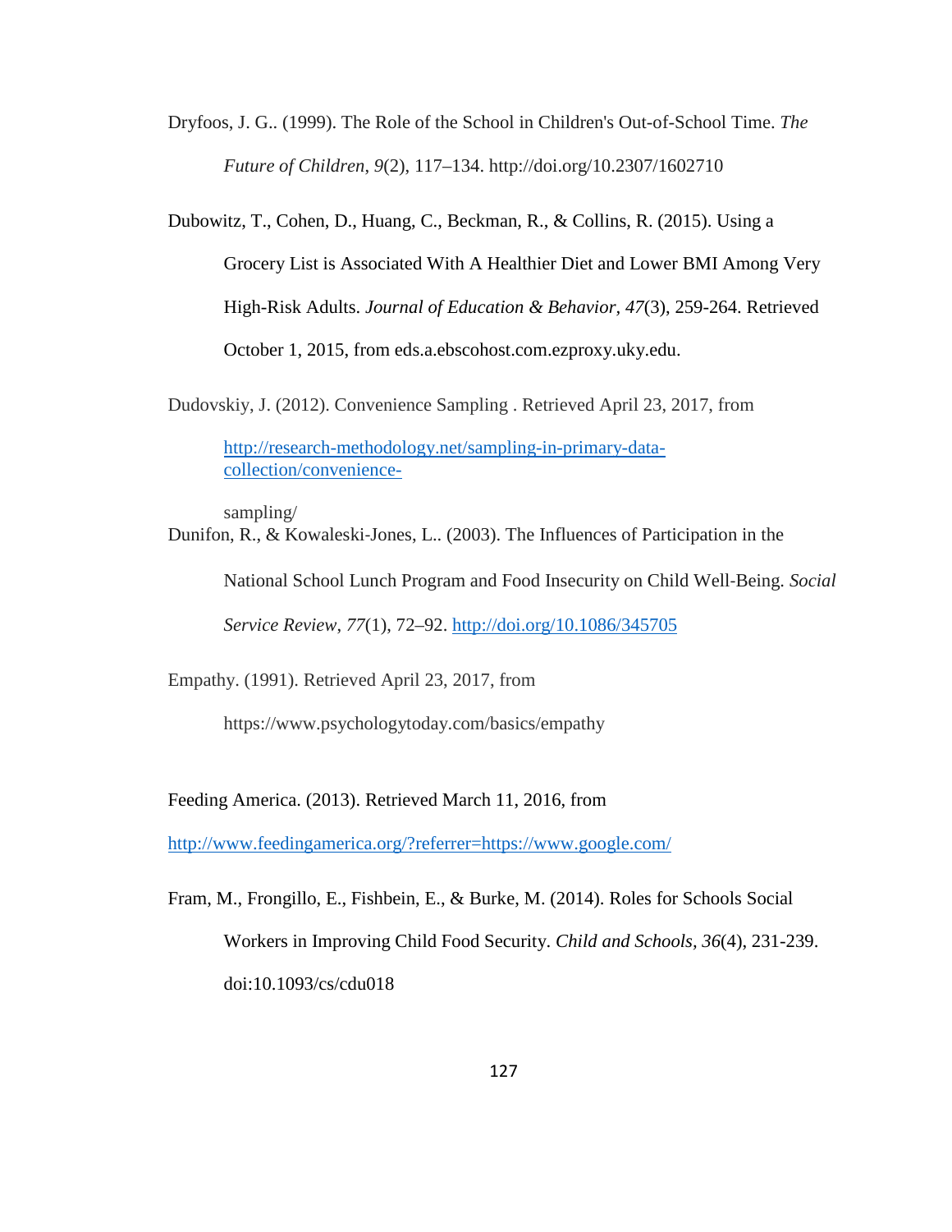Dryfoos, J. G.. (1999). The Role of the School in Children's Out-of-School Time. *The Future of Children*, *9*(2), 117–134. http://doi.org/10.2307/1602710

Dubowitz, T., Cohen, D., Huang, C., Beckman, R., & Collins, R. (2015). Using a Grocery List is Associated With A Healthier Diet and Lower BMI Among Very High-Risk Adults. *Journal of Education & Behavior, 47*(3), 259-264. Retrieved October 1, 2015, from eds.a.ebscohost.com.ezproxy.uky.edu.

Dudovskiy, J. (2012). Convenience Sampling . Retrieved April 23, 2017, from http://research-methodology.net/sampling-in-primary-data-collection/convenience-sampling/

Dunifon, R., & Kowaleski-Jones, L.. (2003). The Influences of Participation in the National School Lunch Program and Food Insecurity on Child Well-Being. *Social Service Review*, *77*(1), 72–92. http://doi.org/10.1086/345705

Empathy. (1991). Retrieved April 23, 2017, from https://www.psychologytoday.com/basics/empathy

Feeding America. (2013). Retrieved March 11, 2016, from http://www.feedingamerica.org/?referrer=https://www.google.com/

Fram, M., Frongillo, E., Fishbein, E., & Burke, M. (2014). Roles for Schools Social Workers in Improving Child Food Security. *Child and Schools, 36*(4), 231-239. doi:10.1093/cs/cdu018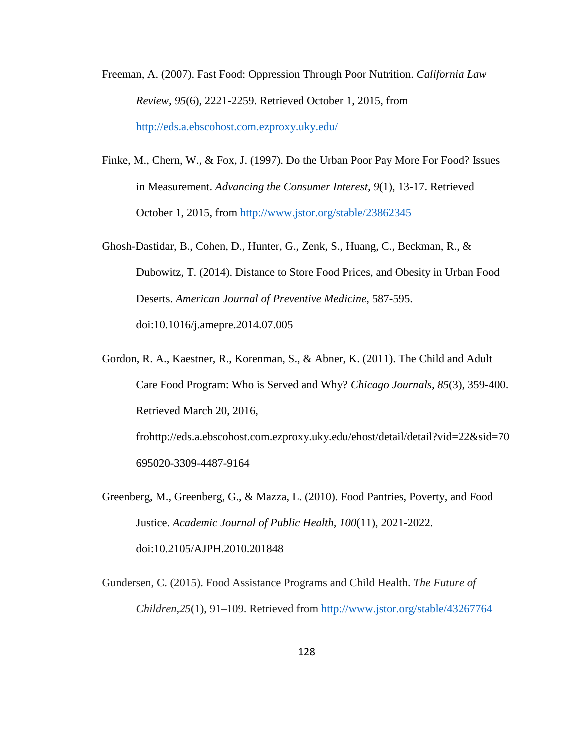Freeman, A. (2007). Fast Food: Oppression Through Poor Nutrition. *California Law Review, 95*(6), 2221-2259. Retrieved October 1, 2015, from http://eds.a.ebscohost.com.ezproxy.uky.edu/

Finke, M., Chern, W., & Fox, J. (1997). Do the Urban Poor Pay More For Food? Issues in Measurement. *Advancing the Consumer Interest, 9*(1), 13-17. Retrieved October 1, 2015, from http://www.jstor.org/stable/23862345

Ghosh-Dastidar, B., Cohen, D., Hunter, G., Zenk, S., Huang, C., Beckman, R., & Dubowitz, T. (2014). Distance to Store Food Prices, and Obesity in Urban Food Deserts. *American Journal of Preventive Medicine,* 587-595. doi:10.1016/j.amepre.2014.07.005

Gordon, R. A., Kaestner, R., Korenman, S., & Abner, K. (2011). The Child and Adult Care Food Program: Who is Served and Why? *Chicago Journals, 85*(3), 359-400. Retrieved March 20, 2016, frohttp://eds.a.ebscohost.com.ezproxy.uky.edu/ehost/detail/detail?vid=22&sid=70695020-3309-4487-9164

Greenberg, M., Greenberg, G., & Mazza, L. (2010). Food Pantries, Poverty, and Food Justice. *Academic Journal of Public Health, 100*(11), 2021-2022. doi:10.2105/AJPH.2010.201848

Gundersen, C. (2015). Food Assistance Programs and Child Health. *The Future of Children*,*25*(1), 91–109. Retrieved from http://www.jstor.org/stable/43267764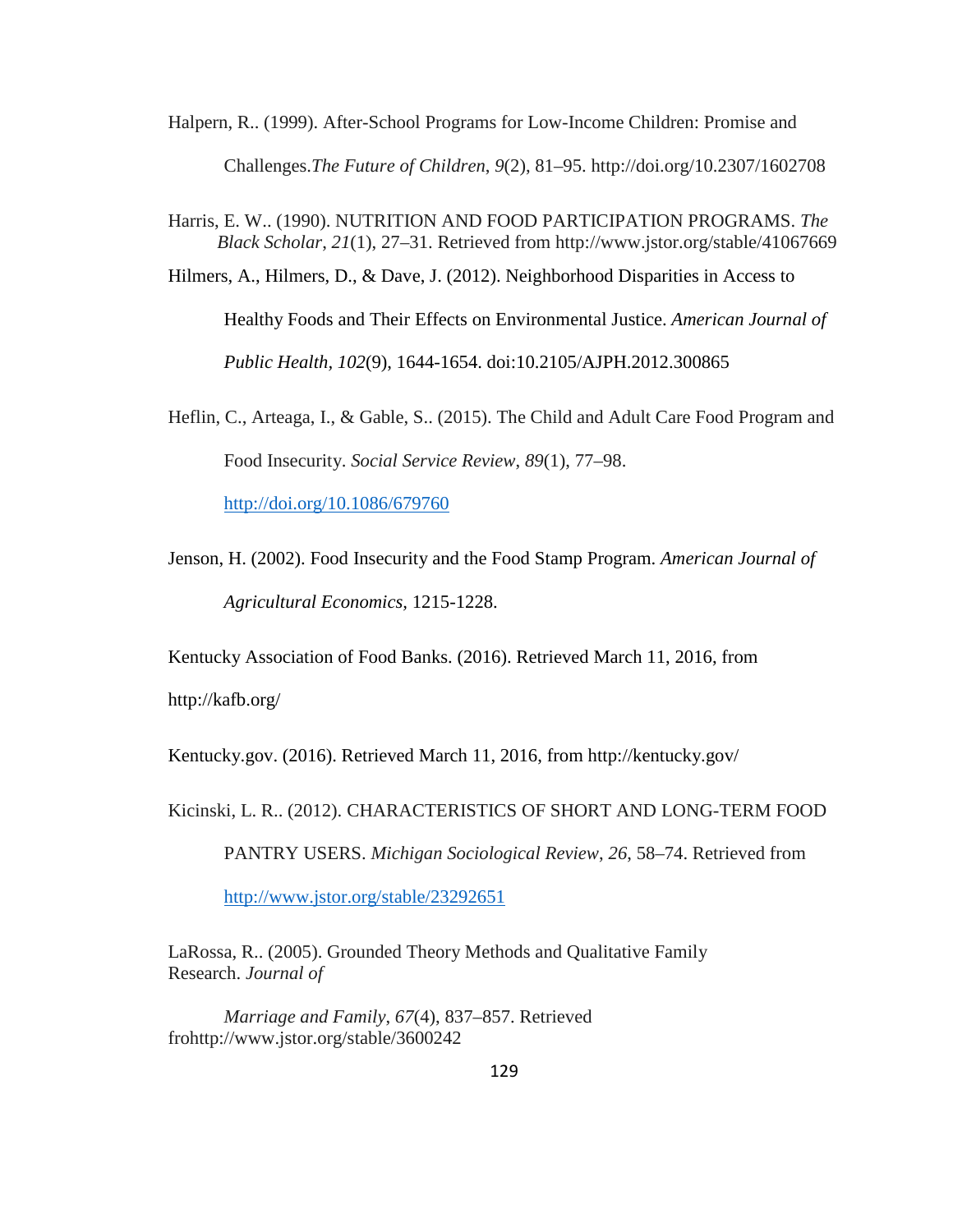Halpern, R.. (1999). After-School Programs for Low-Income Children: Promise and Challenges.*The Future of Children*, *9*(2), 81–95. http://doi.org/10.2307/1602708

Harris, E. W.. (1990). NUTRITION AND FOOD PARTICIPATION PROGRAMS. *The Black Scholar*, *21*(1), 27–31. Retrieved from http://www.jstor.org/stable/41067669

Hilmers, A., Hilmers, D., & Dave, J. (2012). Neighborhood Disparities in Access to Healthy Foods and Their Effects on Environmental Justice. *American Journal of Public Health, 102*(9), 1644-1654. doi:10.2105/AJPH.2012.300865

Heflin, C., Arteaga, I., & Gable, S.. (2015). The Child and Adult Care Food Program and Food Insecurity. *Social Service Review*, *89*(1), 77–98. http://doi.org/10.1086/679760

Jenson, H. (2002). Food Insecurity and the Food Stamp Program. *American Journal of Agricultural Economics*, 1215-1228.

Kentucky Association of Food Banks. (2016). Retrieved March 11, 2016, from http://kafb.org/

Kentucky.gov. (2016). Retrieved March 11, 2016, from http://kentucky.gov/

Kicinski, L. R.. (2012). CHARACTERISTICS OF SHORT AND LONG-TERM FOOD PANTRY USERS. *Michigan Sociological Review*, *26*, 58–74. Retrieved from http://www.jstor.org/stable/23292651

LaRossa, R.. (2005). Grounded Theory Methods and Qualitative Family Research. *Journal of Marriage and Family*, *67*(4), 837–857. Retrieved frohttp://www.jstor.org/stable/3600242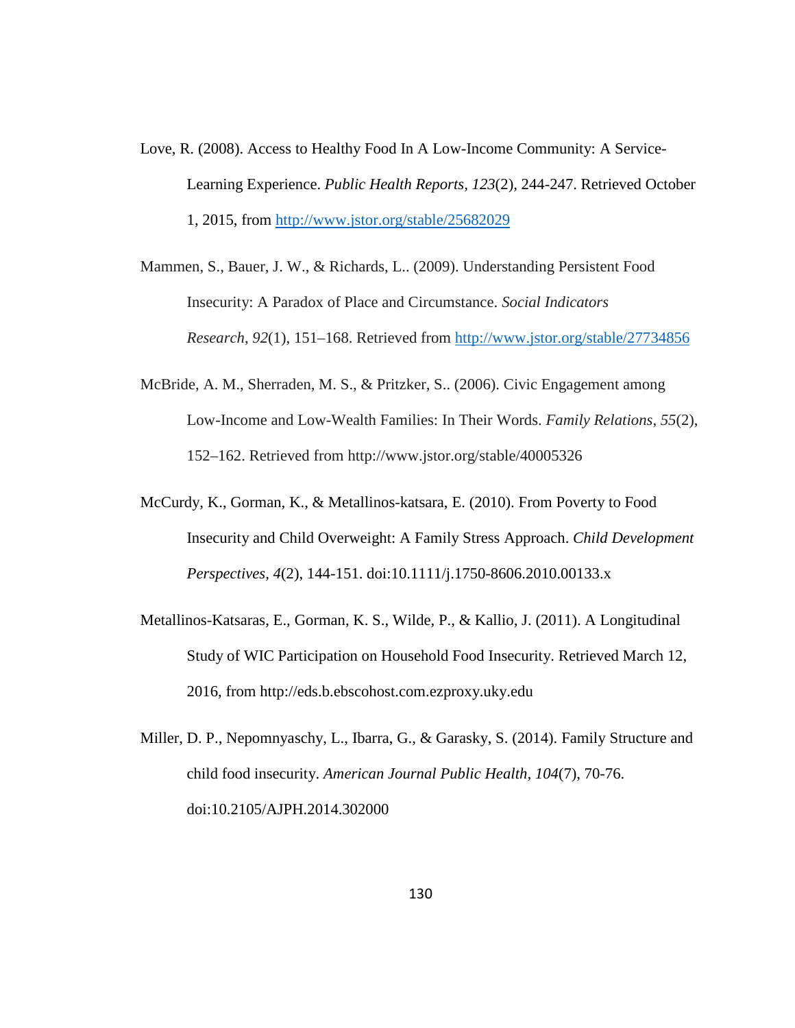Love, R. (2008). Access to Healthy Food In A Low-Income Community: A Service-Learning Experience. *Public Health Reports*, *123*(2), 244-247. Retrieved October 1, 2015, from http://www.jstor.org/stable/25682029

Mammen, S., Bauer, J. W., & Richards, L.. (2009). Understanding Persistent Food Insecurity: A Paradox of Place and Circumstance. *Social Indicators Research*, *92*(1), 151–168. Retrieved from http://www.jstor.org/stable/27734856

McBride, A. M., Sherraden, M. S., & Pritzker, S.. (2006). Civic Engagement among Low-Income and Low-Wealth Families: In Their Words. *Family Relations*, *55*(2), 152–162. Retrieved from http://www.jstor.org/stable/40005326

McCurdy, K., Gorman, K., & Metallinos-katsara, E. (2010). From Poverty to Food Insecurity and Child Overweight: A Family Stress Approach. *Child Development Perspectives, 4*(2), 144-151. doi:10.1111/j.1750-8606.2010.00133.x

Metallinos-Katsaras, E., Gorman, K. S., Wilde, P., & Kallio, J. (2011). A Longitudinal Study of WIC Participation on Household Food Insecurity. Retrieved March 12, 2016, from http://eds.b.ebscohost.com.ezproxy.uky.edu

Miller, D. P., Nepomnyaschy, L., Ibarra, G., & Garasky, S. (2014). Family Structure and child food insecurity. *American Journal Public Health, 104*(7), 70-76. doi:10.2105/AJPH.2014.302000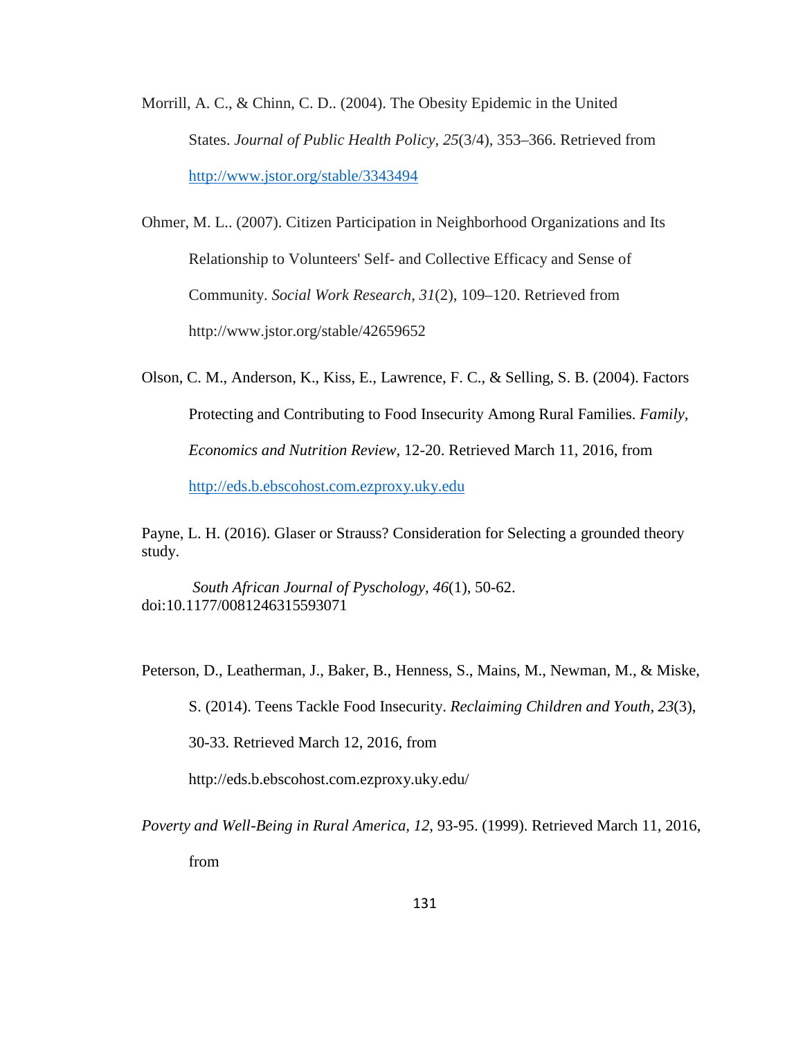Morrill, A. C., & Chinn, C. D.. (2004). The Obesity Epidemic in the United States. *Journal of Public Health Policy*, *25*(3/4), 353–366. Retrieved from http://www.jstor.org/stable/3343494

Ohmer, M. L.. (2007). Citizen Participation in Neighborhood Organizations and Its Relationship to Volunteers' Self- and Collective Efficacy and Sense of Community. *Social Work Research*, *31*(2), 109–120. Retrieved from http://www.jstor.org/stable/42659652

Olson, C. M., Anderson, K., Kiss, E., Lawrence, F. C., & Selling, S. B. (2004). Factors Protecting and Contributing to Food Insecurity Among Rural Families. *Family, Economics and Nutrition Review*, 12-20. Retrieved March 11, 2016, from http://eds.b.ebscohost.com.ezproxy.uky.edu

Payne, L. H. (2016). Glaser or Strauss? Consideration for Selecting a grounded theory study.

*South African Journal of Pyschology, 46*(1), 50-62. doi:10.1177/0081246315593071

Peterson, D., Leatherman, J., Baker, B., Henness, S., Mains, M., Newman, M., & Miske, S. (2014). Teens Tackle Food Insecurity. *Reclaiming Children and Youth, 23*(3), 30-33. Retrieved March 12, 2016, from http://eds.b.ebscohost.com.ezproxy.uky.edu/

*Poverty and Well-Being in Rural America, 12*, 93-95. (1999). Retrieved March 11, 2016, from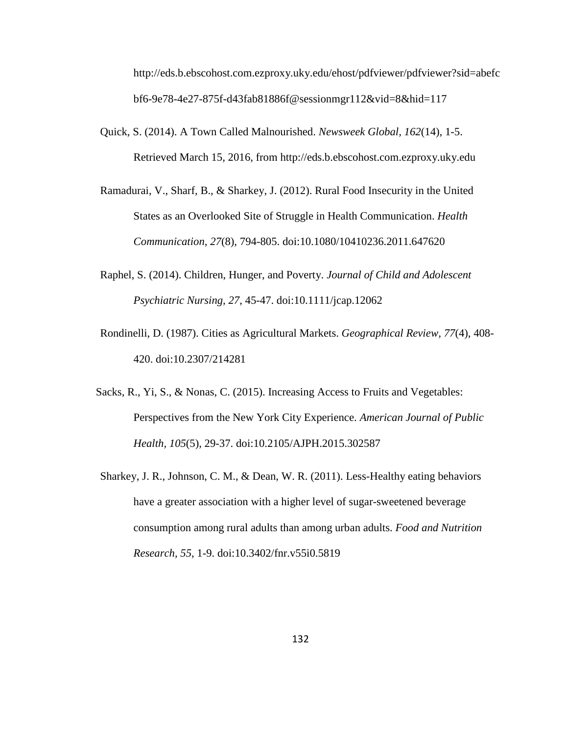http://eds.b.ebscohost.com.ezproxy.uky.edu/ehost/pdfviewer/pdfviewer?sid=abefcbf6-9e78-4e27-875f-d43fab81886f@sessionmgr112&vid=8&hid=117

Quick, S. (2014). A Town Called Malnourished. *Newsweek Global, 162*(14), 1-5. Retrieved March 15, 2016, from http://eds.b.ebscohost.com.ezproxy.uky.edu

Ramadurai, V., Sharf, B., & Sharkey, J. (2012). Rural Food Insecurity in the United States as an Overlooked Site of Struggle in Health Communication. *Health Communication, 27*(8), 794-805. doi:10.1080/10410236.2011.647620

Raphel, S. (2014). Children, Hunger, and Poverty. *Journal of Child and Adolescent Psychiatric Nursing, 27*, 45-47. doi:10.1111/jcap.12062

Rondinelli, D. (1987). Cities as Agricultural Markets. *Geographical Review, 77*(4), 408-420. doi:10.2307/214281

Sacks, R., Yi, S., & Nonas, C. (2015). Increasing Access to Fruits and Vegetables: Perspectives from the New York City Experience. *American Journal of Public Health, 105*(5), 29-37. doi:10.2105/AJPH.2015.302587

Sharkey, J. R., Johnson, C. M., & Dean, W. R. (2011). Less-Healthy eating behaviors have a greater association with a higher level of sugar-sweetened beverage consumption among rural adults than among urban adults. *Food and Nutrition Research, 55*, 1-9. doi:10.3402/fnr.v55i0.5819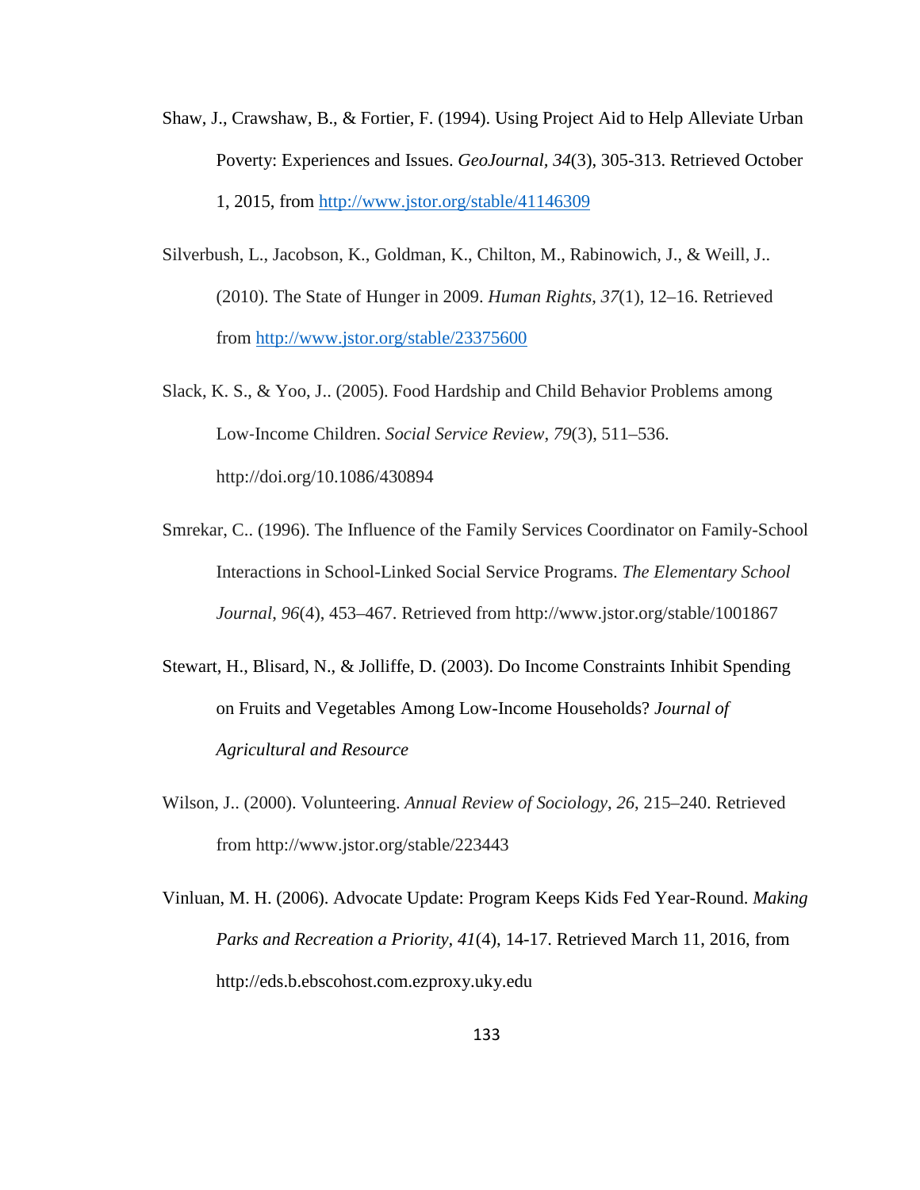Shaw, J., Crawshaw, B., & Fortier, F. (1994). Using Project Aid to Help Alleviate Urban Poverty: Experiences and Issues. *GeoJournal*, *34*(3), 305-313. Retrieved October 1, 2015, from http://www.jstor.org/stable/41146309

Silverbush, L., Jacobson, K., Goldman, K., Chilton, M., Rabinowich, J., & Weill, J.. (2010). The State of Hunger in 2009. *Human Rights*, *37*(1), 12–16. Retrieved from http://www.jstor.org/stable/23375600

Slack, K. S., & Yoo, J.. (2005). Food Hardship and Child Behavior Problems among Low-Income Children. *Social Service Review*, *79*(3), 511–536. http://doi.org/10.1086/430894

Smrekar, C.. (1996). The Influence of the Family Services Coordinator on Family-School Interactions in School-Linked Social Service Programs. *The Elementary School Journal*, *96*(4), 453–467. Retrieved from http://www.jstor.org/stable/1001867

Stewart, H., Blisard, N., & Jolliffe, D. (2003). Do Income Constraints Inhibit Spending on Fruits and Vegetables Among Low-Income Households? *Journal of Agricultural and Resource*

Wilson, J.. (2000). Volunteering. *Annual Review of Sociology*, *26*, 215–240. Retrieved from http://www.jstor.org/stable/223443

Vinluan, M. H. (2006). Advocate Update: Program Keeps Kids Fed Year-Round. *Making Parks and Recreation a Priority, 41*(4), 14-17. Retrieved March 11, 2016, from http://eds.b.ebscohost.com.ezproxy.uky.edu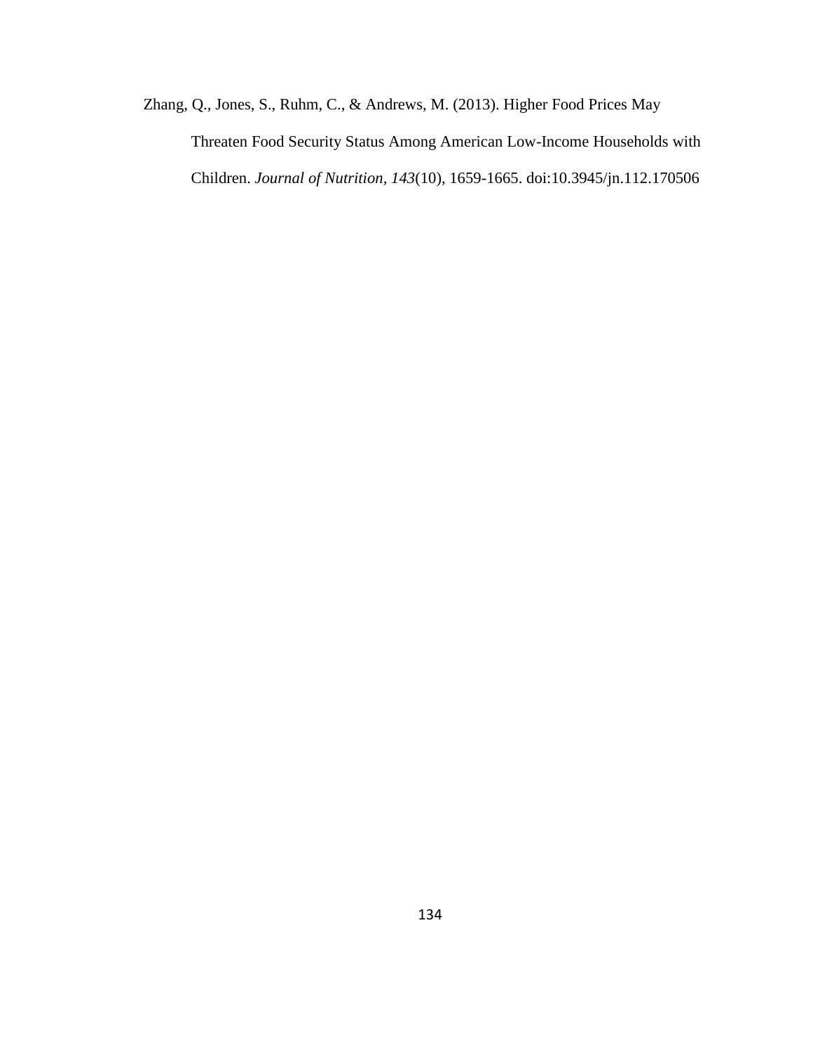Zhang, Q., Jones, S., Ruhm, C., & Andrews, M. (2013). Higher Food Prices May Threaten Food Security Status Among American Low-Income Households with Children. *Journal of Nutrition*, *143*(10), 1659-1665. doi:10.3945/jn.112.170506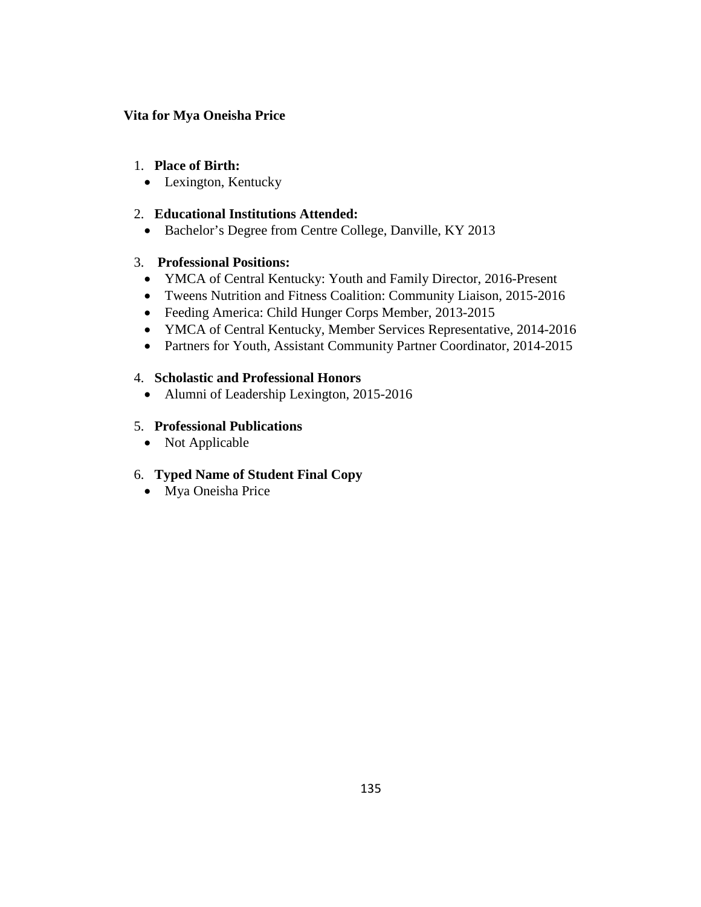**Vita for Mya Oneisha Price**

1. **Place of Birth:**
   - Lexington, Kentucky

2. **Educational Institutions Attended:**
   - Bachelor's Degree from Centre College, Danville, KY 2013

3. **Professional Positions:**
   - YMCA of Central Kentucky: Youth and Family Director, 2016-Present
   - Tweens Nutrition and Fitness Coalition: Community Liaison, 2015-2016
   - Feeding America: Child Hunger Corps Member, 2013-2015
   - YMCA of Central Kentucky, Member Services Representative, 2014-2016
   - Partners for Youth, Assistant Community Partner Coordinator, 2014-2015

4. **Scholastic and Professional Honors**
   - Alumni of Leadership Lexington, 2015-2016

5. **Professional Publications**
   - Not Applicable

6. **Typed Name of Student Final Copy**
   - Mya Oneisha Price